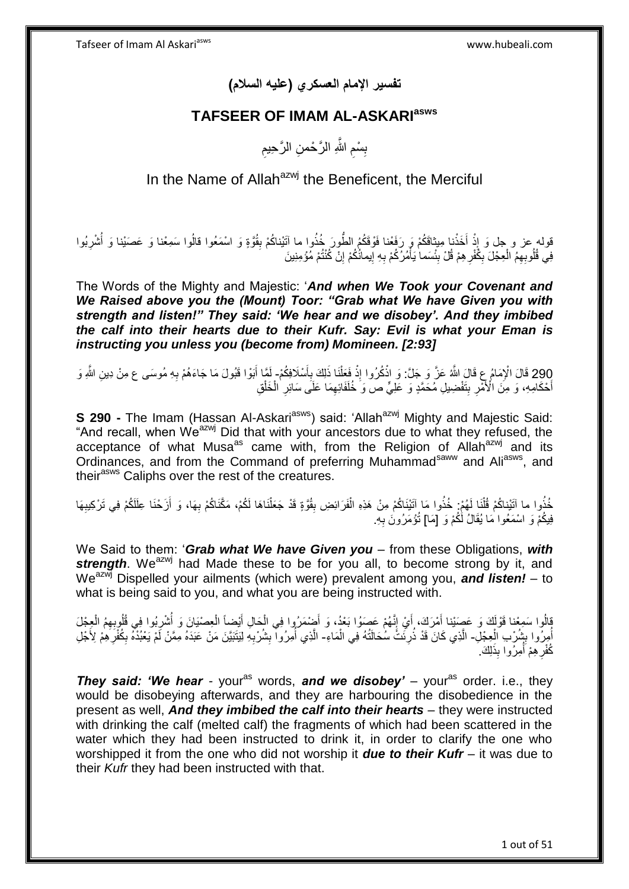# تفسير الإمام العسكري (عليه السلام)

## TAFSEER OF IMAM AL-ASKARI[asws]

بِسْمِ اللَّهِ الرَّحْمنِ الرَّحِيمِ

In the Name of Allah[azwj] the Beneficent, the Merciful

قوله عز و جل وَ إِذْ أَخَذْنا مِيثاقَكُمْ وَ رَفَعْنا فَوْقَكُمُ الطُّورَ خُذُوا ما آتَيْناكُمْ بِقُوَّةٍ وَ اسْمَعُوا قالُوا سَمِعْنا وَ عَصَيْنا وَ أُشْرِبُوا فِي قُلُوبِهِمُ الْعِجْلَ بِكُفْرِهِمْ قُلْ بِئْسَما يَأْمُرُكُمْ بِهِ إِيمانُكُمْ إِنْ كُنْتُمْ مُؤْمِنِينَ

The Words of the Mighty and Majestic: '***And when We Took your Covenant and We Raised above you the (Mount) Toor: "Grab what We have Given you with strength and listen!" They said: 'We hear and we disobey'. And they imbibed the calf into their hearts due to their Kufr. Say: Evil is what your Eman is instructing you unless you (become from) Momineen. [2:93]***

290 قَالَ الْإِمَامُ ع قَالَ اللَّهُ عَزَّ وَ جَلَّ: وَ اذْكُرُوا إِذْ فَعَلْنَا ذَلِكَ بِأَسْلَافِكُمْ- لَمَّا أَبَوْا قَبُولَ مَا جَاءَهُمْ بِهِ مُوسَى ع مِنْ دِينِ اللَّهِ وَ أَحْكَامِهِ، وَ مِنَ الْأَمْرِ بِتَفْضِيلِ مُحَمَّدٍ ص وَ عَلِيٍّ ص وَ خُلَفَائِهِمَا عَلَى سَائِرِ الْخَلْقِ

**S 290 -** The Imam (Hassan Al-Askari[asws]) said: 'Allah[azwj] Mighty and Majestic Said: "And recall, when We[azwj] Did that with your ancestors due to what they refused, the acceptance of what Musa[as] came with, from the Religion of Allah[azwj] and its Ordinances, and from the Command of preferring Muhammad[saww] and Ali[asws], and their[asws] Caliphs over the rest of the creatures.

خُذُوا ما آتَيْناكُمْ قُلْنَا لَهُمْ: خُذُوا مَا آتَيْنَاكُمْ مِنْ هَذِهِ الْفَرَائِضِ بِقُوَّةٍ قَدْ جَعَلْنَاهَا لَكُمْ، مَكَّنَّاكُمْ بِهَا، وَ أَزَحْنَا عِلَلَكُمْ فِي تَرْكِيبِهَا فِيكُمْ وَ اسْمَعُوا مَا يُقَالُ لَكُمْ وَ [مَا] تُؤْمَرُونَ بِهِ.

We Said to them: '***Grab what We have Given you*** – from these Obligations, ***with strength***. We[azwj] had Made these to be for you all, to become strong by it, and We[azwj] Dispelled your ailments (which were) prevalent among you, ***and listen!*** – to what is being said to you, and what you are being instructed with.

قالُوا سَمِعْنا قَوْلَكَ وَ عَصَيْنا أَمْرَكَ، أَيْ إِنَّهُمْ عَصَوْا بَعْدُ، وَ أَضْمَرُوا فِي الْحَالِ أَيْضاً الْعِصْيَانَ وَ أُشْرِبُوا فِي قُلُوبِهِمُ الْعِجْلَ أُمِرُوا بِشُرْبِ الْعِجْلِ- الَّذِي كَانَ قَدْ ذُرِيَتْ سُحَالَتُهُ فِي الْمَاءِ- الَّذِي أُمِرُوا بِشُرْبِهِ لِيَتَبَيَّنَ مَنْ عَبَدَهُ مِمَّنْ لَمْ يَعْبُدْهُ بِكُفْرِهِمْ لِأَجْلِ كُفْرِهِمْ أُمِرُوا بِذَلِكَ.

***They said: 'We hear*** - your[as] words, ***and we disobey'*** – your[as] order. i.e., they would be disobeying afterwards, and they are harbouring the disobedience in the present as well, ***And they imbibed the calf into their hearts*** – they were instructed with drinking the calf (melted calf) the fragments of which had been scattered in the water which they had been instructed to drink it, in order to clarify the one who worshipped it from the one who did not worship it ***due to their Kufr*** – it was due to their *Kufr* they had been instructed with that.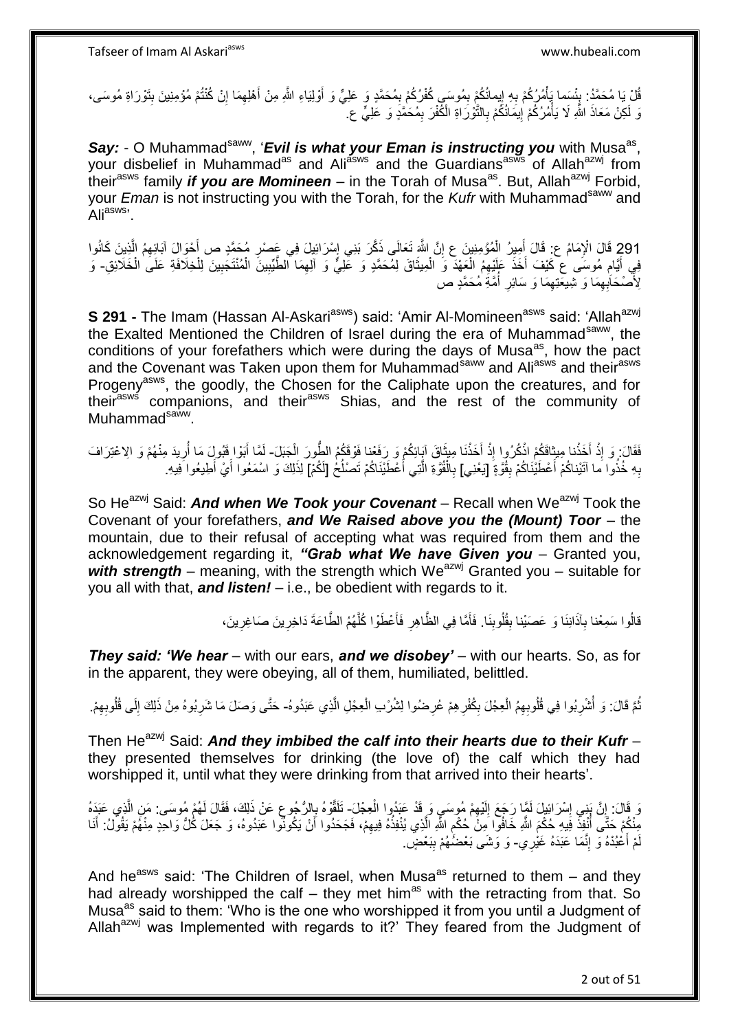قُلْ يَا مُحَمَّدُ: بِئْسَما يَأْمُرُكُمْ بِهِ إِيمانُكُمْ بِمُوسَى كُفْرُكُمْ بِمُحَمَّدٍ وَ عَلِيٍّ وَ أَوْلِيَاءِ اللَّهِ مِنْ أَهْلِهِمَا إِنْ كُنْتُمْ مُؤْمِنِينَ بِتَوْرَاةِ مُوسَى، وَ لَكِنْ مَعَاذَ اللَّهِ لَا يَأْمُرُكُمْ إِيمَانُكُمْ بِالتَّوْرَاةِ الْكُفْرَ بِمُحَمَّدٍ وَ عَلِيٍّ ع.

***Say:*** - O Muhammad[saww], '***Evil is what your Eman is instructing you*** with Musa[as], your disbelief in Muhammad[as] and Ali[asws] and the Guardians[asws] of Allah[azwj] from their[asws] family ***if you are Momineen*** – in the Torah of Musa[as]. But, Allah[azwj] Forbid, your *Eman* is not instructing you with the Torah, for the *Kufr* with Muhammad[saww] and Ali[asws]'.

291 قَالَ الْإِمَامُ ع: قَالَ أَمِيرُ الْمُؤْمِنِينَ ع إِنَّ اللَّهَ تَعَالَى ذَكَّرَ بَنِي إِسْرَائِيلَ فِي عَصْرِ مُحَمَّدٍ ص أَحْوَالَ آبَائِهِمُ الَّذِينَ كَانُوا فِي أَيَّامِ مُوسَى ع كَيْفَ أَخَذَ عَلَيْهِمُ الْعَهْدَ وَ الْمِيثَاقَ لِمُحَمَّدٍ وَ عَلِيٍّ وَ آلِهِمَا الطَّيِّبِينَ الْمُنْتَجَبِينَ لِلْخِلَافَةِ عَلَى الْخَلَائِقِ- وَ لِأَصْحَابِهِمَا وَ شِيعَتِهِمَا وَ سَائِرِ أُمَّةِ مُحَمَّدٍ ص

**S 291 -** The Imam (Hassan Al-Askari[asws]) said: 'Amir Al-Momineen[asws] said: 'Allah[azwj] the Exalted Mentioned the Children of Israel during the era of Muhammad[saww], the conditions of your forefathers which were during the days of Musa[as], how the pact and the Covenant was Taken upon them for Muhammad[saww] and Ali[asws] and their[asws] Progeny[asws], the goodly, the Chosen for the Caliphate upon the creatures, and for their[asws] companions, and their[asws] Shias, and the rest of the community of Muhammad[saww].

فَقَالَ: وَ إِذْ أَخَذْنا مِيثاقَكُمْ اذْكُرُوا إِذْ أَخَذْنَا مِيثَاقَ آبَائِكُمْ وَ رَفَعْنا فَوْقَكُمُ الطُّورَ الْجَبَلَ- لَمَّا أَبَوْا قَبُولَ مَا أُرِيدَ مِنْهُمْ وَ الِاعْتِرَافَ بِهِ خُذُوا ما آتَيْناكُمْ أَعْطَيْنَاكُمْ بِقُوَّةٍ [يَعْنِي] بِالْقُوَّةِ الَّتِي أَعْطَيْنَاكُمْ تَصْلُحُ [لَكُمْ] لِذَلِكَ وَ اسْمَعُوا أَيْ أَطِيعُوا فِيهِ.

So He[azwj] Said: ***And when We Took your Covenant*** – Recall when We[azwj] Took the Covenant of your forefathers, ***and We Raised above you the (Mount) Toor*** – the mountain, due to their refusal of accepting what was required from them and the acknowledgement regarding it, ***"Grab what We have Given you*** – Granted you, ***with strength*** – meaning, with the strength which We[azwj] Granted you – suitable for you all with that, ***and listen!*** – i.e., be obedient with regards to it.

قالُوا سَمِعْنا بِآذَانِنَا وَ عَصَيْنا بِقُلُوبِنَا. فَأَمَّا فِي الظَّاهِرِ فَأَعْطَوْا كُلُّهُمُ الطَّاعَةَ دَاخِرِينَ صَاغِرِينَ،

***They said: 'We hear*** – with our ears, ***and we disobey'*** – with our hearts. So, as for in the apparent, they were obeying, all of them, humiliated, belittled.

ثُمَّ قَالَ: وَ أُشْرِبُوا فِي قُلُوبِهِمُ الْعِجْلَ بِكُفْرِهِمْ عُرِضُوا لِشُرْبِ الْعِجْلِ الَّذِي عَبَدُوهُ- حَتَّى وَصَلَ مَا شَرِبُوهُ مِنْ ذَلِكَ إِلَى قُلُوبِهِمْ.

Then He[azwj] Said: ***And they imbibed the calf into their hearts due to their Kufr*** – they presented themselves for drinking (the love of) the calf which they had worshipped it, until what they were drinking from that arrived into their hearts'.

وَ قَالَ: إِنَّ بَنِي إِسْرَائِيلَ لَمَّا رَجَعَ إِلَيْهِمْ مُوسَى وَ قَدْ عَبَدُوا الْعِجْلَ- تَلَقَّوْهُ بِالرُّجُوعِ عَنْ ذَلِكَ، فَقَالَ لَهُمْ مُوسَى: مَنِ الَّذِي عَبَدَهُ مِنْكُمْ حَتَّى أُنْفِذَ فِيهِ حُكْمَ اللَّهِ خَافُوا مِنْ حُكْمِ اللَّهِ الَّذِي يُنْفِذُهُ فِيهِمْ، فَجَحَدُوا أَنْ يَكُونُوا عَبَدُوهُ، وَ جَعَلَ كُلُّ وَاحِدٍ مِنْهُمْ يَقُولُ: أَنَا لَمْ أَعْبُدْهُ وَ إِنَّمَا عَبَدَهُ غَيْرِي- وَ وَشَى بَعْضُهُمْ بِبَعْضٍ.

And he[asws] said: 'The Children of Israel, when Musa[as] returned to them – and they had already worshipped the calf – they met him[as] with the retracting from that. So Musa[as] said to them: 'Who is the one who worshipped it from you until a Judgment of Allah[azwj] was Implemented with regards to it?' They feared from the Judgment of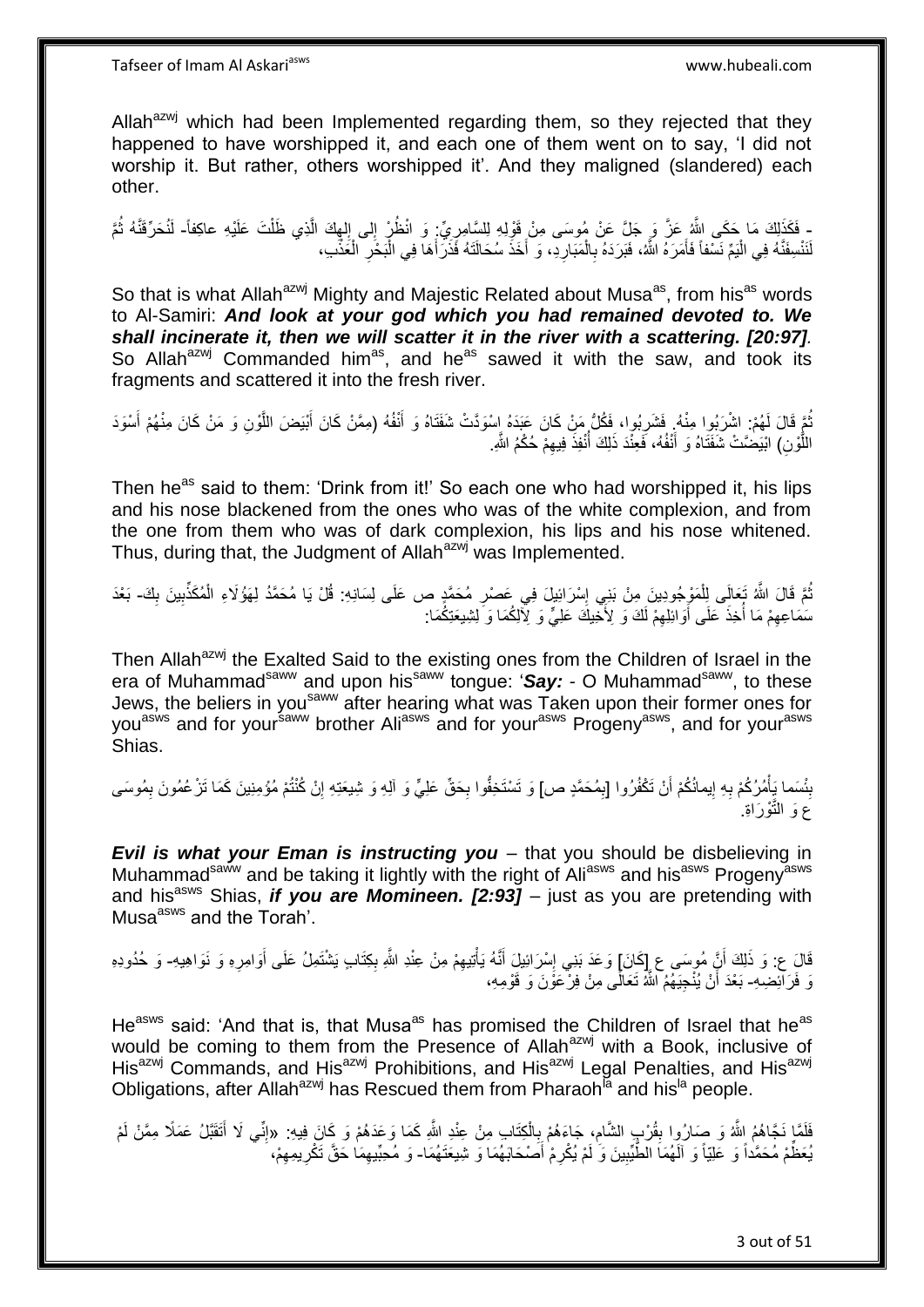Allah[azwj] which had been Implemented regarding them, so they rejected that they happened to have worshipped it, and each one of them went on to say, 'I did not worship it. But rather, others worshipped it'. And they maligned (slandered) each other.

- فَكَذَلِكَ مَا حَكَى اللَّهُ عَزَّ وَ جَلَّ عَنْ مُوسَى مِنْ قَوْلِهِ لِلسَّامِرِيِّ: وَ انْظُرْ إِلى إِلهِكَ الَّذِي ظَلْتَ عَلَيْهِ عاكِفاً- لَنُحَرِّقَنَّهُ ثُمَّ لَنَنْسِفَنَّهُ فِي الْيَمِّ نَسْفاً فَأَمَرَهُ اللَّهُ، فَبَرَدَهُ بِالْمَبَارِدِ، وَ أَخَذَ سُحَالَتَهُ فَذَرَاهَا فِي الْبَحْرِ الْعَذْبِ،

So that is what Allah[azwj] Mighty and Majestic Related about Musa[as], from his[as] words to Al-Samiri: ***And look at your god which you had remained devoted to. We shall incinerate it, then we will scatter it in the river with a scattering. [20:97]***. So Allah[azwj] Commanded him[as], and he[as] sawed it with the saw, and took its fragments and scattered it into the fresh river.

ثُمَّ قَالَ لَهُمْ: اشْرَبُوا مِنْهُ. فَشَرِبُوا، فَكُلُّ مَنْ كَانَ عَبَدَهُ اسْوَدَّتْ شَفَتَاهُ وَ أَنْفُهُ (مِمَّنْ كَانَ أَبْيَضَ اللَّوْنِ وَ مَنْ كَانَ مِنْهُمْ أَسْوَدَ اللَّوْنِ) ابْيَضَّتْ شَفَتَاهُ وَ أَنْفُهُ، فَعِنْدَ ذَلِكَ أُنْفِذَ فِيهِمْ حُكْمُ اللَّهِ.

Then he[as] said to them: 'Drink from it!' So each one who had worshipped it, his lips and his nose blackened from the ones who was of the white complexion, and from the one from them who was of dark complexion, his lips and his nose whitened. Thus, during that, the Judgment of Allah[azwj] was Implemented.

ثُمَّ قَالَ اللَّهُ تَعَالَى لِلْمَوْجُودِينَ مِنْ بَنِي إِسْرَائِيلَ فِي عَصْرِ مُحَمَّدٍ ص عَلَى لِسَانِهِ: قُلْ يَا مُحَمَّدُ لِهَؤُلَاءِ الْمُكَذِّبِينَ بِكَ- بَعْدَ سَمَاعِهِمْ مَا أُخِذَ عَلَى أَوَائِلِهِمْ لَكَ وَ لِأَخِيكَ عَلِيٍّ وَ لِآلِكُمَا وَ لِشِيعَتِكُمَا:

Then Allah[azwj] the Exalted Said to the existing ones from the Children of Israel in the era of Muhammad[saww] and upon his[saww] tongue: '***Say:*** - O Muhammad[saww], to these Jews, the beliers in you[saww] after hearing what was Taken upon their former ones for you[asws] and for your[saww] brother Ali[asws] and for your[asws] Progeny[asws], and for your[asws] Shias.

بِئْسَما يَأْمُرُكُمْ بِهِ إِيمانُكُمْ أَنْ تَكْفُرُوا [بِمُحَمَّدٍ ص] وَ تَسْتَخِفُّوا بِحَقِّ عَلِيٍّ وَ آلِهِ وَ شِيعَتِهِ إِنْ كُنْتُمْ مُؤْمِنِينَ كَمَا تَزْعُمُونَ بِمُوسَى ع وَ التَّوْرَاةِ.

***Evil is what your Eman is instructing you*** – that you should be disbelieving in Muhammad[saww] and be taking it lightly with the right of Ali[asws] and his[asws] Progeny[asws] and his[asws] Shias, ***if you are Momineen. [2:93]*** – just as you are pretending with Musa[asws] and the Torah'.

قَالَ ع: وَ ذَلِكَ أَنَّ مُوسَى ع [كَانَ] وَعَدَ بَنِي إِسْرَائِيلَ أَنَّهُ يَأْتِيهِمْ مِنْ عِنْدِ اللَّهِ بِكِتَابٍ يَشْتَمِلُ عَلَى أَوَامِرِهِ وَ نَوَاهِيهِ- وَ حُدُودِهِ وَ فَرَائِضِهِ- بَعْدَ أَنْ يُنْجِيَهُمُ اللَّهُ تَعَالَى مِنْ فِرْعَوْنَ وَ قَوْمِهِ،

He[asws] said: 'And that is, that Musa[as] has promised the Children of Israel that he[as] would be coming to them from the Presence of Allah[azwj] with a Book, inclusive of His[azwj] Commands, and His[azwj] Prohibitions, and His[azwj] Legal Penalties, and His[azwj] Obligations, after Allah[azwj] has Rescued them from Pharaoh[la] and his[la] people.

فَلَمَّا نَجَّاهُمُ اللَّهُ وَ صَارُوا بِقُرْبِ الشَّامِ، جَاءَهُمْ بِالْكِتَابِ مِنْ عِنْدِ اللَّهِ كَمَا وَعَدَهُمْ وَ كَانَ فِيهِ: «إِنِّي لَا أَتَقَبَّلُ عَمَلًا مِمَّنْ لَمْ يُعَظِّمْ مُحَمَّداً وَ عَلِيّاً وَ آلَهُمَا الطَّيِّبِينَ وَ لَمْ يُكْرِمْ أَصْحَابَهُمَا وَ شِيعَتَهُمَا- وَ مُحِبِّيهِمَا حَقَّ تَكْرِيمِهِمْ،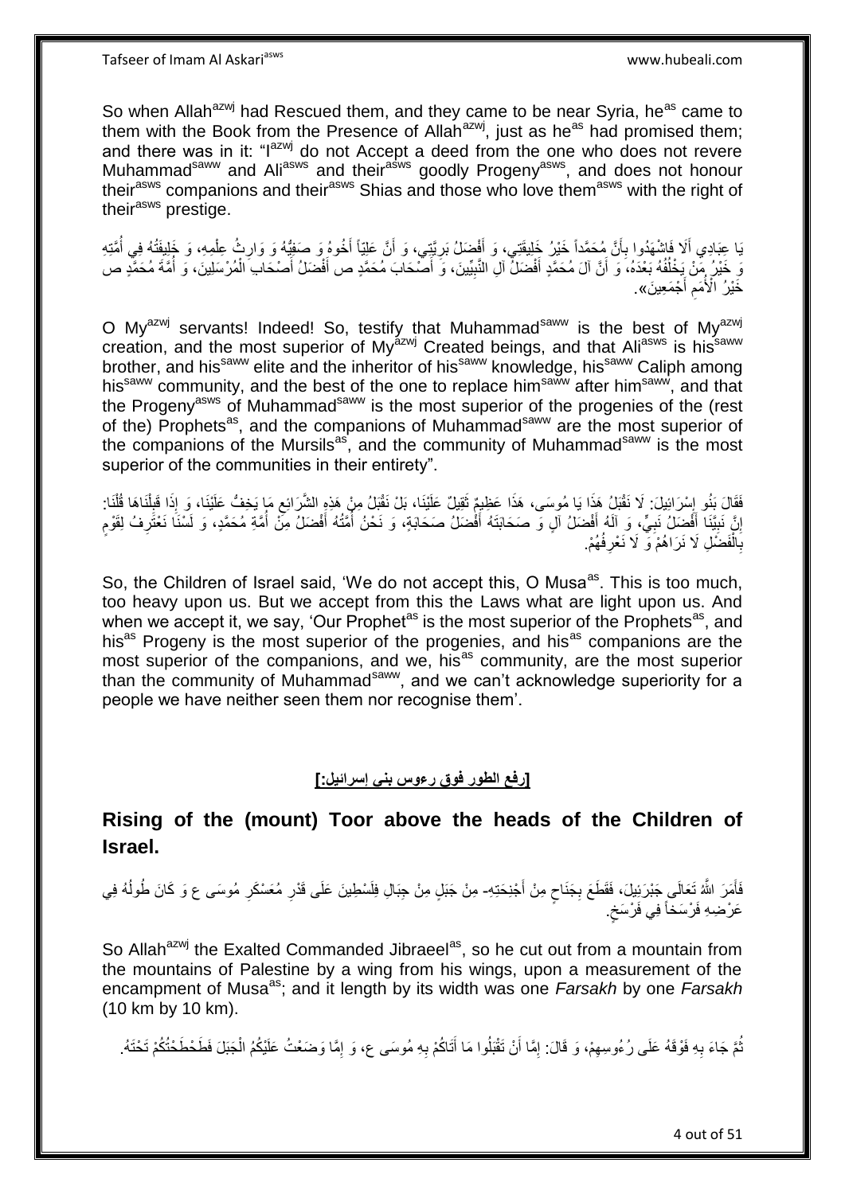So when Allah[azwj] had Rescued them, and they came to be near Syria, he[as] came to them with the Book from the Presence of Allah[azwj], just as he[as] had promised them; and there was in it: "I[azwj] do not Accept a deed from the one who does not revere Muhammad[saww] and Ali[asws] and their[asws] goodly Progeny[asws], and does not honour their[asws] companions and their[asws] Shias and those who love them[asws] with the right of their[asws] prestige.

يَا عِبَادِي أَلَا فَاشْهَدُوا بِأَنَّ مُحَمَّداً خَيْرُ خَلِيقَتِي، وَ أَفْضَلُ بَرِيَّتِي، وَ أَنَّ عَلِيّاً أَخُوهُ وَ صَفِيُّهُ وَ وَارِثُ عِلْمِهِ، وَ خَلِيفَتُهُ فِي أُمَّتِهِ وَ خَيْرُ مَنْ يَخْلُفُهُ بَعْدَهُ، وَ أَنَّ آلَ مُحَمَّدٍ أَفْضَلُ آلِ النَّبِيِّينَ، وَ أَصْحَابَ مُحَمَّدٍ ص أَفْضَلُ أَصْحَابِ الْمُرْسَلِينَ، وَ أُمَّةَ مُحَمَّدٍ ص خَيْرُ الْأُمَمِ أَجْمَعِينَ».

O My[azwj] servants! Indeed! So, testify that Muhammad[saww] is the best of My[azwj] creation, and the most superior of My[azwj] Created beings, and that Ali[asws] is his[saww] brother, and his[saww] elite and the inheritor of his[saww] knowledge, his[saww] Caliph among his[saww] community, and the best of the one to replace him[saww] after him[saww], and that the Progeny[asws] of Muhammad[saww] is the most superior of the progenies of the (rest of the) Prophets[as], and the companions of Muhammad[saww] are the most superior of the companions of the Mursils[as], and the community of Muhammad[saww] is the most superior of the communities in their entirety".

فَقَالَ بَنُو إِسْرَائِيلَ: لَا نَقْبَلُ هَذَا يَا مُوسَى، هَذَا عَظِيمٌ ثَقِيلٌ عَلَيْنَا، بَلْ نَقْبَلُ مِنْ هَذِهِ الشَّرَائِعِ مَا يَخِفُّ عَلَيْنَا، وَ إِذَا قَبِلْنَاهَا قُلْنَا: إِنَّ نَبِيَّنَا أَفْضَلُ نَبِيٍّ، وَ آلَهُ أَفْضَلُ آلٍ وَ صَحَابَتَهُ أَفْضَلُ صَحَابَةٍ، وَ نَحْنُ أُمَّتُهُ أَفْضَلُ مِنْ أُمَّةِ مُحَمَّدٍ، وَ لَسْنَا نَعْتَرِفُ لِقَوْمٍ بِالْفَضْلِ لَا نَرَاهُمْ وَ لَا نَعْرِفُهُمْ.

So, the Children of Israel said, 'We do not accept this, O Musa[as]. This is too much, too heavy upon us. But we accept from this the Laws what are light upon us. And when we accept it, we say, 'Our Prophet[as] is the most superior of the Prophets[as], and his[as] Progeny is the most superior of the progenies, and his[as] companions are the most superior of the companions, and we, his[as] community, are the most superior than the community of Muhammad[saww], and we can't acknowledge superiority for a people we have neither seen them nor recognise them'.

**[رفع الطور فوق رءوس بني إسرائيل:]**

## Rising of the (mount) Toor above the heads of the Children of Israel.

فَأَمَرَ اللَّهُ تَعَالَى جَبْرَئِيلَ، فَقَطَعَ بِجَنَاحٍ مِنْ أَجْنِحَتِهِ- مِنْ جَبَلٍ مِنْ جِبَالِ فِلَسْطِينَ عَلَى قَدْرِ مُعَسْكَرِ مُوسَى ع وَ كَانَ طُولُهُ فِي عَرْضِهِ فَرْسَخاً فِي فَرْسَخٍ.

So Allah[azwj] the Exalted Commanded Jibraeel[as], so he cut out from a mountain from the mountains of Palestine by a wing from his wings, upon a measurement of the encampment of Musa[as]; and it length by its width was one *Farsakh* by one *Farsakh* (10 km by 10 km).

ثُمَّ جَاءَ بِهِ فَوْقَهُ عَلَى رُءُوسِهِمْ، وَ قَالَ: إِمَّا أَنْ تَقْبَلُوا مَا أَتَاكُمْ بِهِ مُوسَى ع، وَ إِمَّا وَضَعْتُ عَلَيْكُمُ الْجَبَلَ فَطَحْطَحْتُكُمْ تَحْتَهُ.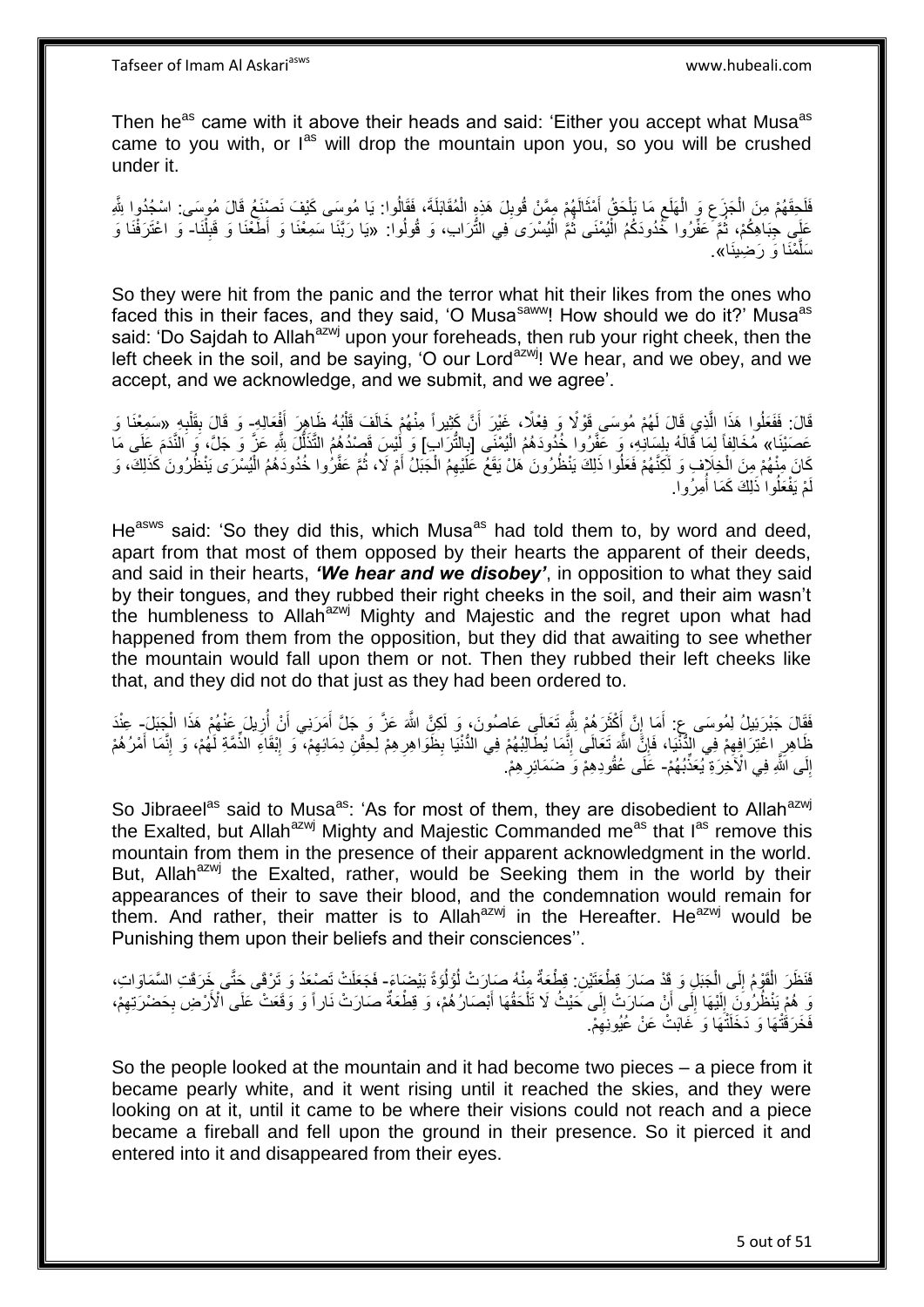Then he[as] came with it above their heads and said: 'Either you accept what Musa[as] came to you with, or I[as] will drop the mountain upon you, so you will be crushed under it.

فَلَحِقَهُمْ مِنَ الْجَزَعِ وَ الْهَلَعِ مَا يَلْحَقُ أَمْثَالَهُمْ مِمَّنْ قُوبِلَ هَذِهِ الْمُقَابَلَةَ، فَقَالُوا: يَا مُوسَى كَيْفَ نَصْنَعُ قَالَ مُوسَى: اسْجُدُوا لِلَّهِ عَلَى جِبَاهِكُمْ، ثُمَّ عَفِّرُوا خُدُودَكُمُ الْيُمْنَى ثُمَّ الْيُسْرَى فِي التُّرَابِ، وَ قُولُوا: «يَا رَبَّنَا سَمِعْنَا وَ أَطَعْنَا وَ قَبِلْنَا- وَ اعْتَرَفْنَا وَ سَلَّمْنَا وَ رَضِينَا».

So they were hit from the panic and the terror what hit their likes from the ones who faced this in their faces, and they said, 'O Musa[saww]! How should we do it?' Musa[as] said: 'Do Sajdah to Allah[azwj] upon your foreheads, then rub your right cheek, then the left cheek in the soil, and be saying, 'O our Lord[azwj]! We hear, and we obey, and we accept, and we acknowledge, and we submit, and we agree'.

قَالَ: فَفَعَلُوا هَذَا الَّذِي قَالَ لَهُمْ مُوسَى قَوْلًا وَ فِعْلًا، غَيْرَ أَنَّ كَثِيراً مِنْهُمْ خَالَفَ قَلْبُهُ ظَاهِرَ أَفْعَالِهِ- وَ قَالَ بِقَلْبِهِ «سَمِعْنا وَ عَصَيْنا» مُخَالِفاً لِمَا قَالَهُ بِلِسَانِهِ، وَ عَفَّرُوا خُدُودَهُمُ الْيُمْنَى [بِالتُّرَابِ] وَ لَيْسَ قَصْدُهُمُ التَّذَلُّلَ لِلَّهِ عَزَّ وَ جَلَّ، وَ النَّدَمَ عَلَى مَا كَانَ مِنْهُمْ مِنَ الْخِلَافِ وَ لَكِنَّهُمْ فَعَلُوا ذَلِكَ يَنْظُرُونَ هَلْ يَقَعُ عَلَيْهِمُ الْجَبَلُ أَمْ لَا، ثُمَّ عَفَّرُوا خُدُودَهُمُ الْيُسْرَى يَنْظُرُونَ كَذَلِكَ، وَ لَمْ يَفْعَلُوا ذَلِكَ كَمَا أُمِرُوا.

He[asws] said: 'So they did this, which Musa[as] had told them to, by word and deed, apart from that most of them opposed by their hearts the apparent of their deeds, and said in their hearts, ***'We hear and we disobey'***, in opposition to what they said by their tongues, and they rubbed their right cheeks in the soil, and their aim wasn't the humbleness to Allah[azwj] Mighty and Majestic and the regret upon what had happened from them from the opposition, but they did that awaiting to see whether the mountain would fall upon them or not. Then they rubbed their left cheeks like that, and they did not do that just as they had been ordered to.

فَقَالَ جَبْرَئِيلُ لِمُوسَى ع: أَمَا إِنَّ أَكْثَرَهُمْ لِلَّهِ تَعَالَى عَاصُونَ، وَ لَكِنَّ اللَّهَ عَزَّ وَ جَلَّ أَمَرَنِي أَنْ أُزِيلَ عَنْهُمْ هَذَا الْجَبَلَ- عِنْدَ ظَاهِرِ اعْتِرَافِهِمْ فِي الدُّنْيَا، فَإِنَّ اللَّهَ تَعَالَى إِنَّمَا يُطَالِبُهُمْ فِي الدُّنْيَا بِظَوَاهِرِهِمْ لِحَقْنِ دِمَائِهِمْ، وَ إِبْقَاءِ الذِّمَّةِ لَهُمْ، وَ إِنَّمَا أَمْرُهُمْ إِلَى اللَّهِ فِي الْآخِرَةِ يُعَذِّبُهُمْ- عَلَى عُقُودِهِمْ وَ ضَمَائِرِهِمْ.

So Jibraeel[as] said to Musa[as]: 'As for most of them, they are disobedient to Allah[azwj] the Exalted, but Allah[azwj] Mighty and Majestic Commanded me[as] that I[as] remove this mountain from them in the presence of their apparent acknowledgment in the world. But, Allah[azwj] the Exalted, rather, would be Seeking them in the world by their appearances of their to save their blood, and the condemnation would remain for them. And rather, their matter is to Allah[azwj] in the Hereafter. He[azwj] would be Punishing them upon their beliefs and their consciences''.

فَنَظَرَ الْقَوْمُ إِلَى الْجَبَلِ وَ قَدْ صَارَ قِطْعَتَيْنِ: قِطْعَةٌ مِنْهُ صَارَتْ لُؤْلُؤَةً بَيْضَاءَ- فَجَعَلَتْ تَصْعَدُ وَ تَرْقَى حَتَّى خَرَقَتِ السَّمَاوَاتِ، وَ هُمْ يَنْظُرُونَ إِلَيْهَا إِلَى أَنْ صَارَتْ إِلَى حَيْثُ لَا تَلْحَقُهَا أَبْصَارُهُمْ، وَ قِطْعَةٌ صَارَتْ نَاراً وَ وَقَعَتْ عَلَى الْأَرْضِ بِحَضْرَتِهِمْ، فَخَرَقَتْهَا وَ دَخَلَتْهَا وَ غَابَتْ عَنْ عُيُونِهِمْ.

So the people looked at the mountain and it had become two pieces – a piece from it became pearly white, and it went rising until it reached the skies, and they were looking on at it, until it came to be where their visions could not reach and a piece became a fireball and fell upon the ground in their presence. So it pierced it and entered into it and disappeared from their eyes.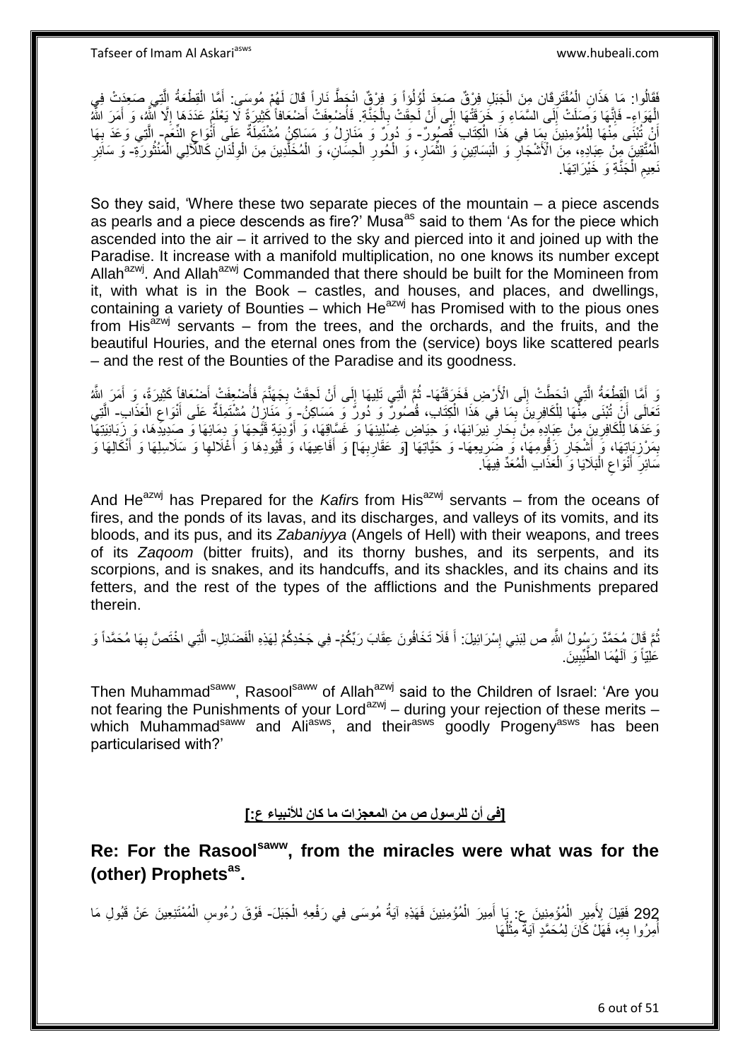فَقَالُوا: مَا هَذَانِ الْمُفْتَرِقَانِ مِنَ الْجَبَلِ فِرْقٌ صَعِدَ لُؤْلُؤاً وَ فِرْقٌ انْحَطَّ نَاراً قَالَ لَهُمْ مُوسَى: أَمَّا الْقِطْعَةُ الَّتِي صَعِدَتْ فِي الْهَوَاءِ- فَإِنَّهَا وَصَلَتْ إِلَى السَّمَاءِ وَ خَرَقَتْهَا إِلَى أَنْ لَحِقَتْ بِالْجَنَّةِ. فَأُضْعِفَتْ أَضْعَافاً كَثِيرَةً لَا يَعْلَمُ عَدَدَهَا إِلَّا اللَّهُ، وَ أَمَرَ اللَّهُ أَنْ تُبْنَى مِنْهَا لِلْمُؤْمِنِينَ بِمَا فِي هَذَا الْكِتَابِ قُصُورٌ- وَ دُورٌ وَ مَنَازِلُ وَ مَسَاكِنُ مُشْتَمِلَةٌ عَلَى أَنْوَاعِ النِّعَمِ- الَّتِي وَعَدَ بِهَا الْمُتَّقِينَ مِنْ عِبَادِهِ، مِنَ الْأَشْجَارِ وَ الْبَسَاتِينِ وَ الثِّمَارِ، وَ الْحُورِ الْحِسَانِ، وَ الْمُخَلَّدِينَ مِنَ الْوِلْدَانِ كَاللَّآلِي الْمَنْثُورَةِ- وَ سَائِرِ نَعِيمِ الْجَنَّةِ وَ خَيْرَاتِهَا.

So they said, 'Where these two separate pieces of the mountain – a piece ascends as pearls and a piece descends as fire?' Musa[as] said to them 'As for the piece which ascended into the air – it arrived to the sky and pierced into it and joined up with the Paradise. It increase with a manifold multiplication, no one knows its number except Allah[azwj]. And Allah[azwj] Commanded that there should be built for the Momineen from it, with what is in the Book – castles, and houses, and places, and dwellings, containing a variety of Bounties – which He[azwj] has Promised with to the pious ones from His[azwj] servants – from the trees, and the orchards, and the fruits, and the beautiful Houries, and the eternal ones from the (service) boys like scattered pearls – and the rest of the Bounties of the Paradise and its goodness.

وَ أَمَّا الْقِطْعَةُ الَّتِي انْحَطَّتْ إِلَى الْأَرْضِ فَخَرَقَتْهَا- ثُمَّ الَّتِي تَلِيهَا إِلَى أَنْ لَحِقَتْ بِجَهَنَّمَ فَأُضْعِفَتْ أَضْعَافاً كَثِيرَةً، وَ أَمَرَ اللَّهُ تَعَالَى أَنْ تُبْنَى مِنْهَا لِلْكَافِرِينَ بِمَا فِي هَذَا الْكِتَابِ، قُصُورٌ وَ دُورٌ وَ مَسَاكِنُ- وَ مَنَازِلُ مُشْتَمِلَةٌ عَلَى أَنْوَاعِ الْعَذَابِ- الَّتِي وَعَدَهَا لِلْكَافِرِينَ مِنْ عِبَادِهِ مِنْ بِحَارِ نِيرَانِهَا، وَ حِيَاضِ غِسْلِينِهَا وَ غَسَّاقِهَا، وَ أَوْدِيَةِ قَيْحِهَا وَ دِمَائِهَا وَ صَدِيدِهَا، وَ زَبَانِيَتِهَا بِمَرْزَبَاتِهَا، وَ أَشْجَارِ زَقُّومِهَا، وَ ضَرِيعِهَا- وَ حَيَّاتِهَا [وَ عَقَارِبِهَا] وَ أَفَاعِيهَا، وَ قُيُودِهَا وَ أَغْلَالِهَا وَ سَلَاسِلِهَا وَ أَنْكَالِهَا وَ سَائِرِ أَنْوَاعِ الْبَلَايَا وَ الْعَذَابِ الْمُعَدِّ فِيهَا.

And He[azwj] has Prepared for the *Kafir*s from His[azwj] servants – from the oceans of fires, and the ponds of its lavas, and its discharges, and valleys of its vomits, and its bloods, and its pus, and its *Zabaniyya* (Angels of Hell) with their weapons, and trees of its *Zaqoom* (bitter fruits), and its thorny bushes, and its serpents, and its scorpions, and is snakes, and its handcuffs, and its shackles, and its chains and its fetters, and the rest of the types of the afflictions and the Punishments prepared therein.

ثُمَّ قَالَ مُحَمَّدٌ رَسُولُ اللَّهِ ص لِبَنِي إِسْرَائِيلَ: أَ فَلَا تَخَافُونَ عِقَابَ رَبِّكُمْ- فِي جَحْدِكُمْ لِهَذِهِ الْفَضَائِلِ- الَّتِي اخْتَصَّ بِهَا مُحَمَّداً وَ عَلِيّاً وَ آلَهُمَا الطَّيِّبِينَ.

Then Muhammad[saww], Rasool[saww] of Allah[azwj] said to the Children of Israel: 'Are you not fearing the Punishments of your Lord[azwj] – during your rejection of these merits – which Muhammad[saww] and Ali[asws], and their[asws] goodly Progeny[asws] has been particularised with?'

## [فِي أَنَّ لِلرَّسُولِ ص مِنَ الْمُعْجِزَاتِ مَا كَانَ لِلْأَنْبِيَاءِ ع:]

## Re: For the Rasool[saww], from the miracles were what was for the (other) Prophets[as].

292 فَقِيلَ لِأَمِيرِ الْمُؤْمِنِينَ ع: يَا أَمِيرَ الْمُؤْمِنِينَ فَهَذِهِ آيَةُ مُوسَى فِي رَفْعِهِ الْجَبَلَ- فَوْقَ رُءُوسِ الْمُمْتَنِعِينَ عَنْ قَبُولِ مَا أُمِرُوا بِهِ، فَهَلْ كَانَ لِمُحَمَّدٍ آيَةٌ مِثْلُهَا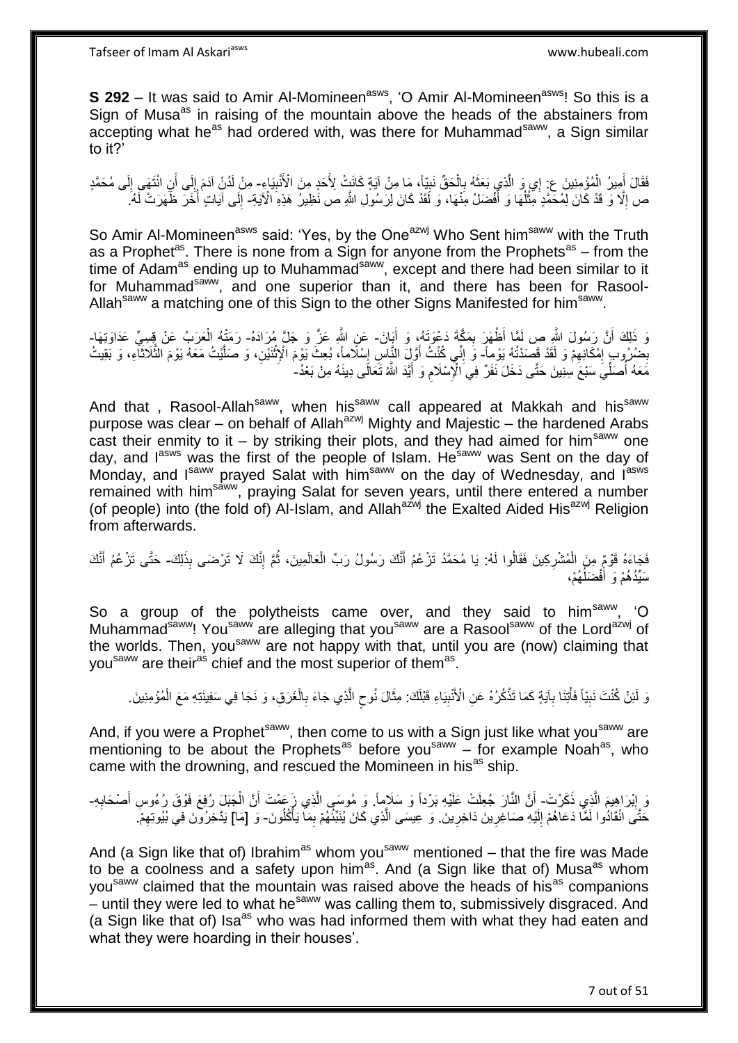**S 292** – It was said to Amir Al-Momineen[asws], 'O Amir Al-Momineen[asws]! So this is a Sign of Musa[as] in raising of the mountain above the heads of the abstainers from accepting what he[as] had ordered with, was there for Muhammad[saww], a Sign similar to it?'

فَقَالَ أَمِيرُ الْمُؤْمِنِينَ ع: إِي وَ الَّذِي بَعَثَهُ بِالْحَقِّ نَبِيّاً، مَا مِنْ آيَةٍ كَانَتْ لِأَحَدٍ مِنَ الْأَنْبِيَاءِ- مِنْ لَدُنْ آدَمَ إِلَى أَنِ انْتَهَى إِلَى مُحَمَّدٍ ص إِلَّا وَ قَدْ كَانَ لِمُحَمَّدٍ مِثْلُهَا وَ أَفْضَلُ مِنْهَا، وَ لَقَدْ كَانَ لِرَسُولِ اللَّهِ ص نَظِيرُ هَذِهِ الْآيَةِ- إِلَى آيَاتٍ أُخَرَ ظَهَرَتْ لَهُ.

So Amir Al-Momineen[asws] said: 'Yes, by the One[azwj] Who Sent him[saww] with the Truth as a Prophet[as]. There is none from a Sign for anyone from the Prophets[as] – from the time of Adam[as] ending up to Muhammad[saww], except and there had been similar to it for Muhammad[saww], and one superior than it, and there has been for Rasool-Allah[saww] a matching one of this Sign to the other Signs Manifested for him[saww].

وَ ذَلِكَ أَنَّ رَسُولَ اللَّهِ ص لَمَّا أَظْهَرَ بِمَكَّةَ دَعْوَتَهُ، وَ أَبَانَ- عَنِ اللَّهِ عَزَّ وَ جَلَّ مُرَادَهُ- رَمَتْهُ الْعَرَبُ عَنْ قِسِيِّ عَدَاوَتِهَا- بِضُرُوبِ إِمْكَانِهِمْ وَ لَقَدْ قَصَدْتُهُ يَوْماً- وَ إِنِّي كُنْتُ أَوَّلَ النَّاسِ إِسْلَاماً، بُعِثَ يَوْمَ الْإِثْنَيْنِ، وَ صَلَّيْتُ مَعَهُ يَوْمَ الثَّلَاثَاءِ، وَ بَقِيتُ مَعَهُ أُصَلِّي سَبْعَ سِنِينَ حَتَّى دَخَلَ نَفَرٌ فِي الْإِسْلَامِ وَ أَيَّدَ اللَّهُ تَعَالَى دِينَهُ مِنْ بَعْدُ-

And that , Rasool-Allah[saww], when his[saww] call appeared at Makkah and his[saww] purpose was clear – on behalf of Allah[azwj] Mighty and Majestic – the hardened Arabs cast their enmity to it – by striking their plots, and they had aimed for him[saww] one day, and I[asws] was the first of the people of Islam. He[saww] was Sent on the day of Monday, and I[saww] prayed Salat with him[saww] on the day of Wednesday, and I[asws] remained with him[saww], praying Salat for seven years, until there entered a number (of people) into (the fold of) Al-Islam, and Allah[azwj] the Exalted Aided His[azwj] Religion from afterwards.

فَجَاءَهُ قَوْمٌ مِنَ الْمُشْرِكِينَ فَقَالُوا لَهُ: يَا مُحَمَّدُ تَزْعُمُ أَنَّكَ رَسُولُ رَبِّ الْعَالَمِينَ، ثُمَّ إِنَّكَ لَا تَرْضَى بِذَلِكَ- حَتَّى تَزْعُمُ أَنَّكَ سَيِّدُهُمْ وَ أَفْضَلُهُمْ،

So a group of the polytheists came over, and they said to him[saww], 'O Muhammad[saww]! You[saww] are alleging that you[saww] are a Rasool[saww] of the Lord[azwj] of the worlds. Then, you[saww] are not happy with that, until you are (now) claiming that you[saww] are their[as] chief and the most superior of them[as].

وَ لَئِنْ كُنْتَ نَبِيّاً فَأْتِنَا بِآيَةٍ كَمَا تَذْكُرُهُ عَنِ الْأَنْبِيَاءِ قَبْلَكَ: مِثْلَ نُوحٍ الَّذِي جَاءَ بِالْغَرَقِ، وَ نَجَا فِي سَفِينَتِهِ مَعَ الْمُؤْمِنِينَ.

And, if you were a Prophet[saww], then come to us with a Sign just like what you[saww] are mentioning to be about the Prophets[as] before you[saww] – for example Noah[as], who came with the drowning, and rescued the Momineen in his[as] ship.

وَ إِبْرَاهِيمَ الَّذِي ذَكَرْتَ- أَنَّ النَّارَ جُعِلَتْ عَلَيْهِ بَرْداً وَ سَلَاماً. وَ مُوسَى الَّذِي زَعَمْتَ أَنَّ الْجَبَلَ رُفِعَ فَوْقَ رُءُوسِ أَصْحَابِهِ- حَتَّى انْقَادُوا لَمَّا دَعَاهُمْ إِلَيْهِ صَاغِرِينَ دَاخِرِينَ. وَ عِيسَى الَّذِي كَانَ يُنَبِّئُهُمْ بِمَا يَأْكُلُونَ- وَ [مَا] يَدَّخِرُونَ فِي بُيُوتِهِمْ.

And (a Sign like that of) Ibrahim[as] whom you[saww] mentioned – that the fire was Made to be a coolness and a safety upon him[as]. And (a Sign like that of) Musa[as] whom you[saww] claimed that the mountain was raised above the heads of his[as] companions – until they were led to what he[saww] was calling them to, submissively disgraced. And (a Sign like that of) Isa[as] who was had informed them with what they had eaten and what they were hoarding in their houses'.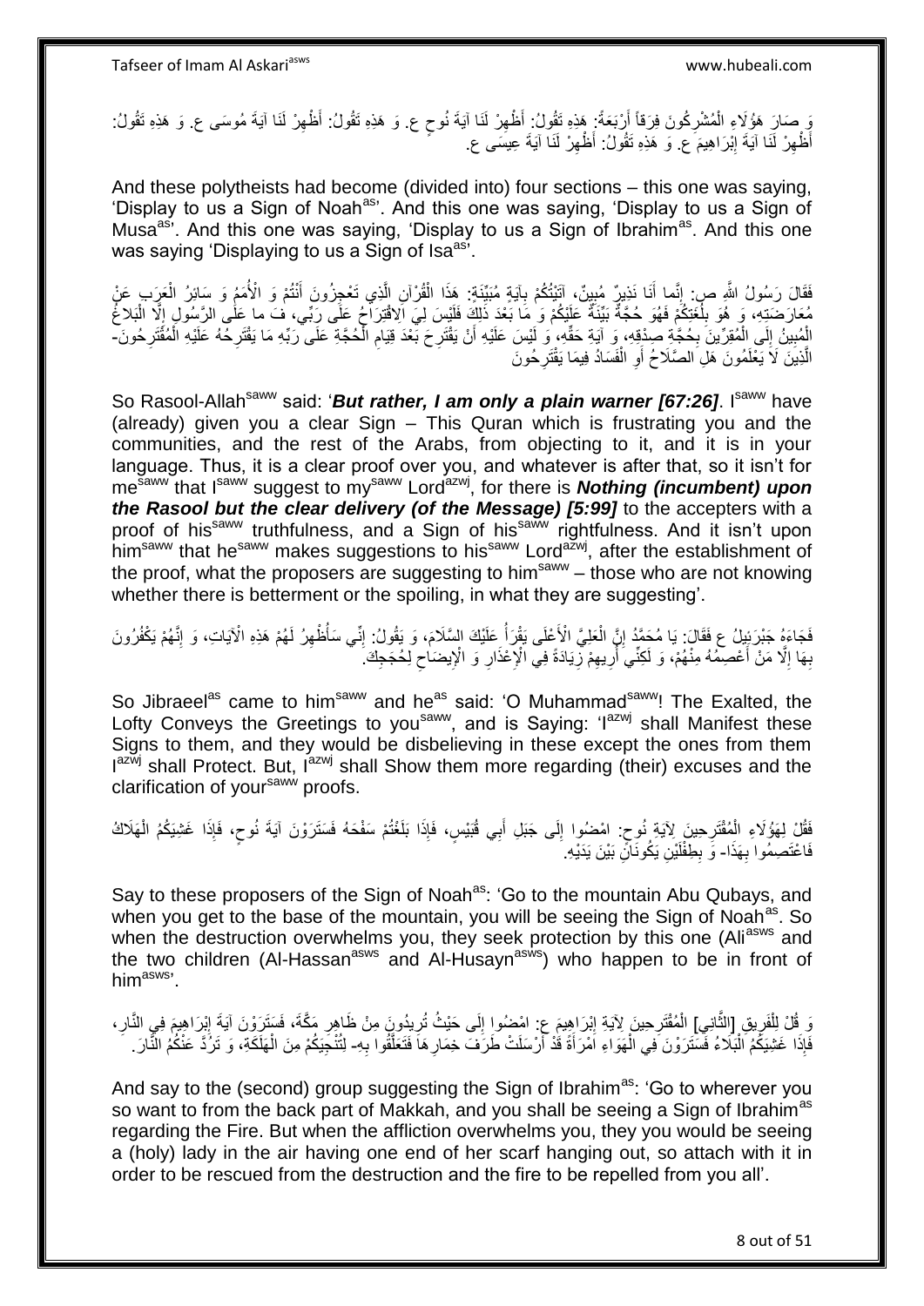وَ صَارَ هَؤُلَاءِ الْمُشْرِكُونَ فِرَقاً أَرْبَعَةً: هَذِهِ تَقُولُ: أَظْهِرْ لَنَا آيَةَ نُوحٍ ع. وَ هَذِهِ تَقُولُ: أَظْهِرْ لَنَا آيَةَ مُوسَى ع. وَ هَذِهِ تَقُولُ: أَظْهِرْ لَنَا آيَةَ إِبْرَاهِيمَ ع. وَ هَذِهِ تَقُولُ: أَظْهِرْ لَنَا آيَةَ عِيسَى ع.

And these polytheists had become (divided into) four sections – this one was saying, 'Display to us a Sign of Noah[as]'. And this one was saying, 'Display to us a Sign of Musa[as]'. And this one was saying, 'Display to us a Sign of Ibrahim[as]. And this one was saying 'Displaying to us a Sign of Isa[as]'.

فَقَالَ رَسُولُ اللَّهِ ص: إِنَّمَا أَنَا نَذِيرٌ مُبِينٌ، آتَيْتُكُمْ بِآيَةٍ مُبِينَةٍ: هَذَا الْقُرْآنِ الَّذِي تَعْجِزُونَ أَنْتُمْ وَ الْأُمَمُ وَ سَائِرُ الْعَرَبِ عَنْ مُعَارَضَتِهِ، وَ هُوَ بِلُغَتِكُمْ فَهُوَ حُجَّةٌ بَيِّنَةٌ عَلَيْكُمْ وَ مَا بَعْدَ ذَلِكَ فَلَيْسَ لِيَ الِاقْتِرَاحُ عَلَى رَبِّي، فَ ما عَلَى الرَّسُولِ إِلَّا الْبَلاغُ الْمُبِينُ إِلَى الْمُقِرِّينَ بِحُجَّةِ صِدْقِهِ، وَ آيَةِ حَقِّهِ، وَ لَيْسَ عَلَيْهِ أَنْ يَقْتَرِحَ بَعْدَ قِيَامِ الْحُجَّةِ عَلَى رَبِّهِ مَا يَقْتَرِحُهُ عَلَيْهِ الْمُقْتَرِحُونَ- الَّذِينَ لَا يَعْلَمُونَ هَلِ الصَّلَاحُ أَوِ الْفَسَادُ فِيمَا يَقْتَرِحُونَ

So Rasool-Allah[saww] said: '***But rather, I am only a plain warner [67:26]***. I[saww] have (already) given you a clear Sign – This Quran which is frustrating you and the communities, and the rest of the Arabs, from objecting to it, and it is in your language. Thus, it is a clear proof over you, and whatever is after that, so it isn't for me[saww] that I[saww] suggest to my[saww] Lord[azwj], for there is ***Nothing (incumbent) upon the Rasool but the clear delivery (of the Message) [5:99]*** to the accepters with a proof of his[saww] truthfulness, and a Sign of his[saww] rightfulness. And it isn't upon him[saww] that he[saww] makes suggestions to his[saww] Lord[azwj], after the establishment of the proof, what the proposers are suggesting to him[saww] – those who are not knowing whether there is betterment or the spoiling, in what they are suggesting'.

فَجَاءَهُ جَبْرَئِيلُ ع فَقَالَ: يَا مُحَمَّدُ إِنَّ الْعَلِيَّ الْأَعْلَى يَقْرَأُ عَلَيْكَ السَّلَامَ، وَ يَقُولُ: إِنِّي سَأُظْهِرُ لَهُمْ هَذِهِ الْآيَاتِ، وَ إِنَّهُمْ يَكْفُرُونَ بِهَا إِلَّا مَنْ أَعْصِمُهُ مِنْهُمْ، وَ لَكِنِّي أُرِيهِمْ زِيَادَةً فِي الْإِعْذَارِ وَ الْإِيضَاحِ لِحُجَجِكَ.

So Jibraeel[as] came to him[saww] and he[as] said: 'O Muhammad[saww]! The Exalted, the Lofty Conveys the Greetings to you[saww], and is Saying: 'I[azwj] shall Manifest these Signs to them, and they would be disbelieving in these except the ones from them I[azwj] shall Protect. But, I[azwj] shall Show them more regarding (their) excuses and the clarification of your[saww] proofs.

فَقُلْ لِهَؤُلَاءِ الْمُقْتَرِحِينَ لِآيَةِ نُوحٍ: امْضُوا إِلَى جَبَلِ أَبِي قُبَيْسٍ، فَإِذَا بَلَغْتُمْ سَفْحَهُ فَسَتَرَوْنَ آيَةَ نُوحٍ، فَإِذَا غَشِيَكُمُ الْهَلَاكُ فَاعْتَصِمُوا بِهَذَا- وَ بِطِفْلَيْنِ يَكُونَانِ بَيْنَ يَدَيْهِ.

Say to these proposers of the Sign of Noah[as]: 'Go to the mountain Abu Qubays, and when you get to the base of the mountain, you will be seeing the Sign of Noah[as]. So when the destruction overwhelms you, they seek protection by this one (Ali[asws] and the two children (Al-Hassan[asws] and Al-Husayn[asws]) who happen to be in front of him[asws]'.

وَ قُلْ لِلْفَرِيقِ [الثَّانِي] الْمُقْتَرِحِينَ لِآيَةِ إِبْرَاهِيمَ ع: امْضُوا إِلَى حَيْثُ تُرِيدُونَ مِنْ ظَاهِرِ مَكَّةَ، فَسَتَرَوْنَ آيَةَ إِبْرَاهِيمَ فِي النَّارِ، فَإِذَا غَشِيَكُمُ الْبَلَاءُ فَسَتَرَوْنَ فِي الْهَوَاءِ امْرَأَةً قَدْ أَرْسَلَتْ طَرَفَ خِمَارِهَا فَتَعَلَّقُوا بِهِ- لِتُنْجِيَكُمْ مِنَ الْهَلَكَةِ، وَ تَرُدَّ عَنْكُمُ النَّارَ.

And say to the (second) group suggesting the Sign of Ibrahim[as]: 'Go to wherever you so want to from the back part of Makkah, and you shall be seeing a Sign of Ibrahim[as] regarding the Fire. But when the affliction overwhelms you, they would be seeing a (holy) lady in the air having one end of her scarf hanging out, so attach with it in order to be rescued from the destruction and the fire to be repelled from you all'.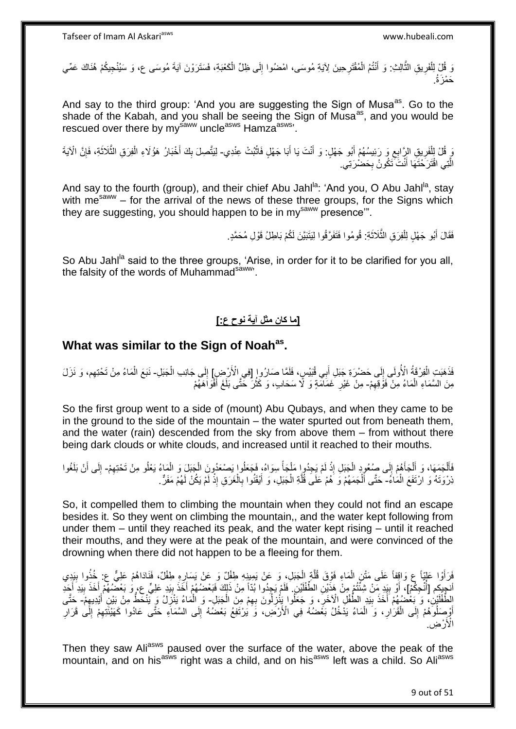وَ قُلْ لِلْفَرِيقِ الثَّالِثِ: وَ أَنْتُمُ الْمُقْتَرِحِينَ لِآيَةِ مُوسَى، امْضُوا إِلَى ظِلِّ الْكَعْبَةِ، فَسَتَرَوْنَ آيَةَ مُوسَى ع، وَ سَيُنْجِيكُمْ هُنَاكَ عَمِّي حَمْزَةُ.

And say to the third group: 'And you are suggesting the Sign of Musa[as]. Go to the shade of the Kabah, and you shall be seeing the Sign of Musa[as], and you would be rescued over there by my[saww] uncle[asws] Hamza[asws]'.

وَ قُلْ لِلْفَرِيقِ الرَّابِعِ وَ رَئِيسُهُمْ أَبُو جَهْلٍ: وَ أَنْتَ يَا أَبَا جَهْلٍ فَاثْبُتْ عِنْدِي- لِيَتَّصِلَ بِكَ أَخْبَارُ هَؤُلَاءِ الْفِرَقِ الثَّلَاثَةِ، فَإِنَّ الْآيَةَ الَّتِي اقْتَرَحْتَهَا أَنْتَ تَكُونُ بِحَضْرَتِي.

And say to the fourth (group), and their chief Abu Jahl[la]: 'And you, O Abu Jahl[la], stay with me[saww] – for the arrival of the news of these three groups, for the Signs which they are suggesting, you should happen to be in my[saww] presence'".

فَقَالَ أَبُو جَهْلٍ لِلْفِرَقِ الثَّلَاثَةِ: قُومُوا فَتَفَرَّقُوا لِيَتَبَيَّنَ لَكُمْ بَاطِلُ قَوْلِ مُحَمَّدٍ.

So Abu Jahl[la] said to the three groups, 'Arise, in order for it to be clarified for you all, the falsity of the words of Muhammad[saww]'.

## [ما كان مثل آية نوح ع:]

## What was similar to the Sign of Noah[as].

فَذَهَبَتِ الْفِرْقَةُ الْأُولَى إِلَى حَضْرَةِ جَبَلِ أَبِي قُبَيْسٍ، فَلَمَّا صَارُوا [فِي الْأَرْضِ] إِلَى جَانِبِ الْجَبَلِ- نَبَعَ الْمَاءُ مِنْ تَحْتِهِمْ، وَ نَزَلَ مِنَ السَّمَاءِ الْمَاءُ مِنْ فَوْقِهِمْ- مِنْ غَيْرِ غَمَامَةٍ وَ لَا سَحَابٍ، وَ كَثُرَ حَتَّى بَلَغَ أَفْوَاهَهُمْ

So the first group went to a side of (mount) Abu Qubays, and when they came to be in the ground to the side of the mountain – the water spurted out from beneath them, and the water (rain) descended from the sky from above them – from without there being dark clouds or white clouds, and increased until it reached to their mouths.

فَأَلْجَمَهَا، وَ أَلْجَأَهُمْ إِلَى صُعُودِ الْجَبَلِ إِذْ لَمْ يَجِدُوا مَلْجَأً سِوَاهُ، فَجَعَلُوا يَصْعَدُونَ الْجَبَلَ وَ الْمَاءُ يَعْلُو مِنْ تَحْتِهِمْ- إِلَى أَنْ بَلَغُوا ذِرْوَتَهُ وَ ارْتَفَعَ الْمَاءُ- حَتَّى أَلْجَمَهُمْ وَ هُمْ عَلَى قُلَّةِ الْجَبَلِ، وَ أَيْقَنُوا بِالْغَرَقِ إِذْ لَمْ يَكُنْ لَهُمْ مَفَرٌّ.

So, it compelled them to climbing the mountain when they could not find an escape besides it. So they went on climbing the mountain,, and the water kept following from under them – until they reached its peak, and the water kept rising – until it reached their mouths, and they were at the peak of the mountain, and were convinced of the drowning when there did not happen to be a fleeing for them.

فَرَأَوْا عَلِيّاً ع وَاقِفاً عَلَى مَتْنِ الْمَاءِ فَوْقَ قُلَّةِ الْجَبَلِ، وَ عَنْ يَمِينِهِ طِفْلٌ وَ عَنْ يَسَارِهِ طِفْلٌ، فَنَادَاهُمْ عَلِيٌّ ع: خُذُوا بِيَدِي أُنْجِيكُمْ [أُنَجِّكُمْ]، أَوْ بِيَدِ مَنْ شِئْتُمْ مِنْ هَذَيْنِ الطِّفْلَيْنِ. فَلَمْ يَجِدُوا بُدّاً مِنْ ذَلِكَ فَبَعْضُهُمْ أَخَذَ بِيَدِ عَلِيٍّ ع، وَ بَعْضُهُمْ أَخَذَ بِيَدِ أَحَدِ الطِّفْلَيْنِ، وَ بَعْضُهُمْ أَخَذَ بِيَدِ الطِّفْلِ الْآخَرِ، وَ جَعَلُوا يَنْزِلُونَ بِهِمْ مِنَ الْجَبَلِ- وَ الْمَاءُ يَنْزِلُ وَ يَنْحَطُّ مِنْ بَيْنِ أَيْدِيهِمْ- حَتَّى أَوْصَلُوهُمْ إِلَى الْقَرَارِ، وَ الْمَاءُ يَدْخُلُ بَعْضُهُ فِي الْأَرْضِ، وَ يَرْتَفِعُ بَعْضُهُ إِلَى السَّمَاءِ حَتَّى عَادُوا كَهَيْئَتِهِمْ إِلَى قَرَارِ الْأَرْضِ.

Then they saw Ali[asws] paused over the surface of the water, above the peak of the mountain, and on his[asws] right was a child, and on his[asws] left was a child. So Ali[asws]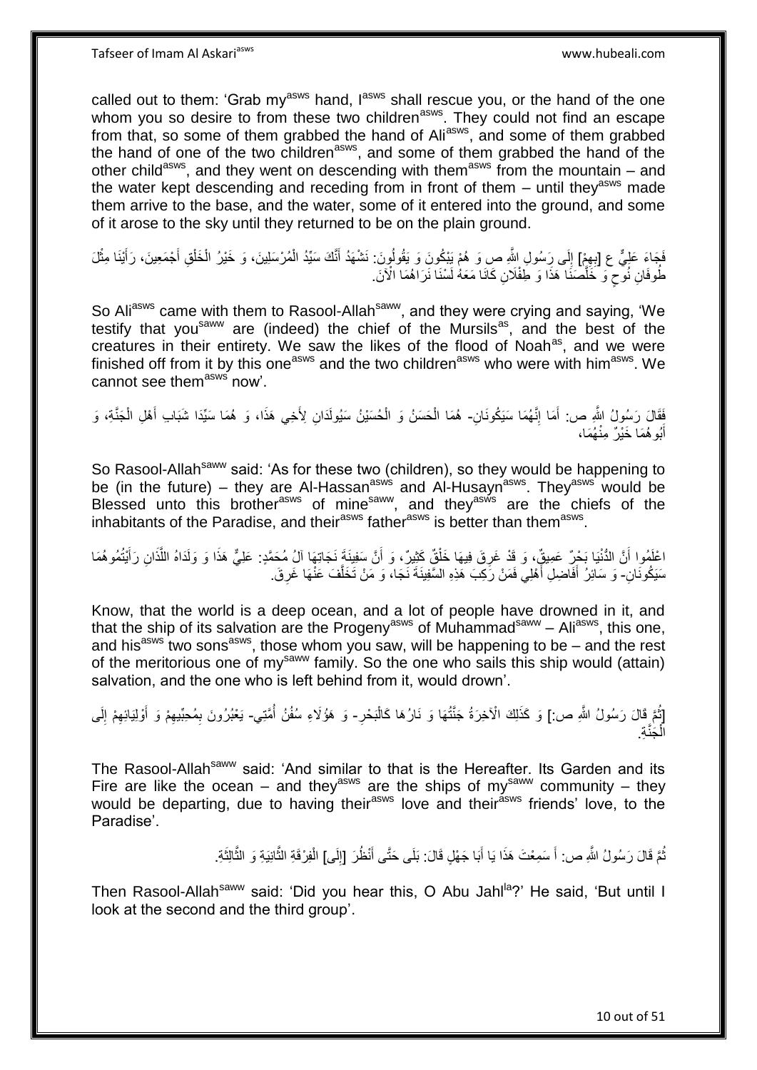called out to them: 'Grab my[asws] hand, I[asws] shall rescue you, or the hand of the one whom you so desire to from these two children[asws]. They could not find an escape from that, so some of them grabbed the hand of Ali[asws], and some of them grabbed the hand of one of the two children[asws], and some of them grabbed the hand of the other child[asws], and they went on descending with them[asws] from the mountain – and the water kept descending and receding from in front of them – until they[asws] made them arrive to the base, and the water, some of it entered into the ground, and some of it arose to the sky until they returned to be on the plain ground.

فَجَاءَ عَلِيٌّ ع [بِهِمْ] إِلَى رَسُولِ اللَّهِ ص وَ هُمْ يَبْكُونَ وَ يَقُولُونَ: نَشْهَدُ أَنَّكَ سَيِّدُ الْمُرْسَلِينَ، وَ خَيْرُ الْخَلْقِ أَجْمَعِينَ، رَأَيْنَا مِثْلَ طُوفَانِ نُوحٍ وَ خَلَّصَنَا هَذَا وَ طِفْلَانِ كَانَا مَعَهُ لَسْنَا نَرَاهُمَا الْآنَ.

So Ali[asws] came with them to Rasool-Allah[saww], and they were crying and saying, 'We testify that you[saww] are (indeed) the chief of the Mursils[as], and the best of the creatures in their entirety. We saw the likes of the flood of Noah[as], and we were finished off from it by this one[asws] and the two children[asws] who were with him[asws]. We cannot see them[asws] now'.

فَقَالَ رَسُولُ اللَّهِ ص: أَمَا إِنَّهُمَا سَيَكُونَانِ- هُمَا الْحَسَنُ وَ الْحُسَيْنُ سَيُولَدَانِ لِأَخِي هَذَا، وَ هُمَا سَيِّدَا شَبَابِ أَهْلِ الْجَنَّةِ، وَ أَبُوهُمَا خَيْرٌ مِنْهُمَا،

So Rasool-Allah[saww] said: 'As for these two (children), so they would be happening to be (in the future) – they are Al-Hassan[asws] and Al-Husayn[asws]. They[asws] would be Blessed unto this brother[asws] of mine[saww], and they[asws] are the chiefs of the inhabitants of the Paradise, and their[asws] father[asws] is better than them[asws].

اعْلَمُوا أَنَّ الدُّنْيَا بَحْرٌ عَمِيقٌ، وَ قَدْ غَرِقَ فِيهَا خَلْقٌ كَثِيرٌ، وَ أَنَّ سَفِينَةَ نَجَاتِهَا آلُ مُحَمَّدٍ: عَلِيٌّ هَذَا وَ وَلَدَاهُ اللَّذَانِ رَأَيْتُمُوهُمَا سَيَكُونَانِ- وَ سَائِرُ أَفَاضِلِ أَهْلِي فَمَنْ رَكِبَ هَذِهِ السَّفِينَةَ نَجَا، وَ مَنْ تَخَلَّفَ عَنْهَا غَرِقَ.

Know, that the world is a deep ocean, and a lot of people have drowned in it, and that the ship of its salvation are the Progeny[asws] of Muhammad[saww] – Ali[asws], this one, and his[asws] two sons[asws], those whom you saw, will be happening to be – and the rest of the meritorious one of my[saww] family. So the one who sails this ship would (attain) salvation, and the one who is left behind from it, would drown'.

[ثُمَّ قَالَ رَسُولُ اللَّهِ ص:] وَ كَذَلِكَ الْآخِرَةُ جَنَّتُهَا وَ نَارُهَا كَالْبَحْرِ- وَ هَؤُلَاءِ سُفُنُ أُمَّتِي- يَعْبُرُونَ بِمُحِبِّيهِمْ وَ أَوْلِيَائِهِمْ إِلَى الْجَنَّةِ.

The Rasool-Allah[saww] said: 'And similar to that is the Hereafter. Its Garden and its Fire are like the ocean – and they[asws] are the ships of my[saww] community – they would be departing, due to having their[asws] love and their[asws] friends' love, to the Paradise'.

ثُمَّ قَالَ رَسُولُ اللَّهِ ص: أَ سَمِعْتَ هَذَا يَا أَبَا جَهْلٍ قَالَ: بَلَى حَتَّى أَنْظُرَ [إِلَى] الْفِرْقَةِ الثَّانِيَةِ وَ الثَّالِثَةِ.

Then Rasool-Allah[saww] said: 'Did you hear this, O Abu Jahl[la]?' He said, 'But until I look at the second and the third group'.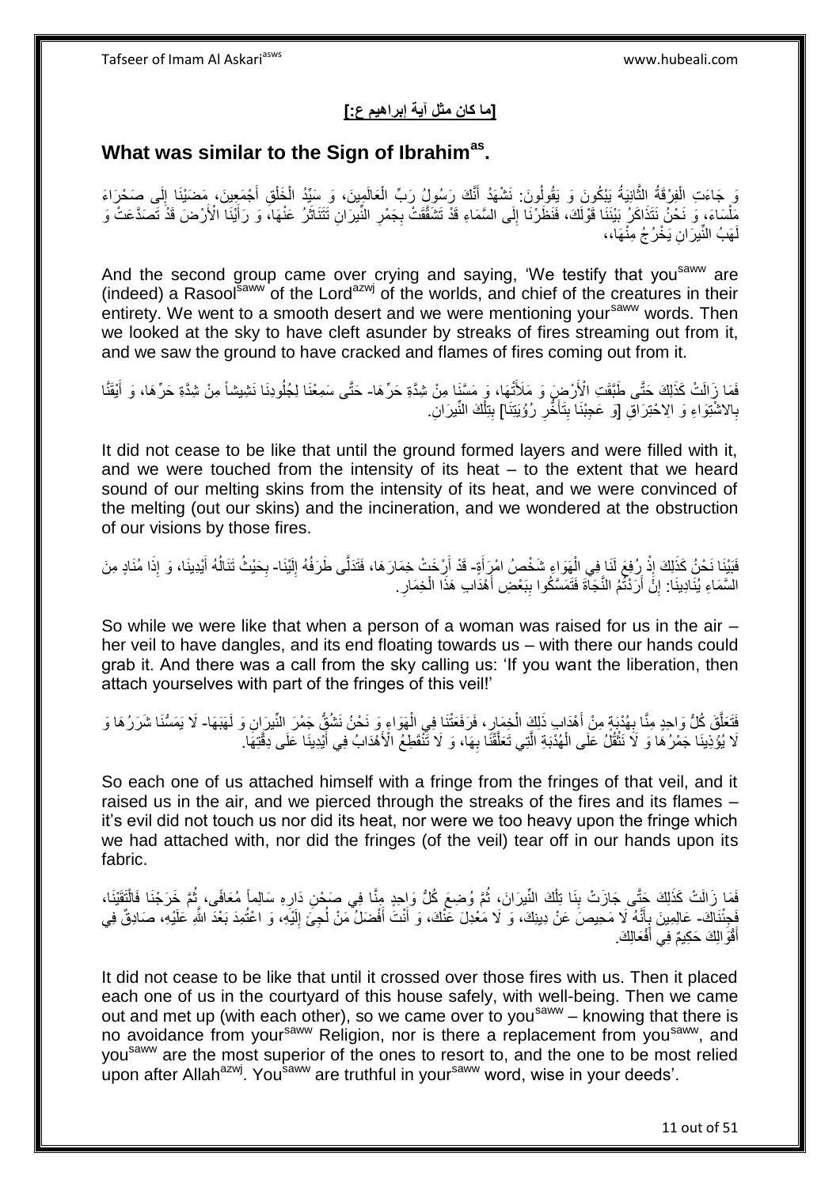**[ما كان مثل آية إبراهيم ع:]**

## What was similar to the Sign of Ibrahim[as].

وَ جَاءَتِ الْفِرْقَةُ الثَّانِيَةُ يَبْكُونَ وَ يَقُولُونَ: نَشْهَدُ أَنَّكَ رَسُولُ رَبِّ الْعَالَمِينَ، وَ سَيِّدُ الْخَلْقِ أَجْمَعِينَ، مَضَيْنَا إِلَى صَحْرَاءَ مَلْسَاءَ، وَ نَحْنُ نَتَذَاكَرُ بَيْنَنَا قَوْلَكَ، فَنَظَرْنَا إِلَى السَّمَاءِ قَدْ تَشَقَّقَتْ بِجَمْرِ النِّيرَانِ تَتَنَاثَرُ عَنْهَا، وَ رَأَيْنَا الْأَرْضَ قَدْ تَصَدَّعَتْ وَ لَهَبُ النِّيرَانِ يَخْرُجُ مِنْهَا،،

And the second group came over crying and saying, 'We testify that you[saww] are (indeed) a Rasool[saww] of the Lord[azwj] of the worlds, and chief of the creatures in their entirety. We went to a smooth desert and we were mentioning your[saww] words. Then we looked at the sky to have cleft asunder by streaks of fires streaming out from it, and we saw the ground to have cracked and flames of fires coming out from it.

فَمَا زَالَتْ كَذَلِكَ حَتَّى طَبَّقَتِ الْأَرْضَ وَ مَلَأَتْهَا، وَ مَسَّنَا مِنْ شِدَّةِ حَرِّهَا- حَتَّى سَمِعْنَا لِجُلُودِنَا نَشِيشاً مِنْ شِدَّةِ حَرِّهَا، وَ أَيْقَنَّا بِالاشْتِوَاءِ وَ الِاحْتِرَاقِ [وَ عَجِبْنَا بِتَأَخُّرِ رُؤْيَتِنَا] بِتِلْكَ النِّيرَانِ.

It did not cease to be like that until the ground formed layers and were filled with it, and we were touched from the intensity of its heat – to the extent that we heard sound of our melting skins from the intensity of its heat, and we were convinced of the melting (out our skins) and the incineration, and we wondered at the obstruction of our visions by those fires.

فَبَيْنَا نَحْنُ كَذَلِكَ إِذْ رُفِعَ لَنَا فِي الْهَوَاءِ شَخْصُ امْرَأَةٍ- قَدْ أَرْخَتْ خِمَارَهَا، فَتَدَلَّى طَرَفُهُ إِلَيْنَا- بِحَيْثُ تَنَالُهُ أَيْدِينَا، وَ إِذَا مُنَادٍ مِنَ السَّمَاءِ يُنَادِينَا: إِنْ أَرَدْتُمُ النَّجَاةَ فَتَمَسَّكُوا بِبَعْضِ أَهْدَابِ هَذَا الْخِمَارِ.

So while we were like that when a person of a woman was raised for us in the air – her veil to have dangles, and its end floating towards us – with there our hands could grab it. And there was a call from the sky calling us: 'If you want the liberation, then attach yourselves with part of the fringes of this veil!'

فَتَعَلَّقَ كُلُّ وَاحِدٍ مِنَّا بِهُدْبَةٍ مِنْ أَهْدَابِ ذَلِكَ الْخِمَارِ، فَرَفَعَتْنَا فِي الْهَوَاءِ وَ نَحْنُ نَشُقُّ جَمْرَ النِّيرَانِ وَ لَهَبَهَا- لَا يَمَسُّنَا شَرَرُهَا وَ لَا يُؤْذِينَا جَمْرُهَا وَ لَا نَثْقُلُ عَلَى الْهُدْبَةِ الَّتِي تَعَلَّقْنَا بِهَا، وَ لَا تَنْقَطِعُ الْأَهْدَابُ فِي أَيْدِينَا عَلَى دِقَّتِهَا.

So each one of us attached himself with a fringe from the fringes of that veil, and it raised us in the air, and we pierced through the streaks of the fires and its flames – it's evil did not touch us nor did its heat, nor were we too heavy upon the fringe which we had attached with, nor did the fringes (of the veil) tear off in our hands upon its fabric.

فَمَا زَالَتْ كَذَلِكَ حَتَّى جَازَتْ بِنَا تِلْكَ النِّيرَانَ، ثُمَّ وُضِعَ كُلُّ وَاحِدٍ مِنَّا فِي صَحْنِ دَارِهِ سَالِماً مُعَافًى، ثُمَّ خَرَجْنَا فَالْتَقَيْنَا، فَجِئْنَاكَ- عَالِمِينَ بِأَنَّهُ لَا مَحِيصَ عَنْ دِينِكَ، وَ لَا مَعْدِلَ عَنْكَ، وَ أَنْتَ أَفْضَلُ مَنْ لُجِئَ إِلَيْهِ، وَ اعْتُمِدَ بَعْدَ اللَّهِ عَلَيْهِ، صَادِقٌ فِي أَقْوَالِكَ حَكِيمٌ فِي أَفْعَالِكَ.

It did not cease to be like that until it crossed over those fires with us. Then it placed each one of us in the courtyard of this house safely, with well-being. Then we came out and met up (with each other), so we came over to you[saww] – knowing that there is no avoidance from your[saww] Religion, nor is there a replacement from you[saww], and you[saww] are the most superior of the ones to resort to, and the one to be most relied upon after Allah[azwj]. You[saww] are truthful in your[saww] word, wise in your deeds'.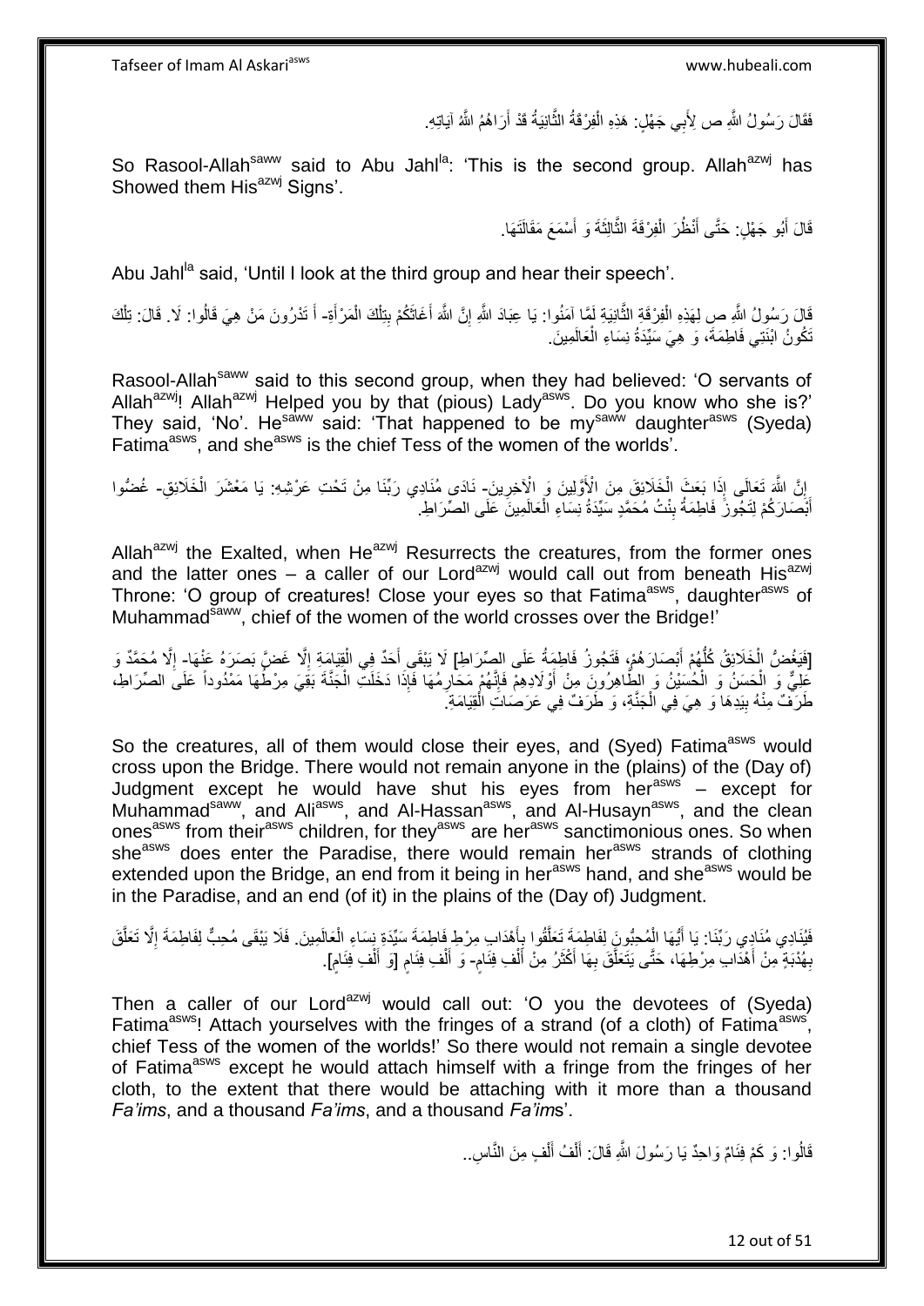فَقَالَ رَسُولُ اللَّهِ ص لِأَبِي جَهْلٍ: هَذِهِ الْفِرْقَةُ الثَّانِيَةُ قَدْ أَرَاهُمُ اللَّهُ آيَاتِهِ.

So Rasool-Allah[saww] said to Abu Jahl[la]: 'This is the second group. Allah[azwj] has Showed them His[azwj] Signs'.

قَالَ أَبُو جَهْلٍ: حَتَّى أَنْظُرَ الْفِرْقَةَ الثَّالِثَةَ وَ أَسْمَعَ مَقَالَتَهَا.

Abu Jahl[la] said, 'Until I look at the third group and hear their speech'.

قَالَ رَسُولُ اللَّهِ ص لِهَذِهِ الْفِرْقَةِ الثَّانِيَةِ لَمَّا آمَنُوا: يَا عِبَادَ اللَّهِ إِنَّ اللَّهَ أَغَاثَكُمْ بِتِلْكَ الْمَرْأَةِ- أَ تَدْرُونَ مَنْ هِيَ قَالُوا: لَا. قَالَ: تِلْكَ تَكُونُ ابْنَتِي فَاطِمَةَ، وَ هِيَ سَيِّدَةُ نِسَاءِ الْعَالَمِينَ.

Rasool-Allah[saww] said to this second group, when they had believed: 'O servants of Allah[azwj]! Allah[azwj] Helped you by that (pious) Lady[asws]. Do you know who she is?' They said, 'No'. He[saww] said: 'That happened to be my[saww] daughter[asws] (Syeda) Fatima[asws], and she[asws] is the chief Tess of the women of the worlds'.

إِنَّ اللَّهَ تَعَالَى إِذَا بَعَثَ الْخَلَائِقَ مِنَ الْأَوَّلِينَ وَ الْآخِرِينَ- نَادَى مُنَادِي رَبِّنَا مِنْ تَحْتِ عَرْشِهِ: يَا مَعْشَرَ الْخَلَائِقِ- غُضُّوا أَبْصَارَكُمْ لِتَجُوزَ فَاطِمَةُ بِنْتُ مُحَمَّدٍ سَيِّدَةُ نِسَاءِ الْعَالَمِينَ عَلَى الصِّرَاطِ.

Allah[azwj] the Exalted, when He[azwj] Resurrects the creatures, from the former ones and the latter ones – a caller of our Lord[azwj] would call out from beneath His[azwj] Throne: 'O group of creatures! Close your eyes so that Fatima[asws], daughter[asws] of Muhammad[saww], chief of the women of the world crosses over the Bridge!'

[فَيَغُضُّ الْخَلَائِقُ كُلُّهُمْ أَبْصَارَهُمْ، فَتَجُوزُ فَاطِمَةُ عَلَى الصِّرَاطِ] لَا يَبْقَى أَحَدٌ فِي الْقِيَامَةِ إِلَّا غَضَّ بَصَرَهُ عَنْهَا- إِلَّا مُحَمَّدٌ وَ عَلِيٌّ وَ الْحَسَنُ وَ الْحُسَيْنُ وَ الطَّاهِرُونَ مِنْ أَوْلَادِهِمْ فَإِنَّهُمْ مَحَارِمُهَا فَإِذَا دَخَلَتِ الْجَنَّةَ بَقِيَ مِرْطُهَا مَمْدُوداً عَلَى الصِّرَاطِ، طَرَفٌ مِنْهُ بِيَدِهَا وَ هِيَ فِي الْجَنَّةِ، وَ طَرَفٌ فِي عَرَصَاتِ الْقِيَامَةِ.

So the creatures, all of them would close their eyes, and (Syed) Fatima[asws] would cross upon the Bridge. There would not remain anyone in the (plains) of the (Day of) Judgment except he would have shut his eyes from her[asws] – except for Muhammad[saww], and Ali[asws], and Al-Hassan[asws], and Al-Husayn[asws], and the clean ones[asws] from their[asws] children, for they[asws] are her[asws] sanctimonious ones. So when she[asws] does enter the Paradise, there would remain her[asws] strands of clothing extended upon the Bridge, an end from it being in her[asws] hand, and she[asws] would be in the Paradise, and an end (of it) in the plains of the (Day of) Judgment.

فَيُنَادِي مُنَادِي رَبِّنَا: يَا أَيُّهَا الْمُحِبُّونَ لِفَاطِمَةَ تَعَلَّقُوا بِأَهْدَابِ مِرْطِ فَاطِمَةَ سَيِّدَةِ نِسَاءِ الْعَالَمِينَ. فَلَا يَبْقَى مُحِبٌّ لِفَاطِمَةَ إِلَّا تَعَلَّقَ بِهُدْبَةٍ مِنْ أَهْدَابِ مِرْطِهَا، حَتَّى يَتَعَلَّقَ بِهَا أَكْثَرُ مِنْ أَلْفِ فِئَامٍ- وَ أَلْفِ فِئَامٍ [وَ أَلْفِ فِئَامٍ].

Then a caller of our Lord[azwj] would call out: 'O you the devotees of (Syeda) Fatima[asws]! Attach yourselves with the fringes of a strand (of a cloth) of Fatima[asws], chief Tess of the women of the worlds!' So there would not remain a single devotee of Fatima[asws] except he would attach himself with a fringe from the fringes of her cloth, to the extent that there would be attaching with it more than a thousand *Fa'ims*, and a thousand *Fa'ims*, and a thousand *Fa'im*s'.

قَالُوا: وَ كَمْ فِئَامٌ وَاحِدٌ يَا رَسُولَ اللَّهِ قَالَ: أَلْفُ أَلْفٍ مِنَ النَّاسِ..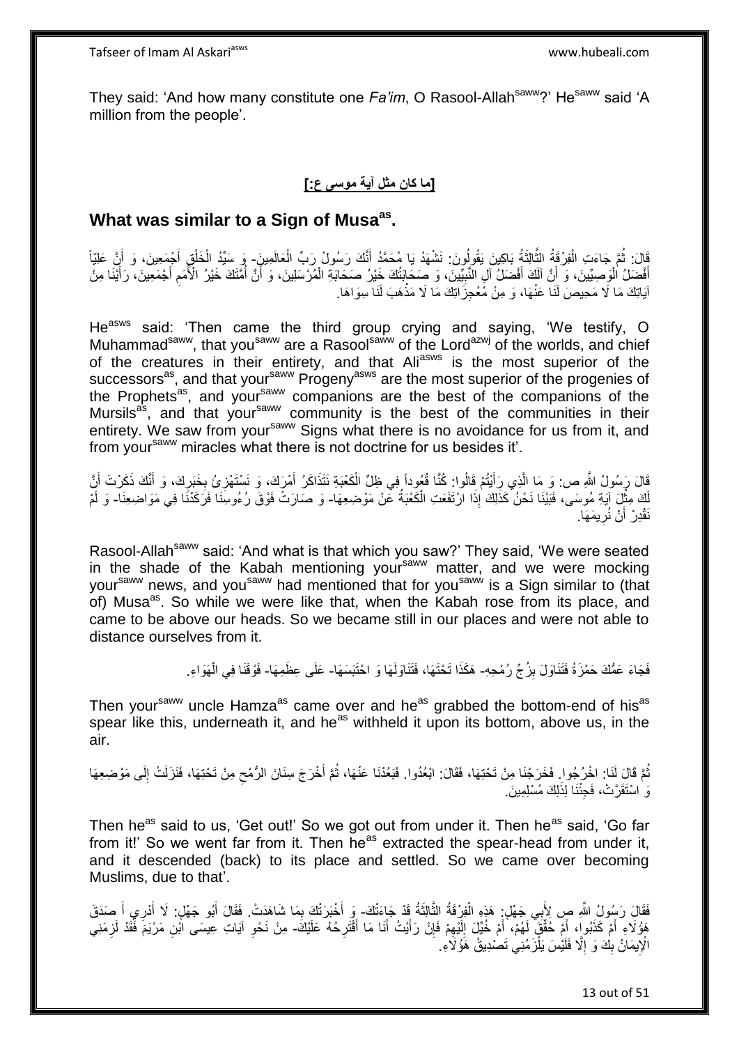They said: 'And how many constitute one *Fa'im*, O Rasool-Allah[saww]?' He[saww] said 'A million from the people'.

## [ما كان مثل آية موسى ع:]

## What was similar to a Sign of Musa[as].

قَالَ: ثُمَّ جَاءَتِ الْفِرْقَةُ الثَّالِثَةُ بَاكِينَ يَقُولُونَ: نَشْهَدُ يَا مُحَمَّدُ أَنَّكَ رَسُولُ رَبِّ الْعَالَمِينَ- وَ سَيِّدُ الْخَلْقِ أَجْمَعِينَ، وَ أَنَّ عَلِيّاً أَفْضَلُ الْوَصِيِّينَ، وَ أَنَّ آلَكَ أَفْضَلُ آلِ النَّبِيِّينَ، وَ صَحَابَتَكَ خَيْرُ صَحَابَةِ الْمُرْسَلِينَ، وَ أَنَّ أُمَّتَكَ خَيْرُ الْأُمَمِ أَجْمَعِينَ، رَأَيْنَا مِنْ آيَاتِكَ مَا لَا مَحِيصَ لَنَا عَنْهَا، وَ مِنْ مُعْجِزَاتِكَ مَا لَا مَذْهَبَ لَنَا سِوَاهَا.

He[asws] said: 'Then came the third group crying and saying, 'We testify, O Muhammad[saww], that you[saww] are a Rasool[saww] of the Lord[azwj] of the worlds, and chief of the creatures in their entirety, and that Ali[asws] is the most superior of the successors[as], and that your[saww] Progeny[asws] are the most superior of the progenies of the Prophets[as], and your[saww] companions are the best of the companions of the Mursils[as], and that your[saww] community is the best of the communities in their entirety. We saw from your[saww] Signs what there is no avoidance for us from it, and from your[saww] miracles what there is not doctrine for us besides it'.

قَالَ رَسُولُ اللَّهِ ص: وَ مَا الَّذِي رَأَيْتُمْ قَالُوا: كُنَّا قُعُوداً فِي ظِلِّ الْكَعْبَةِ نَتَذَاكَرُ أَمْرَكَ، وَ نَسْتَهْزِئُ بِخَبَرِكَ، وَ أَنَّكَ ذَكَرْتَ أَنَّ لَكَ مِثْلَ آيَةِ مُوسَى، فَبَيْنَا نَحْنُ كَذَلِكَ إِذَا ارْتَفَعَتِ الْكَعْبَةُ عَنْ مَوْضِعِهَا- وَ صَارَتْ فَوْقَ رُءُوسِنَا فَرَكَدْنَا فِي مَوَاضِعِنَا- وَ لَمْ نَقْدِرْ أَنْ نُرِيمَهَا.

Rasool-Allah[saww] said: 'And what is that which you saw?' They said, 'We were seated in the shade of the Kabah mentioning your[saww] matter, and we were mocking your[saww] news, and you[saww] had mentioned that for you[saww] is a Sign similar to (that of) Musa[as]. So while we were like that, when the Kabah rose from its place, and came to be above our heads. So we became still in our places and were not able to distance ourselves from it.

فَجَاءَ عَمُّكَ حَمْزَةُ فَتَنَاوَلَ بِزُجِّ رُمْحِهِ- هَكَذَا تَحْتَهَا، فَتَنَاوَلَهَا وَ احْتَبَسَهَا- عَلَى عِظَمِهَا- فَوْقَنَا فِي الْهَوَاءِ.

Then your[saww] uncle Hamza[as] came over and he[as] grabbed the bottom-end of his[as] spear like this, underneath it, and he[as] withheld it upon its bottom, above us, in the air.

ثُمَّ قَالَ لَنَا: اخْرُجُوا. فَخَرَجْنَا مِنْ تَحْتِهَا، فَقَالَ: ابْعُدُوا. فَبَعُدْنَا عَنْهَا، ثُمَّ أَخْرَجَ سِنَانَ الرُّمْحِ مِنْ تَحْتِهَا، فَنَزَلَتْ إِلَى مَوْضِعِهَا وَ اسْتَقَرَّتْ، فَجِئْنَا لِذَلِكَ مُسْلِمِينَ.

Then he[as] said to us, 'Get out!' So we got out from under it. Then he[as] said, 'Go far from it!' So we went far from it. Then he[as] extracted the spear-head from under it, and it descended (back) to its place and settled. So we came over becoming Muslims, due to that'.

فَقَالَ رَسُولُ اللَّهِ ص لِأَبِي جَهْلٍ: هَذِهِ الْفِرْقَةُ الثَّالِثَةُ قَدْ جَاءَتْكَ- وَ أَخْبَرَتْكَ بِمَا شَاهَدَتْ. فَقَالَ أَبُو جَهْلٍ: لَا أَدْرِي أَ صَدَقَ هَؤُلَاءِ أَمْ كَذَبُوا، أَمْ حُقِّقَ لَهُمْ، أَمْ خُيِّلَ إِلَيْهِمْ فَإِنْ رَأَيْتُ أَنَا مَا أَقْتَرِحُهُ عَلَيْكَ- مِنْ نَحْوِ آيَاتِ عِيسَى ابْنِ مَرْيَمَ فَقَدْ لَزِمَنِي الْإِيمَانُ بِكَ وَ إِلَّا فَلَيْسَ يَلْزَمُنِي تَصْدِيقُ هَؤُلَاءِ.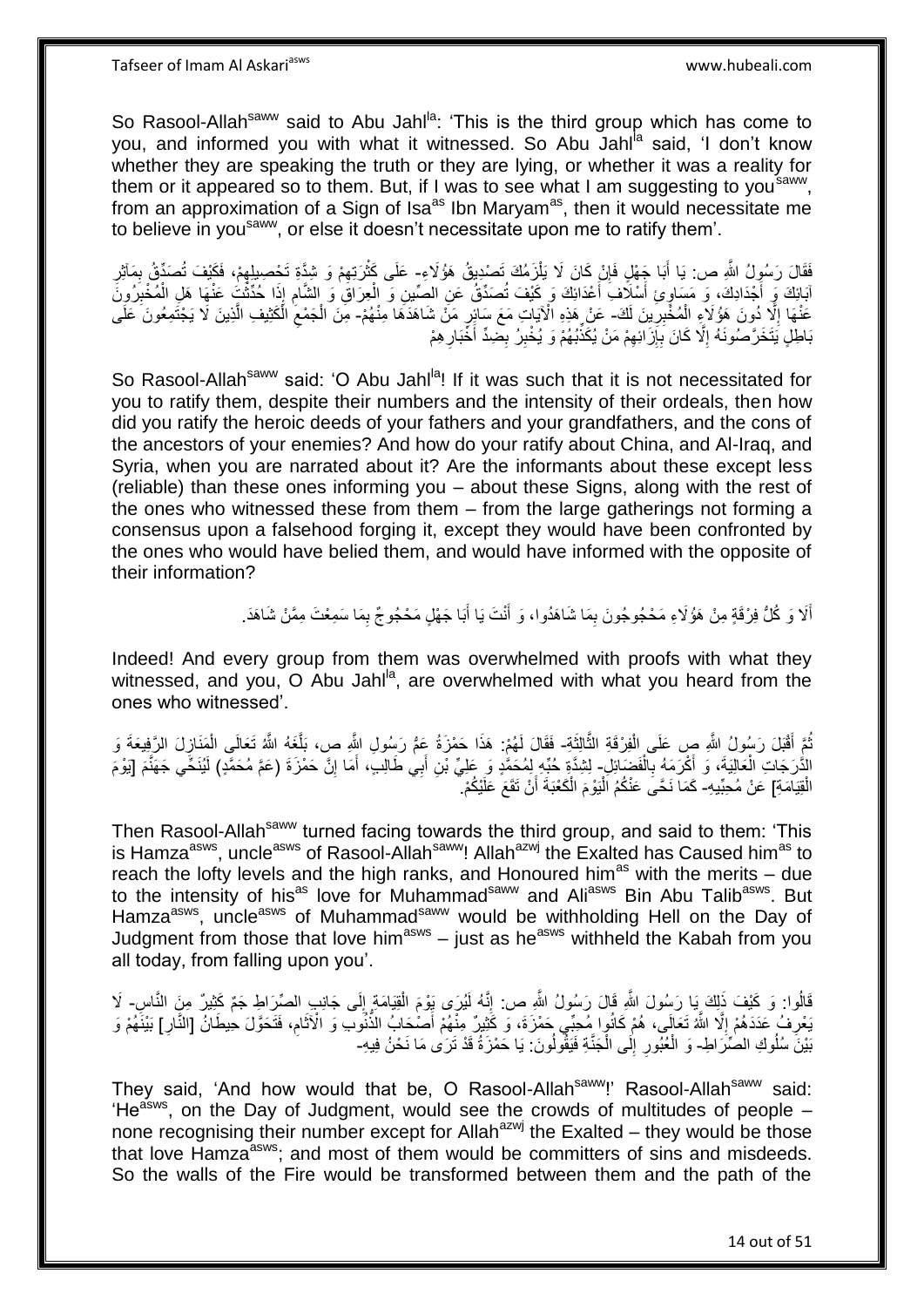So Rasool-Allah[saww] said to Abu Jahl[la]: 'This is the third group which has come to you, and informed you with what it witnessed. So Abu Jahl[la] said, 'I don't know whether they are speaking the truth or they are lying, or whether it was a reality for them or it appeared so to them. But, if I was to see what I am suggesting to you[saww], from an approximation of a Sign of Isa[as] Ibn Maryam[as], then it would necessitate me to believe in you[saww], or else it doesn't necessitate upon me to ratify them'.

فَقَالَ رَسُولُ اللَّهِ ص: يَا أَبَا جَهْلٍ فَإِنْ كَانَ لَا يَلْزَمُكَ تَصْدِيقُ هَؤُلَاءِ- عَلَى كَثْرَتِهِمْ وَ شِدَّةِ تَحْصِيلِهِمْ، فَكَيْفَ تُصَدِّقُ بِمَآثِرِ آبَائِكَ وَ أَجْدَادِكَ، وَ مَسَاوِئِ أَسْلَافِ أَعْدَائِكَ وَ كَيْفَ تُصَدِّقُ عَنِ الصِّينِ وَ الْعِرَاقِ وَ الشَّامِ إِذَا حُدِّثْتَ عَنْهَا هَلِ الْمُخْبِرُونَ عَنْهَا إِلَّا دُونَ هَؤُلَاءِ الْمُخْبِرِينَ لَكَ- عَنْ هَذِهِ الْآيَاتِ مَعَ سَائِرِ مَنْ شَاهَدَهَا مِنْهُمْ- مِنَ الْجَمْعِ الْكَثِيفِ الَّذِينَ لَا يَجْتَمِعُونَ عَلَى بَاطِلٍ يَتَخَرَّصُونَهُ إِلَّا كَانَ بِإِزَائِهِمْ مَنْ يُكَذِّبُهُمْ وَ يُخْبِرُ بِضِدِّ أَخْبَارِهِمْ

So Rasool-Allah[saww] said: 'O Abu Jahl[la]! If it was such that it is not necessitated for you to ratify them, despite their numbers and the intensity of their ordeals, then how did you ratify the heroic deeds of your fathers and your grandfathers, and the cons of the ancestors of your enemies? And how do you ratify about China, and Al-Iraq, and Syria, when you are narrated about it? Are the informants about these except less (reliable) than these ones informing you – about these Signs, along with the rest of the ones who witnessed these from them – from the large gatherings not forming a consensus upon a falsehood forging it, except they would have been confronted by the ones who would have belied them, and would have informed with the opposite of their information?

أَلَا وَ كُلُّ فِرْقَةٍ مِنْ هَؤُلَاءِ مَحْجُوجُونَ بِمَا شَاهَدُوا، وَ أَنْتَ يَا أَبَا جَهْلٍ مَحْجُوجٌ بِمَا سَمِعْتَ مِمَّنْ شَاهَدَ.

Indeed! And every group from them was overwhelmed with proofs with what they witnessed, and you, O Abu Jahl[la], are overwhelmed with what you heard from the ones who witnessed'.

ثُمَّ أَقْبَلَ رَسُولُ اللَّهِ ص عَلَى الْفِرْقَةِ الثَّالِثَةِ- فَقَالَ لَهُمْ: هَذَا حَمْزَةُ عَمُّ رَسُولِ اللَّهِ ص، بَلَّغَهُ اللَّهُ تَعَالَى الْمَنَازِلَ الرَّفِيعَةَ وَ الدَّرَجَاتِ الْعَالِيَةَ، وَ أَكْرَمَهُ بِالْفَضَائِلِ- لِشِدَّةِ حُبِّهِ لِمُحَمَّدٍ وَ عَلِيِّ بْنِ أَبِي طَالِبٍ، أَمَا إِنَّ حَمْزَةَ (عَمَّ مُحَمَّدٍ) لَيُنَحِّي جَهَنَّمَ [يَوْمَ الْقِيَامَةِ] عَنْ مُحِبِّيهِ- كَمَا نَحَّى عَنْكُمُ الْيَوْمَ الْكَعْبَةَ أَنْ تَقَعَ عَلَيْكُمْ.

Then Rasool-Allah[saww] turned facing towards the third group, and said to them: 'This is Hamza[asws], uncle[asws] of Rasool-Allah[saww]! Allah[azwj] the Exalted has Caused him[as] to reach the lofty levels and the high ranks, and Honoured him[as] with the merits – due to the intensity of his[as] love for Muhammad[saww] and Ali[asws] Bin Abu Talib[asws]. But Hamza[asws], uncle[asws] of Muhammad[saww] would be withholding Hell on the Day of Judgment from those that love him[asws] – just as he[asws] withheld the Kabah from you all today, from falling upon you'.

قَالُوا: وَ كَيْفَ ذَلِكَ يَا رَسُولَ اللَّهِ قَالَ رَسُولُ اللَّهِ ص: إِنَّهُ لَيُرَى يَوْمَ الْقِيَامَةِ إِلَى جَانِبِ الصِّرَاطِ جَمٌّ كَثِيرٌ مِنَ النَّاسِ- لَا يَعْرِفُ عَدَدَهُمْ إِلَّا اللَّهُ تَعَالَى، هُمْ كَانُوا مُحِبِّي حَمْزَةَ، وَ كَثِيرٌ مِنْهُمْ أَصْحَابُ الذُّنُوبِ وَ الْآثَامِ، فَتَحَوَّلَ حِيطَانُ [النَّارِ] بَيْنَهُمْ وَ بَيْنَ سُلُوكِ الصِّرَاطِ- وَ الْعُبُورِ إِلَى الْجَنَّةِ فَيَقُولُونَ: يَا حَمْزَةُ قَدْ تَرَى مَا نَحْنُ فِيهِ-

They said, 'And how would that be, O Rasool-Allah[saww]!' Rasool-Allah[saww] said: 'He[asws], on the Day of Judgment, would see the crowds of multitudes of people – none recognising their number except for Allah[azwj] the Exalted – they would be those that love Hamza[asws]; and most of them would be committers of sins and misdeeds. So the walls of the Fire would be transformed between them and the path of the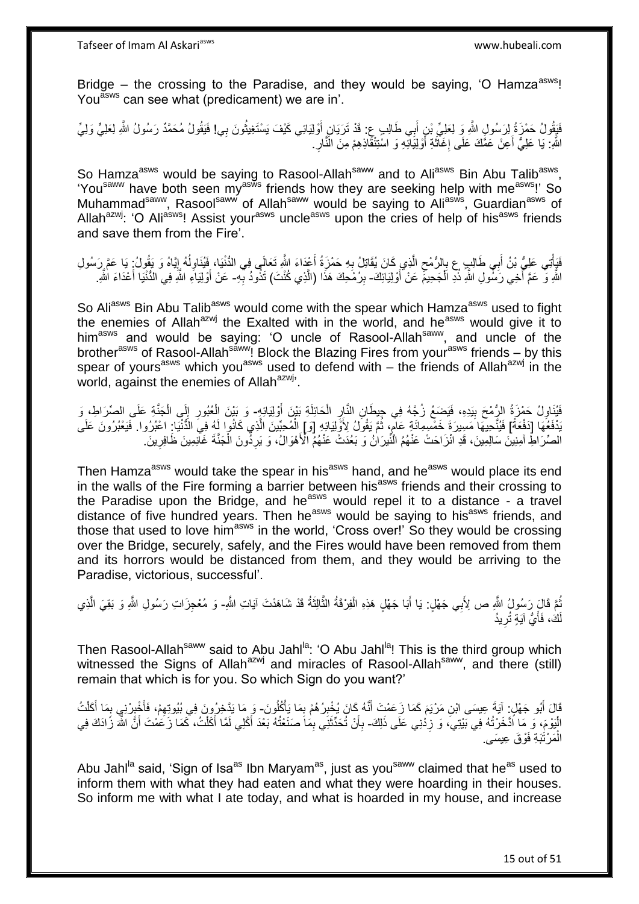Bridge – the crossing to the Paradise, and they would be saying, 'O Hamza[asws]! You[asws] can see what (predicament) we are in'.

فَيَقُولُ حَمْزَةُ لِرَسُولِ اللَّهِ وَ لِعَلِيِّ بْنِ أَبِي طَالِبٍ ع: قَدْ تَرَيَانِ أَوْلِيَائِي كَيْفَ يَسْتَغِيثُونَ بِي! فَيَقُولُ مُحَمَّدٌ رَسُولُ اللَّهِ لِعَلِيٍّ وَلِيِّ اللَّهِ: يَا عَلِيُّ أَعِنْ عَمَّكَ عَلَى إِغَاثَةِ أَوْلِيَائِهِ وَ اسْتِنْقَاذِهِمْ مِنَ النَّارِ.

So Hamza[asws] would be saying to Rasool-Allah[saww] and to Ali[asws] Bin Abu Talib[asws], 'You[saww] have both seen my[asws] friends how they are seeking help with me[asws]!' So Muhammad[saww], Rasool[saww] of Allah[saww] would be saying to Ali[asws], Guardian[asws] of Allah[azwj]: 'O Ali[asws]! Assist your[asws] uncle[asws] upon the cries of help of his[asws] friends and save them from the Fire'.

فَيَأْتِي عَلِيُّ بْنُ أَبِي طَالِبٍ ع بِالرُّمْحِ الَّذِي كَانَ يُقَاتِلُ بِهِ حَمْزَةُ أَعْدَاءَ اللَّهِ تَعَالَى فِي الدُّنْيَا، فَيُنَاوِلُهُ إِيَّاهُ وَ يَقُولُ: يَا عَمَّ رَسُولِ اللَّهِ وَ عَمَّ أَخِي رَسُولِ اللَّهِ ذُدِ الْجَحِيمَ عَنْ أَوْلِيَائِكَ- بِرُمْحِكَ هَذَا (الَّذِي كُنْتَ) تَذُودُ بِهِ- عَنْ أَوْلِيَاءِ اللَّهِ فِي الدُّنْيَا أَعْدَاءَ اللَّهِ.

So Ali[asws] Bin Abu Talib[asws] would come with the spear which Hamza[asws] used to fight the enemies of Allah[azwj] the Exalted with in the world, and he[asws] would give it to him[asws] and would be saying: 'O uncle of Rasool-Allah[saww], and uncle of the brother[asws] of Rasool-Allah[saww]! Block the Blazing Fires from your[asws] friends – by this spear of yours[asws] which you[asws] used to defend with – the friends of Allah[azwj] in the world, against the enemies of Allah[azwj]'.

فَيُنَاوِلُ حَمْزَةُ الرُّمْحَ بِيَدِهِ، فَيَضَعُ زُجَّهُ فِي حِيطَانِ النَّارِ الْحَائِلَةِ بَيْنَ أَوْلِيَائِهِ- وَ بَيْنَ الْعُبُورِ إِلَى الْجَنَّةِ عَلَى الصِّرَاطِ، وَ يَدْفَعُهَا [دَفْعَةً] فَيُنَحِّيهَا مَسِيرَةَ خَمْسِمِائَةِ عَامٍ، ثُمَّ يَقُولُ لِأَوْلِيَائِهِ [وَ] الْمُحِبِّينَ الَّذِي كَانُوا لَهُ فِي الدُّنْيَا: اعْبُرُوا. فَيَعْبُرُونَ عَلَى الصِّرَاطِ آمِنِينَ سَالِمِينَ، قَدِ انْزَاحَتْ عَنْهُمُ النِّيرَانُ وَ بَعُدَتْ عَنْهُمُ الْأَهْوَالُ، وَ يَرِدُونَ الْجَنَّةَ غَانِمِينَ ظَافِرِينَ.

Then Hamza[asws] would take the spear in his[asws] hand, and he[asws] would place its end in the walls of the Fire forming a barrier between his[asws] friends and their crossing to the Paradise upon the Bridge, and he[asws] would repel it to a distance - a travel distance of five hundred years. Then he[asws] would be saying to his[asws] friends, and those that used to love him[asws] in the world, 'Cross over!' So they would be crossing over the Bridge, securely, safely, and the Fires would have been removed from them and its horrors would be distanced from them, and they would be arriving to the Paradise, victorious, successful'.

ثُمَّ قَالَ رَسُولُ اللَّهِ ص لِأَبِي جَهْلٍ: يَا أَبَا جَهْلٍ هَذِهِ الْفِرْقَةُ الثَّالِثَةُ قَدْ شَاهَدَتْ آيَاتِ اللَّهِ- وَ مُعْجِزَاتِ رَسُولِ اللَّهِ وَ بَقِيَ الَّذِي لَكَ، فَأَيَّ آيَةٍ تُرِيدُ

Then Rasool-Allah[saww] said to Abu Jahl[la]: 'O Abu Jahl[la]! This is the third group which witnessed the Signs of Allah[azwj] and miracles of Rasool-Allah[saww], and there (still) remain that which is for you. So which Sign do you want?'

قَالَ أَبُو جَهْلٍ: آيَةَ عِيسَى ابْنِ مَرْيَمَ كَمَا زَعَمْتَ أَنَّهُ كَانَ يُخْبِرُهُمْ بِمَا يَأْكُلُونَ- وَ مَا يَدَّخِرُونَ فِي بُيُوتِهِمْ، فَأَخْبِرْنِي بِمَا أَكَلْتُ الْيَوْمَ، وَ مَا ادَّخَرْتُهُ فِي بَيْتِي، وَ زِدْنِي عَلَى ذَلِكَ- بِأَنْ تُحَدِّثَنِي بِمَا صَنَعْتُهُ بَعْدَ أَكْلِي لَمَّا أَكَلْتُ، كَمَا زَعَمْتَ أَنَّ اللَّهَ زَادَكَ فِي الْمَرْتَبَةِ فَوْقَ عِيسَى.

Abu Jahl[la] said, 'Sign of Isa[as] Ibn Maryam[as], just as you[saww] claimed that he[as] used to inform them with what they had eaten and what they were hoarding in their houses. So inform me with what I ate today, and what is hoarded in my house, and increase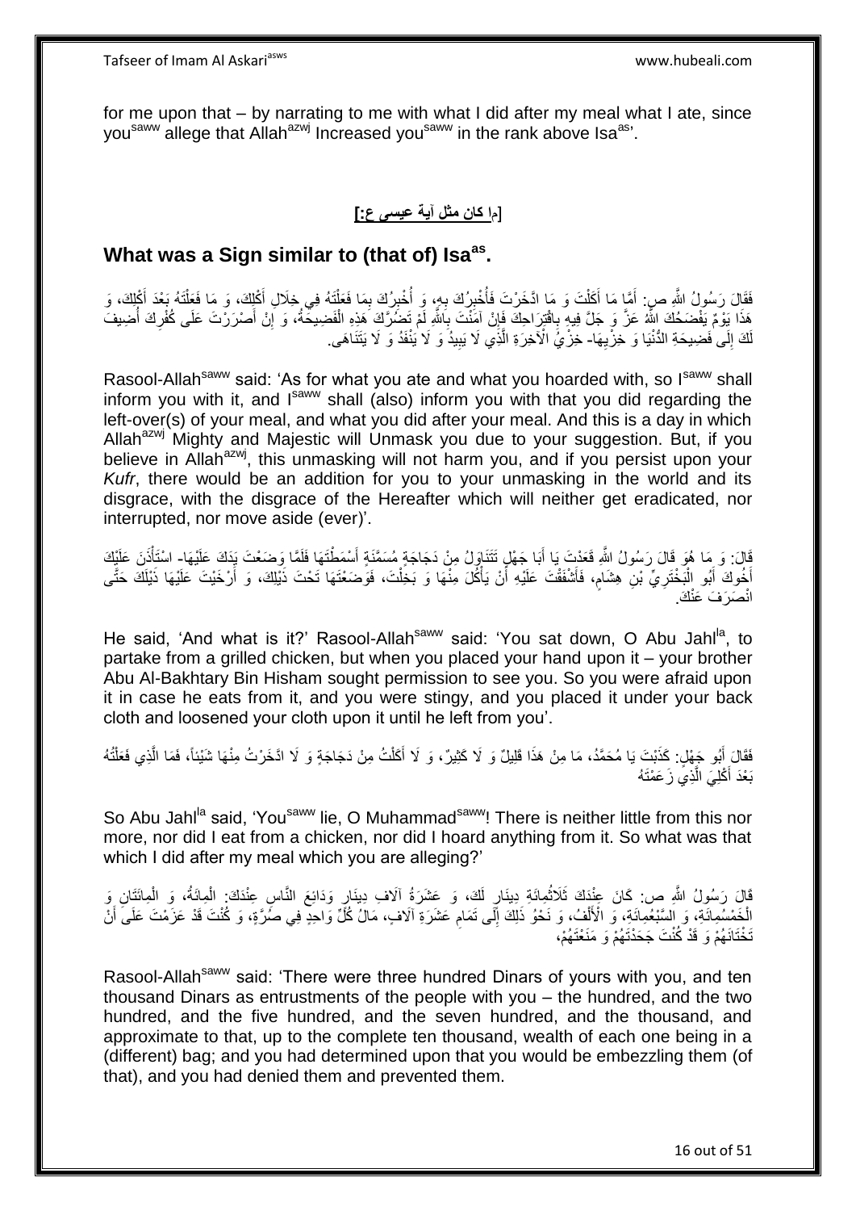for me upon that – by narrating to me with what I did after my meal what I ate, since you[saww] allege that Allah[azwj] Increased you[saww] in the rank above Isa[as]'.

## [ما كان مثل آية عيسى ع:]

## What was a Sign similar to (that of) Isa[as].

فَقَالَ رَسُولُ اللَّهِ ص: أَمَّا مَا أَكَلْتَ وَ مَا ادَّخَرْتَ فَأُخْبِرُكَ بِهِ، وَ أُخْبِرُكَ بِمَا فَعَلْتَهُ فِي خِلَالِ أَكْلِكَ، وَ مَا فَعَلْتَهُ بَعْدَ أَكْلِكَ، وَ هَذَا يَوْمٌ يَفْضَحُكَ اللَّهُ عَزَّ وَ جَلَّ فِيهِ بِاقْتِرَاحِكَ فَإِنْ آمَنْتَ بِاللَّهِ لَمْ تَضُرَّكَ هَذِهِ الْفَضِيحَةُ، وَ إِنْ أَصْرَرْتَ عَلَى كُفْرِكَ أُضِيفَ لَكَ إِلَى فَضِيحَةِ الدُّنْيَا وَ خِزْيِهَا- خِزْيُ الْآخِرَةِ الَّذِي لَا يَبِيدُ وَ لَا يَنْفَدُ وَ لَا يَتَنَاهَى.

Rasool-Allah[saww] said: 'As for what you ate and what you hoarded with, so I[saww] shall inform you with it, and I[saww] shall (also) inform you with that you did regarding the left-over(s) of your meal, and what you did after your meal. And this is a day in which Allah[azwj] Mighty and Majestic will Unmask you due to your suggestion. But, if you believe in Allah[azwj], this unmasking will not harm you, and if you persist upon your *Kufr*, there would be an addition for you to your unmasking in the world and its disgrace, with the disgrace of the Hereafter which will neither get eradicated, nor interrupted, nor move aside (ever)'.

قَالَ: وَ مَا هُوَ قَالَ رَسُولُ اللَّهِ قَعَدْتَ يَا أَبَا جَهْلٍ تَتَنَاوَلُ مِنْ دَجَاجَةٍ مُسَمَّنَةٍ أَسْمَطْتَهَا فَلَمَّا وَضَعْتَ يَدَكَ عَلَيْهَا- اسْتَأْذَنَ عَلَيْكَ أَخُوكَ أَبُو الْبَخْتَرِيِّ بْنِ هِشَامٍ، فَأَشْفَقْتَ عَلَيْهِ أَنْ يَأْكُلَ مِنْهَا وَ بَخِلْتَ، فَوَضَعْتَهَا تَحْتَ ذَيْلِكَ، وَ أَرْخَيْتَ عَلَيْهَا ذَيْلَكَ حَتَّى انْصَرَفَ عَنْكَ.

He said, 'And what is it?' Rasool-Allah[saww] said: 'You sat down, O Abu Jahl[la], to partake from a grilled chicken, but when you placed your hand upon it – your brother Abu Al-Bakhtary Bin Hisham sought permission to see you. So you were afraid upon it in case he eats from it, and you were stingy, and you placed it under your back cloth and loosened your cloth upon it until he left from you'.

فَقَالَ أَبُو جَهْلٍ: كَذَبْتَ يَا مُحَمَّدُ، مَا مِنْ هَذَا قَلِيلٌ وَ لَا كَثِيرٌ، وَ لَا أَكَلْتُ مِنْ دَجَاجَةٍ وَ لَا ادَّخَرْتُ مِنْهَا شَيْئاً، فَمَا الَّذِي فَعَلْتُهُ بَعْدَ أَكْلِيَ الَّذِي زَعَمْتَهُ

So Abu Jahl[la] said, 'You[saww] lie, O Muhammad[saww]! There is neither little from this nor more, nor did I eat from a chicken, nor did I hoard anything from it. So what was that which I did after my meal which you are alleging?'

قَالَ رَسُولُ اللَّهِ ص: كَانَ عِنْدَكَ ثَلَاثُمِائَةِ دِينَارٍ لَكَ، وَ عَشَرَةُ آلَافِ دِينَارٍ وَدَائِعَ النَّاسِ عِنْدَكَ: الْمِائَةُ، وَ الْمِائَتَانِ وَ الْخَمْسُمِائَةِ، وَ السَّبْعُمِائَةِ، وَ الْأَلْفُ، وَ نَحْوُ ذَلِكَ إِلَى تَمَامِ عَشَرَةِ آلَافٍ، مَالُ كُلِّ وَاحِدٍ فِي صُرَّةٍ، وَ كُنْتَ قَدْ عَزَمْتَ عَلَى أَنْ تَخْتَانَهُمْ وَ قَدْ كُنْتَ جَحَدْتَهُمْ وَ مَنَعْتَهُمْ،

Rasool-Allah[saww] said: 'There were three hundred Dinars of yours with you, and ten thousand Dinars as entrustments of the people with you – the hundred, and the two hundred, and the five hundred, and the seven hundred, and the thousand, and approximate to that, up to the complete ten thousand, wealth of each one being in a (different) bag; and you had determined upon that you would be embezzling them (of that), and you had denied them and prevented them.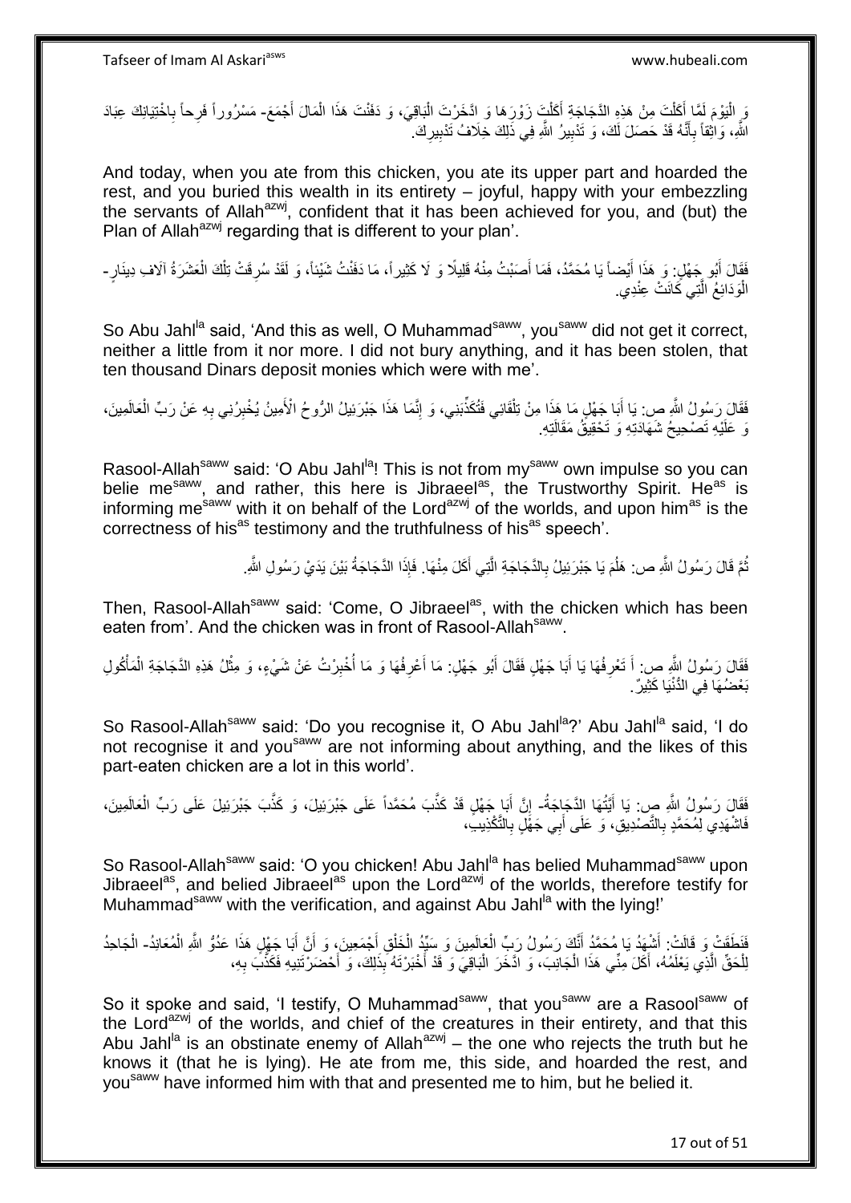وَ الْيَوْمَ لَمَّا أَكَلْتَ مِنْ هَذِهِ الدَّجَاجَةِ أَكَلْتَ زَوْرَهَا وَ ادَّخَرْتَ الْبَاقِيَ، وَ دَفَنْتَ هَذَا الْمَالَ أَجْمَعَ- مَسْرُوراً فَرِحاً بِاخْتِيَانِكَ عِبَادَ اللَّهِ، وَاثِقاً بِأَنَّهُ قَدْ حَصَلَ لَكَ، وَ تَدْبِيرُ اللَّهِ فِي ذَلِكَ خِلَافُ تَدْبِيرِكَ.

And today, when you ate from this chicken, you ate its upper part and hoarded the rest, and you buried this wealth in its entirety – joyful, happy with your embezzling the servants of Allah[azwj], confident that it has been achieved for you, and (but) the Plan of Allah[azwj] regarding that is different to your plan'.

فَقَالَ أَبُو جَهْلٍ: وَ هَذَا أَيْضاً يَا مُحَمَّدُ، فَمَا أَصَبْتُ مِنْهُ قَلِيلًا وَ لَا كَثِيراً، مَا دَفَنْتُ شَيْئاً، وَ لَقَدْ سُرِقَتْ تِلْكَ الْعَشَرَةُ آلَافِ دِينَارٍ- الْوَدَائِعُ الَّتِي كَانَتْ عِنْدِي.

So Abu Jahl[la] said, 'And this as well, O Muhammad[saww], you[saww] did not get it correct, neither a little from it nor more. I did not bury anything, and it has been stolen, that ten thousand Dinars deposit monies which were with me'.

فَقَالَ رَسُولُ اللَّهِ ص: يَا أَبَا جَهْلٍ مَا هَذَا مِنْ تِلْقَائِي فَتُكَذِّبَنِي، وَ إِنَّمَا هَذَا جَبْرَئِيلُ الرُّوحُ الْأَمِينُ يُخْبِرُنِي بِهِ عَنْ رَبِّ الْعَالَمِينَ، وَ عَلَيْهِ تَصْحِيحُ شَهَادَتِهِ وَ تَحْقِيقُ مَقَالَتِهِ.

Rasool-Allah[saww] said: 'O Abu Jahl[la]! This is not from my[saww] own impulse so you can belie me[saww], and rather, this here is Jibraeel[as], the Trustworthy Spirit. He[as] is informing me[saww] with it on behalf of the Lord[azwj] of the worlds, and upon him[as] is the correctness of his[as] testimony and the truthfulness of his[as] speech'.

ثُمَّ قَالَ رَسُولُ اللَّهِ ص: هَلُمَّ يَا جَبْرَئِيلُ بِالدَّجَاجَةِ الَّتِي أَكَلَ مِنْهَا. فَإِذَا الدَّجَاجَةُ بَيْنَ يَدَيْ رَسُولِ اللَّهِ.

Then, Rasool-Allah[saww] said: 'Come, O Jibraeel[as], with the chicken which has been eaten from'. And the chicken was in front of Rasool-Allah[saww].

فَقَالَ رَسُولُ اللَّهِ ص: أَ تَعْرِفُهَا يَا أَبَا جَهْلٍ فَقَالَ أَبُو جَهْلٍ: مَا أَعْرِفُهَا وَ مَا أُخْبِرْتُ عَنْ شَيْءٍ، وَ مِثْلُ هَذِهِ الدَّجَاجَةِ الْمَأْكُولِ بَعْضُهَا فِي الدُّنْيَا كَثِيرٌ.

So Rasool-Allah[saww] said: 'Do you recognise it, O Abu Jahl[la]?' Abu Jahl[la] said, 'I do not recognise it and you[saww] are not informing about anything, and the likes of this part-eaten chicken are a lot in this world'.

فَقَالَ رَسُولُ اللَّهِ ص: يَا أَيَّتُهَا الدَّجَاجَةُ- إِنَّ أَبَا جَهْلٍ قَدْ كَذَّبَ مُحَمَّداً عَلَى جَبْرَئِيلَ، وَ كَذَّبَ جَبْرَئِيلَ عَلَى رَبِّ الْعَالَمِينَ، فَاشْهَدِي لِمُحَمَّدٍ بِالتَّصْدِيقِ، وَ عَلَى أَبِي جَهْلٍ بِالتَّكْذِيبِ،

So Rasool-Allah[saww] said: 'O you chicken! Abu Jahl[la] has belied Muhammad[saww] upon Jibraeel[as], and belied Jibraeel[as] upon the Lord[azwj] of the worlds, therefore testify for Muhammad[saww] with the verification, and against Abu Jahl[la] with the lying!'

فَنَطَقَتْ وَ قَالَتْ: أَشْهَدُ يَا مُحَمَّدُ أَنَّكَ رَسُولُ رَبِّ الْعَالَمِينَ وَ سَيِّدُ الْخَلْقِ أَجْمَعِينَ، وَ أَنَّ أَبَا جَهْلٍ هَذَا عَدُوُّ اللَّهِ الْمُعَانِدُ- الْجَاحِدُ لِلْحَقِّ الَّذِي يَعْلَمُهُ، أَكَلَ مِنِّي هَذَا الْجَانِبَ، وَ ادَّخَرَ الْبَاقِيَ، وَ قَدْ أَخْبَرْتَهُ بِذَلِكَ، وَ أَحْضَرْتَنِيهِ فَكَذَّبَ بِهِ،

So it spoke and said, 'I testify, O Muhammad[saww], that you[saww] are a Rasool[saww] of the Lord[azwj] of the worlds, and chief of the creatures in their entirety, and that this Abu Jahl[la] is an obstinate enemy of Allah[azwj] – the one who rejects the truth but he knows it (that he is lying). He ate from me, this side, and hoarded the rest, and you[saww] have informed him with that and presented me to him, but he belied it.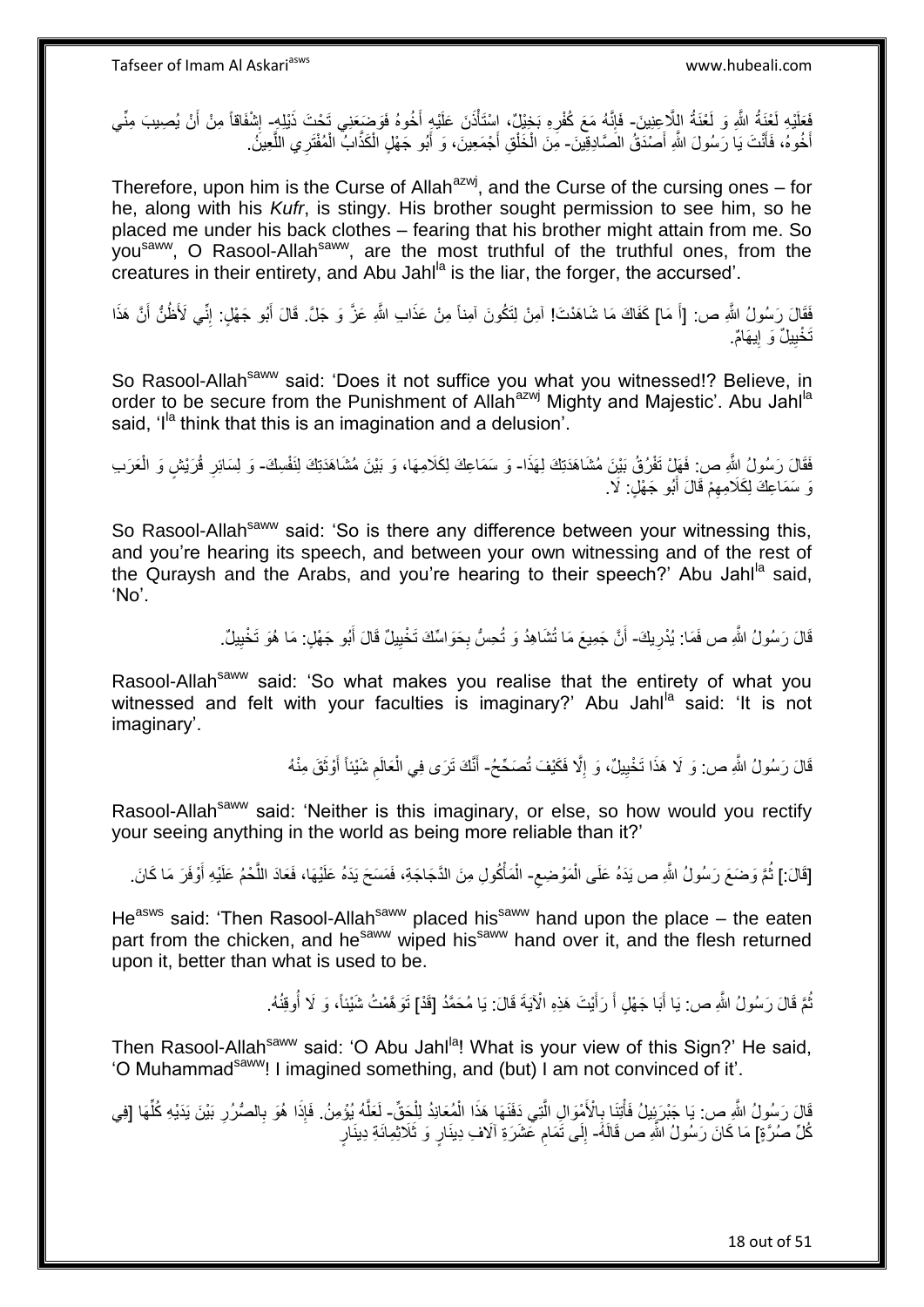فَعَلَيْهِ لَعْنَةُ اللَّهِ وَ لَعْنَةُ اللَّاعِنِينَ- فَإِنَّهُ مَعَ كُفْرِهِ بَخِيلٌ، اسْتَأْذَنَ عَلَيْهِ أَخُوهُ فَوَضَعَنِي تَحْتَ ذَيْلِهِ- إِشْفَاقاً مِنْ أَنْ يُصِيبَ مِنِّي أَخُوهُ، فَأَنْتَ يَا رَسُولَ اللَّهِ أَصْدَقُ الصَّادِقِينَ- مِنَ الْخَلْقِ أَجْمَعِينَ، وَ أَبُو جَهْلٍ الْكَذَّابُ الْمُفْتَرِي اللَّعِينُ.

Therefore, upon him is the Curse of Allah[azwj], and the Curse of the cursing ones – for he, along with his *Kufr*, is stingy. His brother sought permission to see him, so he placed me under his back clothes – fearing that his brother might attain from me. So you[saww], O Rasool-Allah[saww], are the most truthful of the truthful ones, from the creatures in their entirety, and Abu Jahl[la] is the liar, the forger, the accursed'.

فَقَالَ رَسُولُ اللَّهِ ص: [أَ مَا] كَفَاكَ مَا شَاهَدْتَ! آمِنْ لِتَكُونَ آمِناً مِنْ عَذَابِ اللَّهِ عَزَّ وَ جَلَّ. قَالَ أَبُو جَهْلٍ: إِنِّي لَأَظُنُّ أَنَّ هَذَا تَخْيِيلٌ وَ إِيهَامٌ.

So Rasool-Allah[saww] said: 'Does it not suffice you what you witnessed!? Believe, in order to be secure from the Punishment of Allah[azwj] Mighty and Majestic'. Abu Jahl[la] said, 'I[la] think that this is an imagination and a delusion'.

فَقَالَ رَسُولُ اللَّهِ ص: فَهَلْ تَفْرُقُ بَيْنَ مُشَاهَدَتِكَ لِهَذَا- وَ سَمَاعِكَ لِكَلَامِهَا، وَ بَيْنَ مُشَاهَدَتِكَ لِنَفْسِكَ- وَ لِسَائِرِ قُرَيْشٍ وَ الْعَرَبِ وَ سَمَاعِكَ لِكَلَامِهِمْ قَالَ أَبُو جَهْلٍ: لَا.

So Rasool-Allah[saww] said: 'So is there any difference between your witnessing this, and you're hearing its speech, and between your own witnessing and of the rest of the Quraysh and the Arabs, and you're hearing to their speech?' Abu Jahl[la] said, 'No'.

قَالَ رَسُولُ اللَّهِ ص فَمَا: يُدْرِيكَ- أَنَّ جَمِيعَ مَا تُشَاهِدُ وَ تُحِسُّ بِحَوَاسِّكَ تَخْيِيلٌ قَالَ أَبُو جَهْلٍ: مَا هُوَ تَخْيِيلٌ.

Rasool-Allah[saww] said: 'So what makes you realise that the entirety of what you witnessed and felt with your faculties is imaginary?' Abu Jahl[la] said: 'It is not imaginary'.

قَالَ رَسُولُ اللَّهِ ص: وَ لَا هَذَا تَخْيِيلٌ، وَ إِلَّا فَكَيْفَ تُصَحِّحُ- أَنَّكَ تَرَى فِي الْعَالَمِ شَيْئاً أَوْثَقَ مِنْهُ

Rasool-Allah[saww] said: 'Neither is this imaginary, or else, so how would you rectify your seeing anything in the world as being more reliable than it?'

[قَالَ:] ثُمَّ وَضَعَ رَسُولُ اللَّهِ ص يَدَهُ عَلَى الْمَوْضِعِ- الْمَأْكُولِ مِنَ الدَّجَاجَةِ، فَمَسَحَ يَدَهُ عَلَيْهَا، فَعَادَ اللَّحْمُ عَلَيْهِ أَوْفَرَ مَا كَانَ.

He[asws] said: 'Then Rasool-Allah[saww] placed his[saww] hand upon the place – the eaten part from the chicken, and he[saww] wiped his[saww] hand over it, and the flesh returned upon it, better than what is used to be.

ثُمَّ قَالَ رَسُولُ اللَّهِ ص: يَا أَبَا جَهْلٍ أَ رَأَيْتَ هَذِهِ الْآيَةَ قَالَ: يَا مُحَمَّدُ [قَدْ] تَوَهَّمْتُ شَيْئاً، وَ لَا أُوقِنُهُ.

Then Rasool-Allah[saww] said: 'O Abu Jahl[la]! What is your view of this Sign?' He said, 'O Muhammad[saww]! I imagined something, and (but) I am not convinced of it'.

قَالَ رَسُولُ اللَّهِ ص: يَا جَبْرَئِيلُ فَأْتِنَا بِالْأَمْوَالِ الَّتِي دَفَنَهَا هَذَا الْمُعَانِدُ لِلْحَقِّ- لَعَلَّهُ يُؤْمِنُ. فَإِذَا هُوَ بِالصُّرُرِ بَيْنَ يَدَيْهِ كُلِّهَا [فِي كُلِّ صُرَّةٍ] مَا كَانَ رَسُولُ اللَّهِ ص قَالَهُ- إِلَى تَمَامِ عَشَرَةِ آلَافِ دِينَارٍ وَ ثَلَاثِمِائَةِ دِينَارٍ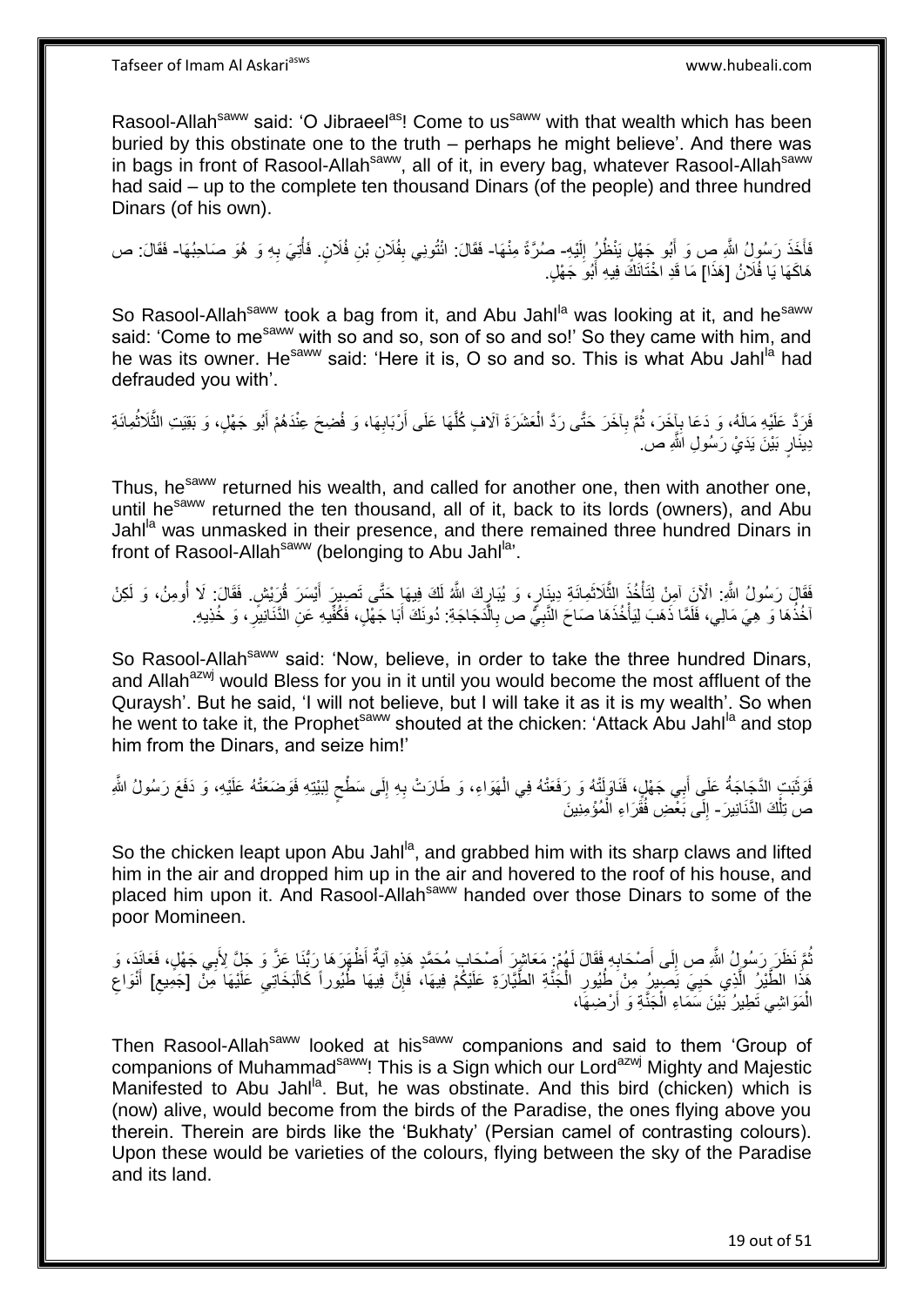Rasool-Allah[saww] said: 'O Jibraeel[as]! Come to us[saww] with that wealth which has been buried by this obstinate one to the truth – perhaps he might believe'. And there was in bags in front of Rasool-Allah[saww], all of it, in every bag, whatever Rasool-Allah[saww] had said – up to the complete ten thousand Dinars (of the people) and three hundred Dinars (of his own).

فَأَخَذَ رَسُولُ اللَّهِ ص وَ أَبُو جَهْلٍ يَنْظُرُ إِلَيْهِ- صُرَّةً مِنْهَا- فَقَالَ: ائْتُونِي بِفُلَانِ بْنِ فُلَانٍ. فَأُتِيَ بِهِ وَ هُوَ صَاحِبُهَا- فَقَالَ: ص هَاكَهَا يَا فُلَانُ [هَذَا] مَا قَدِ اخْتَانَكَ فِيهِ أَبُو جَهْلٍ.

So Rasool-Allah[saww] took a bag from it, and Abu Jahl[la] was looking at it, and he[saww] said: 'Come to me[saww] with so and so, son of so and so!' So they came with him, and he was its owner. He[saww] said: 'Here it is, O so and so. This is what Abu Jahl[la] had defrauded you with'.

فَرَدَّ عَلَيْهِ مَالَهُ، وَ دَعَا بِآخَرَ، ثُمَّ بِآخَرَ حَتَّى رَدَّ الْعَشَرَةَ آلَافٍ كُلَّهَا عَلَى أَرْبَابِهَا، وَ فُضِحَ عِنْدَهُمْ أَبُو جَهْلٍ، وَ بَقِيَتِ الثَّلَاثُمِائَةِ دِينَارٍ بَيْنَ يَدَيْ رَسُولِ اللَّهِ ص.

Thus, he[saww] returned his wealth, and called for another one, then with another one, until he[saww] returned the ten thousand, all of it, back to its lords (owners), and Abu Jahl[la] was unmasked in their presence, and there remained three hundred Dinars in front of Rasool-Allah[saww] (belonging to Abu Jahl[la]'.

فَقَالَ رَسُولُ اللَّهِ: الْآنَ آمِنْ لِتَأْخُذَ الثَّلَاثَمِائَةِ دِينَارٍ، وَ يُبَارِكَ اللَّهُ لَكَ فِيهَا حَتَّى تَصِيرَ أَيْسَرَ قُرَيْشٍ. فَقَالَ: لَا أُومِنُ، وَ لَكِنْ آخُذُهَا وَ هِيَ مَالِي، فَلَمَّا ذَهَبَ لِيَأْخُذَهَا صَاحَ النَّبِيُّ ص بِالدَّجَاجَةِ: دُونَكِ أَبَا جَهْلٍ، فَكُفِّيهِ عَنِ الدَّنَانِيرِ، وَ خُذِيهِ.

So Rasool-Allah[saww] said: 'Now, believe, in order to take the three hundred Dinars, and Allah[azwj] would Bless for you in it until you would become the most affluent of the Quraysh'. But he said, 'I will not believe, but I will take it as it is my wealth'. So when he went to take it, the Prophet[saww] shouted at the chicken: 'Attack Abu Jahl[la] and stop him from the Dinars, and seize him!'

فَوَثَبَتِ الدَّجَاجَةُ عَلَى أَبِي جَهْلٍ، فَتَنَاوَلَتْهُ وَ رَفَعَتْهُ فِي الْهَوَاءِ، وَ طَارَتْ بِهِ إِلَى سَطْحِ بَيْتِهِ فَوَضَعَتْهُ عَلَيْهِ، وَ دَفَعَ رَسُولُ اللَّهِ ص تِلْكَ الدَّنَانِيرَ- إِلَى بَعْضِ فُقَرَاءِ الْمُؤْمِنِينَ

So the chicken leapt upon Abu Jahl[la], and grabbed him with its sharp claws and lifted him in the air and dropped him up in the air and hovered to the roof of his house, and placed him upon it. And Rasool-Allah[saww] handed over those Dinars to some of the poor Momineen.

ثُمَّ نَظَرَ رَسُولُ اللَّهِ ص إِلَى أَصْحَابِهِ فَقَالَ لَهُمْ: مَعَاشِرَ أَصْحَابِ مُحَمَّدٍ هَذِهِ آيَةٌ أَظْهَرَهَا رَبُّنَا عَزَّ وَ جَلَّ لِأَبِي جَهْلٍ، فَعَانَدَ، وَ هَذَا الطَّيْرُ الَّذِي حَيِيَ يَصِيرُ مِنْ طُيُورِ الْجَنَّةِ الطَّيَّارَةِ عَلَيْكُمْ فِيهَا، فَإِنَّ فِيهَا طُيُوراً كَالْبَخَاتِيِّ عَلَيْهَا مِنْ [جَمِيعِ] أَنْوَاعِ الْمَوَاشِي تَطِيرُ بَيْنَ سَمَاءِ الْجَنَّةِ وَ أَرْضِهَا،

Then Rasool-Allah[saww] looked at his[saww] companions and said to them 'Group of companions of Muhammad[saww]! This is a Sign which our Lord[azwj] Mighty and Majestic Manifested to Abu Jahl[la]. But, he was obstinate. And this bird (chicken) which is (now) alive, would become from the birds of the Paradise, the ones flying above you therein. Therein are birds like the 'Bukhaty' (Persian camel of contrasting colours). Upon these would be varieties of the colours, flying between the sky of the Paradise and its land.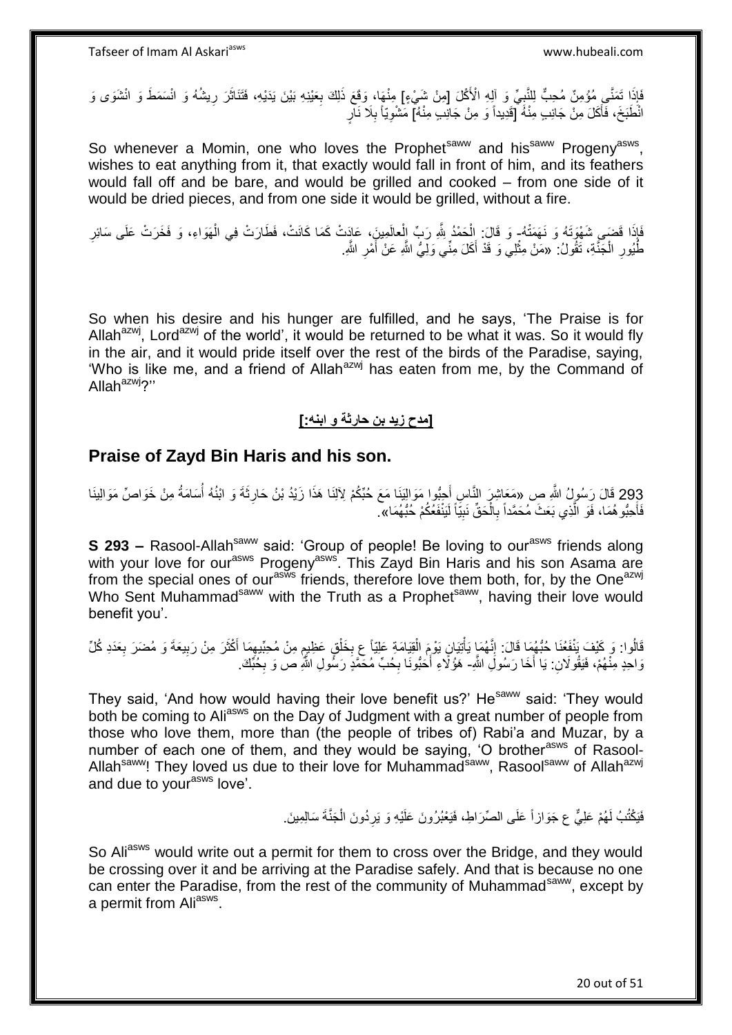فَإِذَا تَمَنَّى مُؤْمِنٌ مُحِبٌّ لِلنَّبِيِّ وَ آلِهِ الْأَكْلَ [مِنْ شَيْءٍ] مِنْهَا، وَقَعَ ذَلِكَ بِعَيْنِهِ بَيْنَ يَدَيْهِ، فَتَنَاثَرَ رِيشُهُ وَ انْسَمَطَ وَ انْشَوَى وَ انْطَبَخَ، فَأَكَلَ مِنْ جَانِبٍ مِنْهُ [قَدِيداً وَ مِنْ جَانِبٍ مِنْهُ] مَشْوِيّاً بِلَا نَارٍ

So whenever a Momin, one who loves the Prophet[saww] and his[saww] Progeny[asws], wishes to eat anything from it, that exactly would fall in front of him, and its feathers would fall off and be bare, and would be grilled and cooked – from one side of it would be dried pieces, and from one side it would be grilled, without a fire.

فَإِذَا قَضَى شَهْوَتَهُ وَ نَهَمَتَهُ- وَ قَالَ: الْحَمْدُ لِلَّهِ رَبِّ الْعالَمِينَ، عَادَتْ كَمَا كَانَتْ، فَطَارَتْ فِي الْهَوَاءِ، وَ فَخَرَتْ عَلَى سَائِرِ طُيُورِ الْجَنَّةِ، تَقُولُ: «مَنْ مِثْلِي وَ قَدْ أَكَلَ مِنِّي وَلِيُّ اللَّهِ عَنْ أَمْرِ اللَّهِ.

So when his desire and his hunger are fulfilled, and he says, 'The Praise is for Allah[azwj], Lord[azwj] of the world', it would be returned to be what it was. So it would fly in the air, and it would pride itself over the rest of the birds of the Paradise, saying, 'Who is like me, and a friend of Allah[azwj] has eaten from me, by the Command of Allah[azwj]?''

**[مدح زيد بن حارثة و ابنه:]**

## Praise of Zayd Bin Haris and his son.

293 قَالَ رَسُولُ اللَّهِ ص «مَعَاشِرَ النَّاسِ أَحِبُّوا مَوَالِيَنَا مَعَ حُبِّكُمْ لِآلِنَا هَذَا زَيْدُ بْنُ حَارِثَةَ وَ ابْنُهُ أُسَامَةُ مِنْ خَوَاصِّ مَوَالِينَا فَأَحِبُّوهُمَا، فَوَ الَّذِي بَعَثَ مُحَمَّداً بِالْحَقِّ نَبِيّاً لَيَنْفَعُكُمْ حُبُّهُمَا».

**S 293 –** Rasool-Allah[saww] said: 'Group of people! Be loving to our[asws] friends along with your love for our[asws] Progeny[asws]. This Zayd Bin Haris and his son Asama are from the special ones of our[asws] friends, therefore love them both, for, by the One[azwj] Who Sent Muhammad[saww] with the Truth as a Prophet[saww], having their love would benefit you'.

قَالُوا: وَ كَيْفَ يَنْفَعُنَا حُبُّهُمَا قَالَ: إِنَّهُمَا يَأْتِيَانِ يَوْمَ الْقِيَامَةِ عَلِيّاً ع بِخَلْقٍ عَظِيمٍ مِنْ مُحِبِّيهِمَا أَكْثَرَ مِنْ رَبِيعَةَ وَ مُضَرَ بِعَدَدِ كُلِّ وَاحِدٍ مِنْهُمْ، فَيَقُولَانِ: يَا أَخَا رَسُولِ اللَّهِ- هَؤُلَاءِ أَحَبُّونَا بِحُبِّ مُحَمَّدٍ رَسُولِ اللَّهِ ص وَ بِحُبِّكَ.

They said, 'And how would having their love benefit us?' He[saww] said: 'They would both be coming to Ali[asws] on the Day of Judgment with a great number of people from those who love them, more than (the people of tribes of) Rabi'a and Muzar, by a number of each one of them, and they would be saying, 'O brother[asws] of Rasool-Allah[saww]! They loved us due to their love for Muhammad[saww], Rasool[saww] of Allah[azwj] and due to your[asws] love'.

فَيَكْتُبُ لَهُمْ عَلِيٌّ ع جَوَازاً عَلَى الصِّرَاطِ، فَيَعْبُرُونَ عَلَيْهِ وَ يَرِدُونَ الْجَنَّةَ سَالِمِينَ.

So Ali[asws] would write out a permit for them to cross over the Bridge, and they would be crossing over it and be arriving at the Paradise safely. And that is because no one can enter the Paradise, from the rest of the community of Muhammad[saww], except by a permit from Ali[asws].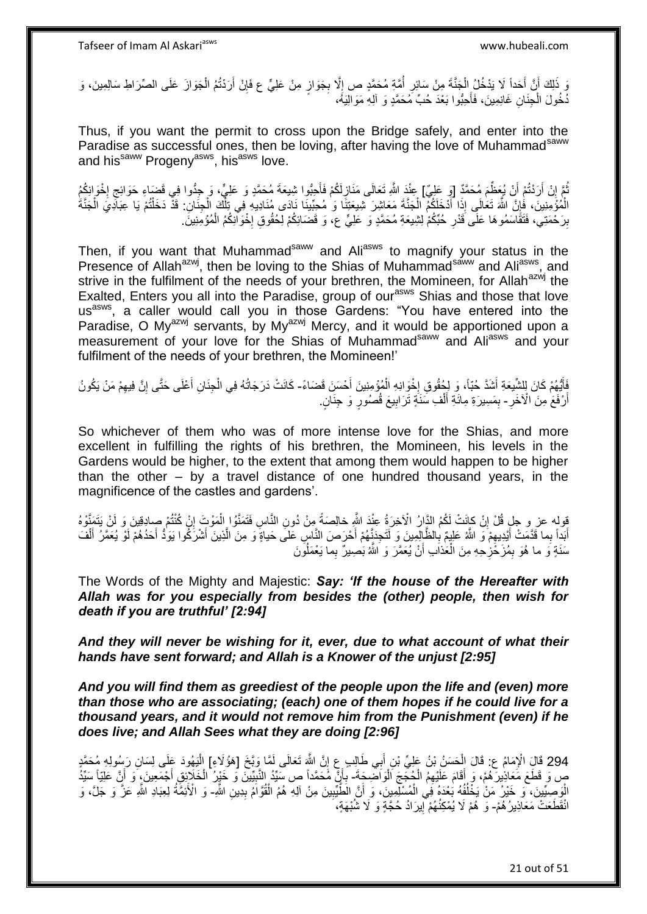وَ ذَلِكَ أَنَّ أَحَداً لَا يَدْخُلُ الْجَنَّةَ مِنْ سَائِرِ أُمَّةِ مُحَمَّدٍ ص إِلَّا بِجَوَازٍ مِنْ عَلِيٍّ ع فَإِنْ أَرَدْتُمُ الْجَوَازَ عَلَى الصِّرَاطِ سَالِمِينَ، وَ دُخُولَ الْجِنَانِ غَانِمِينَ، فَأَحِبُّوا بَعْدَ حُبِّ مُحَمَّدٍ وَ آلِهِ مَوَالِيَهُ،

Thus, if you want the permit to cross upon the Bridge safely, and enter into the Paradise as successful ones, then be loving, after having the love of Muhammad[saww] and his[saww] Progeny[asws], his[asws] love.

ثُمَّ إِنْ أَرَدْتُمْ أَنْ يُعَظِّمَ مُحَمَّدٌ [وَ عَلِيٌّ] عِنْدَ اللَّهِ تَعَالَى مَنَازِلَكُمْ فَأَحِبُّوا شِيعَةَ مُحَمَّدٍ وَ عَلِيٍّ، وَ جِدُّوا فِي قَضَاءِ حَوَائِجِ إِخْوَانِكُمُ الْمُؤْمِنِينَ، فَإِنَّ اللَّهَ تَعَالَى إِذَا أَدْخَلَكُمُ الْجَنَّةَ مَعَاشِرَ شِيعَتِنَا وَ مُحِبِّينَا نَادَى مُنَادِيهِ فِي تِلْكَ الْجِنَانِ: قَدْ دَخَلْتُمْ يَا عِبَادِيَ الْجَنَّةَ بِرَحْمَتِي، فَتَقَاسَمُوهَا عَلَى قَدْرِ حُبِّكُمْ لِشِيعَةِ مُحَمَّدٍ وَ عَلِيٍّ ع، وَ قَضَائِكُمْ لِحُقُوقِ إِخْوَانِكُمُ الْمُؤْمِنِينَ.

Then, if you want that Muhammad[saww] and Ali[asws] to magnify your status in the Presence of Allah[azwj], then be loving to the Shias of Muhammad[saww] and Ali[asws], and strive in the fulfilment of the needs of your brethren, the Momineen, for Allah[azwj] the Exalted, Enters you all into the Paradise, group of our[asws] Shias and those that love us[asws], a caller would call you in those Gardens: "You have entered into the Paradise, O My[azwj] servants, by My[azwj] Mercy, and it would be apportioned upon a measurement of your love for the Shias of Muhammad[saww] and Ali[asws] and your fulfilment of the needs of your brethren, the Momineen!'

فَأَيُّهُمْ كَانَ لِلشِّيعَةِ أَشَدَّ حُبّاً، وَ لِحُقُوقِ إِخْوَانِهِ الْمُؤْمِنِينَ أَحْسَنَ قَضَاءً- كَانَتْ دَرَجَاتُهُ فِي الْجِنَانِ أَعْلَى حَتَّى إِنَّ فِيهِمْ مَنْ يَكُونُ أَرْفَعَ مِنَ الْآخَرِ- بِمَسِيرَةِ مِائَةِ أَلْفِ سَنَةٍ تَرَابِيعَ قُصُورٍ وَ جِنَانٍ.

So whichever of them who was of more intense love for the Shias, and more excellent in fulfilling the rights of his brethren, the Momineen, his levels in the Gardens would be higher, to the extent that among them would happen to be higher than the other – by a travel distance of one hundred thousand years, in the magnificence of the castles and gardens'.

قوله عز و جل قُلْ إِنْ كانَتْ لَكُمُ الدَّارُ الْآخِرَةُ عِنْدَ اللَّهِ خالِصَةً مِنْ دُونِ النَّاسِ فَتَمَنَّوُا الْمَوْتَ إِنْ كُنْتُمْ صادِقِينَ وَ لَنْ يَتَمَنَّوْهُ أَبَداً بِما قَدَّمَتْ أَيْدِيهِمْ وَ اللَّهُ عَلِيمٌ بِالظَّالِمِينَ وَ لَتَجِدَنَّهُمْ أَحْرَصَ النَّاسِ عَلى حَياةٍ وَ مِنَ الَّذِينَ أَشْرَكُوا يَوَدُّ أَحَدُهُمْ لَوْ يُعَمَّرُ أَلْفَ سَنَةٍ وَ ما هُوَ بِمُزَحْزِحِهِ مِنَ الْعَذابِ أَنْ يُعَمَّرَ وَ اللَّهُ بَصِيرٌ بِما يَعْمَلُونَ

The Words of the Mighty and Majestic: ***Say: 'If the house of the Hereafter with Allah was for you especially from besides the (other) people, then wish for death if you are truthful' [2:94]***

***And they will never be wishing for it, ever, due to what account of what their hands have sent forward; and Allah is a Knower of the unjust [2:95]***

***And you will find them as greediest of the people upon the life and (even) more than those who are associating; (each) one of them hopes if he could live for a thousand years, and it would not remove him from the Punishment (even) if he does live; and Allah Sees what they are doing [2:96]***

294 قَالَ الْإِمَامُ ع: قَالَ الْحَسَنُ بْنُ عَلِيِّ بْنِ أَبِي طَالِبٍ ع إِنَّ اللَّهَ تَعَالَى لَمَّا وَبَّخَ [هَؤُلَاءِ] الْيَهُودَ عَلَى لِسَانِ رَسُولِهِ مُحَمَّدٍ ص وَ قَطَعَ مَعَاذِيرَهُمْ، وَ أَقَامَ عَلَيْهِمُ الْحُجَجَ الْوَاضِحَةَ- بِأَنَّ مُحَمَّداً ص سَيِّدُ النَّبِيِّينَ وَ خَيْرُ الْخَلَائِقِ أَجْمَعِينَ، وَ أَنَّ عَلِيّاً سَيِّدُ الْوَصِيِّينَ، وَ خَيْرُ مَنْ يَخْلُفُهُ بَعْدَهُ فِي الْمُسْلِمِينَ، وَ أَنَّ الطَّيِّبِينَ مِنْ آلِهِ هُمُ الْقُوَّامُ بِدِينِ اللَّهِ- وَ الْأَئِمَّةُ لِعِبَادِ اللَّهِ عَزَّ وَ جَلَّ، وَ انْقَطَعَتْ مَعَاذِيرُهُمْ- وَ هُمْ لَا يُمْكِنُهُمْ إِيرَادُ حُجَّةٍ وَ لَا شُبْهَةٍ،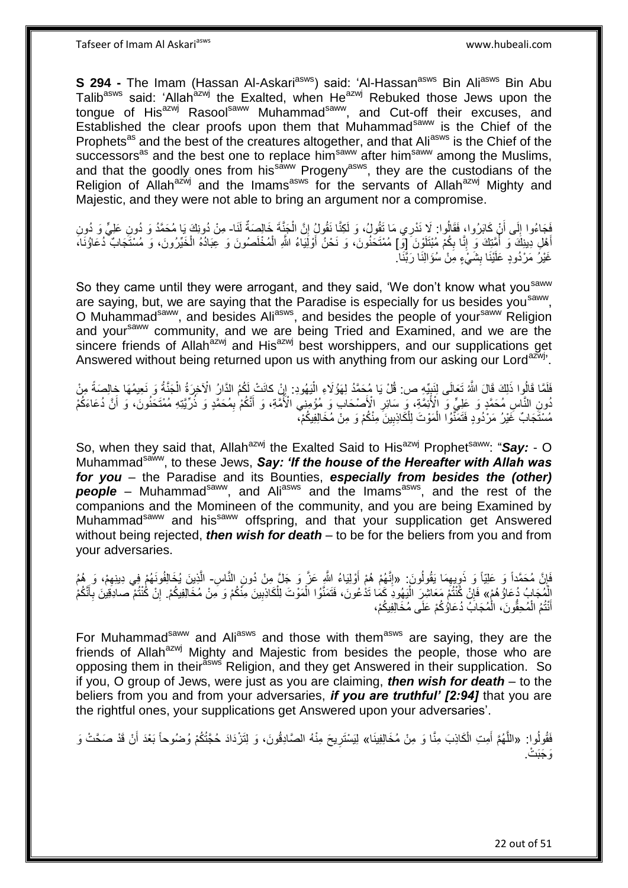**S 294 -** The Imam (Hassan Al-Askari[asws]) said: 'Al-Hassan[asws] Bin Ali[asws] Bin Abu Talib[asws] said: 'Allah[azwj] the Exalted, when He[azwj] Rebuked those Jews upon the tongue of His[azwj] Rasool[saww] Muhammad[saww], and Cut-off their excuses, and Established the clear proofs upon them that Muhammad[saww] is the Chief of the Prophets[as] and the best of the creatures altogether, and that Ali[asws] is the Chief of the successors[as] and the best one to replace him[saww] after him[saww] among the Muslims, and that the goodly ones from his[saww] Progeny[asws], they are the custodians of the Religion of Allah[azwj] and the Imams[asws] for the servants of Allah[azwj] Mighty and Majestic, and they were not able to bring an argument nor a compromise.

فَجَاءُوا إِلَى أَنْ كَابَرُوا، فَقَالُوا: لَا نَدْرِي مَا تَقُولُ، وَ لَكِنَّا نَقُولُ إِنَّ الْجَنَّةَ خَالِصَةٌ لَنَا- مِنْ دُونِكَ يَا مُحَمَّدُ وَ دُونِ عَلِيٍّ وَ دُونِ أَهْلِ دِينِكَ وَ أُمَّتِكَ وَ إِنَّا بِكُمْ مُبْتَلَوْنَ [وَ] مُمْتَحَنُونَ، وَ نَحْنُ أَوْلِيَاءُ اللَّهِ الْمُخْلَصُونَ وَ عِبَادُهُ الْخَيِّرُونَ، وَ مُسْتَجَابٌ دُعَاؤُنَا، غَيْرُ مَرْدُودٍ عَلَيْنَا بِشَيْءٍ مِنْ سُؤَالِنَا رَبَّنَا.

So they came until they were arrogant, and they said, 'We don't know what you[saww] are saying, but, we are saying that the Paradise is especially for us besides you[saww], O Muhammad[saww], and besides Ali[asws], and besides the people of your[saww] Religion and your[saww] community, and we are being Tried and Examined, and we are the sincere friends of Allah[azwj] and His[azwj] best worshippers, and our supplications get Answered without being returned upon us with anything from our asking our Lord[azwj]'.

فَلَمَّا قَالُوا ذَلِكَ قَالَ اللَّهُ تَعَالَى لِنَبِيِّهِ ص: قُلْ يَا مُحَمَّدُ لِهَؤُلَاءِ الْيَهُودِ: إِنْ كانَتْ لَكُمُ الدَّارُ الْآخِرَةُ الْجَنَّةُ وَ نَعِيمُهَا خالِصَةً مِنْ دُونِ النَّاسِ مُحَمَّدٍ وَ عَلِيٍّ وَ الْأَئِمَّةِ، وَ سَائِرِ الْأَصْحَابِ وَ مُؤْمِنِي الْأُمَّةِ، وَ أَنَّكُمْ بِمُحَمَّدٍ وَ ذُرِّيَّتِهِ مُمْتَحَنُونَ، وَ أَنَّ دُعَاءَكُمْ مُسْتَجَابٌ غَيْرُ مَرْدُودٍ فَتَمَنَّوُا الْمَوْتَ لِلْكَاذِبِينَ مِنْكُمْ وَ مِنْ مُخَالِفِيكُمْ،

So, when they said that, Allah[azwj] the Exalted Said to His[azwj] Prophet[saww]: "*Say:* - O Muhammad[saww], to these Jews, ***Say: 'If the house of the Hereafter with Allah was for you*** – the Paradise and its Bounties, ***especially from besides the (other) people*** – Muhammad[saww], and Ali[asws] and the Imams[asws], and the rest of the companions and the Momineen of the community, and you are being Examined by Muhammad[saww] and his[saww] offspring, and that your supplication get Answered without being rejected, ***then wish for death*** – to be for the beliers from you and from your adversaries.

فَإِنَّ مُحَمَّداً وَ عَلِيّاً وَ ذَوِيهِمَا يَقُولُونَ: «إِنَّهُمْ هُمْ أَوْلِيَاءُ اللَّهِ عَزَّ وَ جَلَّ مِنْ دُونِ النَّاسِ- الَّذِينَ يُخَالِفُونَهُمْ فِي دِينِهِمْ، وَ هُمُ الْمُجَابُ دُعَاؤُهُمْ» فَإِنْ كُنْتُمْ مَعَاشِرَ الْيَهُودِ كَمَا تَدَّعُونَ، فَتَمَنَّوُا الْمَوْتَ لِلْكَاذِبِينَ مِنْكُمْ وَ مِنْ مُخَالِفِيكُمْ. إِنْ كُنْتُمْ صادِقِينَ بِأَنَّكُمْ أَنْتُمُ الْمُحِقُّونَ، الْمُجَابُ دُعَاؤُكُمْ عَلَى مُخَالِفِيكُمْ،

For Muhammad[saww] and Ali[asws] and those with them[asws] are saying, they are the friends of Allah[azwj] Mighty and Majestic from besides the people, those who are opposing them in their[asws] Religion, and they get Answered in their supplication. So if you, O group of Jews, were just as you are claiming, ***then wish for death*** – to the beliers from you and from your adversaries, ***if you are truthful' [2:94]*** that you are the rightful ones, your supplications get Answered upon your adversaries'.

فَقُولُوا: «اللَّهُمَّ أَمِتِ الْكَاذِبَ مِنَّا وَ مِنْ مُخَالِفِينَا» لِيَسْتَرِيحَ مِنْهُ الصَّادِقُونَ، وَ لِتَزْدَادَ حُجَّتُكُمْ وُضُوحاً بَعْدَ أَنْ قَدْ صَحَّتْ وَ وَجَبَتْ.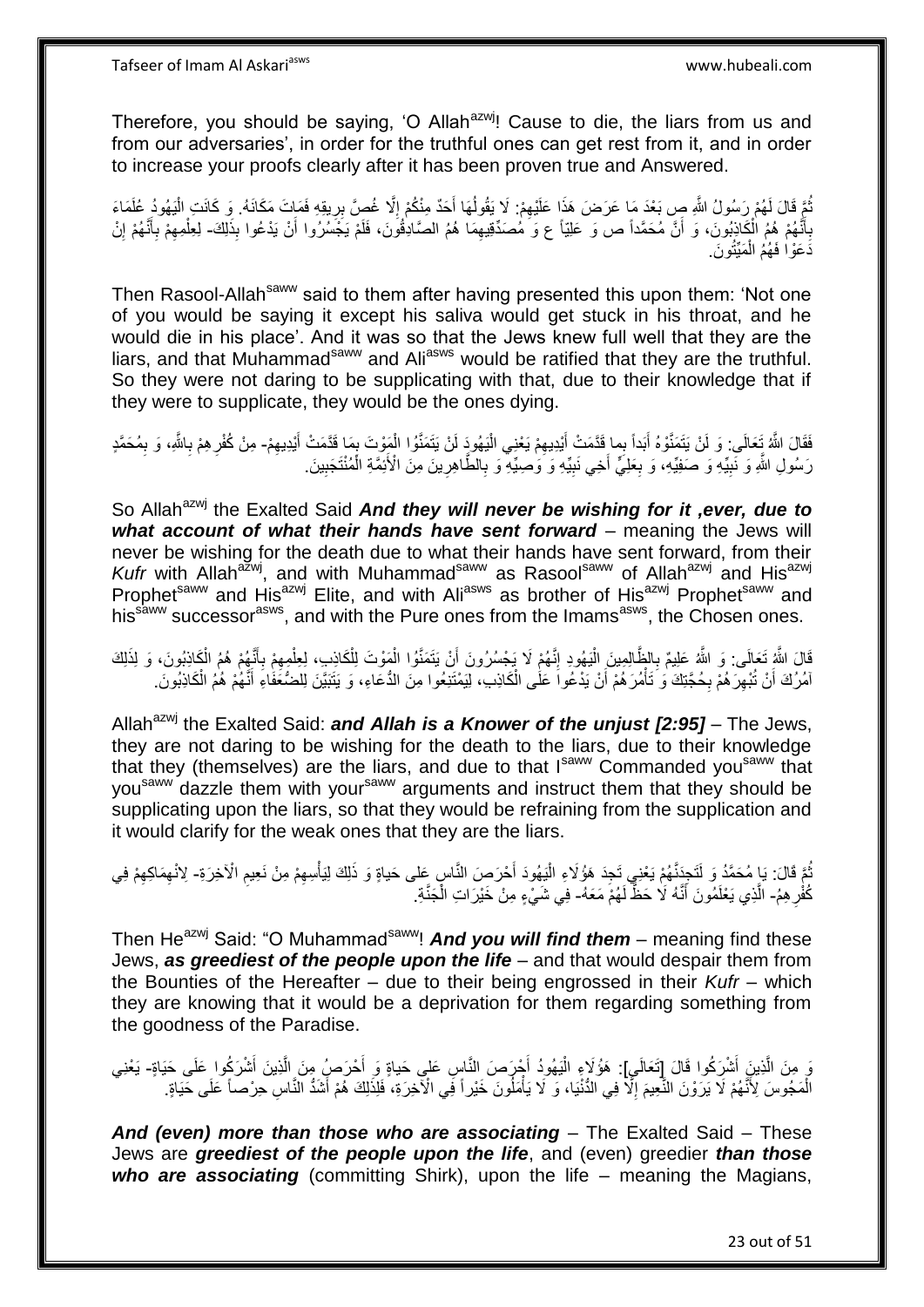Therefore, you should be saying, 'O Allah[azwj]! Cause to die, the liars from us and from our adversaries', in order for the truthful ones can get rest from it, and in order to increase your proofs clearly after it has been proven true and Answered.

ثُمَّ قَالَ لَهُمْ رَسُولُ اللَّهِ ص بَعْدَ مَا عَرَضَ هَذَا عَلَيْهِمْ: لَا يَقُولُهَا أَحَدٌ مِنْكُمْ إِلَّا غُصَّ بِرِيقِهِ فَمَاتَ مَكَانَهُ. وَ كَانَتِ الْيَهُودُ عُلَمَاءَ بِأَنَّهُمْ هُمُ الْكَاذِبُونَ، وَ أَنَّ مُحَمَّداً ص وَ عَلِيّاً ع وَ مُصَدِّقِيهِمَا هُمُ الصَّادِقُونَ، فَلَمْ يَجْسُرُوا أَنْ يَدْعُوا بِذَلِكَ- لِعِلْمِهِمْ بِأَنَّهُمْ إِنْ دَعَوْا فَهُمُ الْمَيِّتُونَ.

Then Rasool-Allah[saww] said to them after having presented this upon them: 'Not one of you would be saying it except his saliva would get stuck in his throat, and he would die in his place'. And it was so that the Jews knew full well that they are the liars, and that Muhammad[saww] and Ali[asws] would be ratified that they are the truthful. So they were not daring to be supplicating with that, due to their knowledge that if they were to supplicate, they would be the ones dying.

فَقَالَ اللَّهُ تَعَالَى: وَ لَنْ يَتَمَنَّوْهُ أَبَداً بِما قَدَّمَتْ أَيْدِيهِمْ يَعْنِي الْيَهُودَ لَنْ يَتَمَنَّوُا الْمَوْتَ بِمَا قَدَّمَتْ أَيْدِيهِمْ- مِنْ كُفْرِهِمْ بِاللَّهِ، وَ بِمُحَمَّدٍ رَسُولِ اللَّهِ وَ نَبِيِّهِ وَ صَفِيِّهِ، وَ بِعَلِيٍّ أَخِي نَبِيِّهِ وَ وَصِيِّهِ وَ بِالطَّاهِرِينَ مِنَ الْأَئِمَّةِ الْمُنْتَجَبِينَ.

So Allah[azwj] the Exalted Said ***And they will never be wishing for it ,ever, due to what account of what their hands have sent forward*** – meaning the Jews will never be wishing for the death due to what their hands have sent forward, from their *Kufr* with Allah[azwj], and with Muhammad[saww] as Rasool[saww] of Allah[azwj] and His[azwj] Prophet[saww] and His[azwj] Elite, and with Ali[asws] as brother of His[azwj] Prophet[saww] and his[saww] successor[asws], and with the Pure ones from the Imams[asws], the Chosen ones.

قَالَ اللَّهُ تَعَالَى: وَ اللَّهُ عَلِيمٌ بِالظَّالِمِينَ الْيَهُودِ إِنَّهُمْ لَا يَجْسُرُونَ أَنْ يَتَمَنَّوُا الْمَوْتَ لِلْكَاذِبِ، لِعِلْمِهِمْ بِأَنَّهُمْ هُمُ الْكَاذِبُونَ، وَ لِذَلِكَ آمُرُكَ أَنْ تَبْهَرَهُمْ بِحُجَّتِكَ وَ تَأْمُرَهُمْ أَنْ يَدْعُوا عَلَى الْكَاذِبِ، لِيَمْتَنِعُوا مِنَ الدُّعَاءِ، وَ يَتَبَيَّنَ لِلضُّعَفَاءِ أَنَّهُمْ هُمُ الْكَاذِبُونَ.

Allah[azwj] the Exalted Said: ***and Allah is a Knower of the unjust [2:95]*** – The Jews, they are not daring to be wishing for the death to the liars, due to their knowledge that they (themselves) are the liars, and due to that I[saww] Commanded you[saww] that you[saww] dazzle them with your[saww] arguments and instruct them that they should be supplicating upon the liars, so that they would be refraining from the supplication and it would clarify for the weak ones that they are the liars.

ثُمَّ قَالَ: يَا مُحَمَّدُ وَ لَتَجِدَنَّهُمْ يَعْنِي تَجِدَ هَؤُلَاءِ الْيَهُودَ أَحْرَصَ النَّاسِ عَلى حَياةٍ وَ ذَلِكَ لِيَأْسِهِمْ مِنْ نَعِيمِ الْآخِرَةِ- لِانْهِمَاكِهِمْ فِي كُفْرِهِمْ- الَّذِي يَعْلَمُونَ أَنَّهُ لَا حَظَّ لَهُمْ مَعَهُ- فِي شَيْءٍ مِنْ خَيْرَاتِ الْجَنَّةِ.

Then He[azwj] Said: "O Muhammad[saww]! ***And you will find them*** – meaning find these Jews, ***as greediest of the people upon the life*** – and that would despair them from the Bounties of the Hereafter – due to their being engrossed in their *Kufr* – which they are knowing that it would be a deprivation for them regarding something from the goodness of the Paradise.

وَ مِنَ الَّذِينَ أَشْرَكُوا قَالَ [تَعَالَى]: هَؤُلَاءِ الْيَهُودُ أَحْرَصَ النَّاسِ عَلى حَياةٍ وَ أَحْرَصُ مِنَ الَّذِينَ أَشْرَكُوا عَلَى حَيَاةٍ- يَعْنِي الْمَجُوسَ لِأَنَّهُمْ لَا يَرَوْنَ النَّعِيمَ إِلَّا فِي الدُّنْيَا، وَ لَا يَأْمُلُونَ خَيْراً فِي الْآخِرَةِ، فَلِذَلِكَ هُمْ أَشَدُّ النَّاسِ حِرْصاً عَلَى حَيَاةٍ.

***And (even) more than those who are associating*** – The Exalted Said – These Jews are ***greediest of the people upon the life***, and (even) greedier ***than those who are associating*** (committing Shirk), upon the life – meaning the Magians,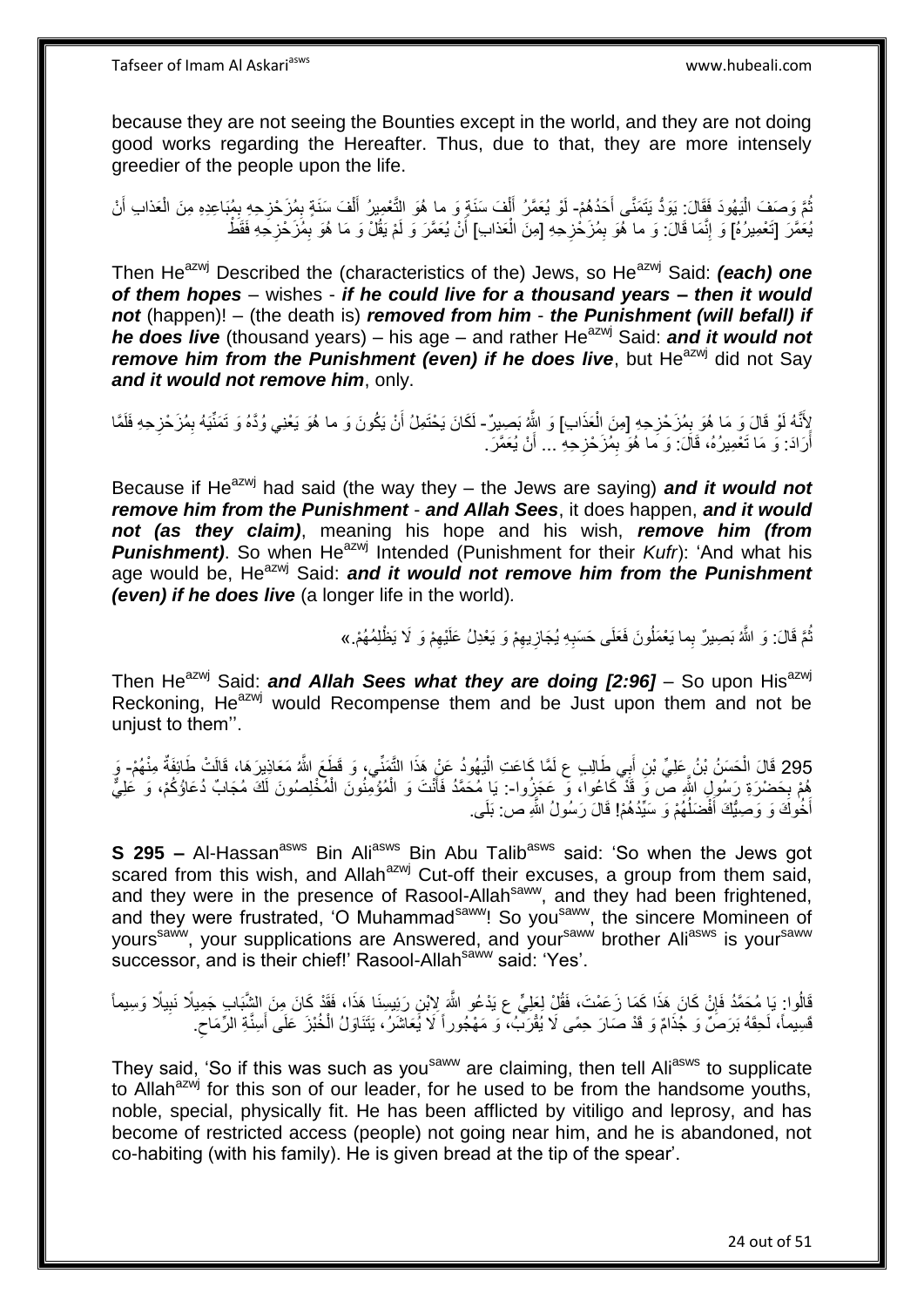because they are not seeing the Bounties except in the world, and they are not doing good works regarding the Hereafter. Thus, due to that, they are more intensely greedier of the people upon the life.

ثُمَّ وَصَفَ الْيَهُودَ فَقَالَ: يَوَدُّ يَتَمَنَّى أَحَدُهُمْ- لَوْ يُعَمَّرُ أَلْفَ سَنَةٍ وَ ما هُوَ التَّعْمِيرُ أَلْفَ سَنَةٍ بِمُزَحْزِحِهِ بِمُبَاعِدِهِ مِنَ الْعَذابِ أَنْ يُعَمَّرَ [تَعْمِيرُهُ] وَ إِنَّمَا قَالَ: وَ ما هُوَ بِمُزَحْزِحِهِ [مِنَ الْعَذابِ] أَنْ يُعَمَّرَ وَ لَمْ يَقُلْ وَ مَا هُوَ بِمُزَحْزِحِهِ فَقَطْ

Then He[azwj] Described the (characteristics of the) Jews, so He[azwj] Said: ***(each) one of them hopes*** – wishes - ***if he could live for a thousand years – then it would not*** (happen)! – (the death is) ***removed from him*** - ***the Punishment (will befall) if he does live*** (thousand years) – his age – and rather He[azwj] Said: ***and it would not remove him from the Punishment (even) if he does live***, but He[azwj] did not Say ***and it would not remove him***, only.

لِأَنَّهُ لَوْ قَالَ وَ مَا هُوَ بِمُزَحْزِحِهِ [مِنَ الْعَذَابِ] وَ اللَّهُ بَصِيرٌ- لَكَانَ يَحْتَمِلُ أَنْ يَكُونَ وَ ما هُوَ يَعْنِي وُدَّهُ وَ تَمَنِّيَهُ بِمُزَحْزِحِهِ فَلَمَّا أَرَادَ: وَ مَا تَعْمِيرُهُ، قَالَ: وَ ما هُوَ بِمُزَحْزِحِهِ ... أَنْ يُعَمَّرَ.

Because if He[azwj] had said (the way they – the Jews are saying) ***and it would not remove him from the Punishment*** - ***and Allah Sees***, it does happen, ***and it would not (as they claim)***, meaning his hope and his wish, ***remove him (from Punishment)***. So when He[azwj] Intended (Punishment for their *Kufr*): 'And what his age would be, He[azwj] Said: ***and it would not remove him from the Punishment (even) if he does live*** (a longer life in the world).

ثُمَّ قَالَ: وَ اللَّهُ بَصِيرٌ بِما يَعْمَلُونَ فَعَلَى حَسَبِهِ يُجَازِيهِمْ وَ يَعْدِلُ عَلَيْهِمْ وَ لَا يَظْلِمُهُمْ.»

Then He[azwj] Said: ***and Allah Sees what they are doing [2:96]*** – So upon His[azwj] Reckoning, He[azwj] would Recompense them and be Just upon them and not be unjust to them''.

295 قَالَ الْحَسَنُ بْنُ عَلِيِّ بْنِ أَبِي طَالِبٍ ع لَمَّا كَاعَتِ الْيَهُودُ عَنْ هَذَا التَّمَنِّي، وَ قَطَعَ اللَّهُ مَعَاذِيرَهَا، قَالَتْ طَائِفَةٌ مِنْهُمْ- وَ هُمْ بِحَضْرَةِ رَسُولِ اللَّهِ ص وَ قَدْ كَاعُوا، وَ عَجَزُوا-: يَا مُحَمَّدُ فَأَنْتَ وَ الْمُؤْمِنُونَ الْمُخْلِصُونَ لَكَ مُجَابٌ دُعَاؤُكُمْ، وَ عَلِيٌّ أَخُوكَ وَ وَصِيُّكَ أَفْضَلُهُمْ وَ سَيِّدُهُمْ! قَالَ رَسُولُ اللَّهِ ص: بَلَى.

**S 295 –** Al-Hassan[asws] Bin Ali[asws] Bin Abu Talib[asws] said: 'So when the Jews got scared from this wish, and Allah[azwj] Cut-off their excuses, a group from them said, and they were in the presence of Rasool-Allah[saww], and they had been frightened, and they were frustrated, 'O Muhammad[saww]! So you[saww], the sincere Momineen of yours[saww], your supplications are Answered, and your[saww] brother Ali[asws] is your[saww] successor, and is their chief!' Rasool-Allah[saww] said: 'Yes'.

قَالُوا: يَا مُحَمَّدُ فَإِنْ كَانَ هَذَا كَمَا زَعَمْتَ، فَقُلْ لِعَلِيٍّ ع يَدْعُو اللَّهَ لِابْنِ رَئِيسِنَا هَذَا، فَقَدْ كَانَ مِنَ الشَّبَابِ جَمِيلًا نَبِيلًا وَسِيماً قَسِيماً، لَحِقَهُ بَرَصٌ وَ جُذَامٌ وَ قَدْ صَارَ حِمًى لَا يُقْرَبُ، وَ مَهْجُوراً لَا يُعَاشَرُ، يَتَنَاوَلُ الْخُبْزَ عَلَى أَسِنَّةِ الرِّمَاحِ.

They said, 'So if this was such as you[saww] are claiming, then tell Ali[asws] to supplicate to Allah[azwj] for this son of our leader, for he used to be from the handsome youths, noble, special, physically fit. He has been afflicted by vitiligo and leprosy, and has become of restricted access (people) not going near him, and he is abandoned, not co-habiting (with his family). He is given bread at the tip of the spear'.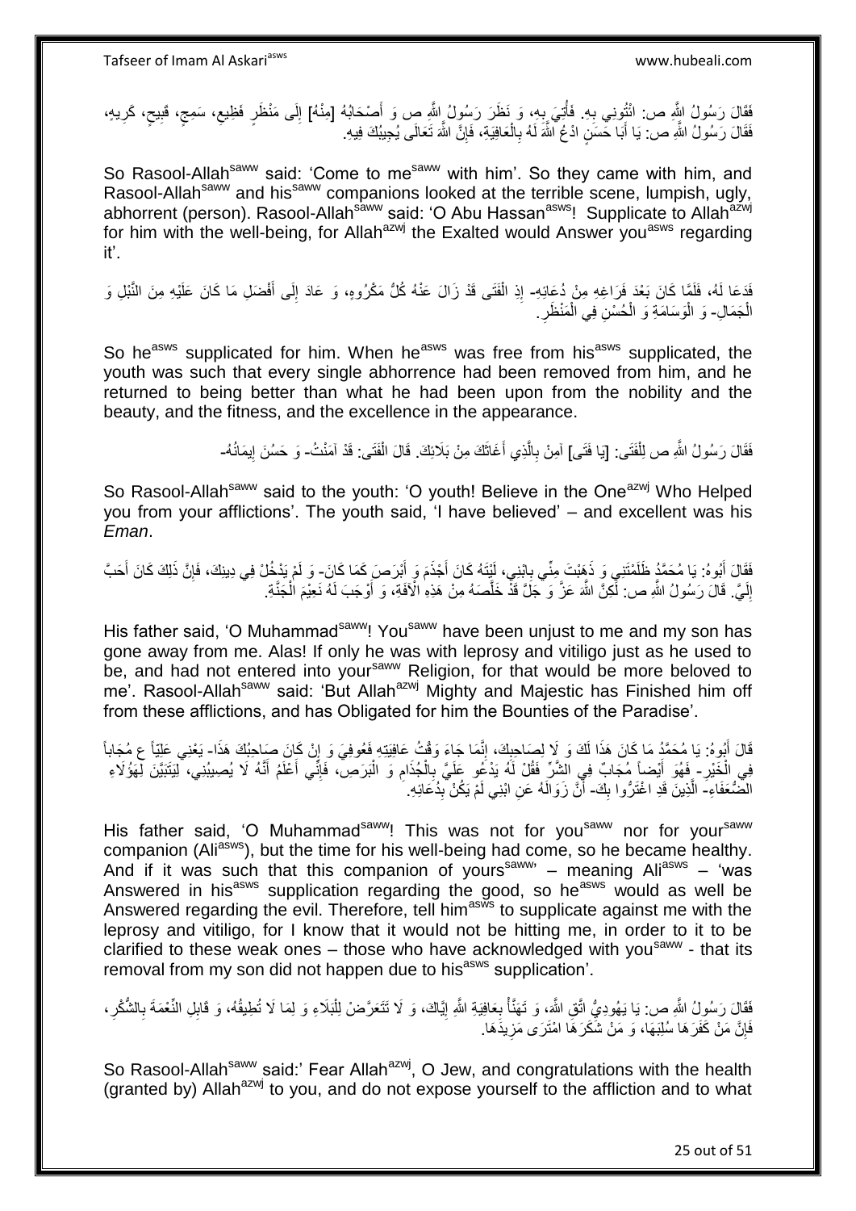فَقَالَ رَسُولُ اللَّهِ ص: ائْتُونِي بِهِ. فَأُتِيَ بِهِ، وَ نَظَرَ رَسُولُ اللَّهِ ص وَ أَصْحَابُهُ [مِنْهُ] إِلَى مَنْظَرٍ فَظِيعٍ، سَمِجٍ، قَبِيحٍ، كَرِيهٍ، فَقَالَ رَسُولُ اللَّهِ ص: يَا أَبَا حَسَنٍ ادْعُ اللَّهَ لَهُ بِالْعَافِيَةِ، فَإِنَّ اللَّهَ تَعَالَى يُجِيبُكَ فِيهِ.

So Rasool-Allah[saww] said: 'Come to me[saww] with him'. So they came with him, and Rasool-Allah[saww] and his[saww] companions looked at the terrible scene, lumpish, ugly, abhorrent (person). Rasool-Allah[saww] said: 'O Abu Hassan[asws]! Supplicate to Allah[azwj] for him with the well-being, for Allah[azwj] the Exalted would Answer you[asws] regarding it'.

فَدَعَا لَهُ، فَلَمَّا كَانَ بَعْدَ فَرَاغِهِ مِنْ دُعَائِهِ- إِذِ الْفَتَى قَدْ زَالَ عَنْهُ كُلُّ مَكْرُوهٍ، وَ عَادَ إِلَى أَفْضَلِ مَا كَانَ عَلَيْهِ مِنَ النُّبْلِ وَ الْجَمَالِ- وَ الْوَسَامَةِ وَ الْحُسْنِ فِي الْمَنْظَرِ.

So he[asws] supplicated for him. When he[asws] was free from his[asws] supplicated, the youth was such that every single abhorrence had been removed from him, and he returned to being better than what he had been upon from the nobility and the beauty, and the fitness, and the excellence in the appearance.

فَقَالَ رَسُولُ اللَّهِ ص لِلْفَتَى: [يَا فَتَى] آمِنْ بِالَّذِي أَغَاثَكَ مِنْ بَلَائِكَ. قَالَ الْفَتَى: قَدْ آمَنْتُ- وَ حَسُنَ إِيمَانُهُ-

So Rasool-Allah[saww] said to the youth: 'O youth! Believe in the One[azwj] Who Helped you from your afflictions'. The youth said, 'I have believed' – and excellent was his *Eman*.

فَقَالَ أَبُوهُ: يَا مُحَمَّدُ ظَلَمْتَنِي وَ ذَهَبْتَ مِنِّي بِابْنِي، لَيْتَهُ كَانَ أَجْذَمَ وَ أَبْرَصَ كَمَا كَانَ- وَ لَمْ يَدْخُلْ فِي دِينِكَ، فَإِنَّ ذَلِكَ كَانَ أَحَبَّ إِلَيَّ. قَالَ رَسُولُ اللَّهِ ص: لَكِنَّ اللَّهَ عَزَّ وَ جَلَّ قَدْ خَلَّصَهُ مِنْ هَذِهِ الْآفَةِ، وَ أَوْجَبَ لَهُ نَعِيمَ الْجَنَّةِ.

His father said, 'O Muhammad[saww]! You[saww] have been unjust to me and my son has gone away from me. Alas! If only he was with leprosy and vitiligo just as he used to be, and had not entered into your[saww] Religion, for that would be more beloved to me'. Rasool-Allah[saww] said: 'But Allah[azwj] Mighty and Majestic has Finished him off from these afflictions, and has Obligated for him the Bounties of the Paradise'.

قَالَ أَبُوهُ: يَا مُحَمَّدُ مَا كَانَ هَذَا لَكَ وَ لَا لِصَاحِبِكَ، إِنَّمَا جَاءَ وَقْتُ عَافِيَتِهِ فَعُوفِيَ وَ إِنْ كَانَ صَاحِبُكَ هَذَا- يَعْنِي عَلِيّاً ع مُجَاباً فِي الْخَيْرِ- فَهُوَ أَيْضاً مُجَابٌ فِي الشَّرِّ فَقُلْ لَهُ يَدْعُو عَلَيَّ بِالْجُذَامِ وَ الْبَرَصِ، فَإِنِّي أَعْلَمُ أَنَّهُ لَا يُصِيبُنِي، لِيَتَبَيَّنَ لِهَؤُلَاءِ الضُّعَفَاءِ- الَّذِينَ قَدِ اغْتَرُّوا بِكَ- أَنَّ زَوَالَهُ عَنِ ابْنِي لَمْ يَكُنْ بِدُعَائِهِ.

His father said, 'O Muhammad[saww]! This was not for you[saww] nor for your[saww] companion (Ali[asws]), but the time for his well-being had come, so he became healthy. And if it was such that this companion of yours[saww]' – meaning Ali[asws] – 'was Answered in his[asws] supplication regarding the good, so he[asws] would as well be Answered regarding the evil. Therefore, tell him[asws] to supplicate against me with the leprosy and vitiligo, for I know that it would not be hitting me, in order to it to be clarified to these weak ones – those who have acknowledged with you[saww] - that its removal from my son did not happen due to his[asws] supplication'.

فَقَالَ رَسُولُ اللَّهِ ص: يَا يَهُودِيُّ اتَّقِ اللَّهَ، وَ تَهَنَّأْ بِعَافِيَةِ اللَّهِ إِيَّاكَ، وَ لَا تَتَعَرَّضْ لِلْبَلَاءِ وَ لِمَا لَا تُطِيقُهُ، وَ قَابِلِ النِّعْمَةَ بِالشُّكْرِ، فَإِنَّ مَنْ كَفَرَهَا سُلِبَهَا، وَ مَنْ شَكَرَهَا امْتَرَى مَزِيدَهَا.

So Rasool-Allah[saww] said:' Fear Allah[azwj], O Jew, and congratulations with the health (granted by) Allah[azwj] to you, and do not expose yourself to the affliction and to what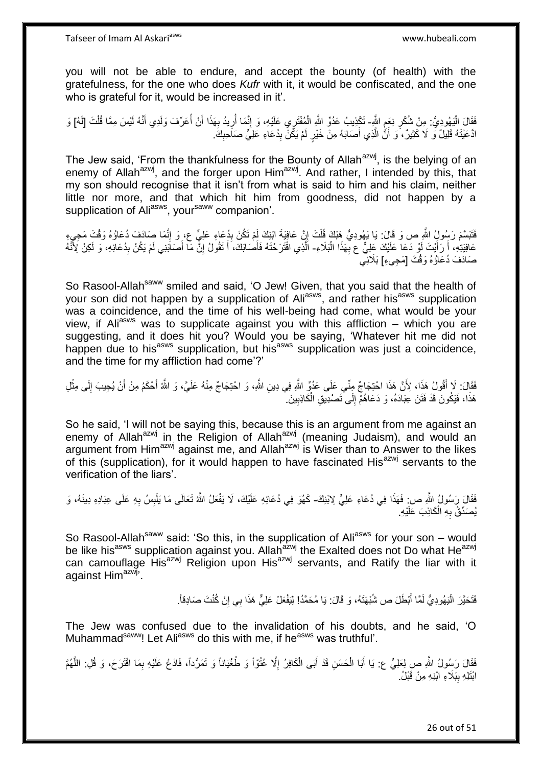you will not be able to endure, and accept the bounty (of health) with the gratefulness, for the one who does *Kufr* with it, it would be confiscated, and the one who is grateful for it, would be increased in it'.

فَقَالَ الْيَهُودِيُّ: مِنْ شُكْرِ نِعَمِ اللَّهِ- تَكْذِيبُ عَدُوِّ اللَّهِ الْمُفْتَرِي عَلَيْهِ، وَ إِنَّمَا أُرِيدُ بِهَذَا أَنْ أُعَرِّفَ وَلَدِي أَنَّهُ لَيْسَ مِمَّا قُلْتَ [لَهُ] وَ ادَّعَيْتَهُ قَلِيلٌ وَ لَا كَثِيرٌ، وَ أَنَّ الَّذِي أَصَابَهُ مِنْ خَيْرٍ لَمْ يَكُنْ بِدُعَاءِ عَلِيٍّ صَاحِبِكَ.

The Jew said, 'From the thankfulness for the Bounty of Allah[azwj], is the belying of an enemy of Allah[azwj], and the forger upon Him[azwj]. And rather, I intended by this, that my son should recognise that it isn't from what is said to him and his claim, neither little nor more, and that which hit him from goodness, did not happen by a supplication of Ali[asws], your[saww] companion'.

فَتَبَسَّمَ رَسُولُ اللَّهِ ص وَ قَالَ: يَا يَهُودِيُّ هَبْكَ قُلْتَ إِنَّ عَافِيَةَ ابْنِكَ لَمْ تَكُنْ بِدُعَاءِ عَلِيٍّ ع، وَ إِنَّمَا صَادَفَ دُعَاؤُهُ وَقْتَ مَجِيءِ عَافِيَتِهِ، أَ رَأَيْتَ لَوْ دَعَا عَلَيْكَ عَلِيٌّ ع بِهَذَا الْبَلَاءِ- الَّذِي اقْتَرَحْتَهُ فَأَصَابَكَ، أَ تَقُولُ إِنَّ مَا أَصَابَنِي لَمْ يَكُنْ بِدُعَائِهِ، وَ لَكِنْ لِأَنَّهُ صَادَفَ دُعَاؤُهُ وَقْتَ [مَجِيءِ] بَلَائِي

So Rasool-Allah[saww] smiled and said, 'O Jew! Given, that you said that the health of your son did not happen by a supplication of Ali[asws], and rather his[asws] supplication was a coincidence, and the time of his well-being had come, what would be your view, if Ali[asws] was to supplicate against you with this affliction – which you are suggesting, and it does hit you? Would you be saying, 'Whatever hit me did not happen due to his[asws] supplication, but his[asws] supplication was just a coincidence, and the time for my affliction had come'?'

فَقَالَ: لَا أَقُولُ هَذَا، لِأَنَّ هَذَا احْتِجَاجٌ مِنِّي عَلَى عَدُوِّ اللَّهِ فِي دِينِ اللَّهِ، وَ احْتِجَاجٌ مِنْهُ عَلَيَّ، وَ اللَّهُ أَحْكَمُ مِنْ أَنْ يُجِيبَ إِلَى مِثْلِ هَذَا، فَيَكُونَ قَدْ فَتَنَ عِبَادَهُ، وَ دَعَاهُمْ إِلَى تَصْدِيقِ الْكَاذِبِينَ.

So he said, 'I will not be saying this, because this is an argument from me against an enemy of Allah[azwj] in the Religion of Allah[azwj] (meaning Judaism), and would an argument from Him[azwj] against me, and Allah[azwj] is Wiser than to Answer to the likes of this (supplication), for it would happen to have fascinated His[azwj] servants to the verification of the liars'.

فَقَالَ رَسُولُ اللَّهِ ص: فَهَذَا فِي دُعَاءِ عَلِيٍّ لِابْنِكَ- كَهُوَ فِي دُعَائِهِ عَلَيْكَ، لَا يَفْعَلُ اللَّهُ تَعَالَى مَا يَلْبِسُ بِهِ عَلَى عِبَادِهِ دِينَهُ، وَ يُصَدِّقُ بِهِ الْكَاذِبَ عَلَيْهِ.

So Rasool-Allah[saww] said: 'So this, in the supplication of Ali[asws] for your son – would be like his[asws] supplication against you. Allah[azwj] the Exalted does not Do what He[azwj] can camouflage His[azwj] Religion upon His[azwj] servants, and Ratify the liar with it against Him[azwj]'.

فَتَحَيَّرَ الْيَهُودِيُّ لَمَّا أَبْطَلَ ص شُبْهَتَهُ، وَ قَالَ: يَا مُحَمَّدُ! لِيَفْعَلْ عَلِيٌّ هَذَا بِي إِنْ كُنْتَ صَادِقاً.

The Jew was confused due to the invalidation of his doubts, and he said, 'O Muhammad[saww]! Let Ali[asws] do this with me, if he[asws] was truthful'.

فَقَالَ رَسُولُ اللَّهِ ص لِعَلِيٍّ ع: يَا أَبَا الْحَسَنِ قَدْ أَبَى الْكَافِرُ إِلَّا عُتُوّاً وَ طُغْيَاناً وَ تَمَرُّداً، فَادْعُ عَلَيْهِ بِمَا اقْتَرَحَ، وَ قُلِ: اللَّهُمَّ ابْتَلِهِ بِبَلَاءِ ابْنِهِ مِنْ قَبْلُ.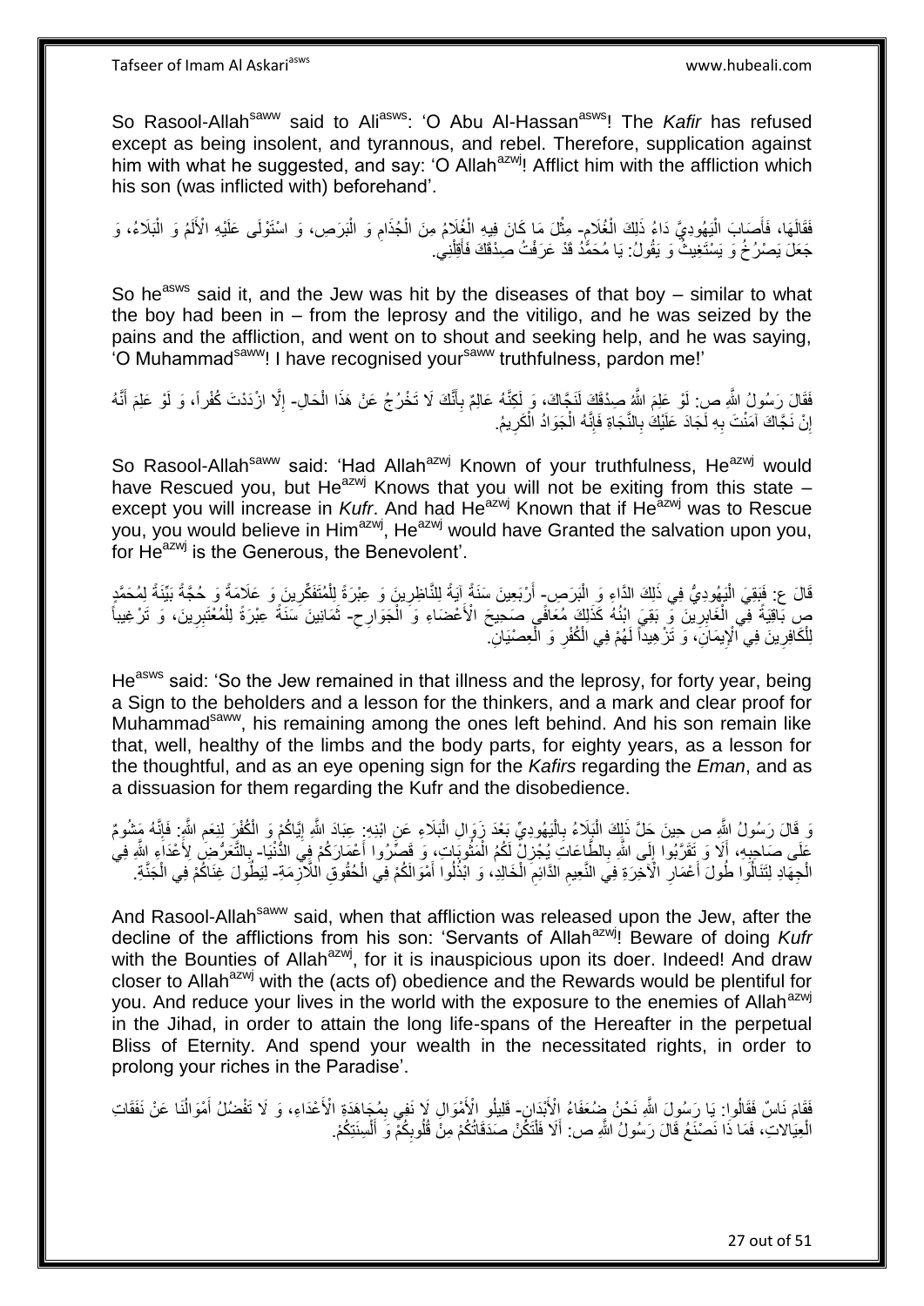So Rasool-Allah[saww] said to Ali[asws]: 'O Abu Al-Hassan[asws]! The *Kafir* has refused except as being insolent, and tyrannous, and rebel. Therefore, supplication against him with what he suggested, and say: 'O Allah[azwj]! Afflict him with the affliction which his son (was inflicted with) beforehand'.

فَقَالَهَا، فَأَصَابَ الْيَهُودِيَّ دَاءُ ذَلِكَ الْغُلَامِ- مِثْلَ مَا كَانَ فِيهِ الْغُلَامُ مِنَ الْجُذَامِ وَ الْبَرَصِ، وَ اسْتَوْلَى عَلَيْهِ الْأَلَمُ وَ الْبَلَاءُ، وَ جَعَلَ يَصْرُخُ وَ يَسْتَغِيثُ وَ يَقُولُ: يَا مُحَمَّدُ قَدْ عَرَفْتُ صِدْقَكَ فَأَقِلْنِي.

So he[asws] said it, and the Jew was hit by the diseases of that boy – similar to what the boy had been in – from the leprosy and the vitiligo, and he was seized by the pains and the affliction, and went on to shout and seeking help, and he was saying, 'O Muhammad[saww]! I have recognised your[saww] truthfulness, pardon me!'

فَقَالَ رَسُولُ اللَّهِ ص: لَوْ عَلِمَ اللَّهُ صِدْقَكَ لَنَجَّاكَ، وَ لَكِنَّهُ عَالِمٌ بِأَنَّكَ لَا تَخْرُجُ عَنْ هَذَا الْحَالِ- إِلَّا ازْدَدْتَ كُفْراً، وَ لَوْ عَلِمَ أَنَّهُ إِنْ نَجَّاكَ آمَنْتَ بِهِ لَجَادَ عَلَيْكَ بِالنَّجَاةِ فَإِنَّهُ الْجَوَادُ الْكَرِيمُ.

So Rasool-Allah[saww] said: 'Had Allah[azwj] Known of your truthfulness, He[azwj] would have Rescued you, but He[azwj] Knows that you will not be exiting from this state – except you will increase in *Kufr*. And had He[azwj] Known that if He[azwj] was to Rescue you, you would believe in Him[azwj], He[azwj] would have Granted the salvation upon you, for He[azwj] is the Generous, the Benevolent'.

قَالَ ع: فَبَقِيَ الْيَهُودِيُّ فِي ذَلِكَ الدَّاءِ وَ الْبَرَصِ- أَرْبَعِينَ سَنَةً آيَةً لِلنَّاظِرِينَ وَ عِبْرَةً لِلْمُتَفَكِّرِينَ وَ عَلَامَةً وَ حُجَّةً بَيِّنَةً لِمُحَمَّدٍ ص بَاقِيَةً فِي الْغَابِرِينَ وَ بَقِيَ ابْنُهُ كَذَلِكَ مُعَافًى صَحِيحَ الْأَعْضَاءِ وَ الْجَوَارِحِ- ثَمَانِينَ سَنَةً عِبْرَةً لِلْمُعْتَبِرِينَ، وَ تَرْغِيباً لِلْكَافِرِينَ فِي الْإِيمَانِ، وَ تَزْهِيداً لَهُمْ فِي الْكُفْرِ وَ الْعِصْيَانِ.

He[asws] said: 'So the Jew remained in that illness and the leprosy, for forty year, being a Sign to the beholders and a lesson for the thinkers, and a mark and clear proof for Muhammad[saww], his remaining among the ones left behind. And his son remain like that, well, healthy of the limbs and the body parts, for eighty years, as a lesson for the thoughtful, and as an eye opening sign for the *Kafirs* regarding the *Eman*, and as a dissuasion for them regarding the Kufr and the disobedience.

وَ قَالَ رَسُولُ اللَّهِ ص حِينَ حَلَّ ذَلِكَ الْبَلَاءُ بِالْيَهُودِيِّ بَعْدَ زَوَالِ الْبَلَاءِ عَنِ ابْنِهِ: عِبَادَ اللَّهِ إِيَّاكُمْ وَ الْكُفْرَ لِنِعَمِ اللَّهِ: فَإِنَّهُ مَشُومٌ عَلَى صَاحِبِهِ، أَلَا وَ تَقَرَّبُوا إِلَى اللَّهِ بِالطَّاعَاتِ يُجْزِلْ لَكُمُ الْمَثُوبَاتِ، وَ قَصِّرُوا أَعْمَارَكُمْ فِي الدُّنْيَا- بِالتَّعَرُّضِ لِأَعْدَاءِ اللَّهِ فِي الْجِهَادِ لِتَنَالُوا طُولَ أَعْمَارِ الْآخِرَةِ فِي النَّعِيمِ الدَّائِمِ الْخَالِدِ، وَ ابْذُلُوا أَمْوَالَكُمْ فِي الْحُقُوقِ اللَّازِمَةِ- لِيَطُولَ غِنَاكُمْ فِي الْجَنَّةِ.

And Rasool-Allah[saww] said, when that affliction was released upon the Jew, after the decline of the afflictions from his son: 'Servants of Allah[azwj]! Beware of doing *Kufr* with the Bounties of Allah[azwj], for it is inauspicious upon its doer. Indeed! And draw closer to Allah[azwj] with the (acts of) obedience and the Rewards would be plentiful for you. And reduce your lives in the world with the exposure to the enemies of Allah[azwj] in the Jihad, in order to attain the long life-spans of the Hereafter in the perpetual Bliss of Eternity. And spend your wealth in the necessitated rights, in order to prolong your riches in the Paradise'.

فَقَامَ نَاسٌ فَقَالُوا: يَا رَسُولَ اللَّهِ نَحْنُ ضُعَفَاءُ الْأَبْدَانِ- قَلِيلُو الْأَمْوَالِ لَا نَفِي بِمُجَاهَدَةِ الْأَعْدَاءِ، وَ لَا تَفْضُلُ أَمْوَالُنَا عَنْ نَفَقَاتِ الْعِيَالاتِ، فَمَا ذَا نَصْنَعُ قَالَ رَسُولُ اللَّهِ ص: أَلَا فَلْتَكُنْ صَدَقَاتُكُمْ مِنْ قُلُوبِكُمْ وَ أَلْسِنَتِكُمْ.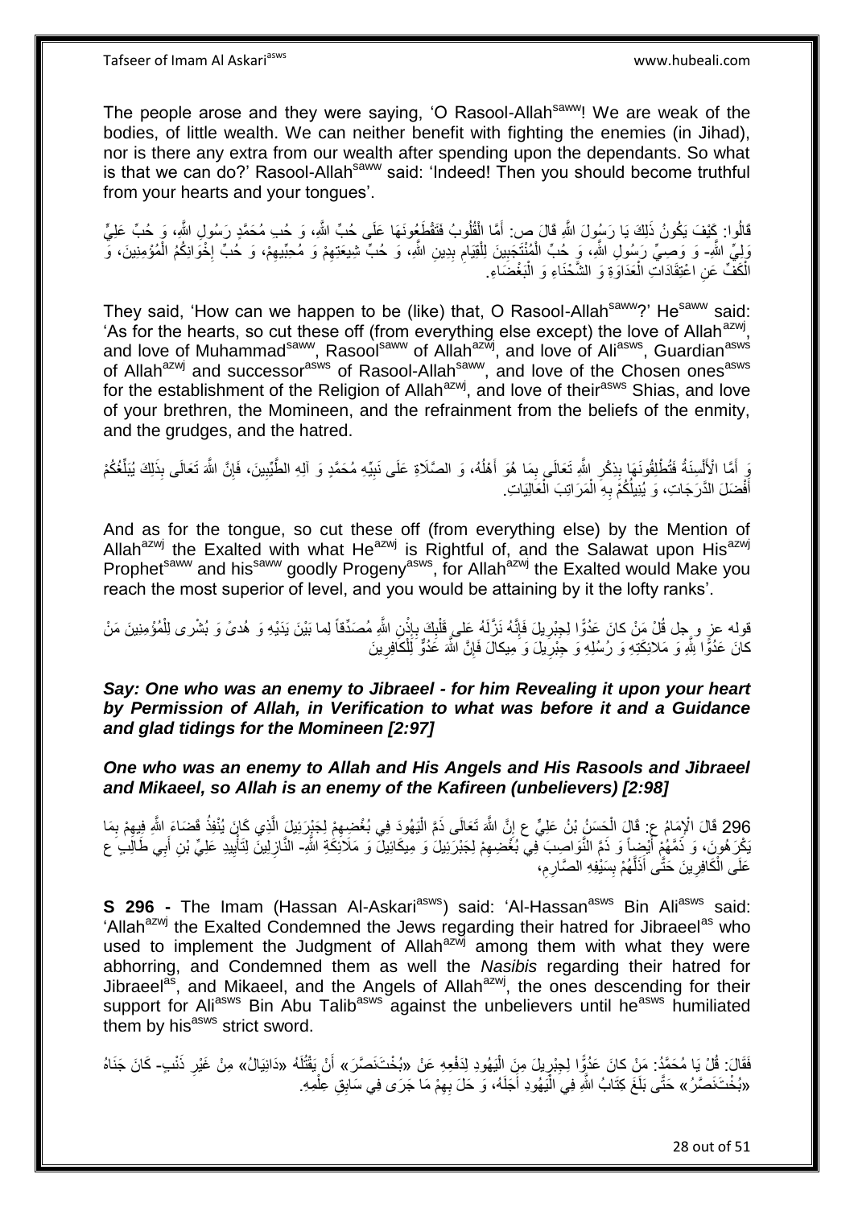The people arose and they were saying, 'O Rasool-Allah[saww]! We are weak of the bodies, of little wealth. We can neither benefit with fighting the enemies (in Jihad), nor is there any extra from our wealth after spending upon the dependants. So what is that we can do?' Rasool-Allah[saww] said: 'Indeed! Then you should become truthful from your hearts and your tongues'.

قَالُوا: كَيْفَ يَكُونُ ذَلِكَ يَا رَسُولَ اللَّهِ قَالَ ص: أَمَّا الْقُلُوبُ فَتَقْطَعُونَهَا عَلَى حُبِّ اللَّهِ، وَ حُبِّ مُحَمَّدٍ رَسُولِ اللَّهِ، وَ حُبِّ عَلِيٍّ وَلِيِّ اللَّهِ- وَ وَصِيِّ رَسُولِ اللَّهِ، وَ حُبِّ الْمُنْتَجَبِينَ لِلْقِيَامِ بِدِينِ اللَّهِ، وَ حُبِّ شِيعَتِهِمْ وَ مُحِبِّيهِمْ، وَ حُبِّ إِخْوَانِكُمُ الْمُؤْمِنِينَ، وَ الْكَفِّ عَنِ اعْتِقَادَاتِ الْعَدَاوَةِ وَ الشَّحْنَاءِ وَ الْبَغْضَاءِ.

They said, 'How can we happen to be (like) that, O Rasool-Allah[saww]?' He[saww] said: 'As for the hearts, so cut these off (from everything else except) the love of Allah[azwj], and love of Muhammad[saww], Rasool[saww] of Allah[azwj], and love of Ali[asws], Guardian[asws] of Allah[azwj] and successor[asws] of Rasool-Allah[saww], and love of the Chosen ones[asws] for the establishment of the Religion of Allah[azwj], and love of their[asws] Shias, and love of your brethren, the Momineen, and the refrainment from the beliefs of the enmity, and the grudges, and the hatred.

وَ أَمَّا الْأَلْسِنَةُ فَتُطْلِقُونَهَا بِذِكْرِ اللَّهِ تَعَالَى بِمَا هُوَ أَهْلُهُ، وَ الصَّلَاةِ عَلَى نَبِيِّهِ مُحَمَّدٍ وَ آلِهِ الطَّيِّبِينَ، فَإِنَّ اللَّهَ تَعَالَى بِذَلِكَ يُبَلِّغُكُمْ أَفْضَلَ الدَّرَجَاتِ، وَ يُنِيلُكُمْ بِهِ الْمَرَاتِبَ الْعَالِيَاتِ.

And as for the tongue, so cut these off (from everything else) by the Mention of Allah[azwj] the Exalted with what He[azwj] is Rightful of, and the Salawat upon His[azwj] Prophet[saww] and his[saww] goodly Progeny[asws], for Allah[azwj] the Exalted would Make you reach the most superior of level, and you would be attaining by it the lofty ranks'.

قوله عز و جل قُلْ مَنْ كانَ عَدُوًّا لِجِبْرِيلَ فَإِنَّهُ نَزَّلَهُ عَلى قَلْبِكَ بِإِذْنِ اللَّهِ مُصَدِّقاً لِما بَيْنَ يَدَيْهِ وَ هُدىً وَ بُشْرى لِلْمُؤْمِنِينَ مَنْ كانَ عَدُوًّا لِلَّهِ وَ مَلائِكَتِهِ وَ رُسُلِهِ وَ جِبْرِيلَ وَ مِيكالَ فَإِنَّ اللَّهَ عَدُوٌّ لِلْكافِرِينَ

***Say: One who was an enemy to Jibraeel - for him Revealing it upon your heart by Permission of Allah, in Verification to what was before it and a Guidance and glad tidings for the Momineen [2:97]***

***One who was an enemy to Allah and His Angels and His Rasools and Jibraeel and Mikaeel, so Allah is an enemy of the Kafireen (unbelievers) [2:98]***

296 قَالَ الْإِمَامُ ع: قَالَ الْحَسَنُ بْنُ عَلِيٍّ ع إِنَّ اللَّهَ تَعَالَى ذَمَّ الْيَهُودَ فِي بُغْضِهِمْ لِجَبْرَئِيلَ الَّذِي كَانَ يُنْفِذُ قَضَاءَ اللَّهِ فِيهِمْ بِمَا يَكْرَهُونَ، وَ ذَمَّهُمْ أَيْضاً وَ ذَمَّ النَّوَاصِبَ فِي بُغْضِهِمْ لِجَبْرَئِيلَ وَ مِيكَائِيلَ وَ مَلَائِكَةِ اللَّهِ- النَّازِلِينَ لِتَأْيِيدِ عَلِيِّ بْنِ أَبِي طَالِبٍ ع عَلَى الْكَافِرِينَ حَتَّى أَذَلَّهُمْ بِسَيْفِهِ الصَّارِمِ،

**S 296 -** The Imam (Hassan Al-Askari[asws]) said: 'Al-Hassan[asws] Bin Ali[asws] said: 'Allah[azwj] the Exalted Condemned the Jews regarding their hatred for Jibraeel[as] who used to implement the Judgment of Allah[azwj] among them with what they were abhorring, and Condemned them as well the *Nasibis* regarding their hatred for Jibraeel[as], and Mikaeel, and the Angels of Allah[azwj], the ones descending for their support for Ali[asws] Bin Abu Talib[asws] against the unbelievers until he[asws] humiliated them by his[asws] strict sword.

فَقَالَ: قُلْ يَا مُحَمَّدُ: مَنْ كانَ عَدُوًّا لِجِبْرِيلَ مِنَ الْيَهُودِ لِدَفْعِهِ عَنْ «بُخْتَنَصَّرَ» أَنْ يَقْتُلَهُ «دَانِيَالُ» مِنْ غَيْرِ ذَنْبٍ- كَانَ جَنَاهُ «بُخْتَنَصَّرُ» حَتَّى بَلَغَ كِتَابُ اللَّهِ فِي الْيَهُودِ أَجَلَهُ، وَ حَلَّ بِهِمْ مَا جَرَى فِي سَابِقِ عِلْمِهِ.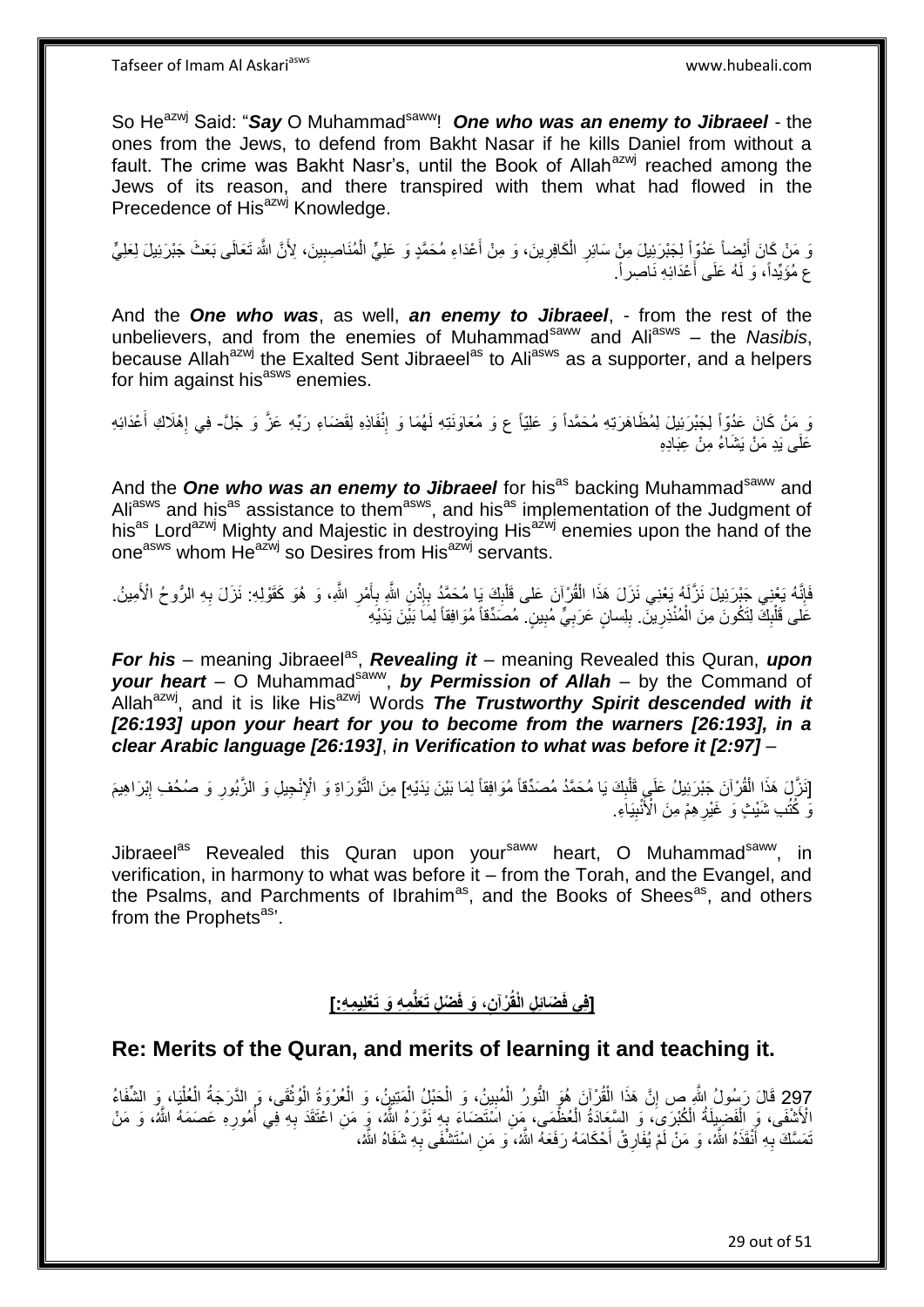So He[azwj] Said: "*Say* O Muhammad[saww]! ***One who was an enemy to Jibraeel*** - the ones from the Jews, to defend from Bakht Nasar if he kills Daniel from without a fault. The crime was Bakht Nasr's, until the Book of Allah[azwj] reached among the Jews of its reason, and there transpired with them what had flowed in the Precedence of His[azwj] Knowledge.

وَ مَنْ كَانَ أَيْضاً عَدُوّاً لِجَبْرَئِيلَ مِنْ سَائِرِ الْكَافِرِينَ، وَ مِنْ أَعْدَاءِ مُحَمَّدٍ وَ عَلِيٍّ الْمُنَاصِبِينَ، لِأَنَّ اللَّهَ تَعَالَى بَعَثَ جَبْرَئِيلَ لِعَلِيٍّ ع مُؤَيِّداً، وَ لَهُ عَلَى أَعْدَائِهِ نَاصِراً.

And the ***One who was***, as well, ***an enemy to Jibraeel***, - from the rest of the unbelievers, and from the enemies of Muhammad[saww] and Ali[asws] – the *Nasibis*, because Allah[azwj] the Exalted Sent Jibraeel[as] to Ali[asws] as a supporter, and a helpers for him against his[asws] enemies.

وَ مَنْ كَانَ عَدُوّاً لِجَبْرَئِيلَ لِمُظَاهَرَتِهِ مُحَمَّداً وَ عَلِيّاً ع وَ مُعَاوَنَتِهِ لَهُمَا وَ إِنْفَاذِهِ لِقَضَاءِ رَبِّهِ عَزَّ وَ جَلَّ- فِي إِهْلَاكِ أَعْدَائِهِ عَلَى يَدِ مَنْ يَشَاءُ مِنْ عِبَادِهِ

And the ***One who was an enemy to Jibraeel*** for his[as] backing Muhammad[saww] and Ali[asws] and his[as] assistance to them[asws], and his[as] implementation of the Judgment of his[as] Lord[azwj] Mighty and Majestic in destroying His[azwj] enemies upon the hand of the one[asws] whom He[azwj] so Desires from His[azwj] servants.

فَإِنَّهُ يَعْنِي جَبْرَئِيلَ نَزَّلَهُ يَعْنِي نَزَلَ هَذَا الْقُرْآنَ عَلى قَلْبِكَ يَا مُحَمَّدُ بِإِذْنِ اللَّهِ بِأَمْرِ اللَّهِ، وَ هُوَ كَقَوْلِهِ: نَزَلَ بِهِ الرُّوحُ الْأَمِينُ. عَلى قَلْبِكَ لِتَكُونَ مِنَ الْمُنْذِرِينَ. بِلِسانٍ عَرَبِيٍّ مُبِينٍ. مُصَدِّقاً مُوَافِقاً لِما بَيْنَ يَدَيْهِ

***For his*** – meaning Jibraeel[as], ***Revealing it*** – meaning Revealed this Quran, ***upon your heart*** – O Muhammad[saww], ***by Permission of Allah*** – by the Command of Allah[azwj], and it is like His[azwj] Words ***The Trustworthy Spirit descended with it [26:193] upon your heart for you to become from the warners [26:193], in a clear Arabic language [26:193]***, ***in Verification to what was before it [2:97]*** –

[نَزَّلَ هَذَا الْقُرْآنَ جَبْرَئِيلُ عَلَى قَلْبِكَ يَا مُحَمَّدُ مُصَدِّقاً مُوَافِقاً لِمَا بَيْنَ يَدَيْهِ] مِنَ التَّوْرَاةِ وَ الْإِنْجِيلِ وَ الزَّبُورِ وَ صُحُفِ إِبْرَاهِيمَ وَ كُتُبِ شَيْثٍ وَ غَيْرِهِمْ مِنَ الْأَنْبِيَاءِ.

Jibraeel[as] Revealed this Quran upon your[saww] heart, O Muhammad[saww], in verification, in harmony to what was before it – from the Torah, and the Evangel, and the Psalms, and Parchments of Ibrahim[as], and the Books of Shees[as], and others from the Prophets[as]'.

## [فِي فَضَائِلِ الْقُرْآنِ، وَ فَضْلِ تَعَلُّمِهِ وَ تَعْلِيمِهِ:]

## Re: Merits of the Quran, and merits of learning it and teaching it.

297 قَالَ رَسُولُ اللَّهِ ص إِنَّ هَذَا الْقُرْآنَ هُوَ النُّورُ الْمُبِينُ، وَ الْحَبْلُ الْمَتِينُ، وَ الْعُرْوَةُ الْوُثْقَى، وَ الدَّرَجَةُ الْعُلْيَا، وَ الشِّفَاءُ الْأَشْفَى، وَ الْفَضِيلَةُ الْكُبْرَى، وَ السَّعَادَةُ الْعُظْمَى، مَنِ اسْتَضَاءَ بِهِ نَوَّرَهُ اللَّهُ، وَ مَنِ اعْتَقَدَ بِهِ فِي أُمُورِهِ عَصَمَهُ اللَّهُ، وَ مَنْ تَمَسَّكَ بِهِ أَنْقَذَهُ اللَّهُ، وَ مَنْ لَمْ يُفَارِقْ أَحْكَامَهُ رَفَعَهُ اللَّهُ، وَ مَنِ اسْتَشْفَى بِهِ شَفَاهُ اللَّهُ،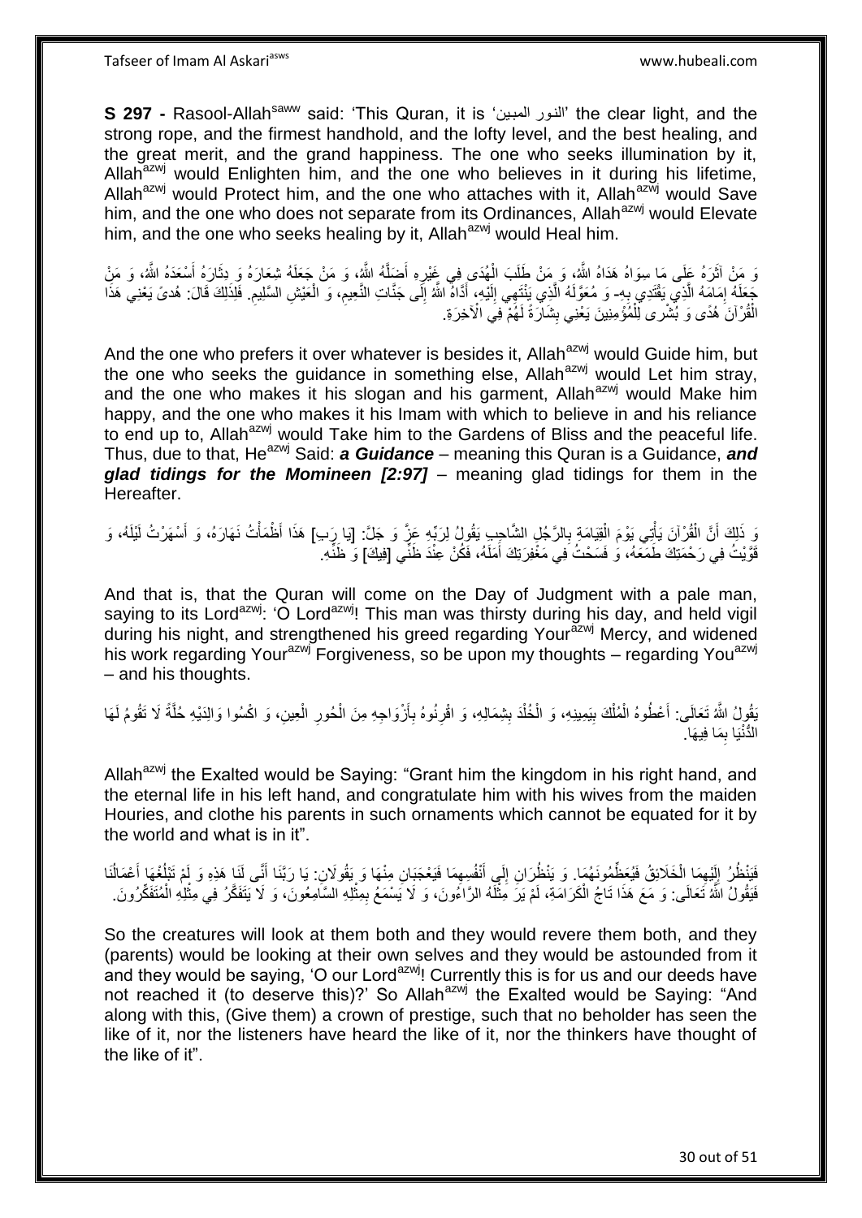**S 297 -** Rasool-Allah[saww] said: 'This Quran, it is 'النور المبين' the clear light, and the strong rope, and the firmest handhold, and the lofty level, and the best healing, and the great merit, and the grand happiness. The one who seeks illumination by it, Allah[azwj] would Enlighten him, and the one who believes in it during his lifetime, Allah[azwj] would Protect him, and the one who attaches with it, Allah[azwj] would Save him, and the one who does not separate from its Ordinances, Allah[azwj] would Elevate him, and the one who seeks healing by it, Allah[azwj] would Heal him.

وَ مَنْ آثَرَهُ عَلَى مَا سِوَاهُ هَدَاهُ اللَّهُ، وَ مَنْ طَلَبَ الْهُدَى فِي غَيْرِهِ أَضَلَّهُ اللَّهُ، وَ مَنْ جَعَلَهُ شِعَارَهُ وَ دِثَارَهُ أَسْعَدَهُ اللَّهُ، وَ مَنْ جَعَلَهُ إِمَامَهُ الَّذِي يَقْتَدِي بِهِ- وَ مُعَوَّلَهُ الَّذِي يَنْتَهِي إِلَيْهِ، أَدَّاهُ اللَّهُ إِلَى جَنَّاتِ النَّعِيمِ، وَ الْعَيْشِ السَّلِيمِ. فَلِذَلِكَ قَالَ: هُدىً يَعْنِي هَذَا الْقُرْآنَ هُدًى وَ بُشْرى لِلْمُؤْمِنِينَ يَعْنِي بِشَارَةً لَهُمْ فِي الْآخِرَةِ.

And the one who prefers it over whatever is besides it, Allah[azwj] would Guide him, but the one who seeks the guidance in something else, Allah[azwj] would Let him stray, and the one who makes it his slogan and his garment, Allah[azwj] would Make him happy, and the one who makes it his Imam with which to believe in and his reliance to end up to, Allah[azwj] would Take him to the Gardens of Bliss and the peaceful life. Thus, due to that, He[azwj] Said: ***a Guidance*** – meaning this Quran is a Guidance, ***and glad tidings for the Momineen [2:97]*** – meaning glad tidings for them in the Hereafter.

وَ ذَلِكَ أَنَّ الْقُرْآنَ يَأْتِي يَوْمَ الْقِيَامَةِ بِالرَّجُلِ الشَّاحِبِ يَقُولُ لِرَبِّهِ عَزَّ وَ جَلَّ: [يَا رَبِ‏] هَذَا أَظْمَأْتُ نَهَارَهُ، وَ أَسْهَرْتُ لَيْلَهُ، وَ قَوَّيْتُ فِي رَحْمَتِكَ طَمَعَهُ، وَ فَسَحْتُ فِي مَغْفِرَتِكَ أَمَلَهُ، فَكُنْ عِنْدَ ظَنِّي [فِيكَ‏] وَ ظَنِّهِ.

And that is, that the Quran will come on the Day of Judgment with a pale man, saying to its Lord[azwj]: 'O Lord[azwj]! This man was thirsty during his day, and held vigil during his night, and strengthened his greed regarding Your[azwj] Mercy, and widened his work regarding Your[azwj] Forgiveness, so be upon my thoughts – regarding You[azwj] – and his thoughts.

يَقُولُ اللَّهُ تَعَالَى: أَعْطُوهُ الْمُلْكَ بِيَمِينِهِ، وَ الْخُلْدَ بِشِمَالِهِ، وَ اقْرِنُوهُ بِأَزْوَاجِهِ مِنَ الْحُورِ الْعِينِ، وَ اكْسُوا وَالِدَيْهِ حُلَّةً لَا تَقُومُ لَهَا الدُّنْيَا بِمَا فِيهَا.

Allah[azwj] the Exalted would be Saying: "Grant him the kingdom in his right hand, and the eternal life in his left hand, and congratulate him with his wives from the maiden Houries, and clothe his parents in such ornaments which cannot be equated for it by the world and what is in it".

فَيَنْظُرُ إِلَيْهِمَا الْخَلَائِقُ فَيُعَظِّمُونَهُمَا. وَ يَنْظُرَانِ إِلَى أَنْفُسِهِمَا فَيَعْجَبَانِ مِنْهَا وَ يَقُولَانِ: يَا رَبَّنَا أَنَّى لَنَا هَذِهِ وَ لَمْ تَبْلُغْهَا أَعْمَالُنَا فَيَقُولُ اللَّهُ تَعَالَى: وَ مَعَ هَذَا تَاجُ الْكَرَامَةِ، لَمْ يَرَ مِثْلَهُ الرَّاءُونَ، وَ لَا يَسْمَعُ بِمِثْلِهِ السَّامِعُونَ، وَ لَا يَتَفَكَّرُ فِي مِثْلِهِ الْمُتَفَكِّرُونَ.

So the creatures will look at them both and they would revere them both, and they (parents) would be looking at their own selves and they would be astounded from it and they would be saying, 'O our Lord[azwj]! Currently this is for us and our deeds have not reached it (to deserve this)?' So Allah[azwj] the Exalted would be Saying: "And along with this, (Give them) a crown of prestige, such that no beholder has seen the like of it, nor the listeners have heard the like of it, nor the thinkers have thought of the like of it".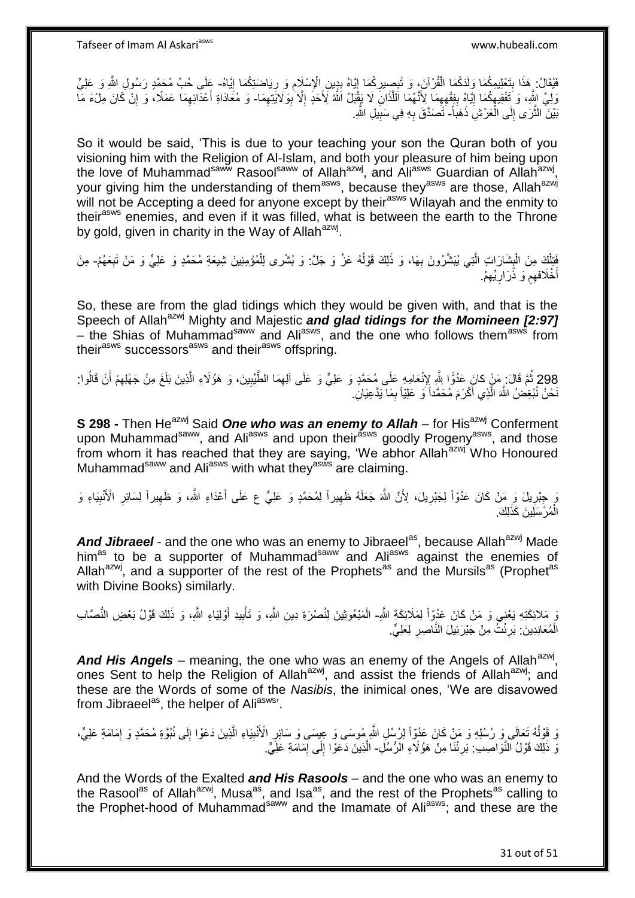فَيُقَالُ: هَذَا بِتَعْلِيمِكُمَا وَلَدَكُمَا الْقُرْآنَ، وَ تَبْصِيرِكُمَا إِيَّاهُ بِدِينِ الْإِسْلَامِ وَ رِيَاضَتِكُمَا إِيَّاهُ- عَلَى حُبِّ مُحَمَّدٍ رَسُولِ اللَّهِ وَ عَلِيٍّ وَلِيِّ اللَّهِ، وَ تَفْقِيهِكُمَا إِيَّاهُ بِفِقْهِهِمَا لِأَنَّهُمَا اللَّذَانِ لَا يَقْبَلُ اللَّهُ لِأَحَدٍ إِلَّا بِوَلَايَتِهِمَا- وَ مُعَادَاةِ أَعْدَائِهِمَا عَمَلًا، وَ إِنْ كَانَ مِلْءَ مَا بَيْنَ الثَّرَى إِلَى الْعَرْشِ ذَهَباً- تَصَدَّقَ بِهِ فِي سَبِيلِ اللَّهِ.

So it would be said, 'This is due to your teaching your son the Quran both of you visioning him with the Religion of Al-Islam, and both your pleasure of him being upon the love of Muhammad[saww] Rasool[saww] of Allah[azwj], and Ali[asws] Guardian of Allah[azwj], your giving him the understanding of them[asws], because they[asws] are those, Allah[azwj] will not be Accepting a deed for anyone except by their[asws] Wilayah and the enmity to their[asws] enemies, and even if it was filled, what is between the earth to the Throne by gold, given in charity in the Way of Allah[azwj].

فَتِلْكَ مِنَ الْبِشَارَاتِ الَّتِي يُبَشَّرُونَ بِهَا، وَ ذَلِكَ قَوْلُهُ عَزَّ وَ جَلَّ: وَ بُشْرى‏ لِلْمُؤْمِنِينَ شِيعَةِ مُحَمَّدٍ وَ عَلِيٍّ وَ مَنْ تَبِعَهُمْ- مِنْ أَخْلَافِهِمْ وَ ذَرَارِيِّهِمْ.

So, these are from the glad tidings which they would be given with, and that is the Speech of Allah[azwj] Mighty and Majestic ***and glad tidings for the Momineen [2:97]*** – the Shias of Muhammad[saww] and Ali[asws], and the one who follows them[asws] from their[asws] successors[asws] and their[asws] offspring.

298 ثُمَّ قَالَ: مَنْ كانَ عَدُوًّا لِلَّهِ لِإِنْعَامِهِ عَلَى مُحَمَّدٍ وَ عَلِيٍّ وَ عَلَى آلِهِمَا الطَّيِّبِينَ، وَ هَؤُلَاءِ الَّذِينَ بَلَغَ مِنْ جَهْلِهِمْ أَنْ قَالُوا: نَحْنُ نُبْغِضُ اللَّهَ الَّذِي أَكْرَمَ مُحَمَّداً وَ عَلِيّاً بِمَا يَدَّعِيَانِ.

**S 298 -** Then He[azwj] Said ***One who was an enemy to Allah*** – for His[azwj] Conferment upon Muhammad[saww], and Ali[asws] and upon their[asws] goodly Progeny[asws], and those from whom it has reached that they are saying, 'We abhor Allah[azwj] Who Honoured Muhammad[saww] and Ali[asws] with what they[asws] are claiming.

وَ جِبْرِيلَ وَ مَنْ كَانَ عَدُوّاً لِجَبْرِيلَ، لِأَنَّ اللَّهَ جَعَلَهُ ظَهِيراً لِمُحَمَّدٍ وَ عَلِيٍّ ع عَلَى أَعْدَاءِ اللَّهِ، وَ ظَهِيراً لِسَائِرِ الْأَنْبِيَاءِ وَ الْمُرْسَلِينَ كَذَلِكَ.

***And Jibraeel*** - and the one who was an enemy to Jibraeel[as], because Allah[azwj] Made him[as] to be a supporter of Muhammad[saww] and Ali[asws] against the enemies of Allah[azwj], and a supporter of the rest of the Prophets[as] and the Mursils[as] (Prophet[as] with Divine Books) similarly.

وَ مَلَائِكَتِهِ يَعْنِي وَ مَنْ كَانَ عَدُوّاً لِمَلَائِكَةِ اللَّهِ- الْمَبْعُوثِينَ لِنُصْرَةِ دِينِ اللَّهِ، وَ تَأْيِيدِ أَوْلِيَاءِ اللَّهِ، وَ ذَلِكَ قَوْلُ بَعْضِ النُّصَّابِ الْمُعَانِدِينَ: بَرِئْتُ مِنْ جَبْرَئِيلَ النَّاصِرِ لِعَلِيٍّ.

***And His Angels*** – meaning, the one who was an enemy of the Angels of Allah[azwj], ones Sent to help the Religion of Allah[azwj], and assist the friends of Allah[azwj]; and these are the Words of some of the *Nasibis*, the inimical ones, 'We are disavowed from Jibraeel[as], the helper of Ali[asws]'.

وَ قَوْلُهُ تَعَالَى وَ رُسُلِهِ وَ مَنْ كَانَ عَدُوّاً لِرُسُلِ اللَّهِ مُوسَى وَ عِيسَى وَ سَائِرِ الْأَنْبِيَاءِ الَّذِينَ دَعَوْا إِلَى نُبُوَّةِ مُحَمَّدٍ وَ إِمَامَةِ عَلِيٍّ، وَ ذَلِكَ قَوْلُ النَّوَاصِبِ: بَرِئْنَا مِنْ هَؤُلَاءِ الرُّسُلِ- الَّذِينَ دَعَوْا إِلَى إِمَامَةِ عَلِيٍّ.

And the Words of the Exalted ***and His Rasools*** – and the one who was an enemy to the Rasool[as] of Allah[azwj], Musa[as], and Isa[as], and the rest of the Prophets[as] calling to the Prophet-hood of Muhammad[saww] and the Imamate of Ali[asws]; and these are the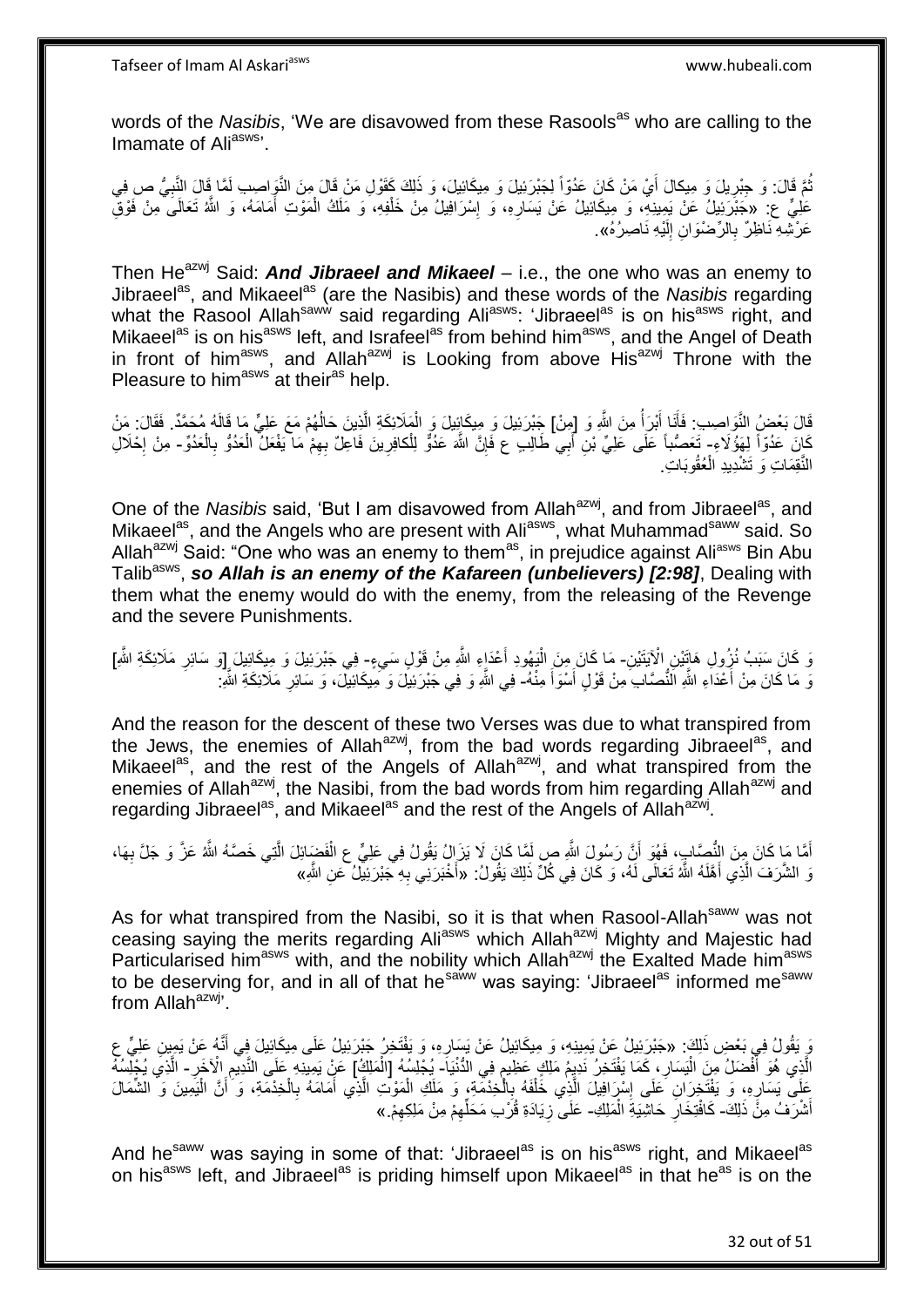words of the *Nasibis*, 'We are disavowed from these Rasools[as] who are calling to the Imamate of Ali[asws]'.

ثُمَّ قَالَ: وَ جِبْرِيلَ وَ مِيكالَ أَيْ مَنْ كَانَ عَدُوّاً لِجَبْرَئِيلَ وَ مِيكَائِيلَ، وَ ذَلِكَ كَقَوْلِ مَنْ قَالَ مِنَ النَّوَاصِبِ لَمَّا قَالَ النَّبِيُّ ص فِي عَلِيٍّ ع: «جَبْرَئِيلُ عَنْ يَمِينِهِ، وَ مِيكَائِيلُ عَنْ يَسَارِهِ، وَ إِسْرَافِيلُ مِنْ خَلْفِهِ، وَ مَلَكُ الْمَوْتِ أَمَامَهُ، وَ اللَّهُ تَعَالَى مِنْ فَوْقِ عَرْشِهِ نَاظِرٌ بِالرِّضْوَانِ إِلَيْهِ نَاصِرُهُ».

Then He[azwj] Said: ***And Jibraeel and Mikaeel*** – i.e., the one who was an enemy to Jibraeel[as], and Mikaeel[as] (are the Nasibis) and these words of the *Nasibis* regarding what the Rasool Allah[saww] said regarding Ali[asws]: 'Jibraeel[as] is on his[asws] right, and Mikaeel[as] is on his[asws] left, and Israfeel[as] from behind him[asws], and the Angel of Death in front of him[asws], and Allah[azwj] is Looking from above His[azwj] Throne with the Pleasure to him[asws] at their[as] help.

قَالَ بَعْضُ النَّوَاصِبِ: فَأَنَا أَبْرَأُ مِنَ اللَّهِ وَ [مِنْ] جَبْرَئِيلَ وَ مِيكَائِيلَ وَ الْمَلَائِكَةِ الَّذِينَ حَالُهُمْ مَعَ عَلِيٍّ مَا قَالَهُ مُحَمَّدٌ. فَقَالَ: مَنْ كَانَ عَدُوّاً لِهَؤُلَاءِ- تَعَصُّباً عَلَى عَلِيِّ بْنِ أَبِي طَالِبٍ ع فَإِنَّ اللَّهَ عَدُوٌّ لِلْكافِرِينَ فَاعِلٌ بِهِمْ مَا يَفْعَلُ الْعَدُوُّ بِالْعَدُوِّ- مِنْ إِحْلَالِ النَّقِمَاتِ وَ تَشْدِيدِ الْعُقُوبَاتِ.

One of the *Nasibis* said, 'But I am disavowed from Allah[azwj], and from Jibraeel[as], and Mikaeel[as], and the Angels who are present with Ali[asws], what Muhammad[saww] said. So Allah[azwj] Said: "One who was an enemy to them[as], in prejudice against Ali[asws] Bin Abu Talib[asws], ***so Allah is an enemy of the Kafareen (unbelievers) [2:98]***, Dealing with them what the enemy would do with the enemy, from the releasing of the Revenge and the severe Punishments.

وَ كَانَ سَبَبُ نُزُولِ هَاتَيْنِ الْآيَتَيْنِ- مَا كَانَ مِنَ الْيَهُودِ أَعْدَاءِ اللَّهِ مِنْ قَوْلٍ سَيِّءٍ- فِي جَبْرَئِيلَ وَ مِيكَائِيلَ [وَ سَائِرِ مَلَائِكَةِ اللَّهِ] وَ مَا كَانَ مِنْ أَعْدَاءِ اللَّهِ النُّصَّابِ مِنْ قَوْلٍ أَسْوَأَ مِنْهُ- فِي اللَّهِ وَ فِي جَبْرَئِيلَ وَ مِيكَائِيلَ، وَ سَائِرِ مَلَائِكَةِ اللَّهِ:

And the reason for the descent of these two Verses was due to what transpired from the Jews, the enemies of Allah[azwj], from the bad words regarding Jibraeel[as], and Mikaeel[as], and the rest of the Angels of Allah[azwj], and what transpired from the enemies of Allah[azwj], the Nasibi, from the bad words from him regarding Allah[azwj] and regarding Jibraeel[as], and Mikaeel[as] and the rest of the Angels of Allah[azwj].

أَمَّا مَا كَانَ مِنَ النُّصَّابِ، فَهُوَ أَنَّ رَسُولَ اللَّهِ ص لَمَّا كَانَ لَا يَزَالُ يَقُولُ فِي عَلِيٍّ ع الْفَضَائِلَ الَّتِي خَصَّهُ اللَّهُ عَزَّ وَ جَلَّ بِهَا، وَ الشَّرَفَ الَّذِي أَهَّلَهُ اللَّهُ تَعَالَى لَهُ، وَ كَانَ فِي كُلِّ ذَلِكَ يَقُولُ: «أَخْبَرَنِي بِهِ جَبْرَئِيلُ عَنِ اللَّهِ»

As for what transpired from the Nasibi, so it is that when Rasool-Allah[saww] was not ceasing saying the merits regarding Ali[asws] which Allah[azwj] Mighty and Majestic had Particularised him[asws] with, and the nobility which Allah[azwj] the Exalted Made him[asws] to be deserving for, and in all of that he[saww] was saying: 'Jibraeel[as] informed me[saww] from Allah[azwj]'.

وَ يَقُولُ فِي بَعْضِ ذَلِكَ: «جَبْرَئِيلُ عَنْ يَمِينِهِ، وَ مِيكَائِيلُ عَنْ يَسَارِهِ، وَ يَفْتَخِرُ جَبْرَئِيلُ عَلَى مِيكَائِيلَ فِي أَنَّهُ عَنْ يَمِينِ عَلِيٍّ ع الَّذِي هُوَ أَفْضَلُ مِنَ الْيَسَارِ، كَمَا يَفْتَخِرُ نَدِيمُ مَلِكٍ عَظِيمٍ فِي الدُّنْيَا- يُجْلِسُهُ [الْمَلِكُ] عَنْ يَمِينِهِ عَلَى النَّدِيمِ الْآخَرِ- الَّذِي يُجْلِسُهُ عَلَى يَسَارِهِ، وَ يَفْتَخِرَانِ عَلَى إِسْرَافِيلَ الَّذِي خَلْفَهُ بِالْخِدْمَةِ، وَ مَلَكِ الْمَوْتِ الَّذِي أَمَامَهُ بِالْخِدْمَةِ، وَ أَنَّ الْيَمِينَ وَ الشِّمَالَ أَشْرَفُ مِنْ ذَلِكَ- كَافْتِخَارِ حَاشِيَةِ الْمَلِكِ- عَلَى زِيَادَةِ قُرْبِ مَحَلِّهِمْ مِنْ مَلِكِهِمْ.»

And he[saww] was saying in some of that: 'Jibraeel[as] is on his[asws] right, and Mikaeel[as] on his[asws] left, and Jibraeel[as] is priding himself upon Mikaeel[as] in that he[as] is on the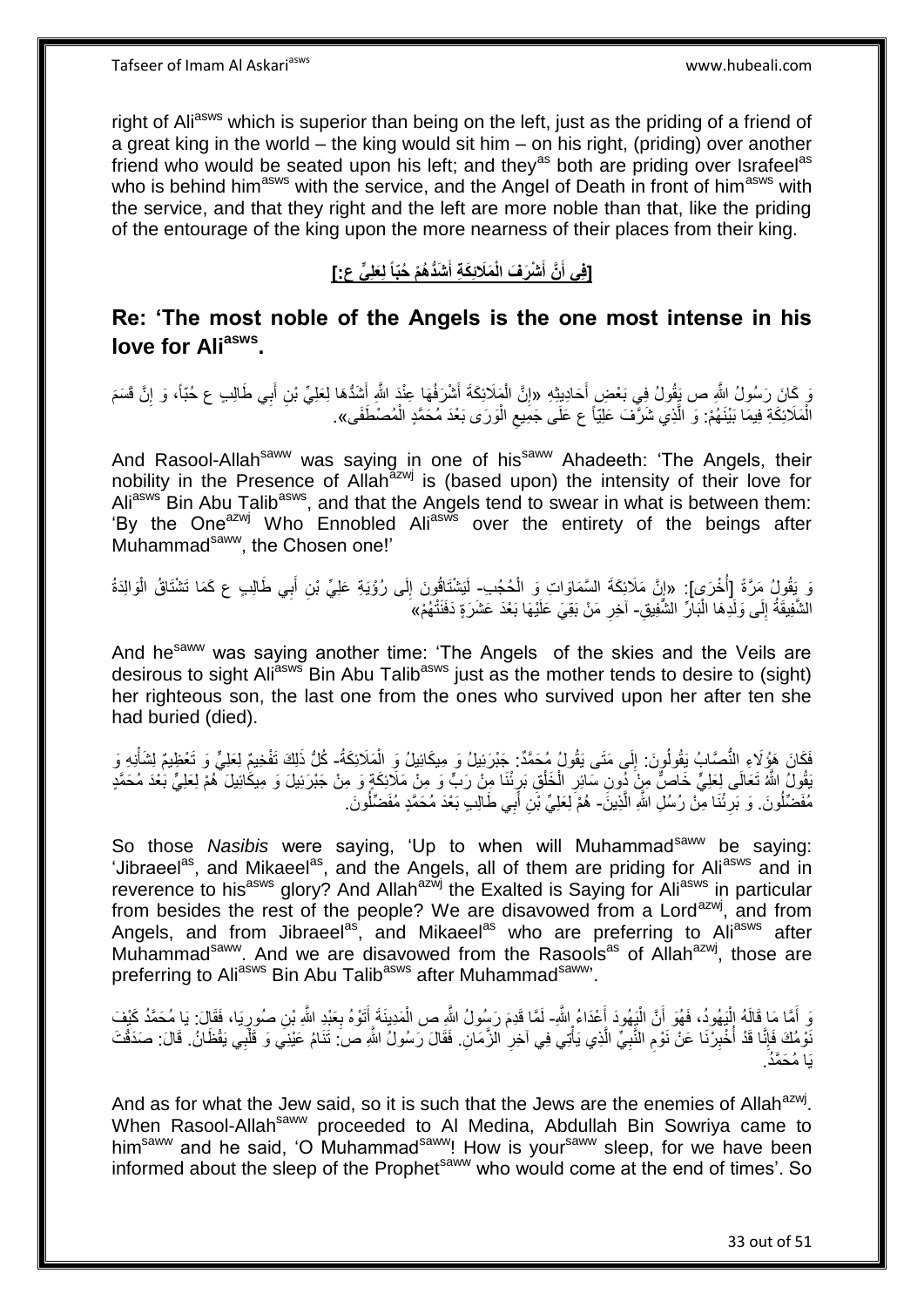right of Ali[asws] which is superior than being on the left, just as the priding of a friend of a great king in the world – the king would sit him – on his right, (priding) over another friend who would be seated upon his left; and they[as] both are priding over Israfeel[as] who is behind him[asws] with the service, and the Angel of Death in front of him[asws] with the service, and that they right and the left are more noble than that, like the priding of the entourage of the king upon the more nearness of their places from their king.

**[فِي أَنَّ أَشْرَفَ الْمَلَائِكَةِ أَشَدُّهُمْ حُبّاً لِعَلِيٍّ ع:]**

## Re: 'The most noble of the Angels is the one most intense in his love for Ali[asws].

وَ كَانَ رَسُولُ اللَّهِ ص يَقُولُ فِي بَعْضِ أَحَادِيثِهِ «إِنَّ الْمَلَائِكَةَ أَشْرَفُهَا عِنْدَ اللَّهِ أَشَدُّهَا لِعَلِيِّ بْنِ أَبِي طَالِبٍ ع حُبّاً، وَ إِنَّ قَسَمَ الْمَلَائِكَةِ فِيمَا بَيْنَهُمْ: وَ الَّذِي شَرَّفَ عَلِيّاً ع عَلَى جَمِيعِ الْوَرَى بَعْدَ مُحَمَّدٍ الْمُصْطَفَى».

And Rasool-Allah[saww] was saying in one of his[saww] Ahadeeth: 'The Angels, their nobility in the Presence of Allah[azwj] is (based upon) the intensity of their love for Ali[asws] Bin Abu Talib[asws], and that the Angels tend to swear in what is between them: 'By the One[azwj] Who Ennobled Ali[asws] over the entirety of the beings after Muhammad[saww], the Chosen one!'

وَ يَقُولُ مَرَّةً [أُخْرَى]: «إِنَّ مَلَائِكَةَ السَّمَاوَاتِ وَ الْحُجُبِ- لَيَشْتَاقُونَ إِلَى رُؤْيَةِ عَلِيِّ بْنِ أَبِي طَالِبٍ ع كَمَا تَشْتَاقُ الْوَالِدَةُ الشَّفِيقَةُ إِلَى وَلَدِهَا الْبَارِّ الشَّفِيقِ- آخِرِ مَنْ بَقِيَ عَلَيْهَا بَعْدَ عَشَرَةٍ دَفَنَتْهُمْ»

And he[saww] was saying another time: 'The Angels of the skies and the Veils are desirous to sight Ali[asws] Bin Abu Talib[asws] just as the mother tends to desire to (sight) her righteous son, the last one from the ones who survived upon her after ten she had buried (died).

فَكَانَ هَؤُلَاءِ النُّصَّابُ يَقُولُونَ: إِلَى مَتَى يَقُولُ مُحَمَّدٌ: جَبْرَئِيلُ وَ مِيكَائِيلُ وَ الْمَلَائِكَةُ- كُلُّ ذَلِكَ تَفْخِيمٌ لِعَلِيٍّ وَ تَعْظِيمٌ لِشَأْنِهِ وَ يَقُولُ اللَّهُ تَعَالَى لِعَلِيٍّ خَاصٌّ مِنْ دُونِ سَائِرِ الْخَلْقِ بَرِئْنَا مِنْ رَبٍّ وَ مِنْ مَلَائِكَةٍ وَ مِنْ جَبْرَئِيلَ وَ مِيكَائِيلَ هُمْ لِعَلِيٍّ بَعْدَ مُحَمَّدٍ مُفَضِّلُونَ. وَ بَرِئْنَا مِنْ رُسُلِ اللَّهِ الَّذِينَ- هُمْ لِعَلِيِّ بْنِ أَبِي طَالِبٍ بَعْدَ مُحَمَّدٍ مُفَضِّلُونَ.

So those *Nasibis* were saying, 'Up to when will Muhammad[saww] be saying: 'Jibraeel[as], and Mikaeel[as], and the Angels, all of them are priding for Ali[asws] and in reverence to his[asws] glory? And Allah[azwj] the Exalted is Saying for Ali[asws] in particular from besides the rest of the people? We are disavowed from a Lord[azwj], and from Angels, and from Jibraeel[as], and Mikaeel[as] who are preferring to Ali[asws] after Muhammad[saww]. And we are disavowed from the Rasools[as] of Allah[azwj], those are preferring to Ali[asws] Bin Abu Talib[asws] after Muhammad[saww]'.

وَ أَمَّا مَا قَالَهُ الْيَهُودُ، فَهُوَ أَنَّ الْيَهُودَ أَعْدَاءُ اللَّهِ- لَمَّا قَدِمَ رَسُولُ اللَّهِ ص الْمَدِينَةَ أَتَوْهُ بِعَبْدِ اللَّهِ بْنِ صُورِيَا، فَقَالَ: يَا مُحَمَّدُ كَيْفَ نَوْمُكَ فَإِنَّا قَدْ أُخْبِرْنَا عَنْ نَوْمِ النَّبِيِّ الَّذِي يَأْتِي فِي آخِرِ الزَّمَانِ. فَقَالَ رَسُولُ اللَّهِ ص: تَنَامُ عَيْنِي وَ قَلْبِي يَقْظَانُ. قَالَ: صَدَقْتَ يَا مُحَمَّدُ.

And as for what the Jew said, so it is such that the Jews are the enemies of Allah[azwj]. When Rasool-Allah[saww] proceeded to Al Medina, Abdullah Bin Sowriya came to him[saww] and he said, 'O Muhammad[saww]! How is your[saww] sleep, for we have been informed about the sleep of the Prophet[saww] who would come at the end of times'. So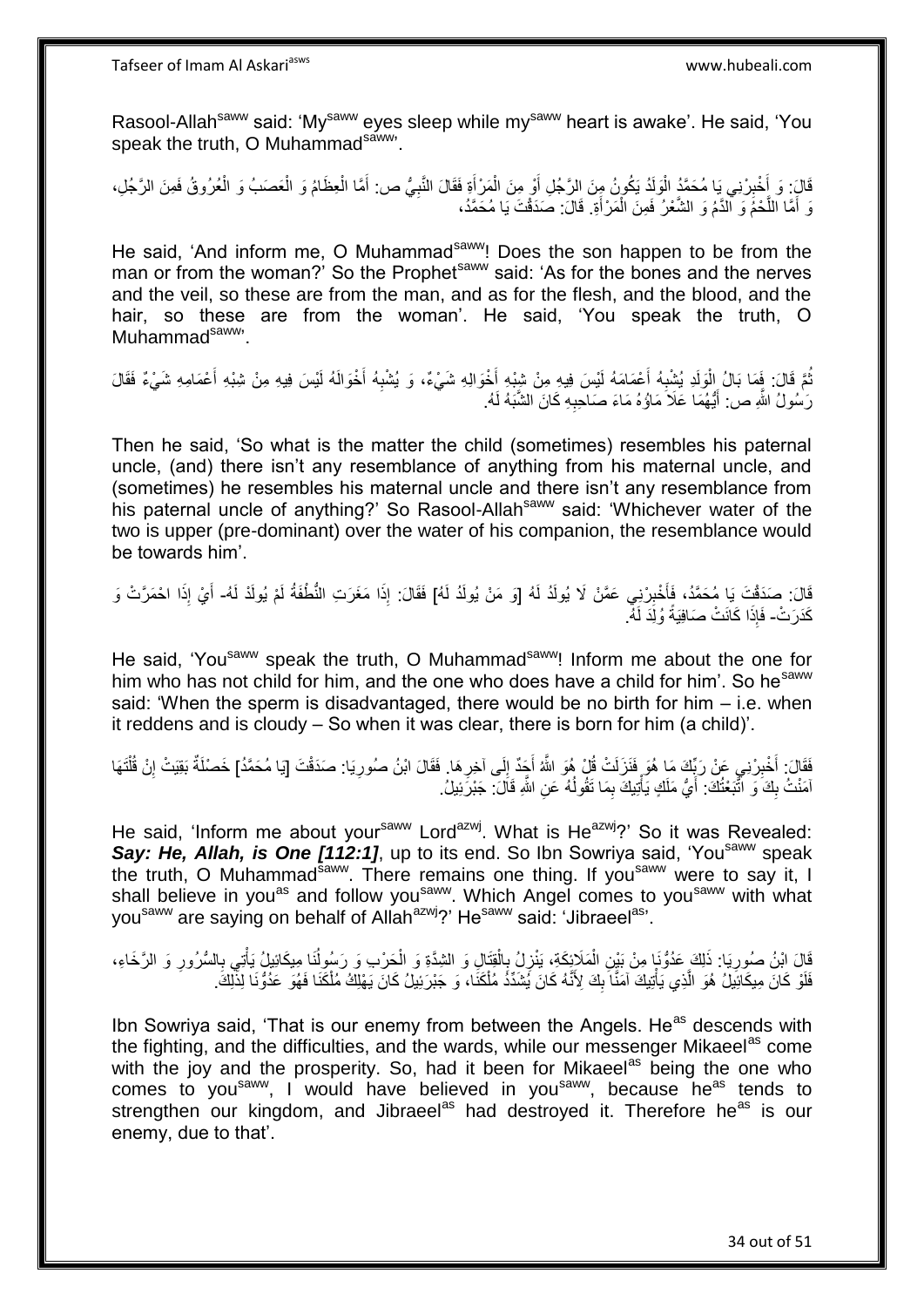Rasool-Allah^saww said: 'My^saww eyes sleep while my^saww heart is awake'. He said, 'You speak the truth, O Muhammad^saww'.

قَالَ: وَ أَخْبِرْنِي يَا مُحَمَّدُ الْوَلَدُ يَكُونُ مِنَ الرَّجُلِ أَوْ مِنَ الْمَرْأَةِ فَقَالَ النَّبِيُّ ص: أَمَّا الْعِظَامُ وَ الْعَصَبُ وَ الْعُرُوقُ فَمِنَ الرَّجُلِ، وَ أَمَّا اللَّحْمُ وَ الدَّمُ وَ الشَّعْرُ فَمِنَ الْمَرْأَةِ. قَالَ: صَدَقْتَ يَا مُحَمَّدُ،

He said, 'And inform me, O Muhammad^saww! Does the son happen to be from the man or from the woman?' So the Prophet^saww said: 'As for the bones and the nerves and the veil, so these are from the man, and as for the flesh, and the blood, and the hair, so these are from the woman'. He said, 'You speak the truth, O Muhammad^saww'.

ثُمَّ قَالَ: فَمَا بَالُ الْوَلَدِ يُشْبِهُ أَعْمَامَهُ لَيْسَ فِيهِ مِنْ شِبْهِ أَخْوَالِهِ شَيْءٌ، وَ يُشْبِهُ أَخْوَالَهُ لَيْسَ فِيهِ مِنْ شِبْهِ أَعْمَامِهِ شَيْءٌ فَقَالَ رَسُولُ اللَّهِ ص: أَيُّهُمَا عَلَا مَاؤُهُ مَاءَ صَاحِبِهِ كَانَ الشَّبَهُ لَهُ.

Then he said, 'So what is the matter the child (sometimes) resembles his paternal uncle, (and) there isn't any resemblance of anything from his maternal uncle, and (sometimes) he resembles his maternal uncle and there isn't any resemblance from his paternal uncle of anything?' So Rasool-Allah^saww said: 'Whichever water of the two is upper (pre-dominant) over the water of his companion, the resemblance would be towards him'.

قَالَ: صَدَقْتَ يَا مُحَمَّدُ، فَأَخْبِرْنِي عَمَّنْ لَا يُولَدُ لَهُ [وَ مَنْ يُولَدُ لَهُ] فَقَالَ: إِذَا مَغِرَتِ النُّطْفَةُ لَمْ يُولَدْ لَهُ- أَيْ إِذَا احْمَرَّتْ وَ كَدِرَتْ- فَإِذَا كَانَتْ صَافِيَةً وُلِدَ لَهُ.

He said, 'You^saww speak the truth, O Muhammad^saww! Inform me about the one for him who has not child for him, and the one who does have a child for him'. So he^saww said: 'When the sperm is disadvantaged, there would be no birth for him – i.e. when it reddens and is cloudy – So when it was clear, there is born for him (a child)'.

فَقَالَ: أَخْبِرْنِي عَنْ رَبِّكَ مَا هُوَ فَنَزَلَتْ قُلْ هُوَ اللَّهُ أَحَدٌ إِلَى آخِرِهَا. فَقَالَ ابْنُ صُورِيَا: صَدَقْتَ [يَا مُحَمَّدُ] خَصْلَةٌ بَقِيَتْ إِنْ قُلْتَهَا آمَنْتُ بِكَ وَ اتَّبَعْتُكَ: أَيُّ مَلَكٍ يَأْتِيكَ بِمَا تَقُولُهُ عَنِ اللَّهِ قَالَ: جَبْرَئِيلُ.

He said, 'Inform me about your^saww Lord^azwj. What is He^azwj?' So it was Revealed: ***Say: He, Allah, is One [112:1]***, up to its end. So Ibn Sowriya said, 'You^saww speak the truth, O Muhammad^saww. There remains one thing. If you^saww were to say it, I shall believe in you^as and follow you^saww. Which Angel comes to you^saww with what you^saww are saying on behalf of Allah^azwj?' He^saww said: 'Jibraeel^as'.

قَالَ ابْنُ صُورِيَا: ذَلِكَ عَدُوُّنَا مِنْ بَيْنِ الْمَلَائِكَةِ، يَنْزِلُ بِالْقِتَالِ وَ الشِّدَّةِ وَ الْحَرْبِ وَ رَسُولُنَا مِيكَائِيلُ يَأْتِي بِالسُّرُورِ وَ الرَّخَاءِ، فَلَوْ كَانَ مِيكَائِيلُ هُوَ الَّذِي يَأْتِيكَ آمَنَّا بِكَ لِأَنَّهُ كَانَ يُشَدِّدُ مُلْكَنَا، وَ جَبْرَئِيلُ كَانَ يَهْلِكُ مُلْكَنَا فَهُوَ عَدُوُّنَا لِذَلِكَ.

Ibn Sowriya said, 'That is our enemy from between the Angels. He^as descends with the fighting, and the difficulties, and the wards, while our messenger Mikaeel^as come with the joy and the prosperity. So, had it been for Mikaeel^as being the one who comes to you^saww, I would have believed in you^saww, because he^as tends to strengthen our kingdom, and Jibraeel^as had destroyed it. Therefore he^as is our enemy, due to that'.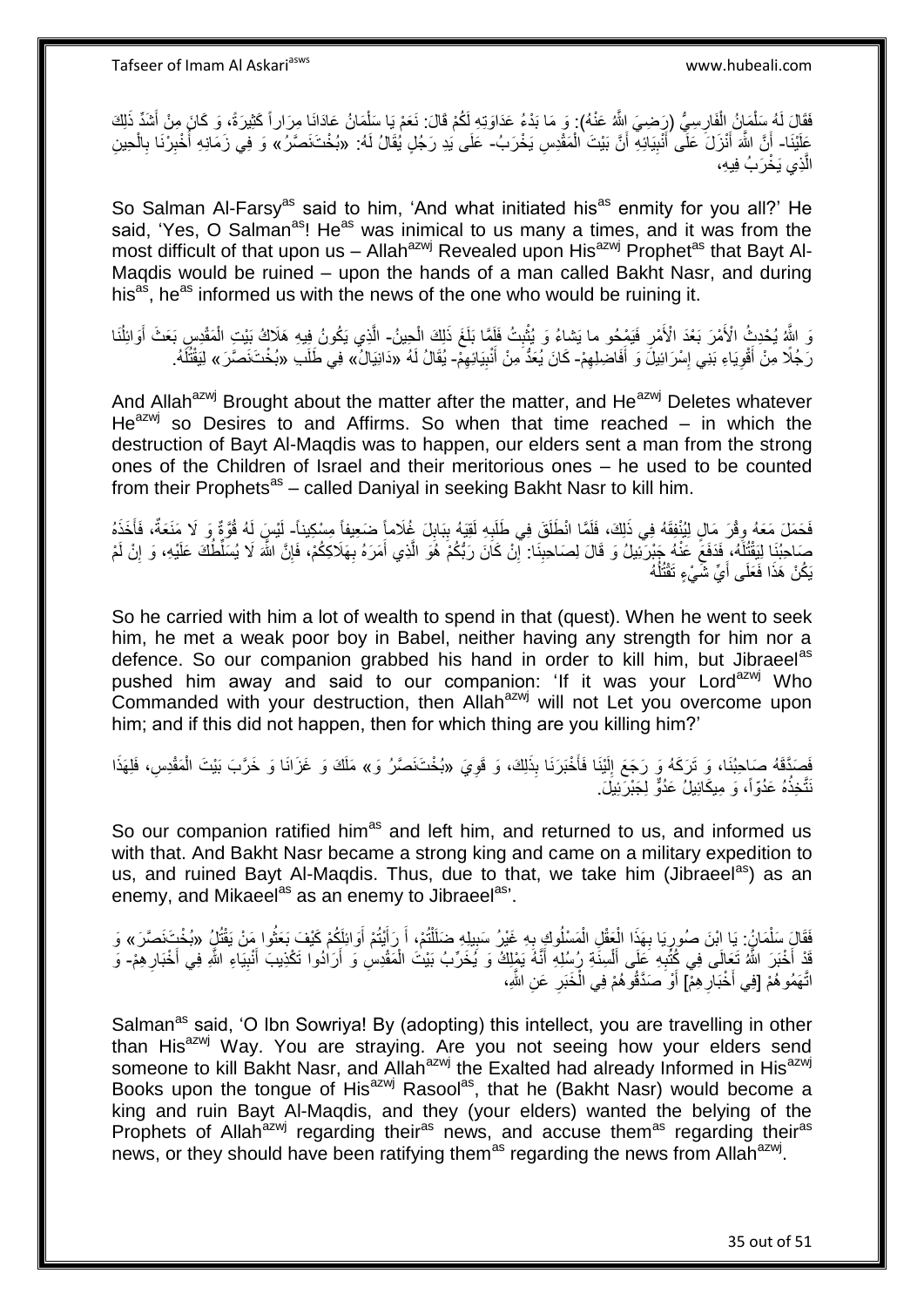فَقَالَ لَهُ سَلْمَانُ الْفَارِسِيُّ (رَضِيَ اللَّهُ عَنْهُ): وَ مَا بَدْءُ عَدَاوَتِهِ لَكُمْ قَالَ: نَعَمْ يَا سَلْمَانُ عَادَانَا مِرَاراً كَثِيرَةً، وَ كَانَ مِنْ أَشَدِّ ذَلِكَ عَلَيْنَا- أَنَّ اللَّهَ أَنْزَلَ عَلَى أَنْبِيَائِهِ أَنَّ بَيْتَ الْمَقْدِسِ يَخْرَبُ- عَلَى يَدِ رَجُلٍ يُقَالُ لَهُ: «بُخْتَنَصَّرُ» وَ فِي زَمَانِهِ أُخْبِرْنَا بِالْحِينِ الَّذِي يَخْرَبُ فِيهِ،

So Salman Al-Farsy[as] said to him, 'And what initiated his[as] enmity for you all?' He said, 'Yes, O Salman[as]! He[as] was inimical to us many a times, and it was from the most difficult of that upon us – Allah[azwj] Revealed upon His[azwj] Prophet[as] that Bayt Al-Maqdis would be ruined – upon the hands of a man called Bakht Nasr, and during his[as], he[as] informed us with the news of the one who would be ruining it.

وَ اللَّهُ يُحْدِثُ الْأَمْرَ بَعْدَ الْأَمْرِ فَيَمْحُو ما يَشاءُ وَ يُثْبِتُ فَلَمَّا بَلَغَ ذَلِكَ الْحِينُ- الَّذِي يَكُونُ فِيهِ هَلَاكُ بَيْتِ الْمَقْدِسِ بَعَثَ أَوَائِلُنَا رَجُلًا مِنْ أَقْوِيَاءِ بَنِي إِسْرَائِيلَ وَ أَفَاضِلِهِمْ- كَانَ يُعَدُّ مِنْ أَنْبِيَائِهِمْ- يُقَالُ لَهُ «دَانِيَالُ» فِي طَلَبِ «بُخْتَنَصَّرَ» لِيَقْتُلَهُ.

And Allah[azwj] Brought about the matter after the matter, and He[azwj] Deletes whatever He[azwj] so Desires to and Affirms. So when that time reached – in which the destruction of Bayt Al-Maqdis was to happen, our elders sent a man from the strong ones of the Children of Israel and their meritorious ones – he used to be counted from their Prophets[as] – called Daniyal in seeking Bakht Nasr to kill him.

فَحَمَلَ مَعَهُ وِقْرَ مَالٍ لِيُنْفِقَهُ فِي ذَلِكَ، فَلَمَّا انْطَلَقَ فِي طَلَبِهِ لَقِيَهُ بِبَابِلَ غُلَاماً ضَعِيفاً مِسْكِيناً- لَيْسَ لَهُ قُوَّةٌ وَ لَا مَنَعَةٌ، فَأَخَذَهُ صَاحِبُنَا لِيَقْتُلَهُ، فَدَفَعَ عَنْهُ جَبْرَئِيلُ وَ قَالَ لِصَاحِبِنَا: إِنْ كَانَ رَبُّكُمْ هُوَ الَّذِي أَمَرَهُ بِهَلَاكِكُمْ، فَإِنَّ اللَّهَ لَا يُسَلِّطُكَ عَلَيْهِ، وَ إِنْ لَمْ يَكُنْ هَذَا فَعَلَى أَيِّ شَيْءٍ تَقْتُلُهُ

So he carried with him a lot of wealth to spend in that (quest). When he went to seek him, he met a weak poor boy in Babel, neither having any strength for him nor a defence. So our companion grabbed his hand in order to kill him, but Jibraeel[as] pushed him away and said to our companion: 'If it was your Lord[azwj] Who Commanded with your destruction, then Allah[azwj] will not Let you overcome upon him; and if this did not happen, then for which thing are you killing him?'

فَصَدَّقَهُ صَاحِبُنَا، وَ تَرَكَهُ وَ رَجَعَ إِلَيْنَا فَأَخْبَرَنَا بِذَلِكَ، وَ قَوِيَ «بُخْتَنَصَّرُ وَ» مَلَكَ وَ غَزَانَا وَ خَرَّبَ بَيْتَ الْمَقْدِسِ، فَلِهَذَا نَتَّخِذُهُ عَدُوّاً، وَ مِيكَائِيلُ عَدُوٌّ لِجَبْرَئِيلَ.

So our companion ratified him[as] and left him, and returned to us, and informed us with that. And Bakht Nasr became a strong king and came on a military expedition to us, and ruined Bayt Al-Maqdis. Thus, due to that, we take him (Jibraeel[as]) as an enemy, and Mikaeel[as] as an enemy to Jibraeel[as]'.

فَقَالَ سَلْمَانُ: يَا ابْنَ صُورِيَا بِهَذَا الْعَقْلِ الْمَسْلُوكِ بِهِ غَيْرُ سَبِيلِهِ ضَلَلْتُمْ، أَ رَأَيْتُمْ أَوَائِلَكُمْ كَيْفَ بَعَثُوا مَنْ يَقْتُلُ «بُخْتَنَصَّرَ» وَ قَدْ أَخْبَرَ اللَّهُ تَعَالَى فِي كُتُبِهِ عَلَى أَلْسِنَةِ رُسُلِهِ أَنَّهُ يَمْلِكُ وَ يُخَرِّبُ بَيْتَ الْمَقْدِسِ وَ أَرَادُوا تَكْذِيبَ أَنْبِيَاءِ اللَّهِ فِي أَخْبَارِهِمْ- وَ اتَّهَمُوهُمْ [فِي أَخْبَارِهِمْ] أَوْ صَدَّقُوهُمْ فِي الْخَبَرِ عَنِ اللَّهِ،

Salman[as] said, 'O Ibn Sowriya! By (adopting) this intellect, you are travelling in other than His[azwj] Way. You are straying. Are you not seeing how your elders send someone to kill Bakht Nasr, and Allah[azwj] the Exalted had already Informed in His[azwj] Books upon the tongue of His[azwj] Rasool[as], that he (Bakht Nasr) would become a king and ruin Bayt Al-Maqdis, and they (your elders) wanted the belying of the Prophets of Allah[azwj] regarding their[as] news, and accuse them[as] regarding their[as] news, or they should have been ratifying them[as] regarding the news from Allah[azwj].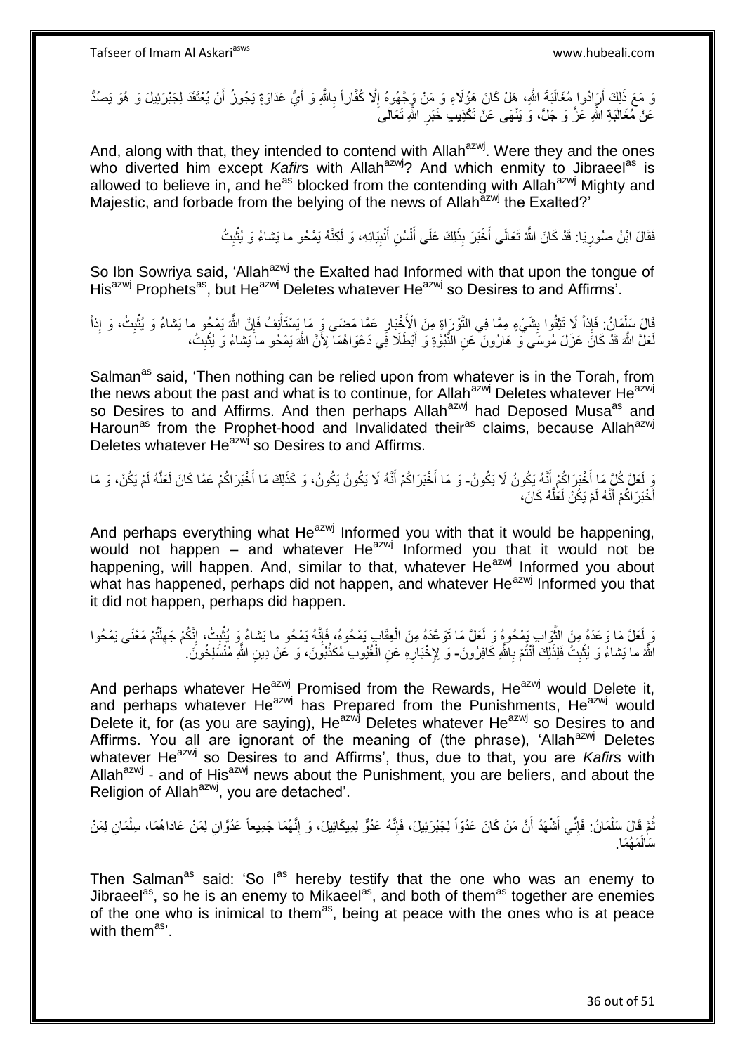وَ مَعَ ذَلِكَ أَرَادُوا مُغَالَبَةَ اللَّهِ، هَلْ كَانَ هَؤُلَاءِ وَ مَنْ وَجَّهُوهُ إِلَّا كُفَّاراً بِاللَّهِ وَ أَيُّ عَدَاوَةٍ يَجُوزُ أَنْ يُعْتَقَدَ لِجَبْرَئِيلَ وَ هُوَ يَصُدُّ عَنْ مُغَالَبَةِ اللَّهِ عَزَّ وَ جَلَّ، وَ يَنْهَى عَنْ تَكْذِيبِ خَبَرِ اللَّهِ تَعَالَى

And, along with that, they intended to contend with Allah[azwj]. Were they and the ones who diverted him except *Kafir*s with Allah[azwj]? And which enmity to Jibraeel[as] is allowed to believe in, and he[as] blocked from the contending with Allah[azwj] Mighty and Majestic, and forbade from the belying of the news of Allah[azwj] the Exalted?'

فَقَالَ ابْنُ صُورِيَا: قَدْ كَانَ اللَّهُ تَعَالَى أَخْبَرَ بِذَلِكَ عَلَى أَلْسُنِ أَنْبِيَائِهِ، وَ لَكِنَّهُ يَمْحُو ما يَشاءُ وَ يُثْبِتُ

So Ibn Sowriya said, 'Allah[azwj] the Exalted had Informed with that upon the tongue of His[azwj] Prophets[as], but He[azwj] Deletes whatever He[azwj] so Desires to and Affirms'.

قَالَ سَلْمَانُ: فَإِذاً لَا تَثِقُوا بِشَيْءٍ مِمَّا فِي التَّوْرَاةِ مِنَ الْأَخْبَارِ عَمَّا مَضَى وَ مَا يَسْتَأْنِفُ فَإِنَّ اللَّهَ يَمْحُو ما يَشاءُ وَ يُثْبِتُ، وَ إِذاً لَعَلَّ اللَّهَ قَدْ كَانَ عَزَلَ مُوسَى وَ هَارُونَ عَنِ النُّبُوَّةِ وَ أَبْطَلَا فِي دَعْوَاهُمَا لِأَنَّ اللَّهَ يَمْحُو ما يَشاءُ وَ يُثْبِتُ،

Salman[as] said, 'Then nothing can be relied upon from whatever is in the Torah, from the news about the past and what is to continue, for Allah[azwj] Deletes whatever He[azwj] so Desires to and Affirms. And then perhaps Allah[azwj] had Deposed Musa[as] and Haroun[as] from the Prophet-hood and Invalidated their[as] claims, because Allah[azwj] Deletes whatever He[azwj] so Desires to and Affirms.

وَ لَعَلَّ كُلَّ مَا أَخْبَرَاكُمْ أَنَّهُ يَكُونُ لَا يَكُونُ- وَ مَا أَخْبَرَاكُمْ أَنَّهُ لَا يَكُونُ يَكُونُ، وَ كَذَلِكَ مَا أَخْبَرَاكُمْ عَمَّا كَانَ لَعَلَّهُ لَمْ يَكُنْ، وَ مَا أَخْبَرَاكُمْ أَنَّهُ لَمْ يَكُنْ لَعَلَّهُ كَانَ،

And perhaps everything what He[azwj] Informed you with that it would be happening, would not happen – and whatever He[azwj] Informed you that it would not be happening, will happen. And, similar to that, whatever He[azwj] Informed you about what has happened, perhaps did not happen, and whatever He[azwj] Informed you that it did not happen, perhaps did happen.

وَ لَعَلَّ مَا وَعَدَهُ مِنَ الثَّوَابِ يَمْحُوهُ وَ لَعَلَّ مَا تَوَعَّدَهُ مِنَ الْعِقَابِ يَمْحُوهُ، فَإِنَّهُ يَمْحُو ما يَشاءُ وَ يُثْبِتُ، إِنَّكُمْ جَهِلْتُمْ مَعْنَى يَمْحُوا اللَّهُ ما يَشاءُ وَ يُثْبِتُ فَلِذَلِكَ أَنْتُمْ بِاللَّهِ كَافِرُونَ- وَ لِإِخْبَارِهِ عَنِ الْغُيُوبِ مُكَذِّبُونَ، وَ عَنْ دِينِ اللَّهِ مُنْسَلِخُونَ.

And perhaps whatever He[azwj] Promised from the Rewards, He[azwj] would Delete it, and perhaps whatever He[azwj] has Prepared from the Punishments, He[azwj] would Delete it, for (as you are saying), He[azwj] Deletes whatever He[azwj] so Desires to and Affirms. You all are ignorant of the meaning of (the phrase), 'Allah[azwj] Deletes whatever He[azwj] so Desires to and Affirms', thus, due to that, you are *Kafir*s with Allah[azwj] - and of His[azwj] news about the Punishment, you are beliers, and about the Religion of Allah[azwj], you are detached'.

ثُمَّ قَالَ سَلْمَانُ: فَإِنِّي أَشْهَدُ أَنَّ مَنْ كَانَ عَدُوّاً لِجَبْرَئِيلَ، فَإِنَّهُ عَدُوٌّ لِمِيكَائِيلَ، وَ إِنَّهُمَا جَمِيعاً عَدُوَّانِ لِمَنْ عَادَاهُمَا، سِلْمَانِ لِمَنْ سَالَمَهُمَا.

Then Salman[as] said: 'So I[as] hereby testify that the one who was an enemy to Jibraeel[as], so he is an enemy to Mikaeel[as], and both of them[as] together are enemies of the one who is inimical to them[as], being at peace with the ones who is at peace with them[as]'.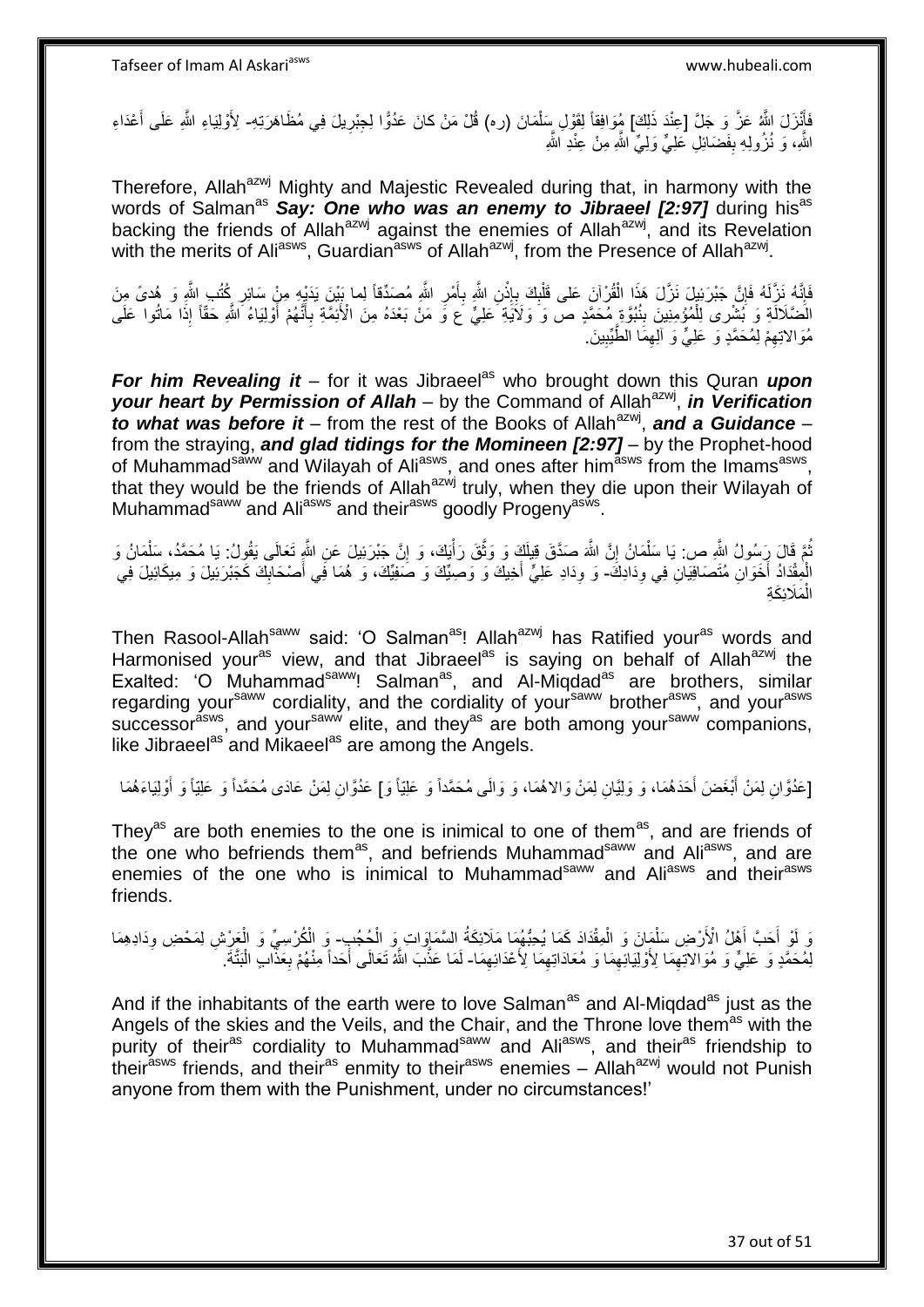فَأَنْزَلَ اللَّهُ عَزَّ وَ جَلَّ [عِنْدَ ذَلِكَ] مُوَافِقاً لِقَوْلِ سَلْمَانَ (ره) قُلْ مَنْ كانَ عَدُوًّا لِجِبْرِيلَ فِي مُظَاهَرَتِهِ- لِأَوْلِيَاءِ اللَّهِ عَلَى أَعْدَاءِ اللَّهِ، وَ نُزُولِهِ بِفَضَائِلِ عَلِيٍّ وَلِيِّ اللَّهِ مِنْ عِنْدِ اللَّهِ

Therefore, Allah[azwj] Mighty and Majestic Revealed during that, in harmony with the words of Salman[as] ***Say: One who was an enemy to Jibraeel [2:97]*** during his[as] backing the friends of Allah[azwj] against the enemies of Allah[azwj], and its Revelation with the merits of Ali[asws], Guardian[asws] of Allah[azwj], from the Presence of Allah[azwj].

فَإِنَّهُ نَزَّلَهُ فَإِنَّ جَبْرَئِيلَ نَزَّلَ هَذَا الْقُرْآنَ عَلى قَلْبِكَ بِإِذْنِ اللَّهِ بِأَمْرِ اللَّهِ مُصَدِّقاً لِما بَيْنَ يَدَيْهِ مِنْ سَائِرِ كُتُبِ اللَّهِ وَ هُدىً مِنَ الضَّلَالَةِ وَ بُشْرى لِلْمُؤْمِنِينَ بِنُبُوَّةِ مُحَمَّدٍ ص وَ وَلَايَةِ عَلِيٍّ ع وَ مَنْ بَعْدَهُ مِنَ الْأَئِمَّةِ بِأَنَّهُمْ أَوْلِيَاءُ اللَّهِ حَقّاً إِذَا مَاتُوا عَلَى مُوَالاتِهِمْ لِمُحَمَّدٍ وَ عَلِيٍّ وَ آلِهِمَا الطَّيِّبِينَ.

***For him Revealing it*** – for it was Jibraeel[as] who brought down this Quran ***upon your heart by Permission of Allah*** – by the Command of Allah[azwj], ***in Verification to what was before it*** – from the rest of the Books of Allah[azwj], ***and a Guidance*** – from the straying, ***and glad tidings for the Momineen [2:97]*** – by the Prophet-hood of Muhammad[saww] and Wilayah of Ali[asws], and ones after him[asws] from the Imams[asws], that they would be the friends of Allah[azwj] truly, when they die upon their Wilayah of Muhammad[saww] and Ali[asws] and their[asws] goodly Progeny[asws].

ثُمَّ قَالَ رَسُولُ اللَّهِ ص: يَا سَلْمَانُ إِنَّ اللَّهَ صَدَّقَ قِيلَكَ وَ وَثَّقَ رَأْيَكَ، وَ إِنَّ جَبْرَئِيلَ عَنِ اللَّهِ تَعَالَى يَقُولُ: يَا مُحَمَّدُ، سَلْمَانُ وَ الْمِقْدَادُ أَخَوَانِ مُتَصَافِيَانِ فِي وِدَادِكَ- وَ وِدَادِ عَلِيٍّ أَخِيكَ وَ وَصِيِّكَ وَ صَفِيِّكَ، وَ هُمَا فِي أَصْحَابِكَ كَجَبْرَئِيلَ وَ مِيكَائِيلَ فِي الْمَلَائِكَةِ

Then Rasool-Allah[saww] said: 'O Salman[as]! Allah[azwj] has Ratified your[as] words and Harmonised your[as] view, and that Jibraeel[as] is saying on behalf of Allah[azwj] the Exalted: 'O Muhammad[saww]! Salman[as], and Al-Miqdad[as] are brothers, similar regarding your[saww] cordiality, and the cordiality of your[saww] brother[asws], and your[asws] successor[asws], and your[saww] elite, and they[as] are both among your[saww] companions, like Jibraeel[as] and Mikaeel[as] are among the Angels.

[عَدُوَّانِ لِمَنْ أَبْغَضَ أَحَدَهُمَا، وَ وَلِيَّانِ لِمَنْ وَالاهُمَا، وَ وَالَى مُحَمَّداً وَ عَلِيّاً وَ] عَدُوَّانِ لِمَنْ عَادَى مُحَمَّداً وَ عَلِيّاً وَ أَوْلِيَاءَهُمَا

They[as] are both enemies to the one is inimical to one of them[as], and are friends of the one who befriends them[as], and befriends Muhammad[saww] and Ali[asws], and are enemies of the one who is inimical to Muhammad[saww] and Ali[asws] and their[asws] friends.

وَ لَوْ أَحَبَّ أَهْلُ الْأَرْضِ سَلْمَانَ وَ الْمِقْدَادَ كَمَا يُحِبُّهُمَا مَلَائِكَةُ السَّمَاوَاتِ وَ الْحُجُبِ- وَ الْكُرْسِيِّ وَ الْعَرْشِ لِمَحْضِ وِدَادِهِمَا لِمُحَمَّدٍ وَ عَلِيٍّ وَ مُوَالاتِهِمَا لِأَوْلِيَائِهِمَا وَ مُعَادَاتِهِمَا لِأَعْدَائِهِمَا- لَمَا عَذَّبَ اللَّهُ تَعَالَى أَحَداً مِنْهُمْ بِعَذَابٍ الْبَتَّةَ.

And if the inhabitants of the earth were to love Salman[as] and Al-Miqdad[as] just as the Angels of the skies and the Veils, and the Chair, and the Throne love them[as] with the purity of their[as] cordiality to Muhammad[saww] and Ali[asws], and their[as] friendship to their[asws] friends, and their[as] enmity to their[asws] enemies – Allah[azwj] would not Punish anyone from them with the Punishment, under no circumstances!'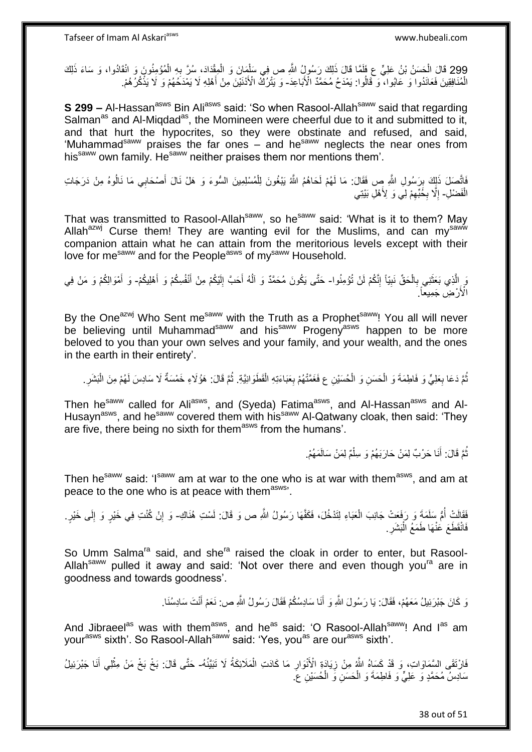299 قَالَ الْحَسَنُ بْنُ عَلِيٍّ ع فَلَمَّا قَالَ ذَلِكَ رَسُولُ اللَّهِ ص فِي سَلْمَانَ وَ الْمِقْدَادِ، سُرَّ بِهِ الْمُؤْمِنُونَ وَ انْقَادُوا، وَ سَاءَ ذَلِكَ الْمُنَافِقِينَ فَعَانَدُوا وَ عَابُوا، وَ قَالُوا: يَمْدَحُ مُحَمَّدٌ الْأَبَاعِدَ- وَ يَتْرُكُ الْأَدْنَيْنَ مِنْ أَهْلِهِ لَا يَمْدَحُهُمْ وَ لَا يَذْكُرُهُمْ.

**S 299 –** Al-Hassan[asws] Bin Ali[asws] said: 'So when Rasool-Allah[saww] said that regarding Salman[as] and Al-Miqdad[as], the Momineen were cheerful due to it and submitted to it, and that hurt the hypocrites, so they were obstinate and refused, and said, 'Muhammad[saww] praises the far ones – and he[saww] neglects the near ones from his[saww] own family. He[saww] neither praises them nor mentions them'.

فَاتَّصَلَ ذَلِكَ بِرَسُولِ اللَّهِ ص فَقَالَ: مَا لَهُمْ لَحَاهُمُ اللَّهُ يَبْغُونَ لِلْمُسْلِمِينَ السُّوءَ وَ هَلْ نَالَ أَصْحَابِي مَا نَالُوهُ مِنْ دَرَجَاتِ الْفَضْلِ- إِلَّا بِحُبِّهِمْ لِي وَ لِأَهْلِ بَيْتِي

That was transmitted to Rasool-Allah[saww], so he[saww] said: 'What is it to them? May Allah[azwj] Curse them! They are wanting evil for the Muslims, and can my[saww] companion attain what he can attain from the meritorious levels except with their love for me[saww] and for the People[asws] of my[saww] Household.

وَ الَّذِي بَعَثَنِي بِالْحَقِّ نَبِيّاً إِنَّكُمْ لَنْ تُؤْمِنُوا- حَتَّى يَكُونَ مُحَمَّدٌ وَ آلُهُ أَحَبَّ إِلَيْكُمْ مِنْ أَنْفُسِكُمْ وَ أَهْلِيكُمْ- وَ أَمْوَالِكُمْ وَ مَنْ فِي الْأَرْضِ جَمِيعاً.

By the One[azwj] Who Sent me[saww] with the Truth as a Prophet[saww]! You all will never be believing until Muhammad[saww] and his[saww] Progeny[asws] happen to be more beloved to you than your own selves and your family, and your wealth, and the ones in the earth in their entirety'.

ثُمَّ دَعَا بِعَلِيٍّ وَ فَاطِمَةَ وَ الْحَسَنِ وَ الْحُسَيْنِ ع فَعَمَّهُمْ بِعَبَاءَتِهِ الْقَطَوَانِيَّةِ. ثُمَّ قَالَ: هَؤُلَاءِ خَمْسَةٌ لَا سَادِسَ لَهُمْ مِنَ الْبَشَرِ.

Then he[saww] called for Ali[asws], and (Syeda) Fatima[asws], and Al-Hassan[asws] and Al-Husayn[asws], and he[saww] covered them with his[saww] Al-Qatwany cloak, then said: 'They are five, there being no sixth for them[asws] from the humans'.

ثُمَّ قَالَ: أَنَا حَرْبٌ لِمَنْ حَارَبَهُمْ وَ سِلْمٌ لِمَنْ سَالَمَهُمْ.

Then he[saww] said: 'I[saww] am at war to the one who is at war with them[asws], and am at peace to the one who is at peace with them[asws]'.

فَقَالَتْ أُمُّ سَلَمَةَ وَ رَفَعَتْ جَانِبَ الْعَبَاءِ لِتَدْخُلَ، فَكَفَّهَا رَسُولُ اللَّهِ ص وَ قَالَ: لَسْتِ هُنَاكِ- وَ إِنْ كُنْتِ فِي خَيْرٍ وَ إِلَى خَيْرٍ. فَانْقَطَعَ عَنْهَا طَمَعُ الْبَشَرِ.

So Umm Salma[ra] said, and she[ra] raised the cloak in order to enter, but Rasool-Allah[saww] pulled it away and said: 'Not over there and even though you[ra] are in goodness and towards goodness'.

وَ كَانَ جَبْرَئِيلُ مَعَهُمْ، فَقَالَ: يَا رَسُولَ اللَّهِ وَ أَنَا سَادِسُكُمْ فَقَالَ رَسُولُ اللَّهِ ص: نَعَمْ أَنْتَ سَادِسُنَا.

And Jibraeel[as] was with them[asws], and he[as] said: 'O Rasool-Allah[saww]! And I[as] am your[asws] sixth'. So Rasool-Allah[saww] said: 'Yes, you[as] are our[asws] sixth'.

فَارْتَقَى السَّمَاوَاتِ، وَ قَدْ كَسَاهُ اللَّهُ مِنْ زِيَادَةِ الْأَنْوَارِ مَا كَادَتِ الْمَلَائِكَةُ لَا تَبَيَّنُهُ- حَتَّى قَالَ: بَخْ بَخْ مَنْ مِثْلِي أَنَا جَبْرَئِيلُ سَادِسُ مُحَمَّدٍ وَ عَلِيٍّ وَ فَاطِمَةَ وَ الْحَسَنِ وَ الْحُسَيْنِ ع.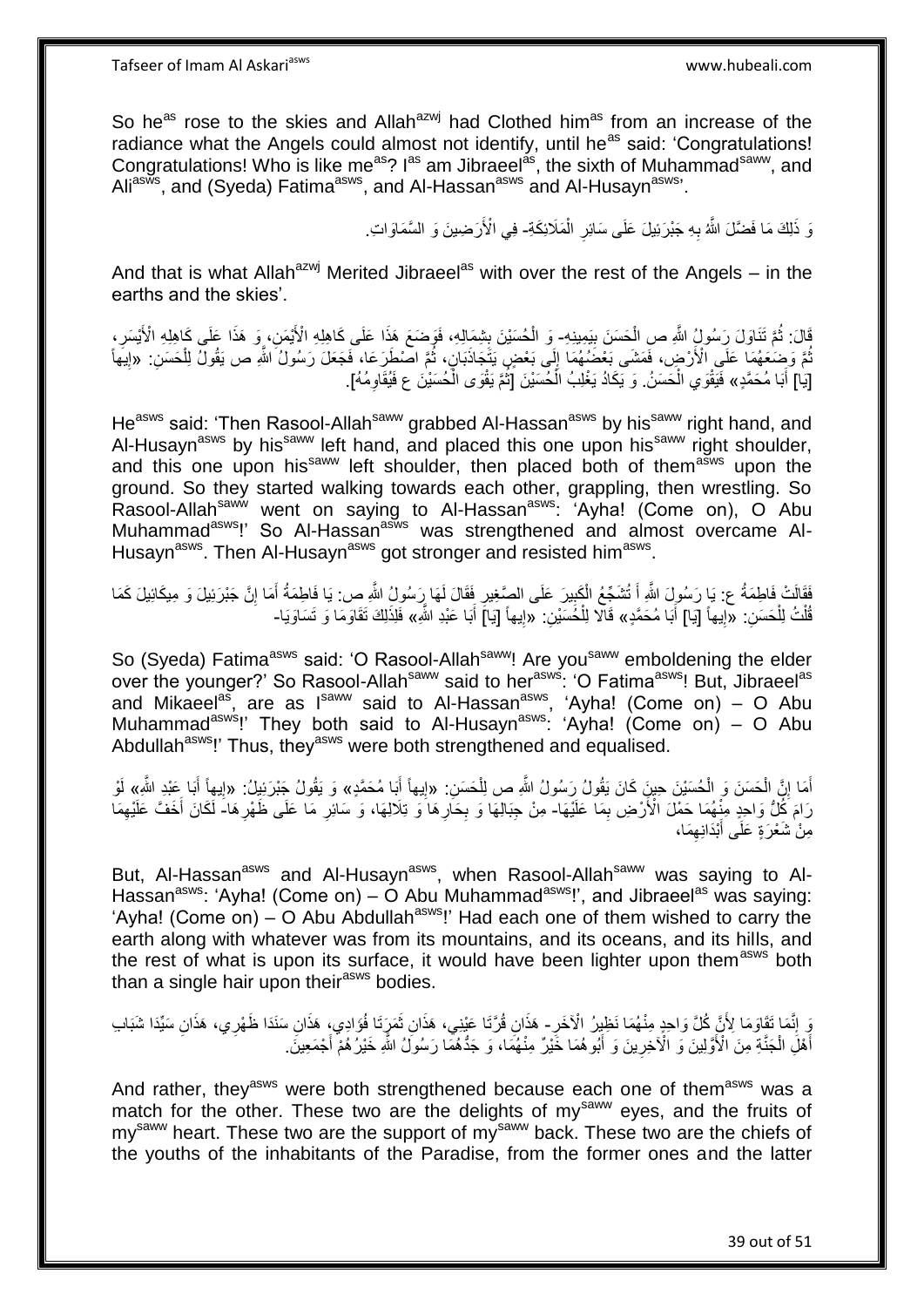So he[as] rose to the skies and Allah[azwj] had Clothed him[as] from an increase of the radiance what the Angels could almost not identify, until he[as] said: 'Congratulations! Congratulations! Who is like me[as]? I[as] am Jibraeel[as], the sixth of Muhammad[saww], and Ali[asws], and (Syeda) Fatima[asws], and Al-Hassan[asws] and Al-Husayn[asws]'.

وَ ذَلِكَ مَا فَضَّلَ اللَّهُ بِهِ جَبْرَئِيلَ عَلَى سَائِرِ الْمَلَائِكَةِ- فِي الْأَرَضِينَ وَ السَّمَاوَاتِ.

And that is what Allah[azwj] Merited Jibraeel[as] with over the rest of the Angels – in the earths and the skies'.

قَالَ: ثُمَّ تَنَاوَلَ رَسُولُ اللَّهِ ص الْحَسَنَ بِيَمِينِهِ- وَ الْحُسَيْنَ بِشِمَالِهِ، فَوَضَعَ هَذَا عَلَى كَاهِلِهِ الْأَيْمَنِ، وَ هَذَا عَلَى كَاهِلِهِ الْأَيْسَرِ، ثُمَّ وَضَعَهُمَا عَلَى الْأَرْضِ، فَمَشَى بَعْضُهُمَا إِلَى بَعْضٍ يَتَجَاذَبَانِ، ثُمَّ اصْطَرَعَا، فَجَعَلَ رَسُولُ اللَّهِ ص يَقُولُ لِلْحَسَنِ: «إِيهاً [يَا] أَبَا مُحَمَّدٍ» فَيَقْوَى الْحَسَنُ. وَ يَكَادُ يَغْلِبُ الْحُسَيْنَ [ثُمَّ يَقْوَى الْحُسَيْنُ ع فَيُقَاوِمُهُ].

He[asws] said: 'Then Rasool-Allah[saww] grabbed Al-Hassan[asws] by his[saww] right hand, and Al-Husayn[asws] by his[saww] left hand, and placed this one upon his[saww] right shoulder, and this one upon his[saww] left shoulder, then placed both of them[asws] upon the ground. So they started walking towards each other, grappling, then wrestling. So Rasool-Allah[saww] went on saying to Al-Hassan[asws]: 'Ayha! (Come on), O Abu Muhammad[asws]!' So Al-Hassan[asws] was strengthened and almost overcame Al-Husayn[asws]. Then Al-Husayn[asws] got stronger and resisted him[asws].

فَقَالَتْ فَاطِمَةُ ع: يَا رَسُولَ اللَّهِ أَ تُشَجِّعُ الْكَبِيرَ عَلَى الصَّغِيرِ فَقَالَ لَهَا رَسُولُ اللَّهِ ص: يَا فَاطِمَةُ أَمَا إِنَّ جَبْرَئِيلَ وَ مِيكَائِيلَ كَمَا قُلْتُ لِلْحَسَنِ: «إِيهاً [يَا] أَبَا مُحَمَّدٍ» قَالا لِلْحُسَيْنِ: «إِيهاً [يَا] أَبَا عَبْدِ اللَّهِ» فَلِذَلِكَ تَقَاوَمَا وَ تَسَاوَيَا-

So (Syeda) Fatima[asws] said: 'O Rasool-Allah[saww]! Are you[saww] emboldening the elder over the younger?' So Rasool-Allah[saww] said to her[asws]: 'O Fatima[asws]! But, Jibraeel[as] and Mikaeel[as], are as I[saww] said to Al-Hassan[asws], 'Ayha! (Come on) – O Abu Muhammad[asws]!' They both said to Al-Husayn[asws]: 'Ayha! (Come on) – O Abu Abdullah[asws]!' Thus, they[asws] were both strengthened and equalised.

أَمَا إِنَّ الْحَسَنَ وَ الْحُسَيْنَ حِينَ كَانَ يَقُولُ رَسُولُ اللَّهِ ص لِلْحَسَنِ: «إِيهاً أَبَا مُحَمَّدٍ» وَ يَقُولُ جَبْرَئِيلُ: «إِيهاً أَبَا عَبْدِ اللَّهِ» لَوْ رَامَ كُلُّ وَاحِدٍ مِنْهُمَا حَمْلَ الْأَرْضِ بِمَا عَلَيْهَا- مِنْ جِبَالِهَا وَ بِحَارِهَا وَ تِلَالِهَا، وَ سَائِرِ مَا عَلَى ظَهْرِهَا- لَكَانَ أَخَفَّ عَلَيْهِمَا مِنْ شَعْرَةٍ عَلَى أَبْدَانِهِمَا،

But, Al-Hassan[asws] and Al-Husayn[asws], when Rasool-Allah[saww] was saying to Al-Hassan[asws]: 'Ayha! (Come on) – O Abu Muhammad[asws]!', and Jibraeel[as] was saying: 'Ayha! (Come on) – O Abu Abdullah[asws]!' Had each one of them wished to carry the earth along with whatever was from its mountains, and its oceans, and its hills, and the rest of what is upon its surface, it would have been lighter upon them[asws] both than a single hair upon their[asws] bodies.

وَ إِنَّمَا تَقَاوَمَا لِأَنَّ كُلَّ وَاحِدٍ مِنْهُمَا نَظِيرُ الْآخَرِ- هَذَانِ قُرَّتَا عَيْنِي، هَذَانِ ثَمَرَتَا فُؤَادِي، هَذَانِ سَنَدَا ظَهْرِي، هَذَانِ سَيِّدَا شَبَابِ أَهْلِ الْجَنَّةِ مِنَ الْأَوَّلِينَ وَ الْآخِرِينَ وَ أَبُوهُمَا خَيْرٌ مِنْهُمَا، وَ جَدُّهُمَا رَسُولُ اللَّهِ خَيْرُهُمْ أَجْمَعِينَ.

And rather, they[asws] were both strengthened because each one of them[asws] was a match for the other. These two are the delights of my[saww] eyes, and the fruits of my[saww] heart. These two are the support of my[saww] back. These two are the chiefs of the youths of the inhabitants of the Paradise, from the former ones and the latter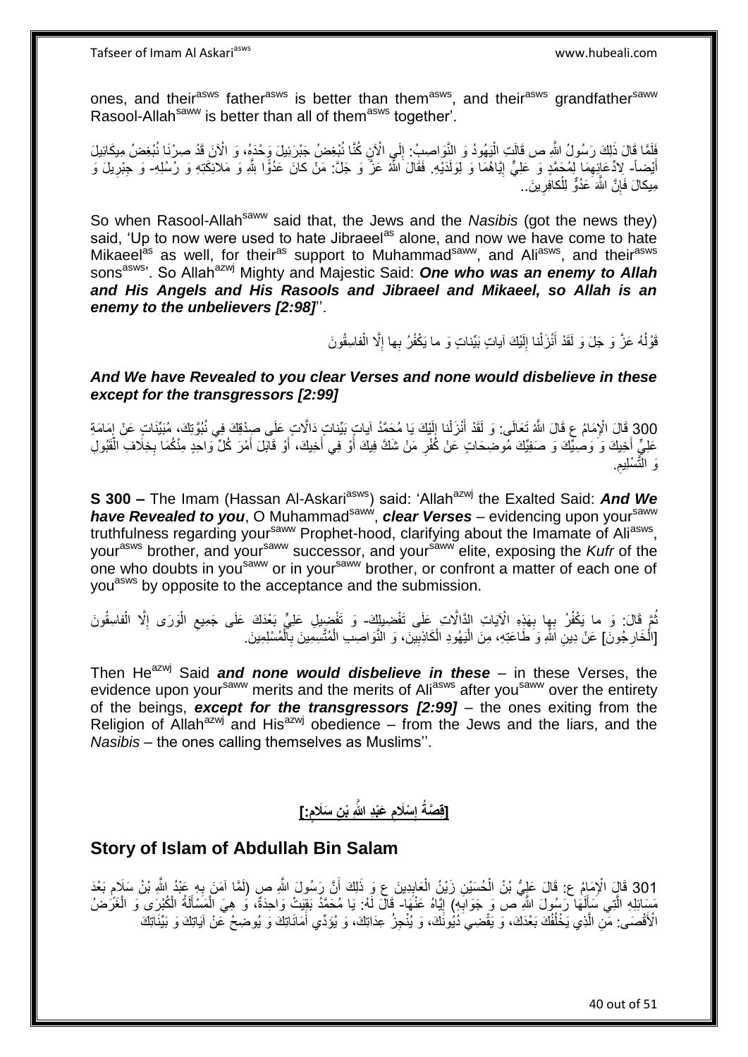ones, and their[asws] father[asws] is better than them[asws], and their[asws] grandfather[saww] Rasool-Allah[saww] is better than all of them[asws] together'.

فَلَمَّا قَالَ ذَلِكَ رَسُولُ اللَّهِ ص قَالَتِ الْيَهُودُ وَ النَّوَاصِبُ: إِلَى الْآنِ كُنَّا نُبْغِضُ جَبْرَئِيلَ وَحْدَهُ، وَ الْآنَ قَدْ صِرْنَا نُبْغِضُ مِيكَائِيلَ أَيْضاً- لِادِّعَائِهِمَا لِمُحَمَّدٍ وَ عَلِيٍّ إِيَّاهُمَا وَ لِوَلَدَيْهِ. فَقَالَ اللَّهُ عَزَّ وَ جَلَّ: مَنْ كانَ عَدُوًّا لِلَّهِ وَ مَلائِكَتِهِ وَ رُسُلِهِ- وَ جِبْرِيلَ وَ مِيكالَ فَإِنَّ اللَّهَ عَدُوٌّ لِلْكافِرِينَ..

So when Rasool-Allah[saww] said that, the Jews and the *Nasibis* (got the news they) said, 'Up to now were used to hate Jibraeel[as] alone, and now we have come to hate Mikaeel[as] as well, for their[as] support to Muhammad[saww], and Ali[asws], and their[asws] sons[asws]'. So Allah[azwj] Mighty and Majestic Said: ***One who was an enemy to Allah and His Angels and His Rasools and Jibraeel and Mikaeel, so Allah is an enemy to the unbelievers [2:98]***''.

قَوْلُهُ عَزَّ وَ جَلَ وَ لَقَدْ أَنْزَلْنا إِلَيْكَ آياتٍ بَيِّناتٍ وَ ما يَكْفُرُ بِها إِلَّا الْفاسِقُونَ

***And We have Revealed to you clear Verses and none would disbelieve in these except for the transgressors [2:99]***

300 قَالَ الْإِمَامُ ع قَالَ اللَّهُ تَعَالَى: وَ لَقَدْ أَنْزَلْنا إِلَيْكَ يَا مُحَمَّدُ آياتٍ بَيِّناتٍ دَالَّاتٍ عَلَى صِدْقِكَ فِي نُبُوَّتِكَ، مُبَيِّنَاتٍ عَنْ إِمَامَةِ عَلِيٍّ أَخِيكَ وَ وَصِيِّكَ وَ صَفِيِّكَ مُوضِحَاتٍ عَنْ كُفْرِ مَنْ شَكَّ فِيكَ أَوْ فِي أَخِيكَ، أَوْ قَابَلَ أَمْرَ كُلِّ وَاحِدٍ مِنْكُمَا بِخِلَافِ الْقَبُولِ وَ التَّسْلِيمِ.

**S 300 –** The Imam (Hassan Al-Askari[asws]) said: 'Allah[azwj] the Exalted Said: ***And We have Revealed to you***, O Muhammad[saww], ***clear Verses*** – evidencing upon your[saww] truthfulness regarding your[saww] Prophet-hood, clarifying about the Imamate of Ali[asws], your[asws] brother, and your[saww] successor, and your[saww] elite, exposing the *Kufr* of the one who doubts in you[saww] or in your[saww] brother, or confront a matter of each one of you[asws] by opposite to the acceptance and the submission.

ثُمَّ قَالَ: وَ ما يَكْفُرُ بِها بِهَذِهِ الْآيَاتِ الدَّالَّاتِ عَلَى تَفْضِيلِكَ- وَ تَفْضِيلِ عَلِيٍّ بَعْدَكَ عَلَى جَمِيعِ الْوَرَى إِلَّا الْفاسِقُونَ [الْخَارِجُونَ] عَنْ دِينِ اللَّهِ وَ طَاعَتِهِ، مِنَ الْيَهُودِ الْكَاذِبِينَ، وَ النَّوَاصِبِ الْمُتَّسِمِينَ بِالْمُسْلِمِينَ.

Then He[azwj] Said ***and none would disbelieve in these*** – in these Verses, the evidence upon your[saww] merits and the merits of Ali[asws] after you[saww] over the entirety of the beings, ***except for the transgressors [2:99]*** – the ones exiting from the Religion of Allah[azwj] and His[azwj] obedience – from the Jews and the liars, and the *Nasibis* – the ones calling themselves as Muslims''.

## [قِصَّةُ إِسْلَامِ عَبْدِ اللَّهِ بْنِ سَلَامٍ:]

## Story of Islam of Abdullah Bin Salam

301 قَالَ الْإِمَامُ ع: قَالَ عَلِيُّ بْنُ الْحُسَيْنِ زَيْنُ الْعَابِدِينَ ع وَ ذَلِكَ أَنَّ رَسُولَ اللَّهِ ص (لَمَّا آمَنَ بِهِ عَبْدُ اللَّهِ بْنُ سَلَامٍ بَعْدَ مَسَائِلِهِ الَّتِي سَأَلَهَا رَسُولَ اللَّهِ ص وَ جَوَابِهِ) إِيَّاهُ عَنْهَا- قَالَ لَهُ: يَا مُحَمَّدُ بَقِيَتْ وَاحِدَةٌ، وَ هِيَ الْمَسْأَلَةُ الْكُبْرَى وَ الْغَرَضُ الْأَقْصَى: مَنِ الَّذِي يَخْلُفُكَ بَعْدَكَ، وَ يَقْضِي دُيُونَكَ، وَ يُنْجِزُ عِدَاتِكَ، وَ يُؤَدِّي أَمَانَاتِكَ وَ يُوضِحُ عَنْ آيَاتِكَ وَ بَيِّنَاتِكَ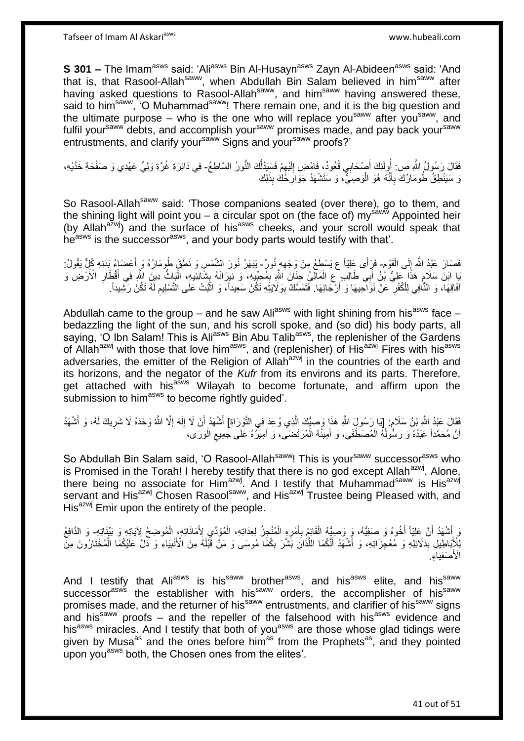**S 301 –** The Imam[asws] said: 'Ali[asws] Bin Al-Husayn[asws] Zayn Al-Abideen[asws] said: 'And that is, that Rasool-Allah[saww], when Abdullah Bin Salam believed in him[saww] after having asked questions to Rasool-Allah[saww], and him[saww] having answered these, said to him[saww], 'O Muhammad[saww]! There remain one, and it is the big question and the ultimate purpose – who is the one who will replace you[saww] after you[saww], and fulfil your[saww] debts, and accomplish your[saww] promises made, and pay back your[saww] entrustments, and clarify your[saww] Signs and your[saww] proofs?'

فَقَالَ رَسُولُ اللَّهِ ص: أُولَئِكَ أَصْحَابِي قُعُودٌ، فَامْضِ إِلَيْهِمْ فَسَيَدُلُّكَ النُّورُ السَّاطِعُ- فِي دَائِرَةِ غُرَّةِ وَلِيِّ عَهْدِي وَ صَفْحَةِ خَدَّيْهِ، وَ سَيَنْطِقُ طُومَارُكَ بِأَنَّهُ هُوَ الْوَصِيُّ، وَ سَتَشْهَدُ جَوَارِحُكَ بِذَلِكَ

So Rasool-Allah[saww] said: 'Those companions seated (over there), go to them, and the shining light will point you – a circular spot on (the face of) my[saww] Appointed heir (by Allah[azwj]) and the surface of his[asws] cheeks, and your scroll would speak that he[asws] is the successor[asws], and your body parts would testify with that'.

فَصَارَ عَبْدُ اللَّهِ إِلَى الْقَوْمِ- فَرَأَى عَلِيّاً ع يَسْطَعُ مِنْ وَجْهِهِ نُورٌ- يَبْهَرُ نُورَ الشَّمْسِ وَ نَطَقَ طُومَارُهُ وَ أَعْضَاءُ بَدَنِهِ كُلٌّ يَقُولُ: يَا ابْنَ سَلَامٍ هَذَا عَلِيُّ بْنُ أَبِي طَالِبٍ ع الْمَالِئُ جِنَانَ اللَّهِ بِمُحِبِّيهِ، وَ نِيرَانَهُ بِشَانِئِيهِ، الْبَاثُّ دِينَ اللَّهِ فِي أَقْطَارِ الْأَرْضِ وَ آفَاقِهَا، وَ النَّافِي لِلْكُفْرِ عَنْ نَوَاحِيهَا وَ أَرْجَائِهَا. فَتَمَسَّكْ بِوَلَايَتِهِ تَكُنْ سَعِيداً، وَ اثْبُتْ عَلَى التَّسْلِيمِ لَهُ تَكُنْ رَشِيداً.

Abdullah came to the group – and he saw Ali[asws] with light shining from his[asws] face – bedazzling the light of the sun, and his scroll spoke, and (so did) his body parts, all saying, 'O Ibn Salam! This is Ali[asws] Bin Abu Talib[asws], the replenisher of the Gardens of Allah[azwj] with those that love him[asws], and (replenisher) of His[azwj] Fires with his[asws] adversaries, the emitter of the Religion of Allah[azwj] in the countries of the earth and its horizons, and the negator of the *Kufr* from its environs and its parts. Therefore, get attached with his[asws] Wilayah to become fortunate, and affirm upon the submission to him[asws] to become rightly guided'.

فَقَالَ عَبْدُ اللَّهِ بْنُ سَلَامٍ: [يَا رَسُولَ اللَّهِ هَذَا وَصِيُّكَ الَّذِي وُعِدَ فِي التَّوْرَاةِ] أَشْهَدُ أَنْ لَا إِلَهَ إِلَّا اللَّهُ وَحْدَهُ لَا شَرِيكَ لَهُ، وَ أَشْهَدُ أَنَّ مُحَمَّداً عَبْدُهُ وَ رَسُولُهُ الْمُصْطَفَى، وَ أَمِينُهُ الْمُرْتَضَى، وَ أَمِيرُهُ عَلَى جَمِيعِ الْوَرَى،

So Abdullah Bin Salam said, 'O Rasool-Allah[saww]! This is your[saww] successor[asws] who is Promised in the Torah! I hereby testify that there is no god except Allah[azwj], Alone, there being no associate for Him[azwj]. And I testify that Muhammad[saww] is His[azwj] servant and His[azwj] Chosen Rasool[saww], and His[azwj] Trustee being Pleased with, and His[azwj] Emir upon the entirety of the people.

وَ أَشْهَدُ أَنَّ عَلِيّاً أَخُوهُ وَ صَفِيُّهُ، وَ وَصِيُّهُ الْقَائِمُ بِأَمْرِهِ الْمُنْجِزُ لِعِدَاتِهِ، الْمُؤَدِّي لِأَمَانَاتِهِ، الْمُوضِحُ لِآيَاتِهِ وَ بَيِّنَاتِهِ- وَ الدَّافِعُ لِلْأَبَاطِيلِ بِدَلَائِلِهِ وَ مُعْجِزَاتِهِ، وَ أَشْهَدُ أَنَّكُمَا اللَّذَانِ بَشَّرَ بِكُمَا مُوسَى وَ مَنْ قَبْلَهُ مِنَ الْأَنْبِيَاءِ وَ دَلَّ عَلَيْكُمَا الْمُخْتَارُونَ مِنَ الْأَصْفِيَاءِ.

And I testify that Ali[asws] is his[saww] brother[asws], and his[asws] elite, and his[saww] successor[asws] the establisher with his[saww] orders, the accomplisher of his[saww] promises made, and the returner of his[saww] entrustments, and clarifier of his[saww] signs and his[saww] proofs – and the repeller of the falsehood with his[asws] evidence and his[asws] miracles. And I testify that both of you[asws] are those whose glad tidings were given by Musa[as] and the ones before him[as] from the Prophets[as], and they pointed upon you[asws] both, the Chosen ones from the elites'.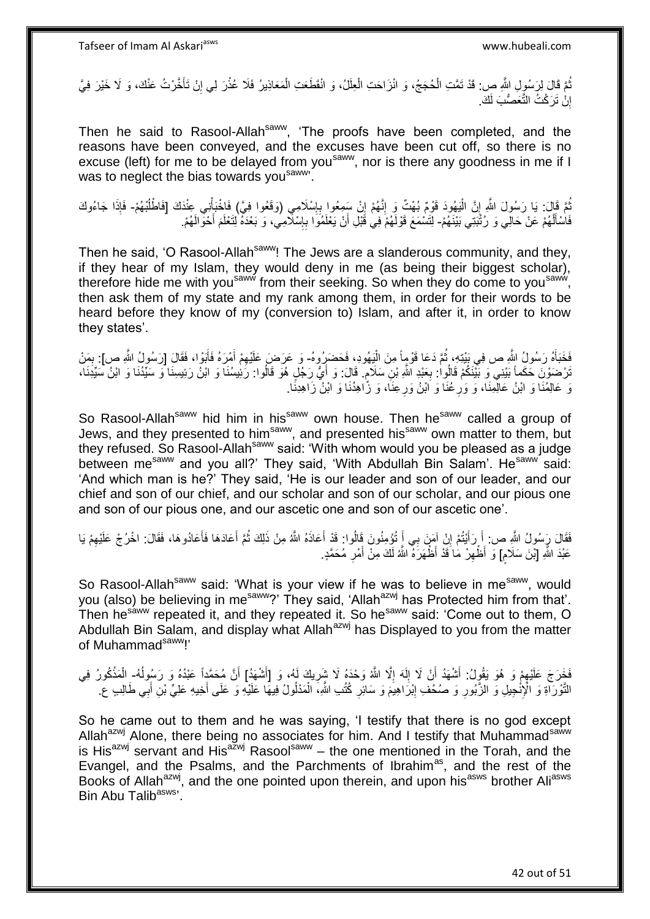ثُمَّ قَالَ لِرَسُولِ اللَّهِ ص: قَدْ تَمَّتِ الْحُجَجُ، وَ انْزَاحَتِ الْعِلَلُ، وَ انْقَطَعَتِ الْمَعَاذِيرُ فَلَا عُذْرَ لِي إِنْ تَأَخَّرْتُ عَنْكَ، وَ لَا خَيْرَ فِيَّ إِنْ تَرَكْتُ التَّعَصُّبَ لَكَ.

Then he said to Rasool-Allah[saww], 'The proofs have been completed, and the reasons have been conveyed, and the excuses have been cut off, so there is no excuse (left) for me to be delayed from you[saww], nor is there any goodness in me if I was to neglect the bias towards you[saww]'.

ثُمَّ قَالَ: يَا رَسُولَ اللَّهِ إِنَّ الْيَهُودَ قَوْمٌ بُهْتٌ وَ إِنَّهُمْ إِنْ سَمِعُوا بِإِسْلَامِي (وَقَعُوا فِيَّ) فَاخْبَأْنِي عِنْدَكَ [فَاطْلُبْهُمْ- فَإِذَا جَاءُوكَ فَاسْأَلْهُمْ عَنْ حَالِي وَ رُتْبَتِي بَيْنَهُمْ- لِتَسْمَعَ قَوْلَهُمْ فِي قَبْلِ أَنْ يَعْلَمُوا بِإِسْلَامِي، وَ بَعْدَهُ لِتَعْلَمَ أَحْوَالَهُمْ.

Then he said, 'O Rasool-Allah[saww]! The Jews are a slanderous community, and they, if they hear of my Islam, they would deny in me (as being their biggest scholar), therefore hide me with you[saww] from their seeking. So when they do come to you[saww], then ask them of my state and my rank among them, in order for their words to be heard before they know of my (conversion to) Islam, and after it, in order to know they states'.

فَخَبَأَهُ رَسُولُ اللَّهِ ص فِي بَيْتِهِ، ثُمَّ دَعَا قَوْماً مِنَ الْيَهُودِ، فَحَضَرُوهُ- وَ عَرَضَ عَلَيْهِمْ أَمْرَهُ فَأَبَوْا، فَقَالَ [رَسُولُ اللَّهِ ص]: بِمَنْ تَرْضَوْنَ حَكَماً بَيْنِي وَ بَيْنَكُمْ قَالُوا: بِعَبْدِ اللَّهِ بْنِ سَلَامٍ. قَالَ: وَ أَيُّ رَجُلٍ هُوَ قَالُوا: رَئِيسُنَا وَ ابْنُ رَئِيسِنَا وَ سَيِّدُنَا وَ ابْنُ سَيِّدِنَا، وَ عَالِمُنَا وَ ابْنُ عَالِمِنَا، وَ وَرِعُنَا وَ ابْنُ وَرِعِنَا، وَ زَاهِدُنَا وَ ابْنُ زَاهِدِنَا.

So Rasool-Allah[saww] hid him in his[saww] own house. Then he[saww] called a group of Jews, and they presented to him[saww], and presented his[saww] own matter to them, but they refused. So Rasool-Allah[saww] said: 'With whom would you be pleased as a judge between me[saww] and you all?' They said, 'With Abdullah Bin Salam'. He[saww] said: 'And which man is he?' They said, 'He is our leader and son of our leader, and our chief and son of our chief, and our scholar and son of our scholar, and our pious one and son of our pious one, and our ascetic one and son of our ascetic one'.

فَقَالَ رَسُولُ اللَّهِ ص: أَ رَأَيْتُمْ إِنْ آمَنَ بِي أَ تُؤْمِنُونَ قَالُوا: قَدْ أَعَاذَهُ اللَّهُ مِنْ ذَلِكَ ثُمَّ أَعَادَهَا فَأَعَادُوهَا، فَقَالَ: اخْرُجْ عَلَيْهِمْ يَا عَبْدَ اللَّهِ [بْنَ سَلَامٍ] وَ أَظْهِرْ مَا قَدْ أَظْهَرَهُ اللَّهُ لَكَ مِنْ أَمْرِ مُحَمَّدٍ.

So Rasool-Allah[saww] said: 'What is your view if he was to believe in me[saww], would you (also) be believing in me[saww]?' They said, 'Allah[azwj] has Protected him from that'. Then he[saww] repeated it, and they repeated it. So he[saww] said: 'Come out to them, O Abdullah Bin Salam, and display what Allah[azwj] has Displayed to you from the matter of Muhammad[saww]!'

فَخَرَجَ عَلَيْهِمْ وَ هُوَ يَقُولُ: أَشْهَدُ أَنْ لَا إِلَهَ إِلَّا اللَّهُ وَحْدَهُ لَا شَرِيكَ لَهُ، وَ [أَشْهَدُ] أَنَّ مُحَمَّداً عَبْدُهُ وَ رَسُولُهُ- الْمَذْكُورُ فِي التَّوْرَاةِ وَ الْإِنْجِيلِ وَ الزَّبُورِ وَ صُحُفِ إِبْرَاهِيمَ وَ سَائِرِ كُتُبِ اللَّهِ، الْمَدْلُولُ فِيهَا عَلَيْهِ وَ عَلَى أَخِيهِ عَلِيِّ بْنِ أَبِي طَالِبٍ ع.

So he came out to them and he was saying, 'I testify that there is no god except Allah[azwj] Alone, there being no associates for him. And I testify that Muhammad[saww] is His[azwj] servant and His[azwj] Rasool[saww] – the one mentioned in the Torah, and the Evangel, and the Psalms, and the Parchments of Ibrahim[as], and the rest of the Books of Allah[azwj], and the one pointed upon therein, and upon his[asws] brother Ali[asws] Bin Abu Talib[asws]'.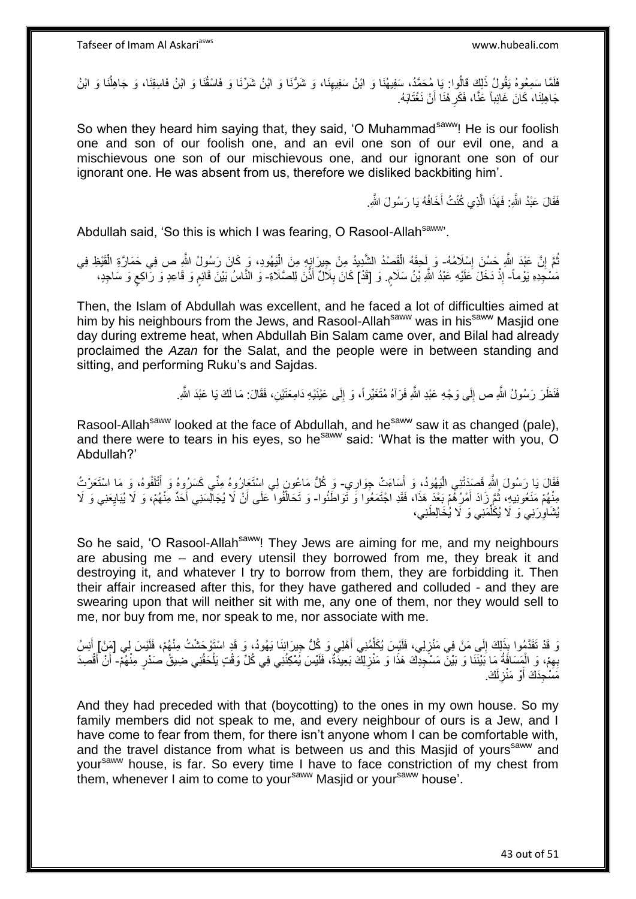فَلَمَّا سَمِعُوهُ يَقُولُ ذَلِكَ قَالُوا: يَا مُحَمَّدُ، سَفِيهُنَا وَ ابْنُ سَفِيهِنَا، وَ شَرُّنَا وَ ابْنُ شَرِّنَا وَ فَاسِقُنَا وَ ابْنُ فَاسِقِنَا، وَ جَاهِلُنَا وَ ابْنُ جَاهِلِنَا، كَانَ غَائِباً عَنَّا، فَكَرِهْنَا أَنْ نَغْتَابَهُ.

So when they heard him saying that, they said, 'O Muhammad[saww]! He is our foolish one and son of our foolish one, and an evil one son of our evil one, and a mischievous one son of our mischievous one, and our ignorant one son of our ignorant one. He was absent from us, therefore we disliked backbiting him'.

فَقَالَ عَبْدُ اللَّهِ: فَهَذَا الَّذِي كُنْتُ أَخَافُهُ يَا رَسُولَ اللَّهِ.

Abdullah said, 'So this is which I was fearing, O Rasool-Allah[saww]'.

ثُمَّ إِنَّ عَبْدَ اللَّهِ حَسُنَ إِسْلَامُهُ- وَ لَحِقَهُ الْقَصْدُ الشَّدِيدُ مِنْ جِيرَانِهِ مِنَ الْيَهُودِ، وَ كَانَ رَسُولُ اللَّهِ ص فِي حَمَارَّةِ الْقَيْظِ فِي مَسْجِدِهِ يَوْماً- إِذْ دَخَلَ عَلَيْهِ عَبْدُ اللَّهِ بْنُ سَلَامٍ. وَ [قَدْ] كَانَ بِلَالٌ أَذَّنَ لِلصَّلَاةِ- وَ النَّاسُ بَيْنَ قَائِمٍ وَ قَاعِدٍ وَ رَاكِعٍ وَ سَاجِدٍ،

Then, the Islam of Abdullah was excellent, and he faced a lot of difficulties aimed at him by his neighbours from the Jews, and Rasool-Allah[saww] was in his[saww] Masjid one day during extreme heat, when Abdullah Bin Salam came over, and Bilal had already proclaimed the *Azan* for the Salat, and the people were in between standing and sitting, and performing Ruku's and Sajdas.

فَنَظَرَ رَسُولُ اللَّهِ ص إِلَى وَجْهِ عَبْدِ اللَّهِ فَرَآهُ مُتَغَيِّراً، وَ إِلَى عَيْنَيْهِ دَامِعَتَيْنِ، فَقَالَ: مَا لَكَ يَا عَبْدَ اللَّهِ.

Rasool-Allah[saww] looked at the face of Abdullah, and he[saww] saw it as changed (pale), and there were to tears in his eyes, so he[saww] said: 'What is the matter with you, O Abdullah?'

فَقَالَ يَا رَسُولَ اللَّهِ قَصَدَتْنِي الْيَهُودُ، وَ أَسَاءَتْ جِوَارِي- وَ كُلُّ مَاعُونٍ لِي اسْتَعَارُوهُ مِنِّي كَسَرُوهُ وَ أَتْلَفُوهُ، وَ مَا اسْتَعَرْتُ مِنْهُمْ مَنَعُونِيهِ، ثُمَّ زَادَ أَمْرُهُمْ بَعْدَ هَذَا، فَقَدِ اجْتَمَعُوا وَ تَوَاطَئُوا- وَ تَحَالَفُوا عَلَى أَنْ لَا يُجَالِسَنِي أَحَدٌ مِنْهُمْ، وَ لَا يُبَايِعَنِي وَ لَا يُشَاوِرَنِي وَ لَا يُكَلِّمَنِي وَ لَا يُخَالِطَنِي،

So he said, 'O Rasool-Allah[saww]! They Jews are aiming for me, and my neighbours are abusing me – and every utensil they borrowed from me, they break it and destroying it, and whatever I try to borrow from them, they are forbidding it. Then their affair increased after this, for they have gathered and colluded - and they are swearing upon that will neither sit with me, any one of them, nor they would sell to me, nor buy from me, nor speak to me, nor associate with me.

وَ قَدْ تَقَدَّمُوا بِذَلِكَ إِلَى مَنْ فِي مَنْزِلِي، فَلَيْسَ يُكَلِّمُنِي أَهْلِي وَ كُلُّ جِيرَانِنَا يَهُودُ، وَ قَدِ اسْتَوْحَشْتُ مِنْهُمْ، فَلَيْسَ لِي [مَنْ] أَنِسُ بِهِمْ، وَ الْمَسَافَةُ مَا بَيْنَنَا وَ بَيْنَ مَسْجِدِكَ هَذَا وَ مَنْزِلِكَ بَعِيدَةٌ، فَلَيْسَ يُمْكِنُنِي فِي كُلِّ وَقْتٍ يَلْحَقُنِي ضِيقُ صَدْرٍ مِنْهُمْ- أَنْ أَقْصِدَ مَسْجِدَكَ أَوْ مَنْزِلَكَ.

And they had preceded with that (boycotting) to the ones in my own house. So my family members did not speak to me, and every neighbour of ours is a Jew, and I have come to fear from them, for there isn't anyone whom I can be comfortable with, and the travel distance from what is between us and this Masjid of yours[saww] and your[saww] house, is far. So every time I have to face constriction of my chest from them, whenever I aim to come to your[saww] Masjid or your[saww] house'.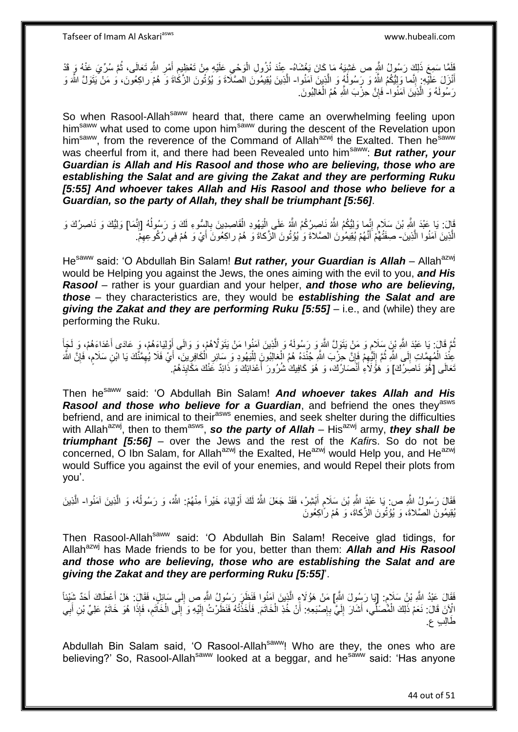فَلَمَّا سَمِعَ ذَلِكَ رَسُولُ اللَّهِ ص غَشِيَهُ مَا كَانَ يَغْشَاهُ- عِنْدَ نُزُولِ الْوَحْيِ عَلَيْهِ مِنْ تَعْظِيمِ أَمْرِ اللَّهِ تَعَالَى، ثُمَّ سُرِّيَ عَنْهُ وَ قَدْ أَنْزَلَ عَلَيْهِ: إِنَّما وَلِيُّكُمُ اللَّهُ وَ رَسُولُهُ وَ الَّذِينَ آمَنُوا- الَّذِينَ يُقِيمُونَ الصَّلاةَ وَ يُؤْتُونَ الزَّكاةَ وَ هُمْ راكِعُونَ، وَ مَنْ يَتَوَلَّ اللَّهَ وَ رَسُولَهُ وَ الَّذِينَ آمَنُوا- فَإِنَّ حِزْبَ اللَّهِ هُمُ الْغالِبُونَ.

So when Rasool-Allah[saww] heard that, there came an overwhelming feeling upon him[saww] what used to come upon him[saww] during the descent of the Revelation upon him[saww], from the reverence of the Command of Allah[azwj] the Exalted. Then he[saww] was cheerful from it, and there had been Revealed unto him[saww]: ***But rather, your Guardian is Allah and His Rasool and those who are believing, those who are establishing the Salat and are giving the Zakat and they are performing Ruku [5:55] And whoever takes Allah and His Rasool and those who believe for a Guardian, so the party of Allah, they shall be triumphant [5:56]***.

قَالَ: يَا عَبْدَ اللَّهِ بْنَ سَلَامٍ إِنَّما وَلِيُّكُمُ اللَّهُ نَاصِرُكُمُ اللَّهُ عَلَى الْيَهُودِ الْقَاصِدِينَ بِالسُّوءِ لَكَ وَ رَسُولُهُ [إِنَّمَا] وَلِيُّكَ وَ نَاصِرُكَ وَ الَّذِينَ آمَنُوا الَّذِينَ- صِفَتُهُمْ أَنَّهُمْ يُقِيمُونَ الصَّلاةَ وَ يُؤْتُونَ الزَّكاةَ وَ هُمْ راكِعُونَ أَيْ وَ هُمْ فِي رُكُوعِهِمْ.

He[saww] said: 'O Abdullah Bin Salam! ***But rather, your Guardian is Allah*** – Allah[azwj] would be Helping you against the Jews, the ones aiming with the evil to you, ***and His Rasool*** – rather is your guardian and your helper, ***and those who are believing, those*** – they characteristics are, they would be ***establishing the Salat and are giving the Zakat and they are performing Ruku [5:55]*** – i.e., and (while) they are performing the Ruku.

ثُمَّ قَالَ: يَا عَبْدَ اللَّهِ بْنَ سَلَامٍ وَ مَنْ يَتَوَلَّ اللَّهَ وَ رَسُولَهُ وَ الَّذِينَ آمَنُوا مَنْ يَتَوَلَّاهُمْ، وَ وَالَى أَوْلِيَاءَهُمْ، وَ عَادَى أَعْدَاءَهُمْ، وَ لَجَأَ عِنْدَ الْمُهِمَّاتِ إِلَى اللَّهِ ثُمَّ إِلَيْهِمْ فَإِنَّ حِزْبَ اللَّهِ جُنْدَهُ هُمُ الْغالِبُونَ لِلْيَهُودِ وَ سَائِرِ الْكَافِرِينَ، أَيْ فَلَا يُهِمَّنَّكَ يَا ابْنِ سَلَامٍ، فَإِنَّ اللَّهَ تَعَالَى [هُوَ نَاصِرُكَ] وَ هَؤُلَاءِ أَنْصَارُكَ، وَ هُوَ كَافِيكَ شُرُورَ أَعْدَائِكَ وَ ذَائِدٌ عَنْكَ مَكَايِدَهُمْ.

Then he[saww] said: 'O Abdullah Bin Salam! ***And whoever takes Allah and His Rasool and those who believe for a Guardian***, and befriend the ones they[asws] befriend, and are inimical to their[asws] enemies, and seek shelter during the difficulties with Allah[azwj], then to them[asws], ***so the party of Allah*** – His[azwj] army, ***they shall be triumphant [5:56]*** – over the Jews and the rest of the *Kafir*s. So do not be concerned, O Ibn Salam, for Allah[azwj] the Exalted, He[azwj] would Help you, and He[azwj] would Suffice you against the evil of your enemies, and would Repel their plots from you'.

فَقَالَ رَسُولُ اللَّهِ ص: يَا عَبْدَ اللَّهِ بْنَ سَلَامٍ أَبْشِرْ، فَقَدْ جَعَلَ اللَّهُ لَكَ أَوْلِيَاءَ خَيْراً مِنْهُمْ: اللَّهُ، وَ رَسُولُهُ، وَ الَّذِينَ آمَنُوا- الَّذِينَ يُقِيمُونَ الصَّلاةَ، وَ يُؤْتُونَ الزَّكاةَ، وَ هُمْ راكِعُونَ

Then Rasool-Allah[saww] said: 'O Abdullah Bin Salam! Receive glad tidings, for Allah[azwj] has Made friends to be for you, better than them: ***Allah and His Rasool and those who are believing, those who are establishing the Salat and are giving the Zakat and they are performing Ruku [5:55]***'.

فَقَالَ عَبْدُ اللَّهِ بْنُ سَلَامٍ: [يَا رَسُولَ اللَّهِ] مَنْ هَؤُلَاءِ الَّذِينَ آمَنُوا فَنَظَرَ رَسُولُ اللَّهِ ص إِلَى سَائِلٍ، فَقَالَ: هَلْ أَعْطَاكَ أَحَدٌ شَيْئاً الْآنَ قَالَ: نَعَمْ ذَلِكَ الْمُصَلِّي، أَشَارَ إِلَيَّ بِإِصْبَعِهِ: أَنْ خُذِ الْخَاتَمَ. فَأَخَذْتُهُ فَنَظَرْتُ إِلَيْهِ وَ إِلَى الْخَاتَمِ، فَإِذَا هُوَ خَاتَمُ عَلِيِّ بْنِ أَبِي طَالِبٍ ع.

Abdullah Bin Salam said, 'O Rasool-Allah[saww]! Who are they, the ones who are believing?' So, Rasool-Allah[saww] looked at a beggar, and he[saww] said: 'Has anyone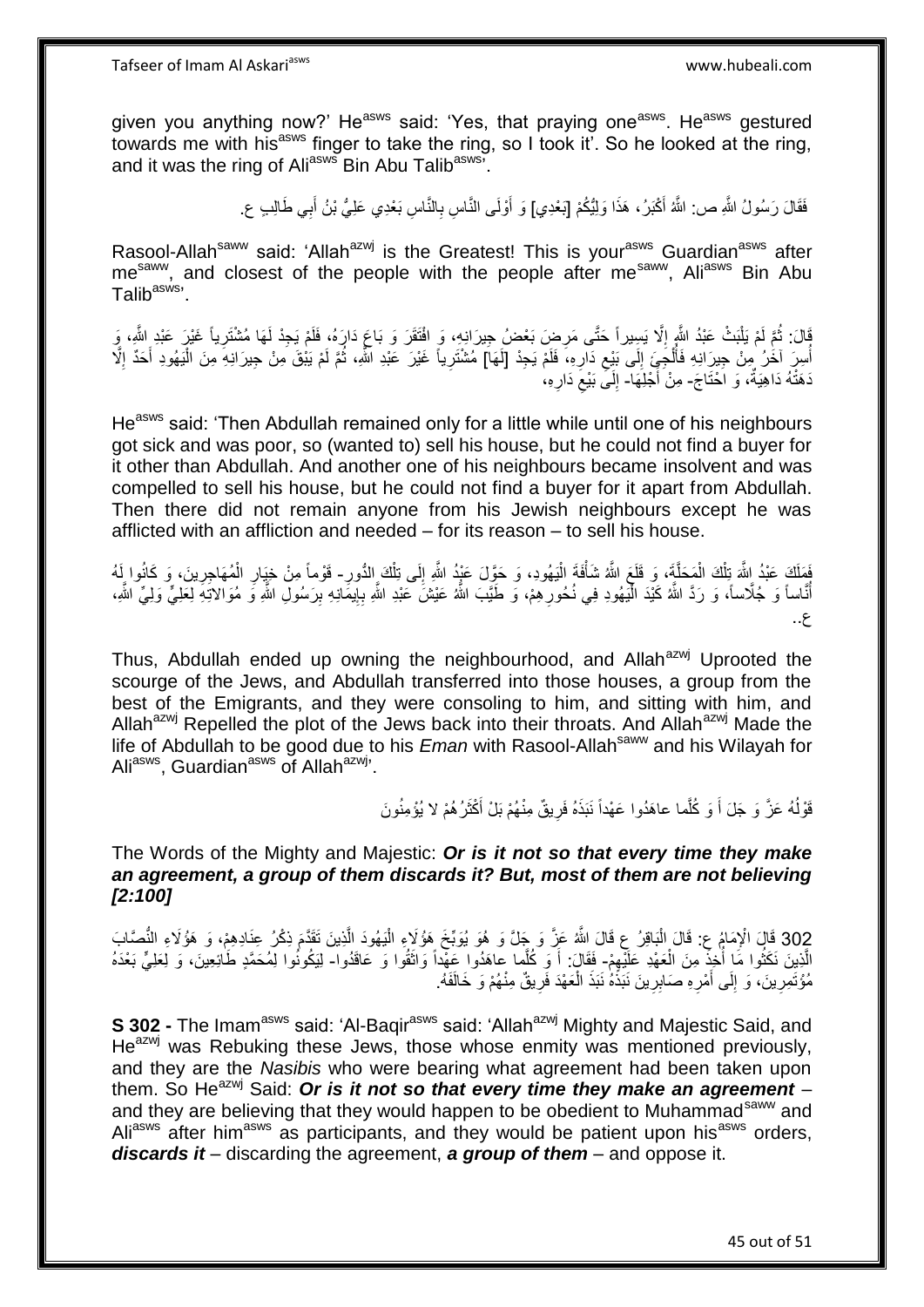given you anything now?' He[asws] said: 'Yes, that praying one[asws]. He[asws] gestured towards me with his[asws] finger to take the ring, so I took it'. So he looked at the ring, and it was the ring of Ali[asws] Bin Abu Talib[asws]'.

فَقَالَ رَسُولُ اللَّهِ ص: اللَّهُ أَكْبَرُ، هَذَا وَلِيُّكُمْ [بَعْدِي] وَ أَوْلَى النَّاسِ بِالنَّاسِ بَعْدِي عَلِيُّ بْنُ أَبِي طَالِبٍ ع.

Rasool-Allah[saww] said: 'Allah[azwj] is the Greatest! This is your[asws] Guardian[asws] after me[saww], and closest of the people with the people after me[saww], Ali[asws] Bin Abu Talib[asws]'.

قَالَ: ثُمَّ لَمْ يَلْبَثْ عَبْدُ اللَّهِ إِلَّا يَسِيراً حَتَّى مَرِضَ بَعْضُ جِيرَانِهِ، وَ افْتَقَرَ وَ بَاعَ دَارَهُ، فَلَمْ يَجِدْ لَهَا مُشْتَرِياً غَيْرَ عَبْدِ اللَّهِ، وَ أُسِرَ آخَرُ مِنْ جِيرَانِهِ فَأُلْجِئَ إِلَى بَيْعِ دَارِهِ، فَلَمْ يَجِدْ [لَهَا] مُشْتَرِياً غَيْرَ عَبْدِ اللَّهِ، ثُمَّ لَمْ يَبْقَ مِنْ جِيرَانِهِ مِنَ الْيَهُودِ أَحَدٌ إِلَّا دَهَتْهُ دَاهِيَةٌ، وَ احْتَاجَ- مِنْ أَجْلِهَا- إِلَى بَيْعِ دَارِهِ،

He[asws] said: 'Then Abdullah remained only for a little while until one of his neighbours got sick and was poor, so (wanted to) sell his house, but he could not find a buyer for it other than Abdullah. And another one of his neighbours became insolvent and was compelled to sell his house, but he could not find a buyer for it apart from Abdullah. Then there did not remain anyone from his Jewish neighbours except he was afflicted with an affliction and needed – for its reason – to sell his house.

فَمَلَكَ عَبْدُ اللَّهِ تِلْكَ الْمَحَلَّةَ، وَ قَلَعَ اللَّهُ شَأْفَةَ الْيَهُودِ، وَ حَوَّلَ عَبْدُ اللَّهِ إِلَى تِلْكَ الدُّورِ- قَوْماً مِنْ خِيَارِ الْمُهَاجِرِينَ، وَ كَانُوا لَهُ أُنَاساً وَ جُلَّاساً، وَ رَدَّ اللَّهُ كَيْدَ الْيَهُودِ فِي نُحُورِهِمْ، وَ طَيَّبَ اللَّهُ عَيْشَ عَبْدِ اللَّهِ بِإِيمَانِهِ بِرَسُولِ اللَّهِ وَ مُوَالاتِهِ لِعَلِيٍّ وَلِيِّ اللَّهِ، ع..

Thus, Abdullah ended up owning the neighbourhood, and Allah[azwj] Uprooted the scourge of the Jews, and Abdullah transferred into those houses, a group from the best of the Emigrants, and they were consoling to him, and sitting with him, and Allah[azwj] Repelled the plot of the Jews back into their throats. And Allah[azwj] Made the life of Abdullah to be good due to his *Eman* with Rasool-Allah[saww] and his Wilayah for Ali[asws], Guardian[asws] of Allah[azwj]'.

قَوْلُهُ عَزَّ وَ جَلَ أَ وَ كُلَّما عاهَدُوا عَهْداً نَبَذَهُ فَرِيقٌ مِنْهُمْ بَلْ أَكْثَرُهُمْ لا يُؤْمِنُونَ

The Words of the Mighty and Majestic: ***Or is it not so that every time they make an agreement, a group of them discards it? But, most of them are not believing [2:100]***

302 قَالَ الْإِمَامُ ع: قَالَ الْبَاقِرُ ع قَالَ اللَّهُ عَزَّ وَ جَلَّ وَ هُوَ يُوَبِّخُ هَؤُلَاءِ الْيَهُودَ الَّذِينَ تَقَدَّمَ ذِكْرُ عِنَادِهِمْ، وَ هَؤُلَاءِ النُّصَّابَ الَّذِينَ نَكَثُوا مَا أُخِذَ مِنَ الْعَهْدِ عَلَيْهِمْ- فَقَالَ: أَ وَ كُلَّما عاهَدُوا عَهْداً وَاثَقُوا وَ عَاقَدُوا- لِيَكُونُوا لِمُحَمَّدٍ طَائِعِينَ، وَ لِعَلِيٍّ بَعْدَهُ مُؤْتَمِرِينَ، وَ إِلَى أَمْرِهِ صَابِرِينَ نَبَذَهُ نَبَذَ الْعَهْدَ فَرِيقٌ مِنْهُمْ وَ خَالَفَهُ.

**S 302 -** The Imam[asws] said: 'Al-Baqir[asws] said: 'Allah[azwj] Mighty and Majestic Said, and He[azwj] was Rebuking these Jews, those whose enmity was mentioned previously, and they are the *Nasibis* who were bearing what agreement had been taken upon them. So He[azwj] Said: ***Or is it not so that every time they make an agreement*** – and they are believing that they would happen to be obedient to Muhammad[saww] and Ali[asws] after him[asws] as participants, and they would be patient upon his[asws] orders, ***discards it*** – discarding the agreement, ***a group of them*** – and oppose it.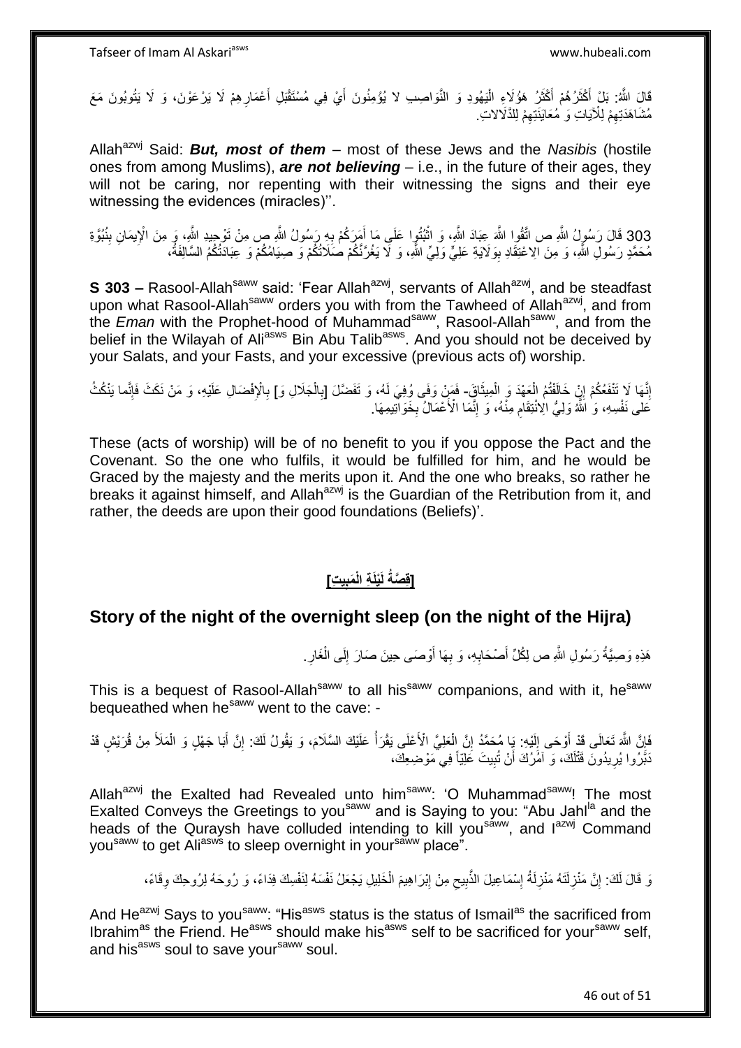قَالَ اللَّهُ: بَلْ أَكْثَرُهُمْ أَكْثَرُ هَؤُلَاءِ الْيَهُودِ وَ النَّوَاصِبِ لا يُؤْمِنُونَ أَيْ فِي مُسْتَقْبَلِ أَعْمَارِهِمْ لَا يَرْعَوْنَ، وَ لَا يَتُوبُونَ مَعَ مُشَاهَدَتِهِمْ لِلْآيَاتِ وَ مُعَايَنَتِهِمْ لِلدَّلَالاتِ.

Allah[azwj] Said: ***But, most of them*** – most of these Jews and the *Nasibis* (hostile ones from among Muslims), ***are not believing*** – i.e., in the future of their ages, they will not be caring, nor repenting with their witnessing the signs and their eye witnessing the evidences (miracles)''.

303 قَالَ رَسُولُ اللَّهِ ص اتَّقُوا اللَّهَ عِبَادَ اللَّهِ، وَ اثْبُتُوا عَلَى مَا أَمَرَكُمْ بِهِ رَسُولُ اللَّهِ ص مِنْ تَوْحِيدِ اللَّهِ، وَ مِنَ الْإِيمَانِ بِنُبُوَّةِ مُحَمَّدٍ رَسُولِ اللَّهِ، وَ مِنَ الِاعْتِقَادِ بِوَلَايَةِ عَلِيٍّ وَلِيِّ اللَّهِ، وَ لَا يَغُرَّنَّكُمْ صَلَاتُكُمْ وَ صِيَامُكُمْ وَ عِبَادَتُكُمُ السَّالِفَةُ،

**S 303 –** Rasool-Allah[saww] said: 'Fear Allah[azwj], servants of Allah[azwj], and be steadfast upon what Rasool-Allah[saww] orders you with from the Tawheed of Allah[azwj], and from the *Eman* with the Prophet-hood of Muhammad[saww], Rasool-Allah[saww], and from the belief in the Wilayah of Ali[asws] Bin Abu Talib[asws]. And you should not be deceived by your Salats, and your Fasts, and your excessive (previous acts of) worship.

إِنَّهَا لَا تَنْفَعُكُمْ إِنْ خَالَفْتُمُ الْعَهْدَ وَ الْمِيثَاقَ- فَمَنْ وَفَى وُفِيَ لَهُ، وَ تَفَضَّلَ [بِالْجَلَالِ وَ] بِالْإِفْضَالِ عَلَيْهِ، وَ مَنْ نَكَثَ فَإِنَّما يَنْكُثُ عَلى‏ نَفْسِهِ، وَ اللَّهُ وَلِيُّ الِانْتِقَامِ مِنْهُ، وَ إِنَّمَا الْأَعْمَالُ بِخَوَاتِيمِهَا.

These (acts of worship) will be of no benefit to you if you oppose the Pact and the Covenant. So the one who fulfils, it would be fulfilled for him, and he would be Graced by the majesty and the merits upon it. And the one who breaks, so rather he breaks it against himself, and Allah[azwj] is the Guardian of the Retribution from it, and rather, the deeds are upon their good foundations (Beliefs)'.

## [قِصَّةُ لَيْلَةِ الْمَبِيتِ]

## Story of the night of the overnight sleep (on the night of the Hijra)

هَذِهِ وَصِيَّةُ رَسُولِ اللَّهِ ص لِكُلِّ أَصْحَابِهِ، وَ بِهَا أَوْصَى حِينَ صَارَ إِلَى الْغَارِ.

This is a bequest of Rasool-Allah[saww] to all his[saww] companions, and with it, he[saww] bequeathed when he[saww] went to the cave: -

فَإِنَّ اللَّهَ تَعَالَى قَدْ أَوْحَى إِلَيْهِ: يَا مُحَمَّدُ إِنَّ الْعَلِيَّ الْأَعْلَى يَقْرَأُ عَلَيْكَ السَّلَامَ، وَ يَقُولُ لَكَ: إِنَّ أَبَا جَهْلٍ وَ الْمَلَأَ مِنْ قُرَيْشٍ قَدْ دَبَّرُوا يُرِيدُونَ قَتْلَكَ، وَ آمُرُكَ أَنْ تُبِيتَ عَلِيّاً فِي مَوْضِعِكَ،

Allah[azwj] the Exalted had Revealed unto him[saww]: 'O Muhammad[saww]! The most Exalted Conveys the Greetings to you[saww] and is Saying to you: "Abu Jahl[la] and the heads of the Quraysh have colluded intending to kill you[saww], and I[azwj] Command you[saww] to get Ali[asws] to sleep overnight in your[saww] place".

وَ قَالَ لَكَ: إِنَّ مَنْزِلَتَهُ مَنْزِلَةُ إِسْمَاعِيلَ الذَّبِيحِ مِنْ إِبْرَاهِيمَ الْخَلِيلِ يَجْعَلُ نَفْسَهُ لِنَفْسِكَ فِدَاءً، وَ رُوحَهُ لِرُوحِكَ وِقَاءً،

And He[azwj] Says to you[saww]: "His[asws] status is the status of Ismail[as] the sacrificed from Ibrahim[as] the Friend. He[asws] should make his[asws] self to be sacrificed for your[saww] self, and his[asws] soul to save your[saww] soul.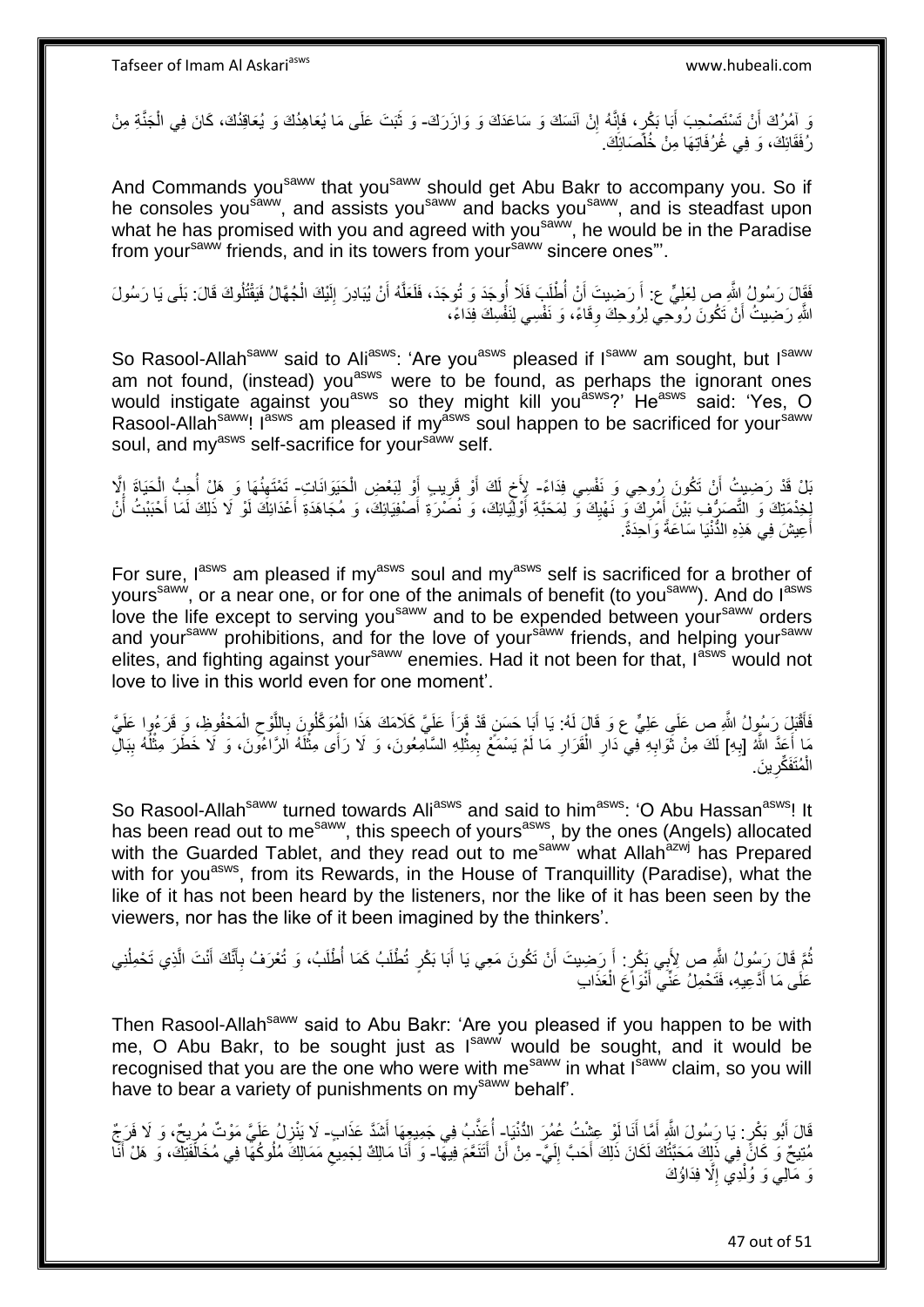وَ آمُرُكَ أَنْ تَسْتَصْحِبَ أَبَا بَكْرٍ، فَإِنَّهُ إِنْ آنَسَكَ وَ سَاعَدَكَ وَ وَازَرَكَ- وَ ثَبَتَ عَلَى مَا يُعَاهِدُكَ وَ يُعَاقِدُكَ، كَانَ فِي الْجَنَّةِ مِنْ رُفَقَائِكَ، وَ فِي غُرُفَاتِهَا مِنْ خُلَصَائِكَ.

And Commands you[saww] that you[saww] should get Abu Bakr to accompany you. So if he consoles you[saww], and assists you[saww] and backs you[saww], and is steadfast upon what he has promised with you and agreed with you[saww], he would be in the Paradise from your[saww] friends, and in its towers from your[saww] sincere ones"'.

فَقَالَ رَسُولُ اللَّهِ ص لِعَلِيٍّ ع: أَ رَضِيتَ أَنْ أُطْلَبَ فَلَا أُوجَدَ وَ تُوجَدَ، فَلَعَلَّهُ أَنْ يُبَادِرَ إِلَيْكَ الْجُهَّالُ فَيَقْتُلُوكَ قَالَ: بَلَى يَا رَسُولَ اللَّهِ رَضِيتُ أَنْ تَكُونَ رُوحِي لِرُوحِكَ وِقَاءً، وَ نَفْسِي لِنَفْسِكَ فِدَاءً،

So Rasool-Allah[saww] said to Ali[asws]: 'Are you[asws] pleased if I[saww] am sought, but I[saww] am not found, (instead) you[asws] were to be found, as perhaps the ignorant ones would instigate against you[asws] so they might kill you[asws]?' He[asws] said: 'Yes, O Rasool-Allah[saww]! I[asws] am pleased if my[asws] soul happen to be sacrificed for your[saww] soul, and my[asws] self-sacrifice for your[saww] self.

بَلْ قَدْ رَضِيتُ أَنْ تَكُونَ رُوحِي وَ نَفْسِي فِدَاءً- لِأَخٍ لَكَ أَوْ قَرِيبٍ أَوْ لِبَعْضِ الْحَيَوَانَاتِ- تَمْتَهِنُهَا وَ هَلْ أُحِبُّ الْحَيَاةَ إِلَّا لِخِدْمَتِكَ وَ التَّصَرُّفِ بَيْنَ أَمْرِكَ وَ نَهْيِكَ وَ لِمَحَبَّةِ أَوْلِيَائِكَ، وَ نُصْرَةِ أَصْفِيَائِكَ، وَ مُجَاهَدَةِ أَعْدَائِكَ لَوْ لَا ذَلِكَ لَمَا أَحْبَبْتُ أَنْ أَعِيشَ فِي هَذِهِ الدُّنْيَا سَاعَةً وَاحِدَةً.

For sure, I[asws] am pleased if my[asws] soul and my[asws] self is sacrificed for a brother of yours[saww], or a near one, or for one of the animals of benefit (to you[saww]). And do I[asws] love the life except to serving you[saww] and to be expended between your[saww] orders and your[saww] prohibitions, and for the love of your[saww] friends, and helping your[saww] elites, and fighting against your[saww] enemies. Had it not been for that, I[asws] would not love to live in this world even for one moment'.

فَأَقْبَلَ رَسُولُ اللَّهِ ص عَلَى عَلِيٍّ ع وَ قَالَ لَهُ: يَا أَبَا حَسَنٍ قَدْ قَرَأَ عَلَيَّ كَلَامَكَ هَذَا الْمُوَكَّلُونَ بِاللَّوْحِ الْمَحْفُوظِ، وَ قَرَءُوا عَلَيَّ مَا أَعَدَّ اللَّهُ [بِهِ] لَكَ مِنْ ثَوَابِهِ فِي دَارِ الْقَرَارِ مَا لَمْ يَسْمَعْ بِمِثْلِهِ السَّامِعُونَ، وَ لَا رَأَى مِثْلَهُ الرَّاءُونَ، وَ لَا خَطَرَ مِثْلُهُ بِبَالِ الْمُتَفَكِّرِينَ.

So Rasool-Allah[saww] turned towards Ali[asws] and said to him[asws]: 'O Abu Hassan[asws]! It has been read out to me[saww], this speech of yours[asws], by the ones (Angels) allocated with the Guarded Tablet, and they read out to me[saww] what Allah[azwj] has Prepared with for you[asws], from its Rewards, in the House of Tranquillity (Paradise), what the like of it has not been heard by the listeners, nor the like of it has been seen by the viewers, nor has the like of it been imagined by the thinkers'.

ثُمَّ قَالَ رَسُولُ اللَّهِ ص لِأَبِي بَكْرٍ: أَ رَضِيتَ أَنْ تَكُونَ مَعِي يَا أَبَا بَكْرٍ تُطْلَبُ كَمَا أُطْلَبُ، وَ تُعْرَفُ بِأَنَّكَ أَنْتَ الَّذِي تَحْمِلُنِي عَلَى مَا أَدَّعِيهِ، فَتَحْمِلُ عَنِّي أَنْوَاعَ الْعَذَابِ

Then Rasool-Allah[saww] said to Abu Bakr: 'Are you pleased if you happen to be with me, O Abu Bakr, to be sought just as I[saww] would be sought, and it would be recognised that you are the one who were with me[saww] in what I[saww] claim, so you will have to bear a variety of punishments on my[saww] behalf'.

قَالَ أَبُو بَكْرٍ: يَا رَسُولَ اللَّهِ أَمَّا أَنَا لَوْ عِشْتُ عُمُرَ الدُّنْيَا- أُعَذَّبُ فِي جَمِيعِهَا أَشَدَّ عَذَابٍ- لَا يَنْزِلُ عَلَيَّ مَوْتٌ مُرِيحٌ، وَ لَا فَرَجٌ مُتِيحٌ وَ كَانَ فِي ذَلِكَ مَحَبَّتُكَ لَكَانَ ذَلِكَ أَحَبَّ إِلَيَّ- مِنْ أَنْ أَتَنَعَّمَ فِيهَا- وَ أَنَا مَالِكٌ لِجَمِيعِ مَمَالِكِ مُلُوكِهَا فِي مُخَالَفَتِكَ، وَ هَلْ أَنَا وَ مَالِي وَ وُلْدِي إِلَّا فِدَاؤُكَ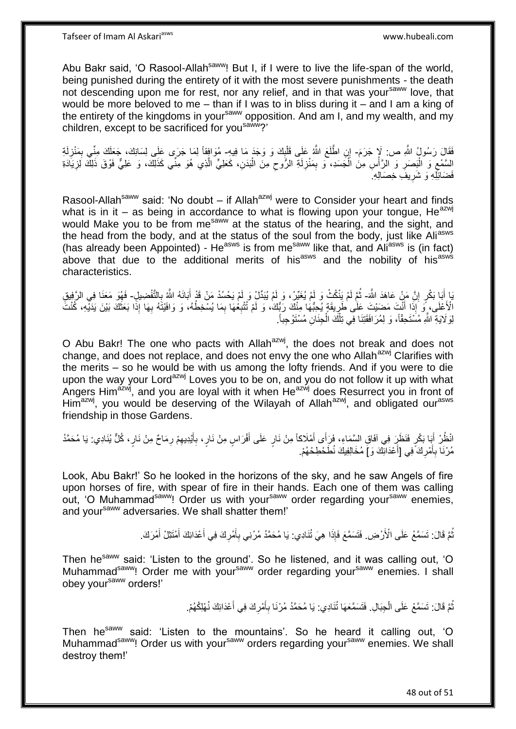Abu Bakr said, 'O Rasool-Allah[saww]! But I, if I were to live the life-span of the world, being punished during the entirety of it with the most severe punishments - the death not descending upon me for rest, nor any relief, and in that was your[saww] love, that would be more beloved to me – than if I was to in bliss during it – and I am a king of the entirety of the kingdoms in your[saww] opposition. And am I, and my wealth, and my children, except to be sacrificed for you[saww]?'

فَقَالَ رَسُولُ اللَّهِ ص: لَا جَرَمَ- إِنِ اطَّلَعَ اللَّهُ عَلَى قَلْبِكَ وَ وَجَدَ مَا فِيهِ- مُوَافِقاً لِمَا جَرَى عَلَى لِسَانِكَ، جَعَلَكَ مِنِّي بِمَنْزِلَةِ السَّمْعِ وَ الْبَصَرِ وَ الرَّأْسِ مِنَ الْجَسَدِ، وَ بِمَنْزِلَةِ الرُّوحِ مِنَ الْبَدَنِ، كَعَلِيٍّ الَّذِي هُوَ مِنِّي كَذَلِكَ، وَ عَلِيٌّ فَوْقَ ذَلِكَ لِزِيَادَةِ فَضَائِلِهِ وَ شَرِيفِ خِصَالِهِ.

Rasool-Allah[saww] said: 'No doubt – if Allah[azwj] were to Consider your heart and finds what is in it – as being in accordance to what is flowing upon your tongue, He[azwj] would Make you to be from me[saww] at the status of the hearing, and the sight, and the head from the body, and at the status of the soul from the body, just like Ali[asws] (has already been Appointed) - He[asws] is from me[saww] like that, and Ali[asws] is (in fact) above that due to the additional merits of his[asws] and the nobility of his[asws] characteristics.

يَا أَبَا بَكْرٍ إِنَّ مَنْ عَاهَدَ اللَّهَ- ثُمَّ لَمْ يَنْكُثْ وَ لَمْ يُغَيِّرْ، وَ لَمْ يُبَدِّلْ وَ لَمْ يَحْسُدْ مَنْ قَدْ أَبَانَهُ اللَّهُ بِالتَّفْضِيلِ- فَهُوَ مَعَنَا فِي الرَّفِيقِ الْأَعْلَى، وَ إِذَا أَنْتَ مَضَيْتَ عَلَى طَرِيقَةٍ يُحِبُّهَا مِنْكَ رَبُّكَ، وَ لَمْ تُتْبِعْهَا بِمَا يُسْخِطُهُ، وَ وَافَيْتَهُ بِهَا إِذَا بَعَثَكَ بَيْنَ يَدَيْهِ، كُنْتَ لِوَلَايَةِ اللَّهِ مُسْتَحِقّاً، وَ لِمُرَافَقَتِنَا فِي تِلْكَ الْجِنَانِ مُسْتَوْجِباً.

O Abu Bakr! The one who pacts with Allah[azwj], the does not break and does not change, and does not replace, and does not envy the one who Allah[azwj] Clarifies with the merits – so he would be with us among the lofty friends. And if you were to die upon the way your Lord[azwj] Loves you to be on, and you do not follow it up with what Angers Him[azwj], and you are loyal with it when He[azwj] does Resurrect you in front of Him[azwj], you would be deserving of the Wilayah of Allah[azwj], and obligated our[asws] friendship in those Gardens.

انْظُرْ أَبَا بَكْرٍ فَنَظَرَ فِي آفَاقِ السَّمَاءِ، فَرَأَى أَمْلَاكاً مِنْ نَارٍ عَلَى أَفْرَاسٍ مِنْ نَارٍ، بِأَيْدِيهِمْ رِمَاحٌ مِنْ نَارٍ، كُلٌّ يُنَادِي: يَا مُحَمَّدُ مُرْنَا بِأَمْرِكَ فِي [أَعْدَائِكَ وَ] مُخَالِفِيكَ نُطَحْطِحْهُمْ.

Look, Abu Bakr!' So he looked in the horizons of the sky, and he saw Angels of fire upon horses of fire, with spear of fire in their hands. Each one of them was calling out, 'O Muhammad[saww]! Order us with your[saww] order regarding your[saww] enemies, and your[saww] adversaries. We shall shatter them!'

ثُمَّ قَالَ: تَسَمَّعْ عَلَى الْأَرْضِ. فَتَسَمَّعَ فَإِذَا هِيَ تُنَادِي: يَا مُحَمَّدُ مُرْنِي بِأَمْرِكَ فِي أَعْدَائِكَ أَمْتَثِلْ أَمْرَكَ.

Then he[saww] said: 'Listen to the ground'. So he listened, and it was calling out, 'O Muhammad[saww]! Order me with your[saww] order regarding your[saww] enemies. I shall obey your[saww] orders!'

ثُمَّ قَالَ: تَسَمَّعْ عَلَى الْجِبَالِ. فَتَسَمَّعَهَا تُنَادِي: يَا مُحَمَّدُ مُرْنَا بِأَمْرِكَ فِي أَعْدَائِكَ نُهْلِكْهُمْ.

Then he[saww] said: 'Listen to the mountains'. So he heard it calling out, 'O Muhammad[saww]! Order us with your[saww] orders regarding your[saww] enemies. We shall destroy them!'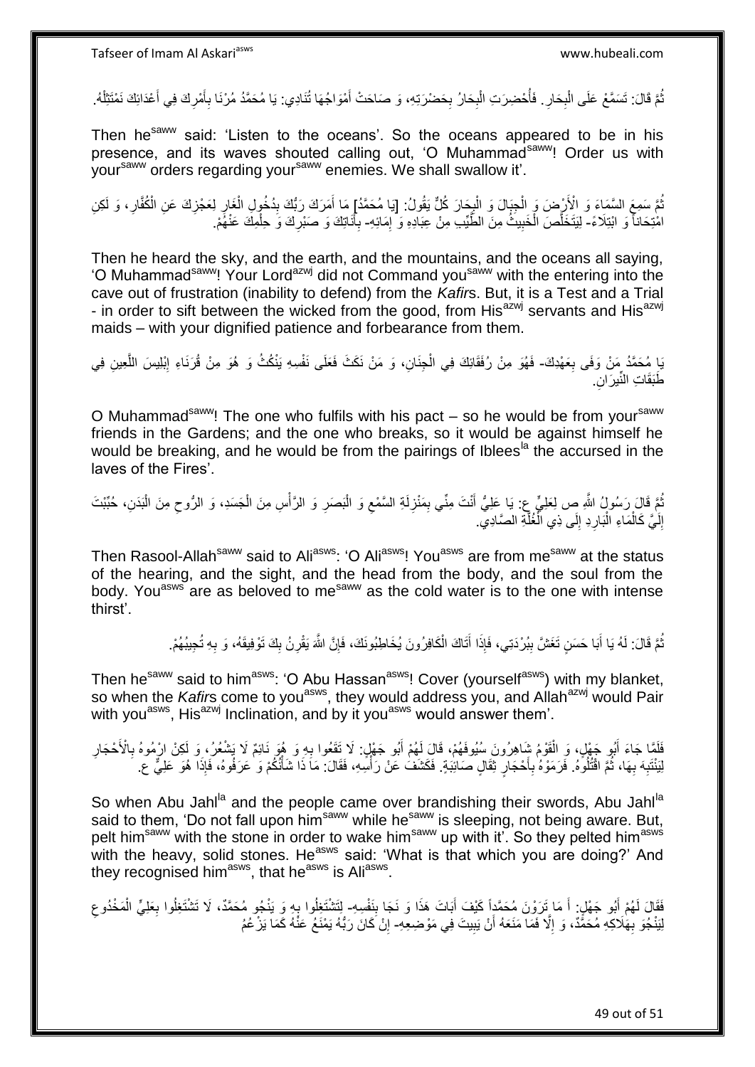ثُمَّ قَالَ: تَسَمَّعْ عَلَى الْبِحَارِ. فَأُحْضِرَتِ الْبِحَارُ بِحَضْرَتِهِ، وَ صَاحَتْ أَمْوَاجُهَا تُنَادِي: يَا مُحَمَّدُ مُرْنَا بِأَمْرِكَ فِي أَعْدَائِكَ نَمْتَثِلْهُ.

Then he[saww] said: 'Listen to the oceans'. So the oceans appeared to be in his presence, and its waves shouted calling out, 'O Muhammad[saww]! Order us with your[saww] orders regarding your[saww] enemies. We shall swallow it'.

ثُمَّ سَمِعَ السَّمَاءَ وَ الْأَرْضَ وَ الْجِبَالَ وَ الْبِحَارَ كُلٌّ يَقُولُ: [يَا مُحَمَّدُ] مَا أَمَرَكَ رَبُّكَ بِدُخُولِ الْغَارِ لِعَجْزِكَ عَنِ الْكُفَّارِ، وَ لَكِنِ امْتِحَاناً وَ ابْتِلَاءً- لِيَتَخَلَّصَ الْخَبِيثُ مِنَ الطَّيِّبِ مِنْ عِبَادِهِ وَ إِمَائِهِ- بِأَنَاتِكَ وَ صَبْرِكَ وَ حِلْمِكَ عَنْهُمْ.

Then he heard the sky, and the earth, and the mountains, and the oceans all saying, 'O Muhammad[saww]! Your Lord[azwj] did not Command you[saww] with the entering into the cave out of frustration (inability to defend) from the *Kafir*s. But, it is a Test and a Trial - in order to sift between the wicked from the good, from His[azwj] servants and His[azwj] maids – with your dignified patience and forbearance from them.

يَا مُحَمَّدُ مَنْ وَفَى بِعَهْدِكَ- فَهُوَ مِنْ رُفَقَائِكَ فِي الْجِنَانِ، وَ مَنْ نَكَثَ فَعَلَى نَفْسِهِ يَنْكُثُ وَ هُوَ مِنْ قُرَنَاءِ إِبْلِيسَ اللَّعِينِ فِي طَبَقَاتِ النِّيرَانِ.

O Muhammad[saww]! The one who fulfils with his pact – so he would be from your[saww] friends in the Gardens; and the one who breaks, so it would be against himself he would be breaking, and he would be from the pairings of Iblees[la] the accursed in the laves of the Fires'.

ثُمَّ قَالَ رَسُولُ اللَّهِ ص لِعَلِيٍّ ع: يَا عَلِيُّ أَنْتَ مِنِّي بِمَنْزِلَةِ السَّمْعِ وَ الْبَصَرِ وَ الرَّأْسِ مِنَ الْجَسَدِ، وَ الرُّوحِ مِنَ الْبَدَنِ، حُبِّبْتَ إِلَيَّ كَالْمَاءِ الْبَارِدِ إِلَى ذِي الْغُلَّةِ الصَّادِي.

Then Rasool-Allah[saww] said to Ali[asws]: 'O Ali[asws]! You[asws] are from me[saww] at the status of the hearing, and the sight, and the head from the body, and the soul from the body. You[asws] are as beloved to me[saww] as the cold water is to the one with intense thirst'.

ثُمَّ قَالَ: لَهُ يَا أَبَا حَسَنٍ تَغَشَّ بِبُرْدَتِي، فَإِذَا أَتَاكَ الْكَافِرُونَ يُخَاطِبُونَكَ، فَإِنَّ اللَّهَ يَقْرِنُ بِكَ تَوْفِيقَهُ، وَ بِهِ تُجِيبُهُمْ.

Then he[saww] said to him[asws]: 'O Abu Hassan[asws]! Cover (yourself[asws]) with my blanket, so when the *Kafir*s come to you[asws], they would address you, and Allah[azwj] would Pair with you[asws], His[azwj] Inclination, and by it you[asws] would answer them'.

فَلَمَّا جَاءَ أَبُو جَهْلٍ، وَ الْقَوْمُ شَاهِرُونَ سُيُوفَهُمْ، قَالَ لَهُمْ أَبُو جَهْلٍ: لَا تَقَعُوا بِهِ وَ هُوَ نَائِمٌ لَا يَشْعُرُ، وَ لَكِنِ ارْمُوهُ بِالْأَحْجَارِ لِيَنْتَبِهَ بِهَا، ثُمَّ اقْتُلُوهُ. فَرَمَوْهُ بِأَحْجَارٍ ثِقَالٍ صَائِبَةٍ. فَكَشَفَ عَنْ رَأْسِهِ، فَقَالَ: مَا ذَا شَأْنُكُمْ وَ عَرَفُوهُ، فَإِذَا هُوَ عَلِيٌّ ع.

So when Abu Jahl[la] and the people came over brandishing their swords, Abu Jahl[la] said to them, 'Do not fall upon him[saww] while he[saww] is sleeping, not being aware. But, pelt him[saww] with the stone in order to wake him[saww] up with it'. So they pelted him[asws] with the heavy, solid stones. He[asws] said: 'What is that which you are doing?' And they recognised him[asws], that he[asws] is Ali[asws].

فَقَالَ لَهُمْ أَبُو جَهْلٍ: أَ مَا تَرَوْنَ مُحَمَّداً كَيْفَ أَبَاتَ هَذَا وَ نَجَا بِنَفْسِهِ- لِتَشْتَغِلُوا بِهِ وَ يَنْجُو مُحَمَّدٌ، لَا تَشْتَغِلُوا بِعَلِيٍّ الْمَخْدُوعِ لِيَنْجُوَ بِهَلَاكِهِ مُحَمَّدٌ، وَ إِلَّا فَمَا مَنَعَهُ أَنْ يَبِيتَ فِي مَوْضِعِهِ- إِنْ كَانَ رَبُّهُ يَمْنَعُ عَنْهُ كَمَا يَزْعُمُ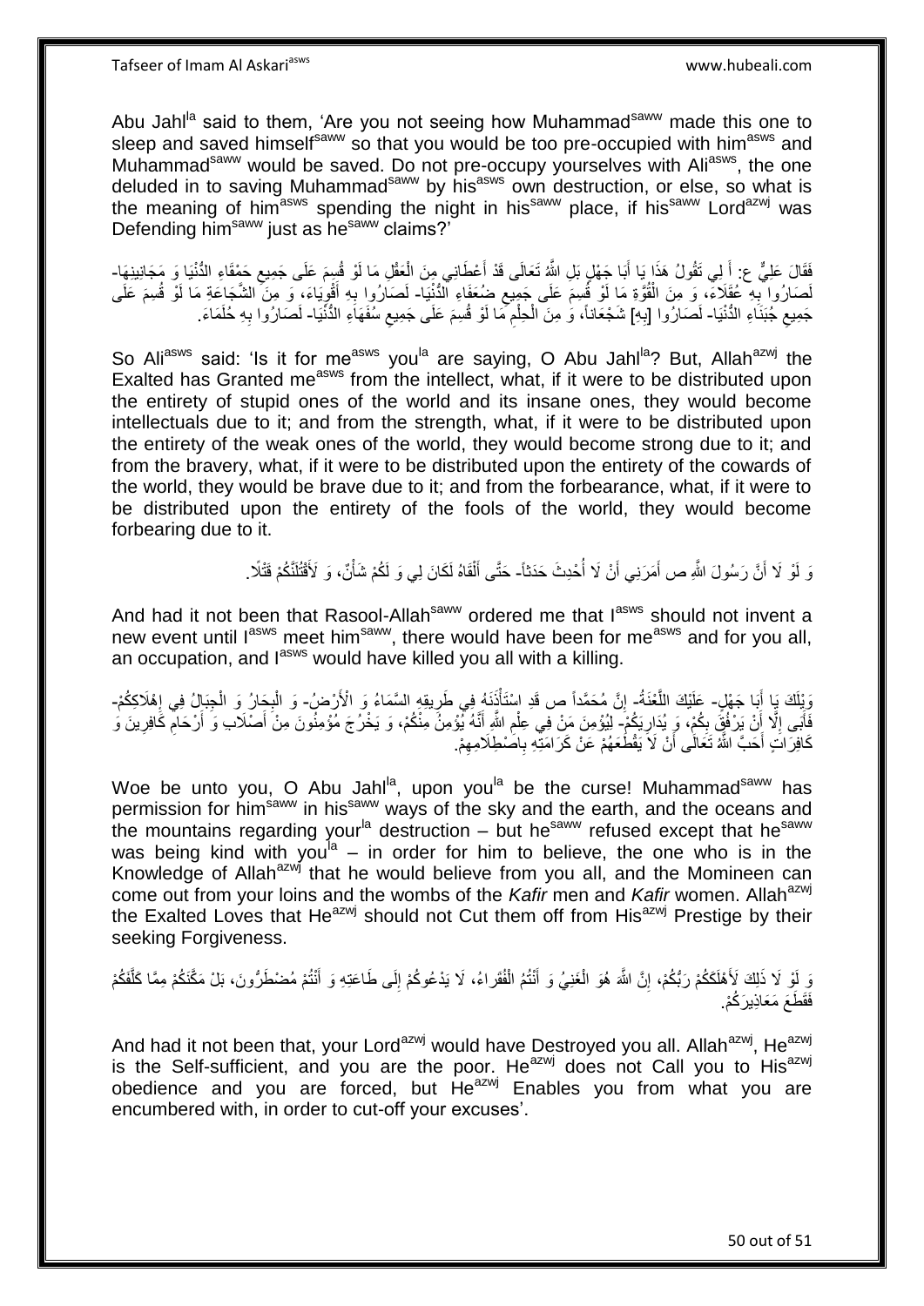Abu Jahl[la] said to them, 'Are you not seeing how Muhammad[saww] made this one to sleep and saved himself[saww] so that you would be too pre-occupied with him[asws] and Muhammad[saww] would be saved. Do not pre-occupy yourselves with Ali[asws], the one deluded in to saving Muhammad[saww] by his[asws] own destruction, or else, so what is the meaning of him[asws] spending the night in his[saww] place, if his[saww] Lord[azwj] was Defending him[saww] just as he[saww] claims?'

فَقَالَ عَلِيٌّ ع: أَ لِي تَقُولُ هَذَا يَا أَبَا جَهْلٍ بَلِ اللَّهُ تَعَالَى قَدْ أَعْطَانِي مِنَ الْعَقْلِ مَا لَوْ قُسِمَ عَلَى جَمِيعِ حَمْقَاءِ الدُّنْيَا وَ مَجَانِينِهَا- لَصَارُوا بِهِ عُقَلَاءَ، وَ مِنَ الْقُوَّةِ مَا لَوْ قُسِمَ عَلَى جَمِيعِ ضُعَفَاءِ الدُّنْيَا- لَصَارُوا بِهِ أَقْوِيَاءَ، وَ مِنَ الشَّجَاعَةِ مَا لَوْ قُسِمَ عَلَى جَمِيعِ جُبَنَاءِ الدُّنْيَا- لَصَارُوا [بِهِ] شُجْعَاناً، وَ مِنَ الْحِلْمِ مَا لَوْ قُسِمَ عَلَى جَمِيعِ سُفَهَاءِ الدُّنْيَا- لَصَارُوا بِهِ حُلَمَاءَ.

So Ali[asws] said: 'Is it for me[asws] you[la] are saying, O Abu Jahl[la]? But, Allah[azwj] the Exalted has Granted me[asws] from the intellect, what, if it were to be distributed upon the entirety of stupid ones of the world and its insane ones, they would become intellectuals due to it; and from the strength, what, if it were to be distributed upon the entirety of the weak ones of the world, they would become strong due to it; and from the bravery, what, if it were to be distributed upon the entirety of the cowards of the world, they would be brave due to it; and from the forbearance, what, if it were to be distributed upon the entirety of the fools of the world, they would become forbearing due to it.

وَ لَوْ لَا أَنَّ رَسُولَ اللَّهِ ص أَمَرَنِي أَنْ لَا أُحْدِثَ حَدَثاً- حَتَّى أَلْقَاهُ لَكَانَ لِي وَ لَكُمْ شَأْنٌ، وَ لَأَقْتُلَنَّكُمْ قَتْلًا.

And had it not been that Rasool-Allah[saww] ordered me that I[asws] should not invent a new event until I[asws] meet him[saww], there would have been for me[asws] and for you all, an occupation, and I[asws] would have killed you all with a killing.

وَيْلَكَ يَا أَبَا جَهْلٍ- عَلَيْكَ اللَّعْنَةُ- إِنَّ مُحَمَّداً ص قَدِ اسْتَأْذَنَهُ فِي طَرِيقِهِ السَّمَاءُ وَ الْأَرْضُ- وَ الْبِحَارُ وَ الْجِبَالُ فِي إِهْلَاكِكُمْ- فَأَبَى إِلَّا أَنْ يَرْفُقَ بِكُمْ، وَ يُدَارِيَكُمْ- لِيُؤْمِنَ مَنْ فِي عِلْمِ اللَّهِ أَنَّهُ يُؤْمِنُ مِنْكُمْ، وَ يَخْرُجَ مُؤْمِنُونَ مِنْ أَصْلَابِ وَ أَرْحَامِ كَافِرِينَ وَ كَافِرَاتٍ أَحَبَّ اللَّهُ تَعَالَى أَنْ لَا يَقْطَعَهُمْ عَنْ كَرَامَتِهِ بِاصْطِلَامِهِمْ.

Woe be unto you, O Abu Jahl[la], upon you[la] be the curse! Muhammad[saww] has permission for him[saww] in his[saww] ways of the sky and the earth, and the oceans and the mountains regarding your[la] destruction – but he[saww] refused except that he[saww] was being kind with you[la] – in order for him to believe, the one who is in the Knowledge of Allah[azwj] that he would believe from you all, and the Momineen can come out from your loins and the wombs of the *Kafir* men and *Kafir* women. Allah[azwj] the Exalted Loves that He[azwj] should not Cut them off from His[azwj] Prestige by their seeking Forgiveness.

وَ لَوْ لَا ذَلِكَ لَأَهْلَكَكُمْ رَبُّكُمْ، إِنَّ اللَّهَ هُوَ الْغَنِيُّ وَ أَنْتُمُ الْفُقَراءُ، لَا يَدْعُوكُمْ إِلَى طَاعَتِهِ وَ أَنْتُمْ مُضْطَرُّونَ، بَلْ مَكَّنَكُمْ مِمَّا كَلَّفَكُمْ فَقَطَعَ مَعَاذِيرَكُمْ.

And had it not been that, your Lord[azwj] would have Destroyed you all. Allah[azwj], He[azwj] is the Self-sufficient, and you are the poor. He[azwj] does not Call you to His[azwj] obedience and you are forced, but He[azwj] Enables you from what you are encumbered with, in order to cut-off your excuses'.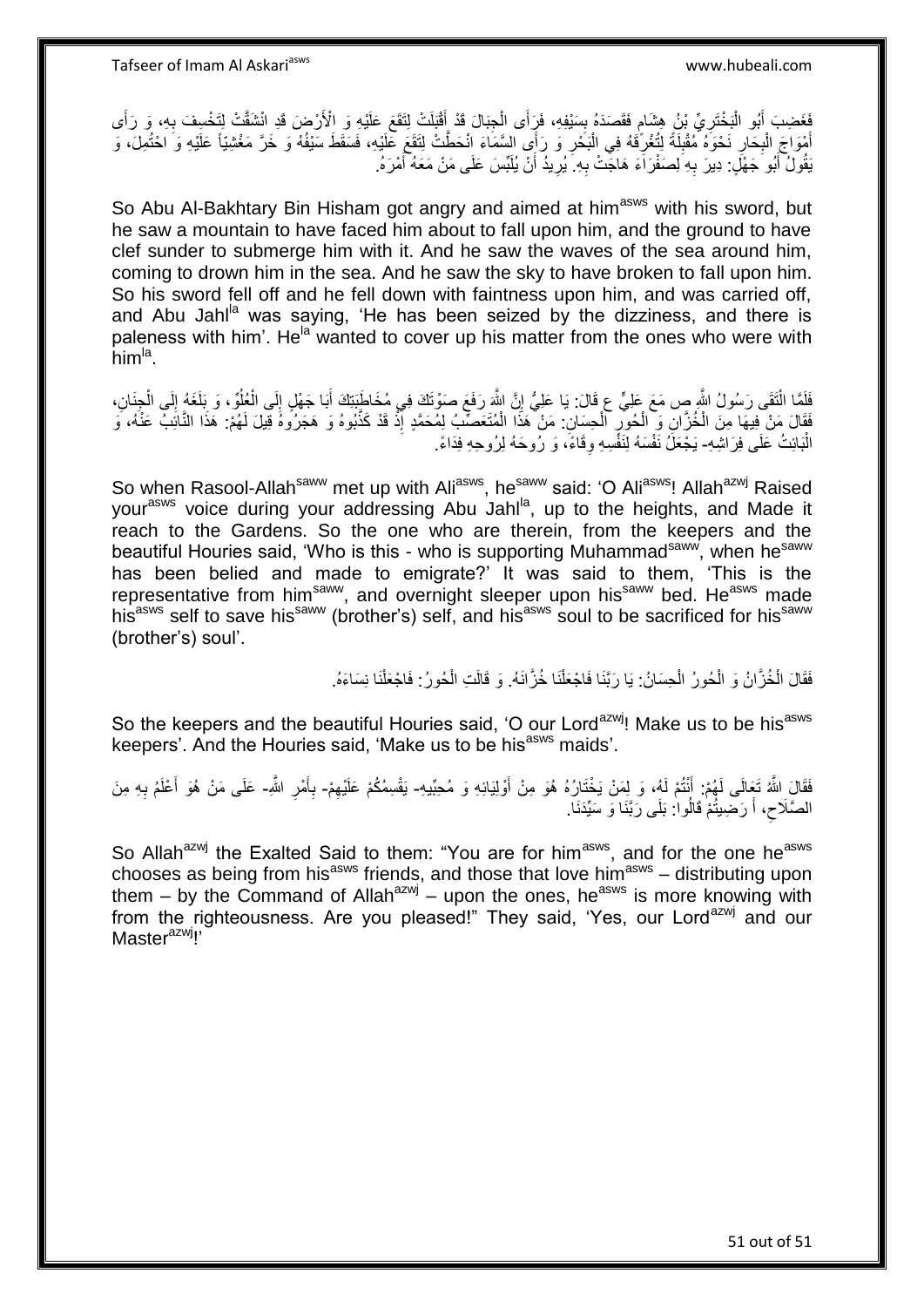فَغَضِبَ أَبُو الْبَخْتَرِيِّ بْنُ هِشَامٍ فَقَصَدَهُ بِسَيْفِهِ، فَرَأَى الْجِبَالَ قَدْ أَقْبَلَتْ لِتَقَعَ عَلَيْهِ وَ الْأَرْضَ قَدِ انْشَقَّتْ لِتَخْسِفَ بِهِ، وَ رَأَى أَمْوَاجَ الْبِحَارِ نَحْوَهُ مُقْبِلَةً لِتُغْرِقَهُ فِي الْبَحْرِ وَ رَأَى السَّمَاءَ انْحَطَّتْ لِتَقَعَ عَلَيْهِ، فَسَقَطَ سَيْفُهُ وَ خَرَّ مَغْشِيّاً عَلَيْهِ وَ احْتُمِلَ، وَ يَقُولُ أَبُو جَهْلٍ: دِيرَ بِهِ لِصَفْرَاءَ هَاجَتْ بِهِ. يُرِيدُ أَنْ يُلَبِّسَ عَلَى مَنْ مَعَهُ أَمْرَهُ.

So Abu Al-Bakhtary Bin Hisham got angry and aimed at him[asws] with his sword, but he saw a mountain to have faced him about to fall upon him, and the ground to have clef sunder to submerge him with it. And he saw the waves of the sea around him, coming to drown him in the sea. And he saw the sky to have broken to fall upon him. So his sword fell off and he fell down with faintness upon him, and was carried off, and Abu Jahl[la] was saying, 'He has been seized by the dizziness, and there is paleness with him'. He[la] wanted to cover up his matter from the ones who were with him[la].

فَلَمَّا الْتَقَى رَسُولُ اللَّهِ ص مَعَ عَلِيٍّ ع قَالَ: يَا عَلِيُّ إِنَّ اللَّهَ رَفَعَ صَوْتَكَ فِي مُخَاطَبَتِكَ أَبَا جَهْلٍ إِلَى الْعُلُوِّ، وَ بَلَغَهُ إِلَى الْجِنَانِ، فَقَالَ مَنْ فِيهَا مِنَ الْخُزَّانِ وَ الْحُورِ الْحِسَانِ: مَنْ هَذَا الْمُتَعَصِّبُ لِمُحَمَّدٍ إِذْ قَدْ كَذَّبُوهُ وَ هَجَرُوهُ قِيلَ لَهُمْ: هَذَا النَّائِبُ عَنْهُ، وَ الْبَائِتُ عَلَى فِرَاشِهِ- يَجْعَلُ نَفْسَهُ لِنَفْسِهِ وِقَاءً، وَ رُوحَهُ لِرُوحِهِ فِدَاءً.

So when Rasool-Allah[saww] met up with Ali[asws], he[saww] said: 'O Ali[asws]! Allah[azwj] Raised your[asws] voice during your addressing Abu Jahl[la], up to the heights, and Made it reach to the Gardens. So the one who are therein, from the keepers and the beautiful Houries said, 'Who is this - who is supporting Muhammad[saww], when he[saww] has been belied and made to emigrate?' It was said to them, 'This is the representative from him[saww], and overnight sleeper upon his[saww] bed. He[asws] made his[asws] self to save his[saww] (brother's) self, and his[asws] soul to be sacrificed for his[saww] (brother's) soul'.

فَقَالَ الْخُزَّانُ وَ الْحُورُ الْحِسَانُ: يَا رَبَّنَا فَاجْعَلْنَا خُزَّانَهُ. وَ قَالَتِ الْحُورُ: فَاجْعَلْنَا نِسَاءَهُ.

So the keepers and the beautiful Houries said, 'O our Lord[azwj]! Make us to be his[asws] keepers'. And the Houries said, 'Make us to be his[asws] maids'.

فَقَالَ اللَّهُ تَعَالَى لَهُمْ: أَنْتُمْ لَهُ، وَ لِمَنْ يَخْتَارُهُ هُوَ مِنْ أَوْلِيَائِهِ وَ مُحِبِّيهِ- يَقْسِمُكُمْ عَلَيْهِمْ- بِأَمْرِ اللَّهِ- عَلَى مَنْ هُوَ أَعْلَمُ بِهِ مِنَ الصَّلَاحِ، أَ رَضِيتُمْ قَالُوا: بَلَى رَبَّنَا وَ سَيِّدَنَا.

So Allah[azwj] the Exalted Said to them: "You are for him[asws], and for the one he[asws] chooses as being from his[asws] friends, and those that love him[asws] – distributing upon them – by the Command of Allah[azwj] – upon the ones, he[asws] is more knowing with from the righteousness. Are you pleased!" They said, 'Yes, our Lord[azwj] and our Master[azwj]!'